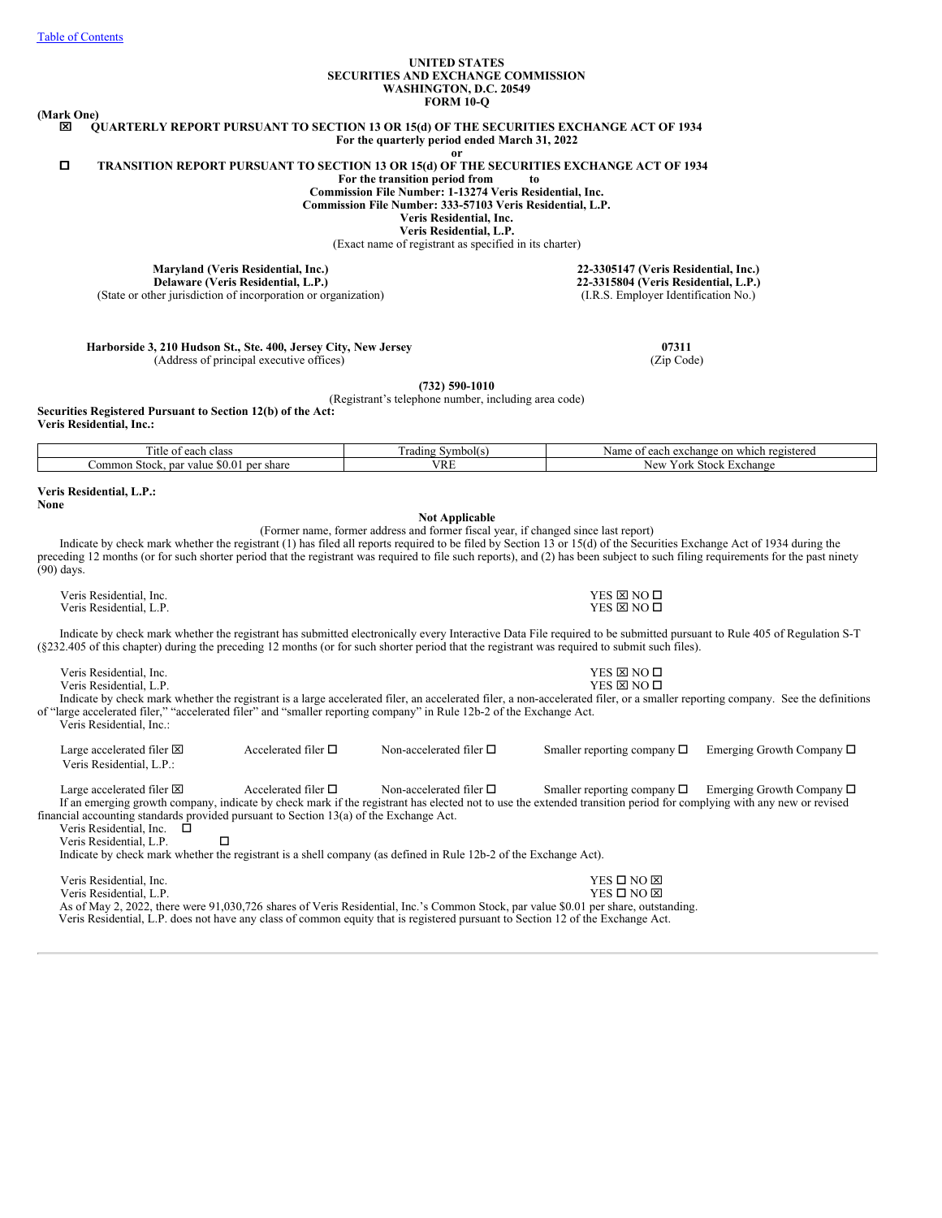Table of Contents

**UNITED STATES**
**SECURITIES AND EXCHANGE COMMISSION**
**WASHINGTON, D.C. 20549**
**FORM 10-Q**

**(Mark One)**

☒ **QUARTERLY REPORT PURSUANT TO SECTION 13 OR 15(d) OF THE SECURITIES EXCHANGE ACT OF 1934**
**For the quarterly period ended March 31, 2022**

**or**

☐ **TRANSITION REPORT PURSUANT TO SECTION 13 OR 15(d) OF THE SECURITIES EXCHANGE ACT OF 1934**
**For the transition period from to**

**Commission File Number: 1-13274 Veris Residential, Inc.**
**Commission File Number: 333-57103 Veris Residential, L.P.**

**Veris Residential, Inc.**
**Veris Residential, L.P.**
(Exact name of registrant as specified in its charter)

| | |
|---|---|
| **Maryland (Veris Residential, Inc.)** | **22-3305147 (Veris Residential, Inc.)** |
| **Delaware (Veris Residential, L.P.)** | **22-3315804 (Veris Residential, L.P.)** |
| (State or other jurisdiction of incorporation or organization) | (I.R.S. Employer Identification No.) |

| | |
|---|---|
| **Harborside 3, 210 Hudson St., Ste. 400, Jersey City, New Jersey** | **07311** |
| (Address of principal executive offices) | (Zip Code) |

**(732) 590-1010**
(Registrant's telephone number, including area code)

**Securities Registered Pursuant to Section 12(b) of the Act:**
**Veris Residential, Inc.:**

| Title of each class | Trading Symbol(s) | Name of each exchange on which registered |
|---|---|---|
| Common Stock, par value $0.01 per share | VRE | New York Stock Exchange |

**Veris Residential, L.P.:**
**None**

**Not Applicable**
(Former name, former address and former fiscal year, if changed since last report)

Indicate by check mark whether the registrant (1) has filed all reports required to be filed by Section 13 or 15(d) of the Securities Exchange Act of 1934 during the preceding 12 months (or for such shorter period that the registrant was required to file such reports), and (2) has been subject to such filing requirements for the past ninety (90) days.

| | |
|---|---|
| Veris Residential, Inc. | YES ☒ NO ☐ |
| Veris Residential, L.P. | YES ☒ NO ☐ |

Indicate by check mark whether the registrant has submitted electronically every Interactive Data File required to be submitted pursuant to Rule 405 of Regulation S-T (§232.405 of this chapter) during the preceding 12 months (or for such shorter period that the registrant was required to submit such files).

| | |
|---|---|
| Veris Residential, Inc. | YES ☒ NO ☐ |
| Veris Residential, L.P. | YES ☒ NO ☐ |

Indicate by check mark whether the registrant is a large accelerated filer, an accelerated filer, a non-accelerated filer, or a smaller reporting company. See the definitions of "large accelerated filer," "accelerated filer" and "smaller reporting company" in Rule 12b-2 of the Exchange Act.

Veris Residential, Inc.:

| | | | | |
|---|---|---|---|---|
| Large accelerated filer ☒ | Accelerated filer ☐ | Non-accelerated filer ☐ | Smaller reporting company ☐ | Emerging Growth Company ☐ |

Veris Residential, L.P.:

| | | | | |
|---|---|---|---|---|
| Large accelerated filer ☒ | Accelerated filer ☐ | Non-accelerated filer ☐ | Smaller reporting company ☐ | Emerging Growth Company ☐ |

If an emerging growth company, indicate by check mark if the registrant has elected not to use the extended transition period for complying with any new or revised financial accounting standards provided pursuant to Section 13(a) of the Exchange Act.

Veris Residential, Inc. ☐
Veris Residential, L.P. ☐

Indicate by check mark whether the registrant is a shell company (as defined in Rule 12b-2 of the Exchange Act).

| | |
|---|---|
| Veris Residential, Inc. | YES ☐ NO ☒ |
| Veris Residential, L.P. | YES ☐ NO ☒ |

As of May 2, 2022, there were 91,030,726 shares of Veris Residential, Inc.'s Common Stock, par value $0.01 per share, outstanding.

Veris Residential, L.P. does not have any class of common equity that is registered pursuant to Section 12 of the Exchange Act.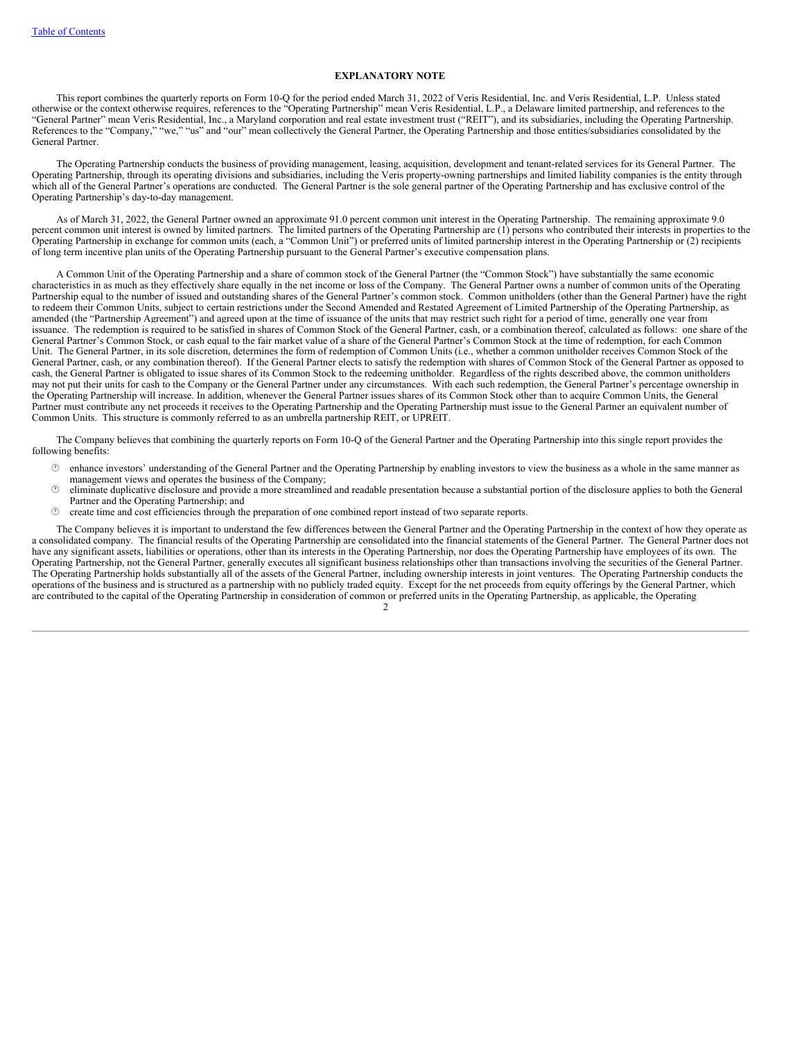# EXPLANATORY NOTE

This report combines the quarterly reports on Form 10-Q for the period ended March 31, 2022 of Veris Residential, Inc. and Veris Residential, L.P. Unless stated otherwise or the context otherwise requires, references to the "Operating Partnership" mean Veris Residential, L.P., a Delaware limited partnership, and references to the "General Partner" mean Veris Residential, Inc., a Maryland corporation and real estate investment trust ("REIT"), and its subsidiaries, including the Operating Partnership. References to the "Company," "we," "us" and "our" mean collectively the General Partner, the Operating Partnership and those entities/subsidiaries consolidated by the General Partner.

The Operating Partnership conducts the business of providing management, leasing, acquisition, development and tenant-related services for its General Partner. The Operating Partnership, through its operating divisions and subsidiaries, including the Veris property-owning partnerships and limited liability companies is the entity through which all of the General Partner's operations are conducted. The General Partner is the sole general partner of the Operating Partnership and has exclusive control of the Operating Partnership's day-to-day management.

As of March 31, 2022, the General Partner owned an approximate 91.0 percent common unit interest in the Operating Partnership. The remaining approximate 9.0 percent common unit interest is owned by limited partners. The limited partners of the Operating Partnership are (1) persons who contributed their interests in properties to the Operating Partnership in exchange for common units (each, a "Common Unit") or preferred units of limited partnership interest in the Operating Partnership or (2) recipients of long term incentive plan units of the Operating Partnership pursuant to the General Partner's executive compensation plans.

A Common Unit of the Operating Partnership and a share of common stock of the General Partner (the "Common Stock") have substantially the same economic characteristics in as much as they effectively share equally in the net income or loss of the Company. The General Partner owns a number of common units of the Operating Partnership equal to the number of issued and outstanding shares of the General Partner's common stock. Common unitholders (other than the General Partner) have the right to redeem their Common Units, subject to certain restrictions under the Second Amended and Restated Agreement of Limited Partnership of the Operating Partnership, as amended (the "Partnership Agreement") and agreed upon at the time of issuance of the units that may restrict such right for a period of time, generally one year from issuance. The redemption is required to be satisfied in shares of Common Stock of the General Partner, cash, or a combination thereof, calculated as follows: one share of the General Partner's Common Stock, or cash equal to the fair market value of a share of the General Partner's Common Stock at the time of redemption, for each Common Unit. The General Partner, in its sole discretion, determines the form of redemption of Common Units (i.e., whether a common unitholder receives Common Stock of the General Partner, cash, or any combination thereof). If the General Partner elects to satisfy the redemption with shares of Common Stock of the General Partner as opposed to cash, the General Partner is obligated to issue shares of its Common Stock to the redeeming unitholder. Regardless of the rights described above, the common unitholders may not put their units for cash to the Company or the General Partner under any circumstances. With each such redemption, the General Partner's percentage ownership in the Operating Partnership will increase. In addition, whenever the General Partner issues shares of its Common Stock other than to acquire Common Units, the General Partner must contribute any net proceeds it receives to the Operating Partnership and the Operating Partnership must issue to the General Partner an equivalent number of Common Units. This structure is commonly referred to as an umbrella partnership REIT, or UPREIT.

The Company believes that combining the quarterly reports on Form 10-Q of the General Partner and the Operating Partnership into this single report provides the following benefits:

- enhance investors' understanding of the General Partner and the Operating Partnership by enabling investors to view the business as a whole in the same manner as management views and operates the business of the Company;
- eliminate duplicative disclosure and provide a more streamlined and readable presentation because a substantial portion of the disclosure applies to both the General Partner and the Operating Partnership; and
- create time and cost efficiencies through the preparation of one combined report instead of two separate reports.

The Company believes it is important to understand the few differences between the General Partner and the Operating Partnership in the context of how they operate as a consolidated company. The financial results of the Operating Partnership are consolidated into the financial statements of the General Partner. The General Partner does not have any significant assets, liabilities or operations, other than its interests in the Operating Partnership, nor does the Operating Partnership have employees of its own. The Operating Partnership, not the General Partner, generally executes all significant business relationships other than transactions involving the securities of the General Partner. The Operating Partnership holds substantially all of the assets of the General Partner, including ownership interests in joint ventures. The Operating Partnership conducts the operations of the business and is structured as a partnership with no publicly traded equity. Except for the net proceeds from equity offerings by the General Partner, which are contributed to the capital of the Operating Partnership in consideration of common or preferred units in the Operating Partnership, as applicable, the Operating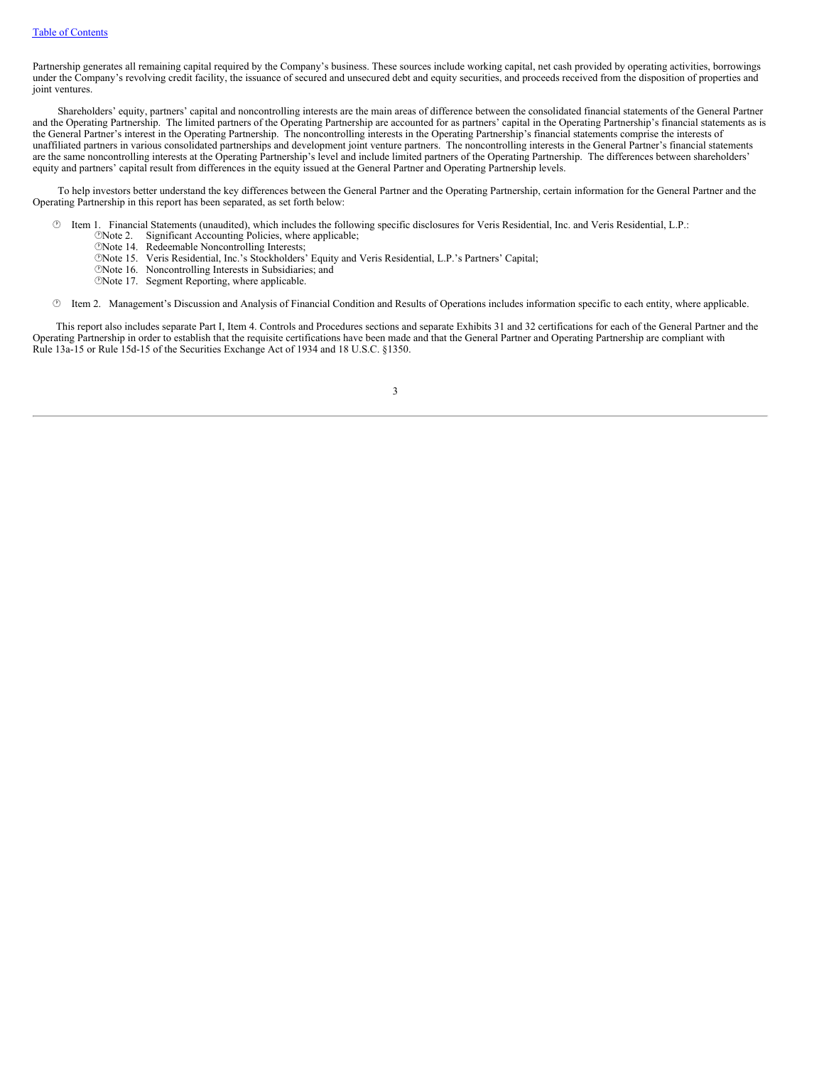Partnership generates all remaining capital required by the Company's business. These sources include working capital, net cash provided by operating activities, borrowings under the Company's revolving credit facility, the issuance of secured and unsecured debt and equity securities, and proceeds received from the disposition of properties and joint ventures.

Shareholders' equity, partners' capital and noncontrolling interests are the main areas of difference between the consolidated financial statements of the General Partner and the Operating Partnership. The limited partners of the Operating Partnership are accounted for as partners' capital in the Operating Partnership's financial statements as is the General Partner's interest in the Operating Partnership. The noncontrolling interests in the Operating Partnership's financial statements comprise the interests of unaffiliated partners in various consolidated partnerships and development joint venture partners. The noncontrolling interests in the General Partner's financial statements are the same noncontrolling interests at the Operating Partnership's level and include limited partners of the Operating Partnership. The differences between shareholders' equity and partners' capital result from differences in the equity issued at the General Partner and Operating Partnership levels.

To help investors better understand the key differences between the General Partner and the Operating Partnership, certain information for the General Partner and the Operating Partnership in this report has been separated, as set forth below:

- Item 1. Financial Statements (unaudited), which includes the following specific disclosures for Veris Residential, Inc. and Veris Residential, L.P.:
  - Note 2. Significant Accounting Policies, where applicable;
  - Note 14. Redeemable Noncontrolling Interests;
  - Note 15. Veris Residential, Inc.'s Stockholders' Equity and Veris Residential, L.P.'s Partners' Capital;
  - Note 16. Noncontrolling Interests in Subsidiaries; and
  - Note 17. Segment Reporting, where applicable.
- Item 2. Management's Discussion and Analysis of Financial Condition and Results of Operations includes information specific to each entity, where applicable.

This report also includes separate Part I, Item 4. Controls and Procedures sections and separate Exhibits 31 and 32 certifications for each of the General Partner and the Operating Partnership in order to establish that the requisite certifications have been made and that the General Partner and Operating Partnership are compliant with Rule 13a-15 or Rule 15d-15 of the Securities Exchange Act of 1934 and 18 U.S.C. §1350.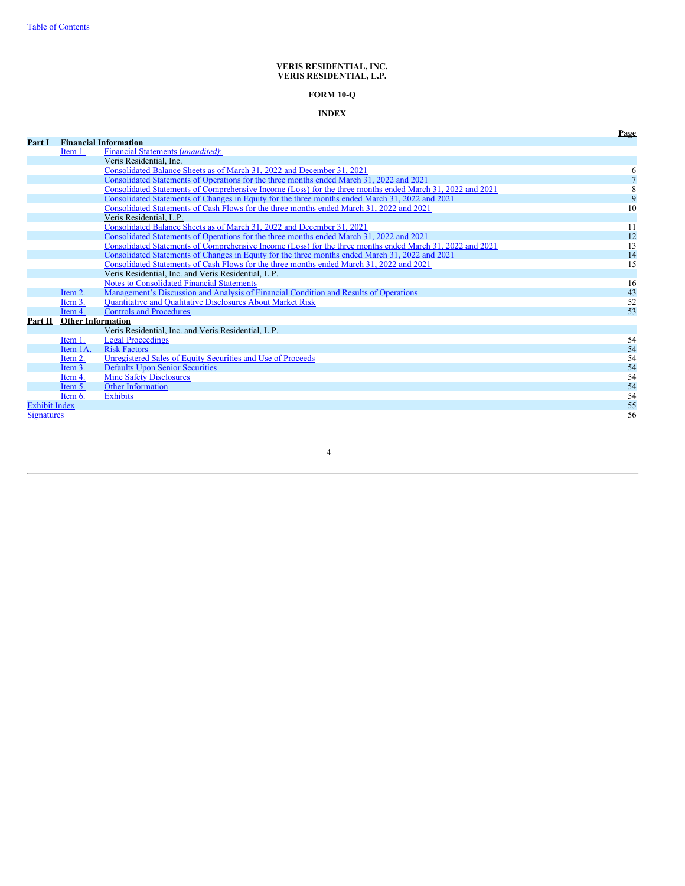**VERIS RESIDENTIAL, INC.**
**VERIS RESIDENTIAL, L.P.**

**FORM 10-Q**

**INDEX**

| | | | Page |
|---|---|---|---|
| **Part I** | **Financial Information** | | |
| | Item 1. | Financial Statements (*unaudited*): | |
| | | Veris Residential, Inc. | |
| | | Consolidated Balance Sheets as of March 31, 2022 and December 31, 2021 | 6 |
| | | Consolidated Statements of Operations for the three months ended March 31, 2022 and 2021 | 7 |
| | | Consolidated Statements of Comprehensive Income (Loss) for the three months ended March 31, 2022 and 2021 | 8 |
| | | Consolidated Statements of Changes in Equity for the three months ended March 31, 2022 and 2021 | 9 |
| | | Consolidated Statements of Cash Flows for the three months ended March 31, 2022 and 2021 | 10 |
| | | Veris Residential, L.P. | |
| | | Consolidated Balance Sheets as of March 31, 2022 and December 31, 2021 | 11 |
| | | Consolidated Statements of Operations for the three months ended March 31, 2022 and 2021 | 12 |
| | | Consolidated Statements of Comprehensive Income (Loss) for the three months ended March 31, 2022 and 2021 | 13 |
| | | Consolidated Statements of Changes in Equity for the three months ended March 31, 2022 and 2021 | 14 |
| | | Consolidated Statements of Cash Flows for the three months ended March 31, 2022 and 2021 | 15 |
| | | Veris Residential, Inc. and Veris Residential, L.P. | |
| | | Notes to Consolidated Financial Statements | 16 |
| | Item 2. | Management's Discussion and Analysis of Financial Condition and Results of Operations | 43 |
| | Item 3. | Quantitative and Qualitative Disclosures About Market Risk | 52 |
| | Item 4. | Controls and Procedures | 53 |
| **Part II** | **Other Information** | | |
| | | Veris Residential, Inc. and Veris Residential, L.P. | |
| | Item 1. | Legal Proceedings | 54 |
| | Item 1A. | Risk Factors | 54 |
| | Item 2. | Unregistered Sales of Equity Securities and Use of Proceeds | 54 |
| | Item 3. | Defaults Upon Senior Securities | 54 |
| | Item 4. | Mine Safety Disclosures | 54 |
| | Item 5. | Other Information | 54 |
| | Item 6. | Exhibits | 54 |
| Exhibit Index | | | 55 |
| Signatures | | | 56 |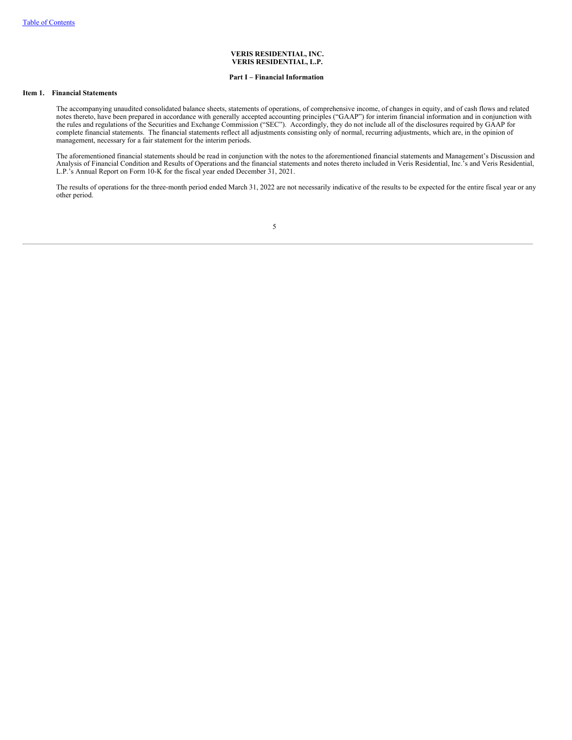**VERIS RESIDENTIAL, INC.**
**VERIS RESIDENTIAL, L.P.**

**Part I – Financial Information**

## Item 1. Financial Statements

The accompanying unaudited consolidated balance sheets, statements of operations, of comprehensive income, of changes in equity, and of cash flows and related notes thereto, have been prepared in accordance with generally accepted accounting principles ("GAAP") for interim financial information and in conjunction with the rules and regulations of the Securities and Exchange Commission ("SEC"). Accordingly, they do not include all of the disclosures required by GAAP for complete financial statements. The financial statements reflect all adjustments consisting only of normal, recurring adjustments, which are, in the opinion of management, necessary for a fair statement for the interim periods.

The aforementioned financial statements should be read in conjunction with the notes to the aforementioned financial statements and Management's Discussion and Analysis of Financial Condition and Results of Operations and the financial statements and notes thereto included in Veris Residential, Inc.'s and Veris Residential, L.P.'s Annual Report on Form 10-K for the fiscal year ended December 31, 2021.

The results of operations for the three-month period ended March 31, 2022 are not necessarily indicative of the results to be expected for the entire fiscal year or any other period.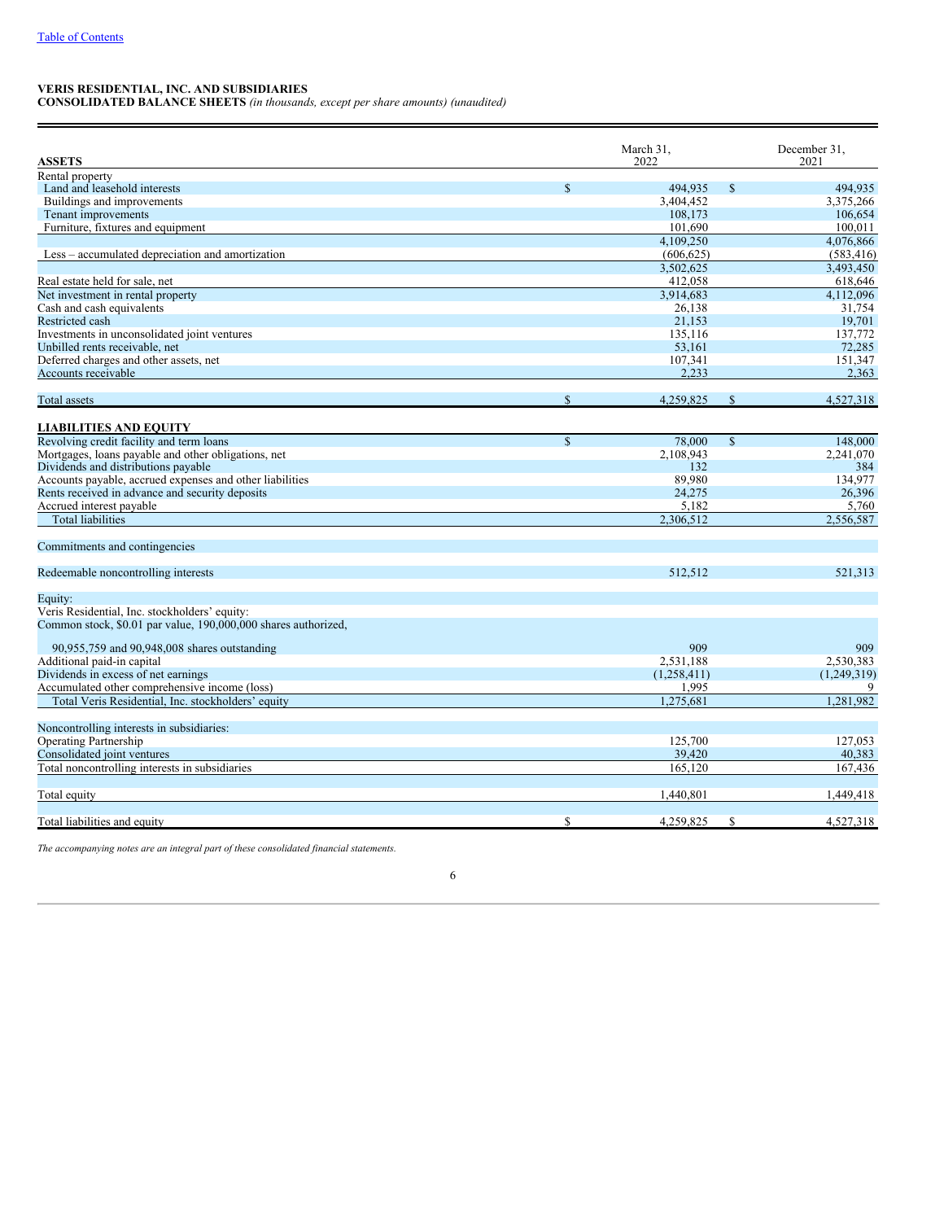[Table of Contents](#)

**VERIS RESIDENTIAL, INC. AND SUBSIDIARIES**
**CONSOLIDATED BALANCE SHEETS** *(in thousands, except per share amounts) (unaudited)*

| **ASSETS** | March 31, 2022 | December 31, 2021 |
|---|---|---|
| Rental property | | |
| Land and leasehold interests | $ 494,935 | $ 494,935 |
| Buildings and improvements | 3,404,452 | 3,375,266 |
| Tenant improvements | 108,173 | 106,654 |
| Furniture, fixtures and equipment | 101,690 | 100,011 |
| | 4,109,250 | 4,076,866 |
| Less – accumulated depreciation and amortization | (606,625) | (583,416) |
| | 3,502,625 | 3,493,450 |
| Real estate held for sale, net | 412,058 | 618,646 |
| Net investment in rental property | 3,914,683 | 4,112,096 |
| Cash and cash equivalents | 26,138 | 31,754 |
| Restricted cash | 21,153 | 19,701 |
| Investments in unconsolidated joint ventures | 135,116 | 137,772 |
| Unbilled rents receivable, net | 53,161 | 72,285 |
| Deferred charges and other assets, net | 107,341 | 151,347 |
| Accounts receivable | 2,233 | 2,363 |
| Total assets | $ 4,259,825 | $ 4,527,318 |
| **LIABILITIES AND EQUITY** | | |
| Revolving credit facility and term loans | $ 78,000 | $ 148,000 |
| Mortgages, loans payable and other obligations, net | 2,108,943 | 2,241,070 |
| Dividends and distributions payable | 132 | 384 |
| Accounts payable, accrued expenses and other liabilities | 89,980 | 134,977 |
| Rents received in advance and security deposits | 24,275 | 26,396 |
| Accrued interest payable | 5,182 | 5,760 |
| Total liabilities | 2,306,512 | 2,556,587 |
| Commitments and contingencies | | |
| Redeemable noncontrolling interests | 512,512 | 521,313 |
| Equity: | | |
| Veris Residential, Inc. stockholders' equity: | | |
| Common stock, $0.01 par value, 190,000,000 shares authorized, 90,955,759 and 90,948,008 shares outstanding | 909 | 909 |
| Additional paid-in capital | 2,531,188 | 2,530,383 |
| Dividends in excess of net earnings | (1,258,411) | (1,249,319) |
| Accumulated other comprehensive income (loss) | 1,995 | 9 |
| Total Veris Residential, Inc. stockholders' equity | 1,275,681 | 1,281,982 |
| Noncontrolling interests in subsidiaries: | | |
| Operating Partnership | 125,700 | 127,053 |
| Consolidated joint ventures | 39,420 | 40,383 |
| Total noncontrolling interests in subsidiaries | 165,120 | 167,436 |
| Total equity | 1,440,801 | 1,449,418 |
| Total liabilities and equity | $ 4,259,825 | $ 4,527,318 |

*The accompanying notes are an integral part of these consolidated financial statements.*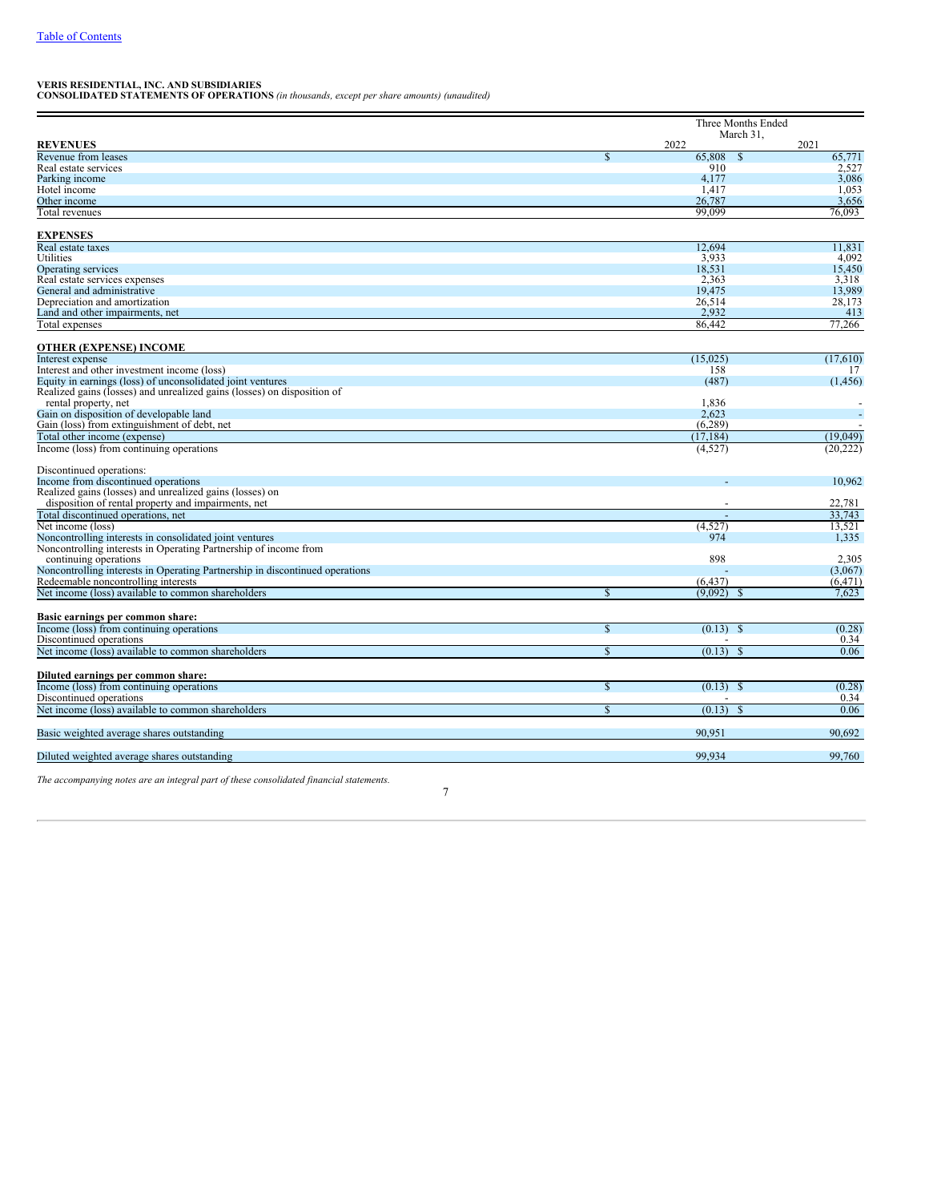[Table of Contents](#)

**VERIS RESIDENTIAL, INC. AND SUBSIDIARIES**
**CONSOLIDATED STATEMENTS OF OPERATIONS** *(in thousands, except per share amounts) (unaudited)*

| | Three Months Ended March 31, | |
|---|---|---|
| **REVENUES** | 2022 | 2021 |
| Revenue from leases | $ 65,808 | $ 65,771 |
| Real estate services | 910 | 2,527 |
| Parking income | 4,177 | 3,086 |
| Hotel income | 1,417 | 1,053 |
| Other income | 26,787 | 3,656 |
| Total revenues | 99,099 | 76,093 |
| | | |
| **EXPENSES** | | |
| Real estate taxes | 12,694 | 11,831 |
| Utilities | 3,933 | 4,092 |
| Operating services | 18,531 | 15,450 |
| Real estate services expenses | 2,363 | 3,318 |
| General and administrative | 19,475 | 13,989 |
| Depreciation and amortization | 26,514 | 28,173 |
| Land and other impairments, net | 2,932 | 413 |
| Total expenses | 86,442 | 77,266 |
| | | |
| **OTHER (EXPENSE) INCOME** | | |
| Interest expense | (15,025) | (17,610) |
| Interest and other investment income (loss) | 158 | 17 |
| Equity in earnings (loss) of unconsolidated joint ventures | (487) | (1,456) |
| Realized gains (losses) and unrealized gains (losses) on disposition of rental property, net | 1,836 | - |
| Gain on disposition of developable land | 2,623 | - |
| Gain (loss) from extinguishment of debt, net | (6,289) | - |
| Total other income (expense) | (17,184) | (19,049) |
| Income (loss) from continuing operations | (4,527) | (20,222) |
| | | |
| Discontinued operations: | | |
| Income from discontinued operations | - | 10,962 |
| Realized gains (losses) and unrealized gains (losses) on disposition of rental property and impairments, net | - | 22,781 |
| Total discontinued operations, net | - | 33,743 |
| Net income (loss) | (4,527) | 13,521 |
| Noncontrolling interests in consolidated joint ventures | 974 | 1,335 |
| Noncontrolling interests in Operating Partnership of income from continuing operations | 898 | 2,305 |
| Noncontrolling interests in Operating Partnership in discontinued operations | - | (3,067) |
| Redeemable noncontrolling interests | (6,437) | (6,471) |
| Net income (loss) available to common shareholders | $ (9,092) | $ 7,623 |
| | | |
| **Basic earnings per common share:** | | |
| Income (loss) from continuing operations | $ (0.13) | $ (0.28) |
| Discontinued operations | - | 0.34 |
| Net income (loss) available to common shareholders | $ (0.13) | $ 0.06 |
| | | |
| **Diluted earnings per common share:** | | |
| Income (loss) from continuing operations | $ (0.13) | $ (0.28) |
| Discontinued operations | - | 0.34 |
| Net income (loss) available to common shareholders | $ (0.13) | $ 0.06 |
| | | |
| Basic weighted average shares outstanding | 90,951 | 90,692 |
| | | |
| Diluted weighted average shares outstanding | 99,934 | 99,760 |

*The accompanying notes are an integral part of these consolidated financial statements.*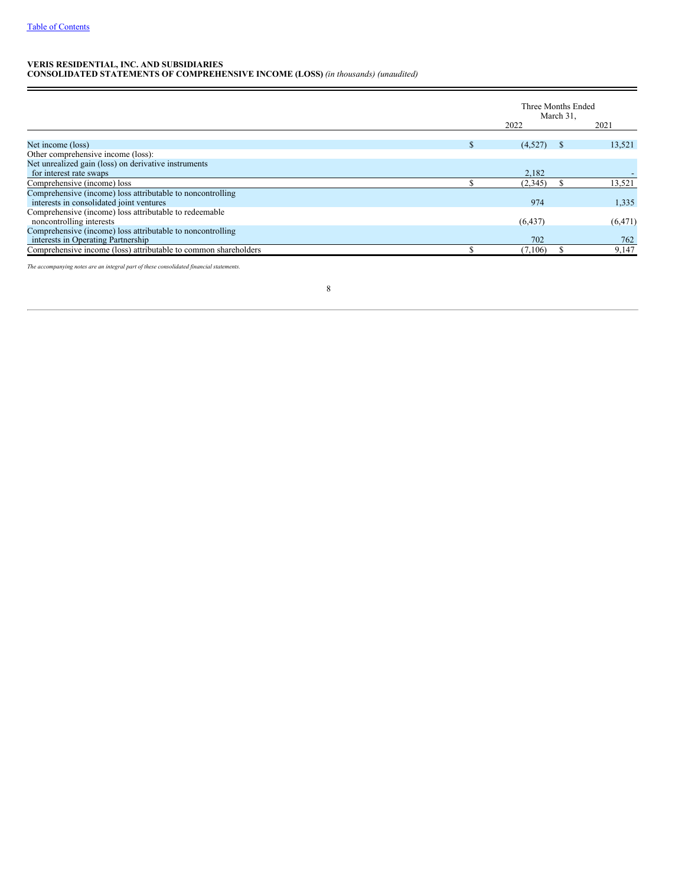**VERIS RESIDENTIAL, INC. AND SUBSIDIARIES**
**CONSOLIDATED STATEMENTS OF COMPREHENSIVE INCOME (LOSS)** *(in thousands) (unaudited)*

| | Three Months Ended March 31, | |
|---|---|---|
| | 2022 | 2021 |
| Net income (loss) | $ (4,527) | $ 13,521 |
| Other comprehensive income (loss): | | |
| Net unrealized gain (loss) on derivative instruments for interest rate swaps | 2,182 | - |
| Comprehensive (income) loss | $ (2,345) | $ 13,521 |
| Comprehensive (income) loss attributable to noncontrolling interests in consolidated joint ventures | 974 | 1,335 |
| Comprehensive (income) loss attributable to redeemable noncontrolling interests | (6,437) | (6,471) |
| Comprehensive (income) loss attributable to noncontrolling interests in Operating Partnership | 702 | 762 |
| Comprehensive income (loss) attributable to common shareholders | $ (7,106) | $ 9,147 |

*The accompanying notes are an integral part of these consolidated financial statements.*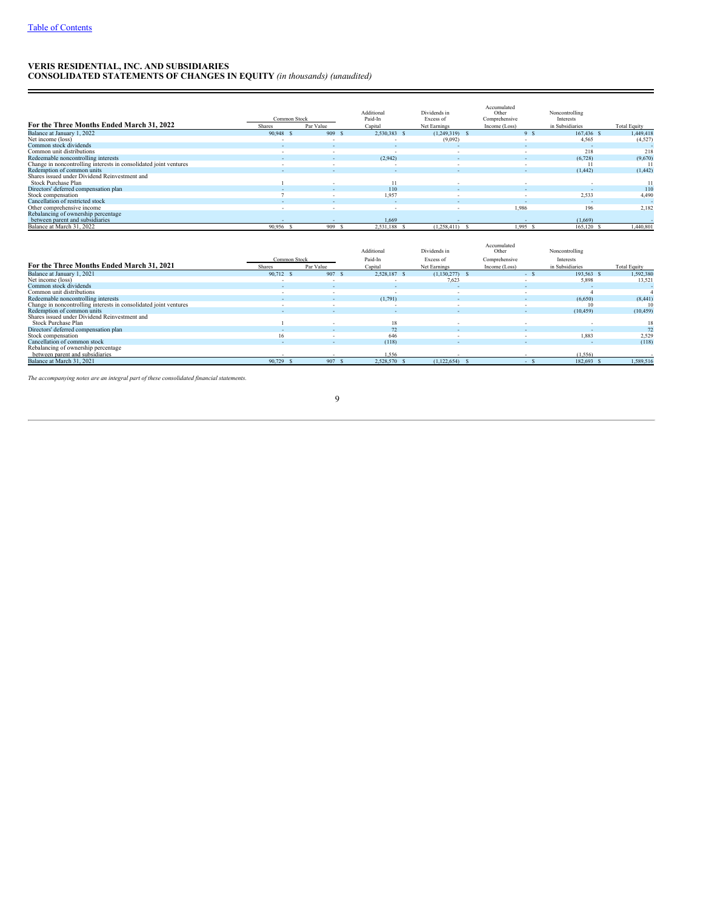Table of Contents

**VERIS RESIDENTIAL, INC. AND SUBSIDIARIES**
**CONSOLIDATED STATEMENTS OF CHANGES IN EQUITY** *(in thousands) (unaudited)*

| For the Three Months Ended March 31, 2022 | Common Stock Shares | Common Stock Par Value | Additional Paid-In Capital | Dividends in Excess of Net Earnings | Accumulated Other Comprehensive Income (Loss) | Noncontrolling Interests in Subsidiaries | Total Equity |
|---|---|---|---|---|---|---|---|
| Balance at January 1, 2022 | 90,948 | $ 909 | $ 2,530,383 | $ (1,249,319) | $ 9 | $ 167,436 | $ 1,449,418 |
| Net income (loss) | - | - | - | (9,092) | - | 4,565 | (4,527) |
| Common stock dividends | - | - | - | - | - | - | - |
| Common unit distributions | - | - | - | - | - | 218 | 218 |
| Redeemable noncontrolling interests | - | - | (2,942) | - | - | (6,728) | (9,670) |
| Change in noncontrolling interests in consolidated joint ventures | - | - | - | - | - | 11 | 11 |
| Redemption of common units | - | - | - | - | - | (1,442) | (1,442) |
| Shares issued under Dividend Reinvestment and Stock Purchase Plan | 1 | - | 11 | - | - | - | 11 |
| Directors' deferred compensation plan | - | - | 110 | - | - | - | 110 |
| Stock compensation | 7 | - | 1,957 | - | - | 2,533 | 4,490 |
| Cancellation of restricted stock | - | - | - | - | - | - | - |
| Other comprehensive income | - | - | - | - | 1,986 | 196 | 2,182 |
| Rebalancing of ownership percentage between parent and subsidiaries | - | - | 1,669 | - | - | (1,669) | - |
| Balance at March 31, 2022 | 90,956 | $ 909 | $ 2,531,188 | $ (1,258,411) | $ 1,995 | $ 165,120 | $ 1,440,801 |

| For the Three Months Ended March 31, 2021 | Common Stock Shares | Common Stock Par Value | Additional Paid-In Capital | Dividends in Excess of Net Earnings | Accumulated Other Comprehensive Income (Loss) | Noncontrolling Interests in Subsidiaries | Total Equity |
|---|---|---|---|---|---|---|---|
| Balance at January 1, 2021 | 90,712 | $ 907 | $ 2,528,187 | $ (1,130,277) | $ - | $ 193,563 | $ 1,592,380 |
| Net income (loss) | - | - | - | 7,623 | - | 5,898 | 13,521 |
| Common stock dividends | - | - | - | - | - | - | - |
| Common unit distributions | - | - | - | - | - | 4 | 4 |
| Redeemable noncontrolling interests | - | - | (1,791) | - | - | (6,650) | (8,441) |
| Change in noncontrolling interests in consolidated joint ventures | - | - | - | - | - | 10 | 10 |
| Redemption of common units | - | - | - | - | - | (10,459) | (10,459) |
| Shares issued under Dividend Reinvestment and Stock Purchase Plan | 1 | - | 18 | - | - | - | 18 |
| Directors' deferred compensation plan | - | - | 72 | - | - | - | 72 |
| Stock compensation | 16 | - | 646 | - | - | 1,883 | 2,529 |
| Cancellation of common stock | - | - | (118) | - | - | - | (118) |
| Rebalancing of ownership percentage between parent and subsidiaries | - | - | 1,556 | - | - | (1,556) | - |
| Balance at March 31, 2021 | 90,729 | $ 907 | $ 2,528,570 | $ (1,122,654) | $ - | $ 182,693 | $ 1,589,516 |

*The accompanying notes are an integral part of these consolidated financial statements.*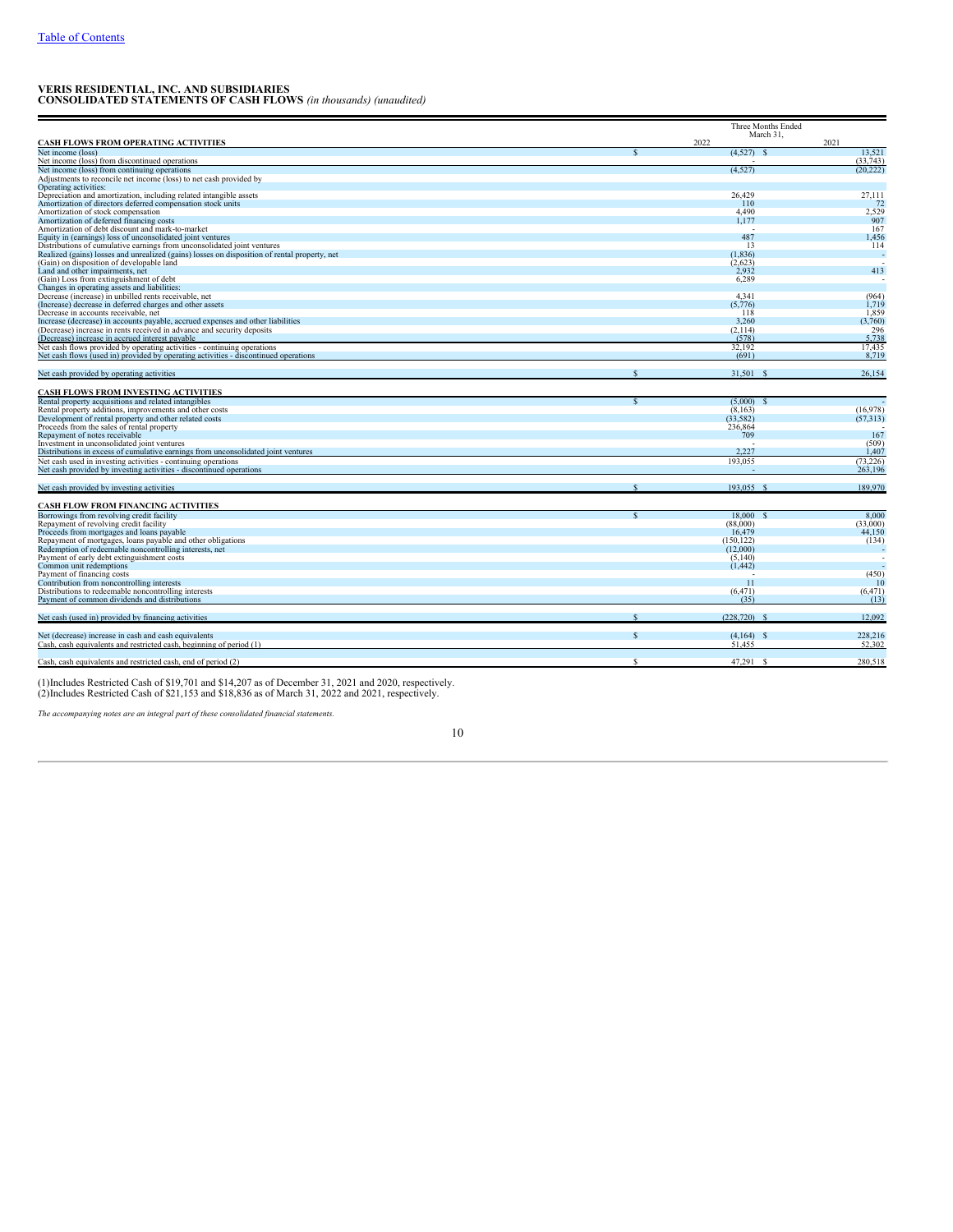[Table of Contents](#)

**VERIS RESIDENTIAL, INC. AND SUBSIDIARIES**
**CONSOLIDATED STATEMENTS OF CASH FLOWS** *(in thousands) (unaudited)*

| | Three Months Ended March 31, | |
|---|---|---|
| **CASH FLOWS FROM OPERATING ACTIVITIES** | 2022 | 2021 |
| Net income (loss) | $ (4,527) | $ 13,521 |
| Net income (loss) from discontinued operations | - | (33,743) |
| Net income (loss) from continuing operations | (4,527) | (20,222) |
| Adjustments to reconcile net income (loss) to net cash provided by | | |
| Operating activities: | | |
| Depreciation and amortization, including related intangible assets | 26,429 | 27,111 |
| Amortization of directors deferred compensation stock units | 110 | 72 |
| Amortization of stock compensation | 4,490 | 2,529 |
| Amortization of deferred financing costs | 1,177 | 907 |
| Amortization of debt discount and mark-to-market | - | 167 |
| Equity in (earnings) loss of unconsolidated joint ventures | 487 | 1,456 |
| Distributions of cumulative earnings from unconsolidated joint ventures | 13 | 114 |
| Realized (gains) losses and unrealized (gains) losses on disposition of rental property, net | (1,836) | - |
| (Gain) on disposition of developable land | (2,623) | - |
| Land and other impairments, net | 2,932 | 413 |
| (Gain) Loss from extinguishment of debt | 6,289 | - |
| Changes in operating assets and liabilities: | | |
| Decrease (increase) in unbilled rents receivable, net | 4,341 | (964) |
| (Increase) decrease in deferred charges and other assets | (5,776) | 1,719 |
| Decrease in accounts receivable, net | 118 | 1,859 |
| Increase (decrease) in accounts payable, accrued expenses and other liabilities | 3,260 | (3,760) |
| (Decrease) increase in rents received in advance and security deposits | (2,114) | 296 |
| (Decrease) increase in accrued interest payable | (578) | 5,738 |
| Net cash flows provided by operating activities - continuing operations | 32,192 | 17,435 |
| Net cash flows (used in) provided by operating activities - discontinued operations | (691) | 8,719 |
| Net cash provided by operating activities | $ 31,501 | $ 26,154 |
| **CASH FLOWS FROM INVESTING ACTIVITIES** | | |
| Rental property acquisitions and related intangibles | $ (5,000) | $ - |
| Rental property additions, improvements and other costs | (8,163) | (16,978) |
| Development of rental property and other related costs | (33,582) | (57,313) |
| Proceeds from the sales of rental property | 236,864 | - |
| Repayment of notes receivable | 709 | 167 |
| Investment in unconsolidated joint ventures | - | (509) |
| Distributions in excess of cumulative earnings from unconsolidated joint ventures | 2,227 | 1,407 |
| Net cash used in investing activities - continuing operations | 193,055 | (73,226) |
| Net cash provided by investing activities - discontinued operations | - | 263,196 |
| Net cash provided by investing activities | $ 193,055 | $ 189,970 |
| **CASH FLOW FROM FINANCING ACTIVITIES** | | |
| Borrowings from revolving credit facility | $ 18,000 | $ 8,000 |
| Repayment of revolving credit facility | (88,000) | (33,000) |
| Proceeds from mortgages and loans payable | 16,479 | 44,150 |
| Repayment of mortgages, loans payable and other obligations | (150,122) | (134) |
| Redemption of redeemable noncontrolling interests, net | (12,000) | - |
| Payment of early debt extinguishment costs | (5,140) | - |
| Common unit redemptions | (1,442) | - |
| Payment of financing costs | - | (450) |
| Contribution from noncontrolling interests | 11 | 10 |
| Distributions to redeemable noncontrolling interests | (6,471) | (6,471) |
| Payment of common dividends and distributions | (35) | (13) |
| Net cash (used in) provided by financing activities | $ (228,720) | $ 12,092 |
| Net (decrease) increase in cash and cash equivalents | $ (4,164) | $ 228,216 |
| Cash, cash equivalents and restricted cash, beginning of period (1) | 51,455 | 52,302 |
| Cash, cash equivalents and restricted cash, end of period (2) | $ 47,291 | $ 280,518 |

(1)Includes Restricted Cash of $19,701 and $14,207 as of December 31, 2021 and 2020, respectively.
(2)Includes Restricted Cash of $21,153 and $18,836 as of March 31, 2022 and 2021, respectively.

*The accompanying notes are an integral part of these consolidated financial statements.*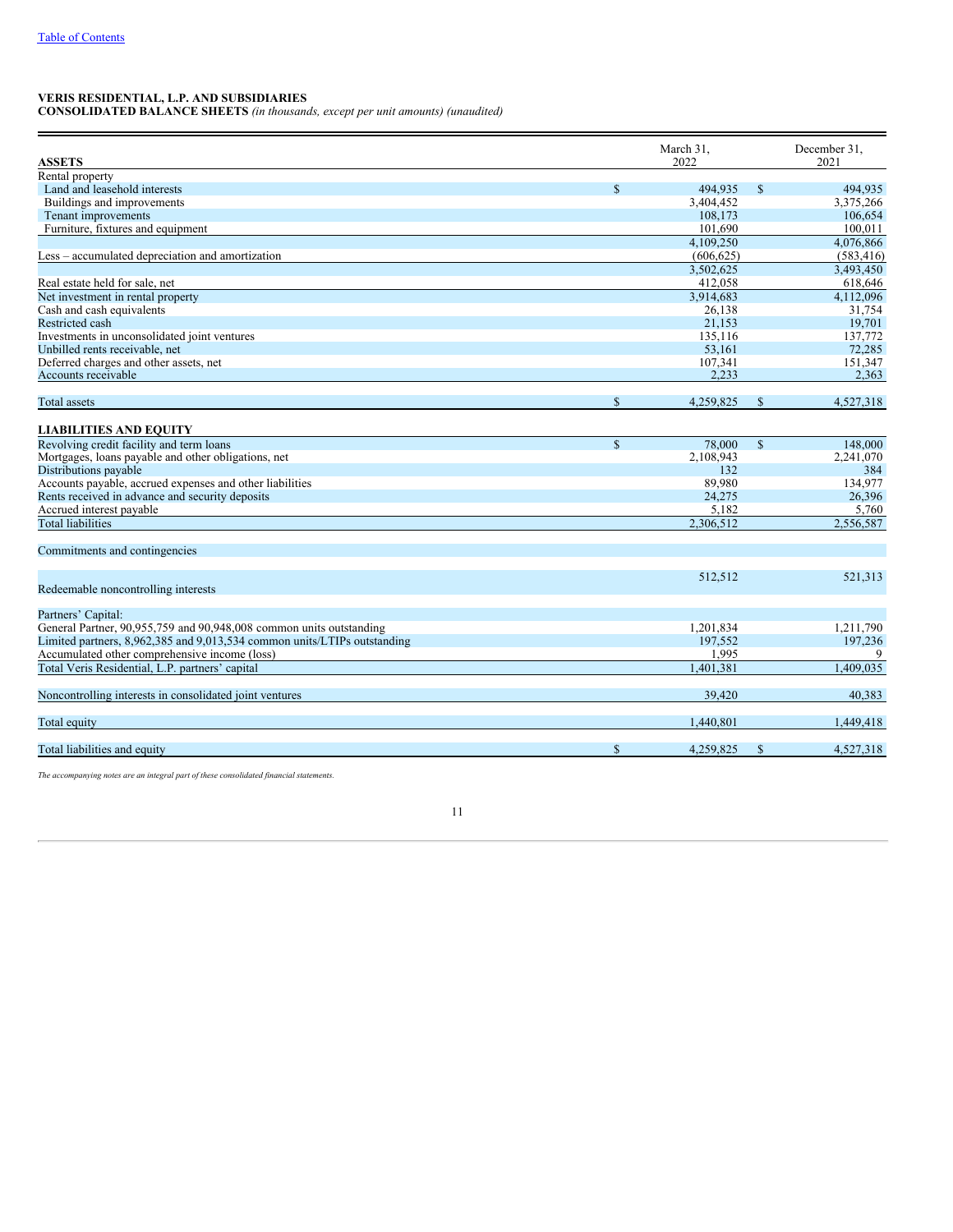**VERIS RESIDENTIAL, L.P. AND SUBSIDIARIES**
**CONSOLIDATED BALANCE SHEETS** *(in thousands, except per unit amounts) (unaudited)*

| **ASSETS** | March 31, 2022 | December 31, 2021 |
|---|---|---|
| Rental property | | |
| Land and leasehold interests | $ 494,935 | $ 494,935 |
| Buildings and improvements | 3,404,452 | 3,375,266 |
| Tenant improvements | 108,173 | 106,654 |
| Furniture, fixtures and equipment | 101,690 | 100,011 |
| | 4,109,250 | 4,076,866 |
| Less – accumulated depreciation and amortization | (606,625) | (583,416) |
| | 3,502,625 | 3,493,450 |
| Real estate held for sale, net | 412,058 | 618,646 |
| Net investment in rental property | 3,914,683 | 4,112,096 |
| Cash and cash equivalents | 26,138 | 31,754 |
| Restricted cash | 21,153 | 19,701 |
| Investments in unconsolidated joint ventures | 135,116 | 137,772 |
| Unbilled rents receivable, net | 53,161 | 72,285 |
| Deferred charges and other assets, net | 107,341 | 151,347 |
| Accounts receivable | 2,233 | 2,363 |
| | | |
| Total assets | $ 4,259,825 | $ 4,527,318 |
| | | |
| **LIABILITIES AND EQUITY** | | |
| Revolving credit facility and term loans | $ 78,000 | $ 148,000 |
| Mortgages, loans payable and other obligations, net | 2,108,943 | 2,241,070 |
| Distributions payable | 132 | 384 |
| Accounts payable, accrued expenses and other liabilities | 89,980 | 134,977 |
| Rents received in advance and security deposits | 24,275 | 26,396 |
| Accrued interest payable | 5,182 | 5,760 |
| Total liabilities | 2,306,512 | 2,556,587 |
| | | |
| Commitments and contingencies | | |
| | | |
| Redeemable noncontrolling interests | 512,512 | 521,313 |
| | | |
| Partners' Capital: | | |
| General Partner, 90,955,759 and 90,948,008 common units outstanding | 1,201,834 | 1,211,790 |
| Limited partners, 8,962,385 and 9,013,534 common units/LTIPs outstanding | 197,552 | 197,236 |
| Accumulated other comprehensive income (loss) | 1,995 | 9 |
| Total Veris Residential, L.P. partners' capital | 1,401,381 | 1,409,035 |
| | | |
| Noncontrolling interests in consolidated joint ventures | 39,420 | 40,383 |
| | | |
| Total equity | 1,440,801 | 1,449,418 |
| | | |
| Total liabilities and equity | $ 4,259,825 | $ 4,527,318 |

*The accompanying notes are an integral part of these consolidated financial statements.*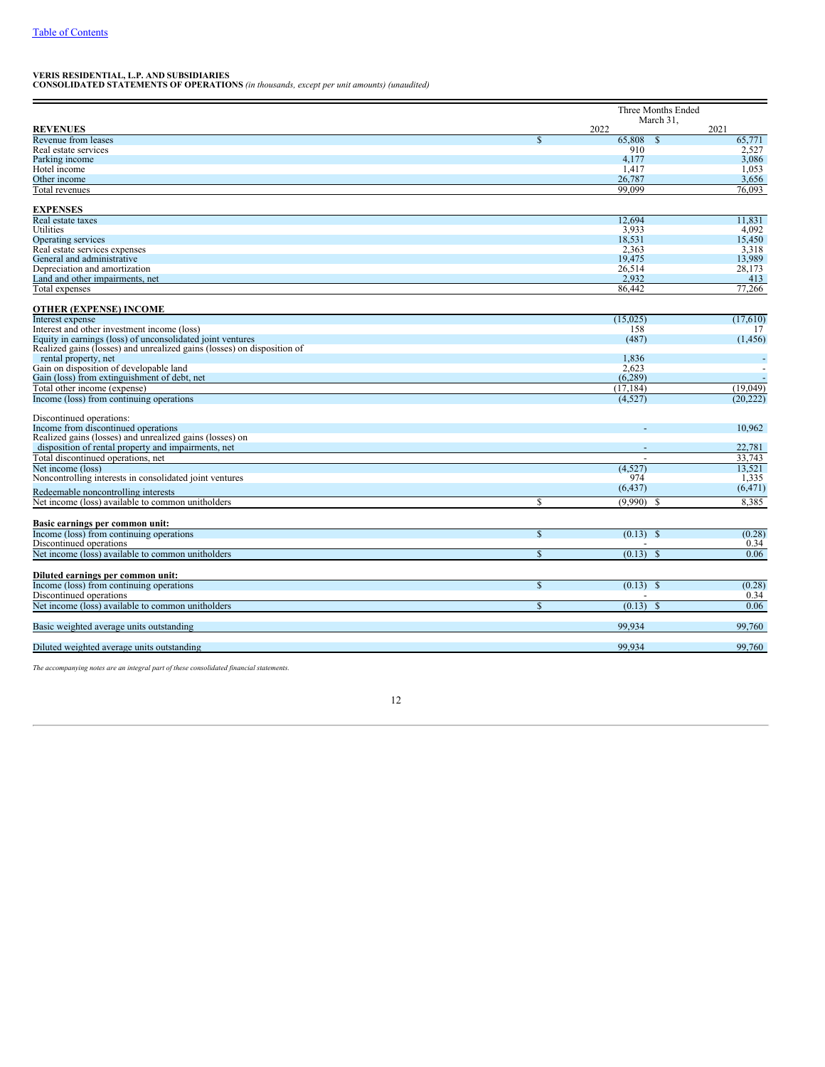[Table of Contents]

**VERIS RESIDENTIAL, L.P. AND SUBSIDIARIES**
**CONSOLIDATED STATEMENTS OF OPERATIONS** *(in thousands, except per unit amounts) (unaudited)*

| | Three Months Ended March 31, | |
|---|---|---|
| **REVENUES** | 2022 | 2021 |
| Revenue from leases | $ 65,808 | $ 65,771 |
| Real estate services | 910 | 2,527 |
| Parking income | 4,177 | 3,086 |
| Hotel income | 1,417 | 1,053 |
| Other income | 26,787 | 3,656 |
| Total revenues | 99,099 | 76,093 |
| **EXPENSES** | | |
| Real estate taxes | 12,694 | 11,831 |
| Utilities | 3,933 | 4,092 |
| Operating services | 18,531 | 15,450 |
| Real estate services expenses | 2,363 | 3,318 |
| General and administrative | 19,475 | 13,989 |
| Depreciation and amortization | 26,514 | 28,173 |
| Land and other impairments, net | 2,932 | 413 |
| Total expenses | 86,442 | 77,266 |
| **OTHER (EXPENSE) INCOME** | | |
| Interest expense | (15,025) | (17,610) |
| Interest and other investment income (loss) | 158 | 17 |
| Equity in earnings (loss) of unconsolidated joint ventures | (487) | (1,456) |
| Realized gains (losses) and unrealized gains (losses) on disposition of rental property, net | 1,836 | - |
| Gain on disposition of developable land | 2,623 | - |
| Gain (loss) from extinguishment of debt, net | (6,289) | - |
| Total other income (expense) | (17,184) | (19,049) |
| Income (loss) from continuing operations | (4,527) | (20,222) |
| Discontinued operations: | | |
| Income from discontinued operations | - | 10,962 |
| Realized gains (losses) and unrealized gains (losses) on disposition of rental property and impairments, net | - | 22,781 |
| Total discontinued operations, net | - | 33,743 |
| Net income (loss) | (4,527) | 13,521 |
| Noncontrolling interests in consolidated joint ventures | 974 | 1,335 |
| Redeemable noncontrolling interests | (6,437) | (6,471) |
| Net income (loss) available to common unitholders | $ (9,990) | $ 8,385 |
| **Basic earnings per common unit:** | | |
| Income (loss) from continuing operations | $ (0.13) | $ (0.28) |
| Discontinued operations | - | 0.34 |
| Net income (loss) available to common unitholders | $ (0.13) | $ 0.06 |
| **Diluted earnings per common unit:** | | |
| Income (loss) from continuing operations | $ (0.13) | $ (0.28) |
| Discontinued operations | - | 0.34 |
| Net income (loss) available to common unitholders | $ (0.13) | $ 0.06 |
| Basic weighted average units outstanding | 99,934 | 99,760 |
| Diluted weighted average units outstanding | 99,934 | 99,760 |

*The accompanying notes are an integral part of these consolidated financial statements.*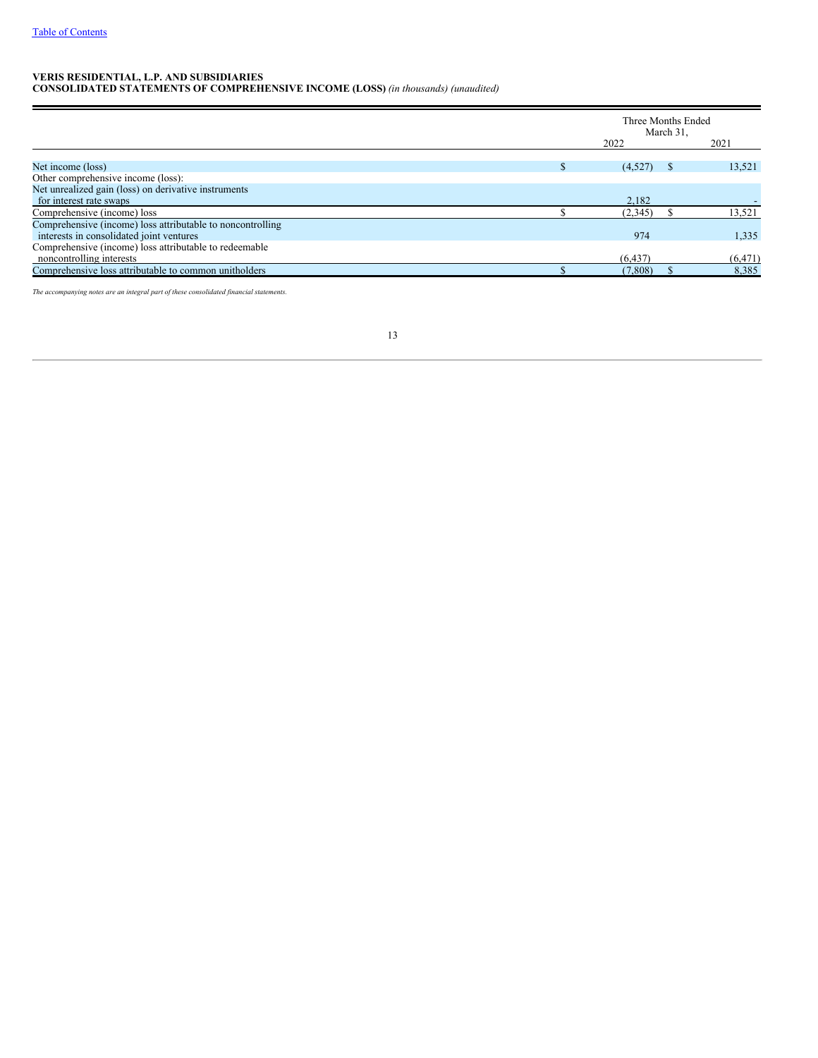[Table of Contents](#)

**VERIS RESIDENTIAL, L.P. AND SUBSIDIARIES**
**CONSOLIDATED STATEMENTS OF COMPREHENSIVE INCOME (LOSS)** *(in thousands) (unaudited)*

| | Three Months Ended March 31, | |
|---|---|---|
| | 2022 | 2021 |
| Net income (loss) | $ (4,527) | $ 13,521 |
| Other comprehensive income (loss): | | |
| Net unrealized gain (loss) on derivative instruments for interest rate swaps | 2,182 | - |
| Comprehensive (income) loss | $ (2,345) | $ 13,521 |
| Comprehensive (income) loss attributable to noncontrolling interests in consolidated joint ventures | 974 | 1,335 |
| Comprehensive (income) loss attributable to redeemable noncontrolling interests | (6,437) | (6,471) |
| Comprehensive loss attributable to common unitholders | $ (7,808) | $ 8,385 |

*The accompanying notes are an integral part of these consolidated financial statements.*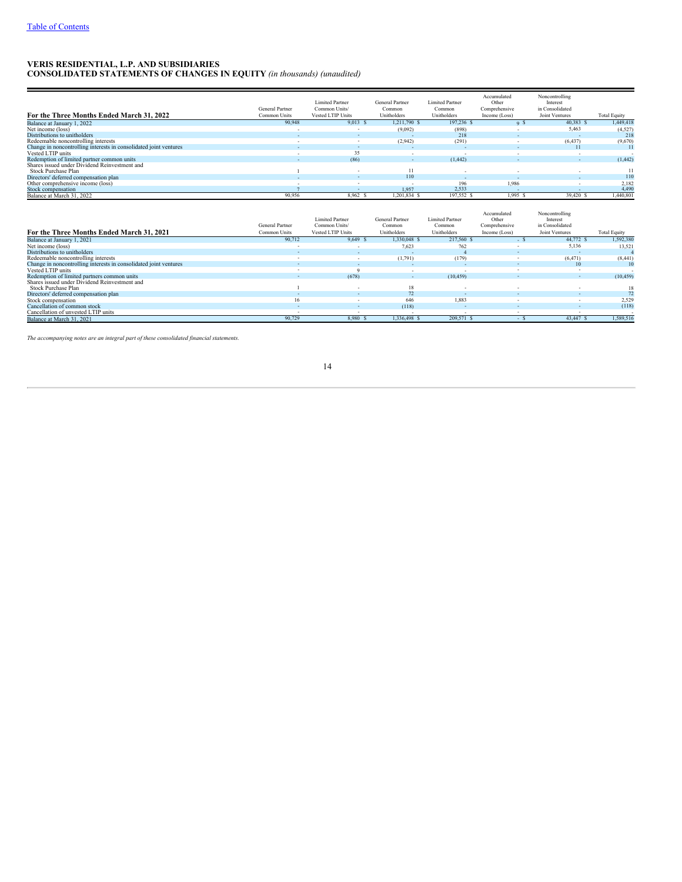[Table of Contents](#)

**VERIS RESIDENTIAL, L.P. AND SUBSIDIARIES**
**CONSOLIDATED STATEMENTS OF CHANGES IN EQUITY** *(in thousands) (unaudited)*

| For the Three Months Ended March 31, 2022 | General Partner Common Units | Limited Partner Common Units/ Vested LTIP Units | General Partner Common Unitholders | Limited Partner Common Unitholders | Accumulated Other Comprehensive Income (Loss) | Noncontrolling Interest in Consolidated Joint Ventures | Total Equity |
|---|---|---|---|---|---|---|---|
| Balance at January 1, 2022 | 90,948 | 9,013 | $ 1,211,790 | $ 197,236 | $ 9 | $ 40,383 | $ 1,449,418 |
| Net income (loss) | - | - | (9,092) | (898) | - | 5,463 | (4,527) |
| Distributions to unitholders | - | - | - | 218 | - | - | 218 |
| Redeemable noncontrolling interests | - | - | (2,942) | (291) | - | (6,437) | (9,670) |
| Change in noncontrolling interests in consolidated joint ventures | - | - | - | - | - | 11 | 11 |
| Vested LTIP units | - | 35 | - | - | - | - | - |
| Redemption of limited partner common units | - | (86) | - | (1,442) | - | - | (1,442) |
| Shares issued under Dividend Reinvestment and Stock Purchase Plan | 1 | - | 11 | - | - | - | 11 |
| Directors' deferred compensation plan | - | - | 110 | - | - | - | 110 |
| Other comprehensive income (loss) | - | - | - | 196 | 1,986 | - | 2,182 |
| Stock compensation | 7 | - | 1,957 | 2,533 | - | - | 4,490 |
| Balance at March 31, 2022 | 90,956 | 8,962 | $ 1,201,834 | $ 197,552 | $ 1,995 | $ 39,420 | $ 1,440,801 |

| For the Three Months Ended March 31, 2021 | General Partner Common Units | Limited Partner Common Units/ Vested LTIP Units | General Partner Common Unitholders | Limited Partner Common Unitholders | Accumulated Other Comprehensive Income (Loss) | Noncontrolling Interest in Consolidated Joint Ventures | Total Equity |
|---|---|---|---|---|---|---|---|
| Balance at January 1, 2021 | 90,712 | 9,649 | $ 1,330,048 | $ 217,560 | $ - | $ 44,772 | $ 1,592,380 |
| Net income (loss) | - | - | 7,623 | 762 | - | 5,136 | 13,521 |
| Distributions to unitholders | - | - | - | 4 | - | - | 4 |
| Redeemable noncontrolling interests | - | - | (1,791) | (179) | - | (6,471) | (8,441) |
| Change in noncontrolling interests in consolidated joint ventures | - | - | - | - | - | 10 | 10 |
| Vested LTIP units | - | 9 | - | - | - | - | - |
| Redemption of limited partners common units | - | (678) | - | (10,459) | - | - | (10,459) |
| Shares issued under Dividend Reinvestment and Stock Purchase Plan | 1 | - | 18 | - | - | - | 18 |
| Directors' deferred compensation plan | - | - | 72 | - | - | - | 72 |
| Stock compensation | 16 | - | 646 | 1,883 | - | - | 2,529 |
| Cancellation of common stock | - | - | (118) | - | - | - | (118) |
| Cancellation of unvested LTIP units | - | - | - | - | - | - | - |
| Balance at March 31, 2021 | 90,729 | 8,980 | $ 1,336,498 | $ 209,571 | $ - | $ 43,447 | $ 1,589,516 |

*The accompanying notes are an integral part of these consolidated financial statements.*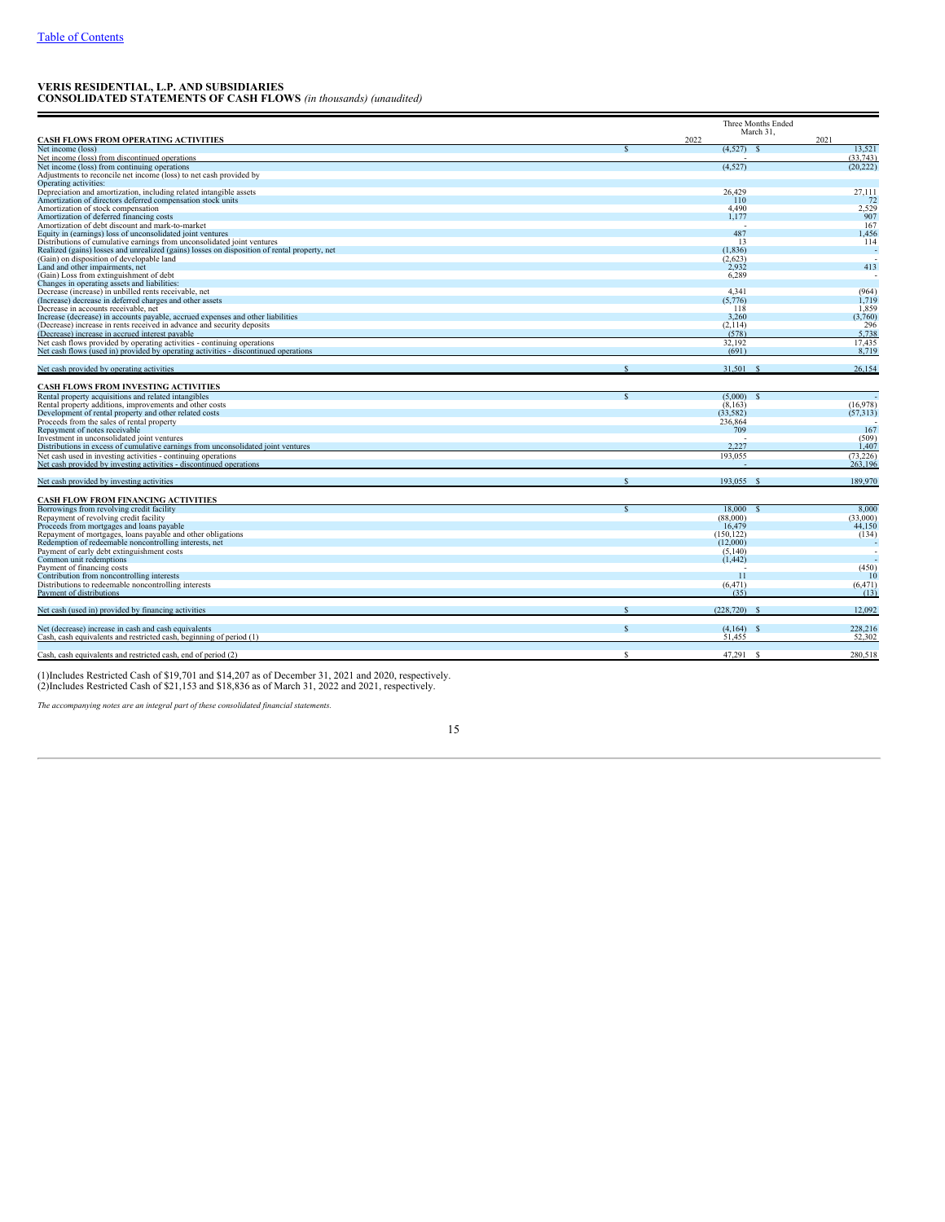[Table of Contents](#)

**VERIS RESIDENTIAL, L.P. AND SUBSIDIARIES**
**CONSOLIDATED STATEMENTS OF CASH FLOWS** *(in thousands) (unaudited)*

| | Three Months Ended March 31, | |
|---|---|---|
| **CASH FLOWS FROM OPERATING ACTIVITIES** | 2022 | 2021 |
| Net income (loss) | $ (4,527) | $ 13,521 |
| Net income (loss) from discontinued operations | - | (33,743) |
| Net income (loss) from continuing operations | (4,527) | (20,222) |
| Adjustments to reconcile net income (loss) to net cash provided by | | |
| Operating activities: | | |
| Depreciation and amortization, including related intangible assets | 26,429 | 27,111 |
| Amortization of directors deferred compensation stock units | 110 | 72 |
| Amortization of stock compensation | 4,490 | 2,529 |
| Amortization of deferred financing costs | 1,177 | 907 |
| Amortization of debt discount and mark-to-market | - | 167 |
| Equity in (earnings) loss of unconsolidated joint ventures | 487 | 1,456 |
| Distributions of cumulative earnings from unconsolidated joint ventures | 13 | 114 |
| Realized (gains) losses and unrealized (gains) losses on disposition of rental property, net | (1,836) | - |
| (Gain) on disposition of developable land | (2,623) | - |
| Land and other impairments, net | 2,932 | 413 |
| (Gain) Loss from extinguishment of debt | 6,289 | - |
| Changes in operating assets and liabilities: | | |
| Decrease (increase) in unbilled rents receivable, net | 4,341 | (964) |
| (Increase) decrease in deferred charges and other assets | (5,776) | 1,719 |
| Decrease in accounts receivable, net | 118 | 1,859 |
| Increase (decrease) in accounts payable, accrued expenses and other liabilities | 3,260 | (3,760) |
| (Decrease) increase in rents received in advance and security deposits | (2,114) | 296 |
| (Decrease) increase in accrued interest payable | (578) | 5,738 |
| Net cash flows provided by operating activities - continuing operations | 32,192 | 17,435 |
| Net cash flows (used in) provided by operating activities - discontinued operations | (691) | 8,719 |
| Net cash provided by operating activities | $ 31,501 | $ 26,154 |
| **CASH FLOWS FROM INVESTING ACTIVITIES** | | |
| Rental property acquisitions and related intangibles | $ (5,000) | $ - |
| Rental property additions, improvements and other costs | (8,163) | (16,978) |
| Development of rental property and other related costs | (33,582) | (57,313) |
| Proceeds from the sales of rental property | 236,864 | - |
| Repayment of notes receivable | 709 | 167 |
| Investment in unconsolidated joint ventures | - | (509) |
| Distributions in excess of cumulative earnings from unconsolidated joint ventures | 2,227 | 1,407 |
| Net cash used in investing activities - continuing operations | 193,055 | (73,226) |
| Net cash provided by investing activities - discontinued operations | - | 263,196 |
| Net cash provided by investing activities | $ 193,055 | $ 189,970 |
| **CASH FLOW FROM FINANCING ACTIVITIES** | | |
| Borrowings from revolving credit facility | $ 18,000 | $ 8,000 |
| Repayment of revolving credit facility | (88,000) | (33,000) |
| Proceeds from mortgages and loans payable | 16,479 | 44,150 |
| Repayment of mortgages, loans payable and other obligations | (150,122) | (134) |
| Redemption of redeemable noncontrolling interests, net | (12,000) | - |
| Payment of early debt extinguishment costs | (5,140) | - |
| Common unit redemptions | (1,442) | - |
| Payment of financing costs | - | (450) |
| Contribution from noncontrolling interests | 11 | 10 |
| Distributions to redeemable noncontrolling interests | (6,471) | (6,471) |
| Payment of distributions | (35) | (13) |
| Net cash (used in) provided by financing activities | $ (228,720) | $ 12,092 |
| Net (decrease) increase in cash and cash equivalents | $ (4,164) | $ 228,216 |
| Cash, cash equivalents and restricted cash, beginning of period (1) | 51,455 | 52,302 |
| Cash, cash equivalents and restricted cash, end of period (2) | $ 47,291 | $ 280,518 |

(1)Includes Restricted Cash of $19,701 and $14,207 as of December 31, 2021 and 2020, respectively.
(2)Includes Restricted Cash of $21,153 and $18,836 as of March 31, 2022 and 2021, respectively.

*The accompanying notes are an integral part of these consolidated financial statements.*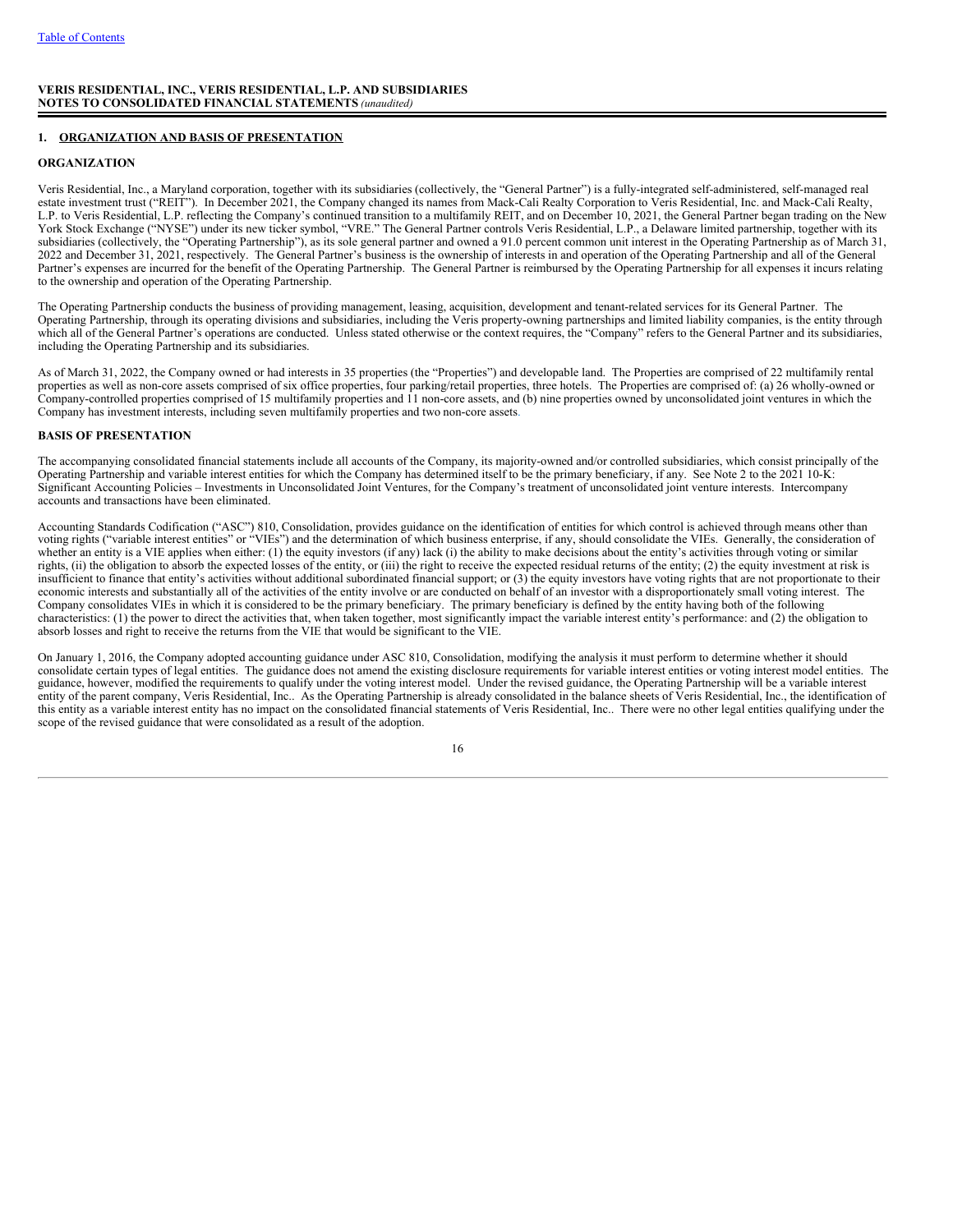**VERIS RESIDENTIAL, INC., VERIS RESIDENTIAL, L.P. AND SUBSIDIARIES**
**NOTES TO CONSOLIDATED FINANCIAL STATEMENTS** *(unaudited)*

## 1. ORGANIZATION AND BASIS OF PRESENTATION

### ORGANIZATION

Veris Residential, Inc., a Maryland corporation, together with its subsidiaries (collectively, the "General Partner") is a fully-integrated self-administered, self-managed real estate investment trust ("REIT"). In December 2021, the Company changed its names from Mack-Cali Realty Corporation to Veris Residential, Inc. and Mack-Cali Realty, L.P. to Veris Residential, L.P. reflecting the Company's continued transition to a multifamily REIT, and on December 10, 2021, the General Partner began trading on the New York Stock Exchange ("NYSE") under its new ticker symbol, "VRE." The General Partner controls Veris Residential, L.P., a Delaware limited partnership, together with its subsidiaries (collectively, the "Operating Partnership"), as its sole general partner and owned a 91.0 percent common unit interest in the Operating Partnership as of March 31, 2022 and December 31, 2021, respectively. The General Partner's business is the ownership of interests in and operation of the Operating Partnership and all of the General Partner's expenses are incurred for the benefit of the Operating Partnership. The General Partner is reimbursed by the Operating Partnership for all expenses it incurs relating to the ownership and operation of the Operating Partnership.

The Operating Partnership conducts the business of providing management, leasing, acquisition, development and tenant-related services for its General Partner. The Operating Partnership, through its operating divisions and subsidiaries, including the Veris property-owning partnerships and limited liability companies, is the entity through which all of the General Partner's operations are conducted. Unless stated otherwise or the context requires, the "Company" refers to the General Partner and its subsidiaries, including the Operating Partnership and its subsidiaries.

As of March 31, 2022, the Company owned or had interests in 35 properties (the "Properties") and developable land. The Properties are comprised of 22 multifamily rental properties as well as non-core assets comprised of six office properties, four parking/retail properties, three hotels. The Properties are comprised of: (a) 26 wholly-owned or Company-controlled properties comprised of 15 multifamily properties and 11 non-core assets, and (b) nine properties owned by unconsolidated joint ventures in which the Company has investment interests, including seven multifamily properties and two non-core assets.

### BASIS OF PRESENTATION

The accompanying consolidated financial statements include all accounts of the Company, its majority-owned and/or controlled subsidiaries, which consist principally of the Operating Partnership and variable interest entities for which the Company has determined itself to be the primary beneficiary, if any. See Note 2 to the 2021 10-K: Significant Accounting Policies – Investments in Unconsolidated Joint Ventures, for the Company's treatment of unconsolidated joint venture interests. Intercompany accounts and transactions have been eliminated.

Accounting Standards Codification ("ASC") 810, Consolidation, provides guidance on the identification of entities for which control is achieved through means other than voting rights ("variable interest entities" or "VIEs") and the determination of which business enterprise, if any, should consolidate the VIEs. Generally, the consideration of whether an entity is a VIE applies when either: (1) the equity investors (if any) lack (i) the ability to make decisions about the entity's activities through voting or similar rights, (ii) the obligation to absorb the expected losses of the entity, or (iii) the right to receive the expected residual returns of the entity; (2) the equity investment at risk is insufficient to finance that entity's activities without additional subordinated financial support; or (3) the equity investors have voting rights that are not proportionate to their economic interests and substantially all of the activities of the entity involve or are conducted on behalf of an investor with a disproportionately small voting interest. The Company consolidates VIEs in which it is considered to be the primary beneficiary. The primary beneficiary is defined by the entity having both of the following characteristics: (1) the power to direct the activities that, when taken together, most significantly impact the variable interest entity's performance: and (2) the obligation to absorb losses and right to receive the returns from the VIE that would be significant to the VIE.

On January 1, 2016, the Company adopted accounting guidance under ASC 810, Consolidation, modifying the analysis it must perform to determine whether it should consolidate certain types of legal entities. The guidance does not amend the existing disclosure requirements for variable interest entities or voting interest model entities. The guidance, however, modified the requirements to qualify under the voting interest model. Under the revised guidance, the Operating Partnership will be a variable interest entity of the parent company, Veris Residential, Inc.. As the Operating Partnership is already consolidated in the balance sheets of Veris Residential, Inc., the identification of this entity as a variable interest entity has no impact on the consolidated financial statements of Veris Residential, Inc.. There were no other legal entities qualifying under the scope of the revised guidance that were consolidated as a result of the adoption.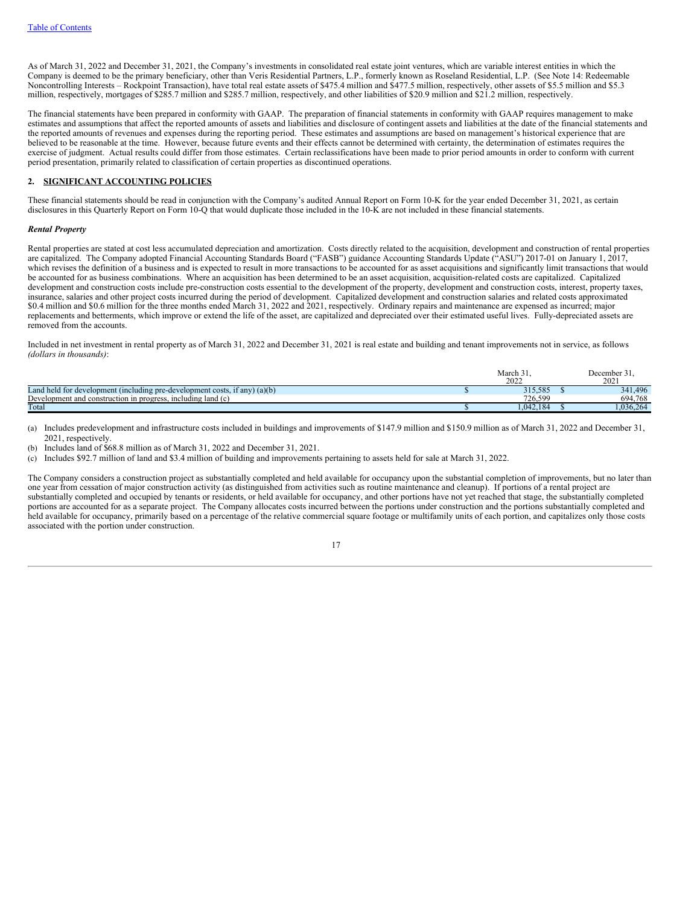As of March 31, 2022 and December 31, 2021, the Company's investments in consolidated real estate joint ventures, which are variable interest entities in which the Company is deemed to be the primary beneficiary, other than Veris Residential Partners, L.P., formerly known as Roseland Residential, L.P. (See Note 14: Redeemable Noncontrolling Interests – Rockpoint Transaction), have total real estate assets of $475.4 million and $477.5 million, respectively, other assets of $5.5 million and $5.3 million, respectively, mortgages of $285.7 million and $285.7 million, respectively, and other liabilities of $20.9 million and $21.2 million, respectively.

The financial statements have been prepared in conformity with GAAP. The preparation of financial statements in conformity with GAAP requires management to make estimates and assumptions that affect the reported amounts of assets and liabilities and disclosure of contingent assets and liabilities at the date of the financial statements and the reported amounts of revenues and expenses during the reporting period. These estimates and assumptions are based on management's historical experience that are believed to be reasonable at the time. However, because future events and their effects cannot be determined with certainty, the determination of estimates requires the exercise of judgment. Actual results could differ from those estimates. Certain reclassifications have been made to prior period amounts in order to conform with current period presentation, primarily related to classification of certain properties as discontinued operations.

## 2. SIGNIFICANT ACCOUNTING POLICIES

These financial statements should be read in conjunction with the Company's audited Annual Report on Form 10-K for the year ended December 31, 2021, as certain disclosures in this Quarterly Report on Form 10-Q that would duplicate those included in the 10-K are not included in these financial statements.

***Rental Property***

Rental properties are stated at cost less accumulated depreciation and amortization. Costs directly related to the acquisition, development and construction of rental properties are capitalized. The Company adopted Financial Accounting Standards Board ("FASB") guidance Accounting Standards Update ("ASU") 2017-01 on January 1, 2017, which revises the definition of a business and is expected to result in more transactions to be accounted for as asset acquisitions and significantly limit transactions that would be accounted for as business combinations. Where an acquisition has been determined to be an asset acquisition, acquisition-related costs are capitalized. Capitalized development and construction costs include pre-construction costs essential to the development of the property, development and construction costs, interest, property taxes, insurance, salaries and other project costs incurred during the period of development. Capitalized development and construction salaries and related costs approximated $0.4 million and $0.6 million for the three months ended March 31, 2022 and 2021, respectively. Ordinary repairs and maintenance are expensed as incurred; major replacements and betterments, which improve or extend the life of the asset, are capitalized and depreciated over their estimated useful lives. Fully-depreciated assets are removed from the accounts.

Included in net investment in rental property as of March 31, 2022 and December 31, 2021 is real estate and building and tenant improvements not in service, as follows *(dollars in thousands)*:

| | March 31, 2022 | December 31, 2021 |
|---|---|---|
| Land held for development (including pre-development costs, if any) (a)(b) | $ 315,585 | $ 341,496 |
| Development and construction in progress, including land (c) | 726,599 | 694,768 |
| Total | $ 1,042,184 | $ 1,036,264 |

(a) Includes predevelopment and infrastructure costs included in buildings and improvements of $147.9 million and $150.9 million as of March 31, 2022 and December 31, 2021, respectively.

(b) Includes land of $68.8 million as of March 31, 2022 and December 31, 2021.

(c) Includes $92.7 million of land and $3.4 million of building and improvements pertaining to assets held for sale at March 31, 2022.

The Company considers a construction project as substantially completed and held available for occupancy upon the substantial completion of improvements, but no later than one year from cessation of major construction activity (as distinguished from activities such as routine maintenance and cleanup). If portions of a rental project are substantially completed and occupied by tenants or residents, or held available for occupancy, and other portions have not yet reached that stage, the substantially completed portions are accounted for as a separate project. The Company allocates costs incurred between the portions under construction and the portions substantially completed and held available for occupancy, primarily based on a percentage of the relative commercial square footage or multifamily units of each portion, and capitalizes only those costs associated with the portion under construction.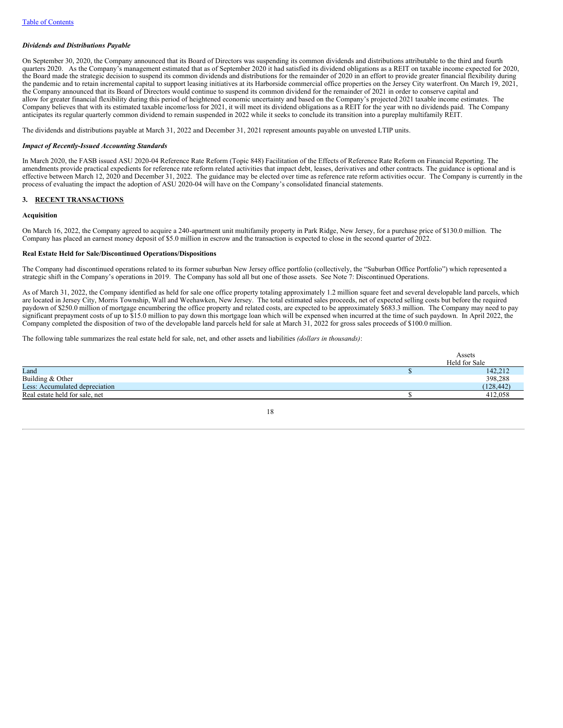*Dividends and Distributions Payable*

On September 30, 2020, the Company announced that its Board of Directors was suspending its common dividends and distributions attributable to the third and fourth quarters 2020. As the Company's management estimated that as of September 2020 it had satisfied its dividend obligations as a REIT on taxable income expected for 2020, the Board made the strategic decision to suspend its common dividends and distributions for the remainder of 2020 in an effort to provide greater financial flexibility during the pandemic and to retain incremental capital to support leasing initiatives at its Harborside commercial office properties on the Jersey City waterfront. On March 19, 2021, the Company announced that its Board of Directors would continue to suspend its common dividend for the remainder of 2021 in order to conserve capital and allow for greater financial flexibility during this period of heightened economic uncertainty and based on the Company's projected 2021 taxable income estimates. The Company believes that with its estimated taxable income/loss for 2021, it will meet its dividend obligations as a REIT for the year with no dividends paid. The Company anticipates its regular quarterly common dividend to remain suspended in 2022 while it seeks to conclude its transition into a pureplay multifamily REIT.

The dividends and distributions payable at March 31, 2022 and December 31, 2021 represent amounts payable on unvested LTIP units.

*Impact of Recently-Issued Accounting Standards*

In March 2020, the FASB issued ASU 2020-04 Reference Rate Reform (Topic 848) Facilitation of the Effects of Reference Rate Reform on Financial Reporting. The amendments provide practical expedients for reference rate reform related activities that impact debt, leases, derivatives and other contracts. The guidance is optional and is effective between March 12, 2020 and December 31, 2022. The guidance may be elected over time as reference rate reform activities occur. The Company is currently in the process of evaluating the impact the adoption of ASU 2020-04 will have on the Company's consolidated financial statements.

## 3. RECENT TRANSACTIONS

**Acquisition**

On March 16, 2022, the Company agreed to acquire a 240-apartment unit multifamily property in Park Ridge, New Jersey, for a purchase price of $130.0 million. The Company has placed an earnest money deposit of $5.0 million in escrow and the transaction is expected to close in the second quarter of 2022.

**Real Estate Held for Sale/Discontinued Operations/Dispositions**

The Company had discontinued operations related to its former suburban New Jersey office portfolio (collectively, the "Suburban Office Portfolio") which represented a strategic shift in the Company's operations in 2019. The Company has sold all but one of those assets. See Note 7: Discontinued Operations.

As of March 31, 2022, the Company identified as held for sale one office property totaling approximately 1.2 million square feet and several developable land parcels, which are located in Jersey City, Morris Township, Wall and Weehawken, New Jersey. The total estimated sales proceeds, net of expected selling costs but before the required paydown of $250.0 million of mortgage encumbering the office property and related costs, are expected to be approximately $683.3 million. The Company may need to pay significant prepayment costs of up to $15.0 million to pay down this mortgage loan which will be expensed when incurred at the time of such paydown. In April 2022, the Company completed the disposition of two of the developable land parcels held for sale at March 31, 2022 for gross sales proceeds of $100.0 million.

The following table summarizes the real estate held for sale, net, and other assets and liabilities *(dollars in thousands)*:

| | Assets Held for Sale |
|---|---|
| Land | $ 142,212 |
| Building & Other | 398,288 |
| Less: Accumulated depreciation | (128,442) |
| Real estate held for sale, net | $ 412,058 |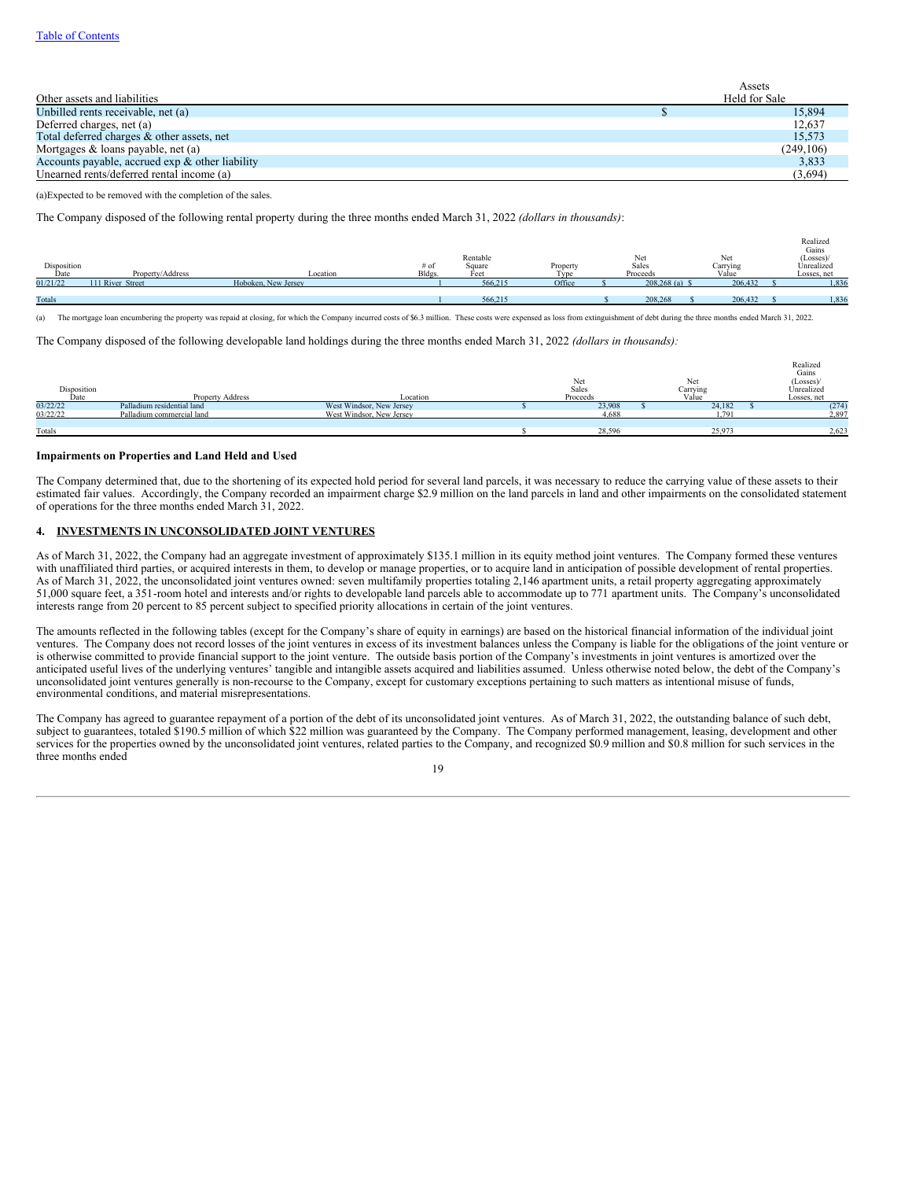| Other assets and liabilities | | Assets Held for Sale |
|---|---|---|
| Unbilled rents receivable, net (a) | $ | 15,894 |
| Deferred charges, net (a) | | 12,637 |
| Total deferred charges & other assets, net | | 15,573 |
| Mortgages & loans payable, net (a) | | (249,106) |
| Accounts payable, accrued exp & other liability | | 3,833 |
| Unearned rents/deferred rental income (a) | | (3,694) |

(a)Expected to be removed with the completion of the sales.

The Company disposed of the following rental property during the three months ended March 31, 2022 *(dollars in thousands)*:

| Disposition Date | Property/Address | Location | # of Bldgs. | Rentable Square Feet | Property Type | | Net Sales Proceeds | | Net Carrying Value | | Realized Gains (Losses)/ Unrealized Losses, net |
|---|---|---|---|---|---|---|---|---|---|---|---|
| 01/21/22 | 111 River Street | Hoboken, New Jersey | 1 | 566,215 | Office | $ | 208,268 (a) | $ | 206,432 | $ | 1,836 |
| Totals | | | 1 | 566,215 | | $ | 208,268 | $ | 206,432 | $ | 1,836 |

(a) The mortgage loan encumbering the property was repaid at closing, for which the Company incurred costs of $6.3 million. These costs were expensed as loss from extinguishment of debt during the three months ended March 31, 2022.

The Company disposed of the following developable land holdings during the three months ended March 31, 2022 *(dollars in thousands):*

| Disposition Date | Property Address | Location | | Net Sales Proceeds | | Net Carrying Value | | Realized Gains (Losses)/ Unrealized Losses, net |
|---|---|---|---|---|---|---|---|---|
| 03/22/22 | Palladium residential land | West Windsor, New Jersey | $ | 23,908 | $ | 24,182 | $ | (274) |
| 03/22/22 | Palladium commercial land | West Windsor, New Jersey | | 4,688 | | 1,791 | | 2,897 |
| Totals | | | $ | 28,596 | | 25,973 | | 2,623 |

**Impairments on Properties and Land Held and Used**

The Company determined that, due to the shortening of its expected hold period for several land parcels, it was necessary to reduce the carrying value of these assets to their estimated fair values. Accordingly, the Company recorded an impairment charge $2.9 million on the land parcels in land and other impairments on the consolidated statement of operations for the three months ended March 31, 2022.

## 4. INVESTMENTS IN UNCONSOLIDATED JOINT VENTURES

As of March 31, 2022, the Company had an aggregate investment of approximately $135.1 million in its equity method joint ventures. The Company formed these ventures with unaffiliated third parties, or acquired interests in them, to develop or manage properties, or to acquire land in anticipation of possible development of rental properties. As of March 31, 2022, the unconsolidated joint ventures owned: seven multifamily properties totaling 2,146 apartment units, a retail property aggregating approximately 51,000 square feet, a 351-room hotel and interests and/or rights to developable land parcels able to accommodate up to 771 apartment units. The Company's unconsolidated interests range from 20 percent to 85 percent subject to specified priority allocations in certain of the joint ventures.

The amounts reflected in the following tables (except for the Company's share of equity in earnings) are based on the historical financial information of the individual joint ventures. The Company does not record losses of the joint ventures in excess of its investment balances unless the Company is liable for the obligations of the joint venture or is otherwise committed to provide financial support to the joint venture. The outside basis portion of the Company's investments in joint ventures is amortized over the anticipated useful lives of the underlying ventures' tangible and intangible assets acquired and liabilities assumed. Unless otherwise noted below, the debt of the Company's unconsolidated joint ventures generally is non-recourse to the Company, except for customary exceptions pertaining to such matters as intentional misuse of funds, environmental conditions, and material misrepresentations.

The Company has agreed to guarantee repayment of a portion of the debt of its unconsolidated joint ventures. As of March 31, 2022, the outstanding balance of such debt, subject to guarantees, totaled $190.5 million of which $22 million was guaranteed by the Company. The Company performed management, leasing, development and other services for the properties owned by the unconsolidated joint ventures, related parties to the Company, and recognized $0.9 million and $0.8 million for such services in the three months ended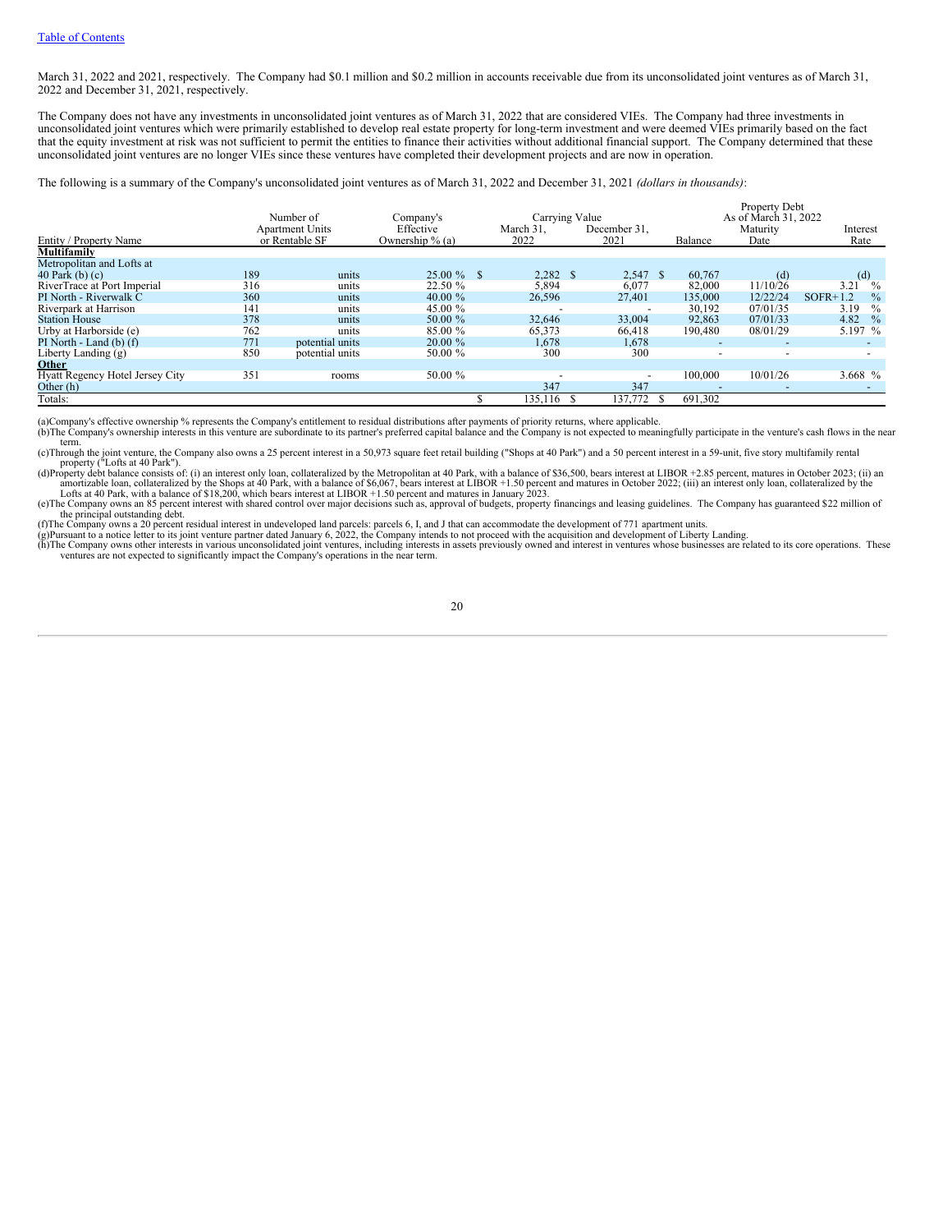[Table of Contents](#)

March 31, 2022 and 2021, respectively. The Company had \$0.1 million and \$0.2 million in accounts receivable due from its unconsolidated joint ventures as of March 31, 2022 and December 31, 2021, respectively.

The Company does not have any investments in unconsolidated joint ventures as of March 31, 2022 that are considered VIEs. The Company had three investments in unconsolidated joint ventures which were primarily established to develop real estate property for long-term investment and were deemed VIEs primarily based on the fact that the equity investment at risk was not sufficient to permit the entities to finance their activities without additional financial support. The Company determined that these unconsolidated joint ventures are no longer VIEs since these ventures have completed their development projects and are now in operation.

The following is a summary of the Company's unconsolidated joint ventures as of March 31, 2022 and December 31, 2021 *(dollars in thousands)*:

| Entity / Property Name | Number of Apartment Units or Rentable SF | | Company's Effective Ownership % (a) | Carrying Value March 31, 2022 | Carrying Value December 31, 2021 | Property Debt As of March 31, 2022 Balance | Property Debt As of March 31, 2022 Maturity Date | Property Debt As of March 31, 2022 Interest Rate |
|---|---|---|---|---|---|---|---|---|
| **Multifamily** | | | | | | | | |
| Metropolitan and Lofts at 40 Park (b) (c) | 189 | units | 25.00 % | \$ 2,282 | \$ 2,547 | \$ 60,767 | (d) | (d) |
| RiverTrace at Port Imperial | 316 | units | 22.50 % | 5,894 | 6,077 | 82,000 | 11/10/26 | 3.21 % |
| PI North - Riverwalk C | 360 | units | 40.00 % | 26,596 | 27,401 | 135,000 | 12/22/24 | SOFR+1.2 % |
| Riverpark at Harrison | 141 | units | 45.00 % | - | - | 30,192 | 07/01/35 | 3.19 % |
| Station House | 378 | units | 50.00 % | 32,646 | 33,004 | 92,863 | 07/01/33 | 4.82 % |
| Urby at Harborside (e) | 762 | units | 85.00 % | 65,373 | 66,418 | 190,480 | 08/01/29 | 5.197 % |
| PI North - Land (b) (f) | 771 | potential units | 20.00 % | 1,678 | 1,678 | - | - | - |
| Liberty Landing (g) | 850 | potential units | 50.00 % | 300 | 300 | - | - | - |
| **Other** | | | | | | | | |
| Hyatt Regency Hotel Jersey City | 351 | rooms | 50.00 % | - | - | 100,000 | 10/01/26 | 3.668 % |
| Other (h) | | | | 347 | 347 | - | - | - |
| Totals: | | | | \$ 135,116 | \$ 137,772 | \$ 691,302 | | |

(a)Company's effective ownership % represents the Company's entitlement to residual distributions after payments of priority returns, where applicable.
(b)The Company's ownership interests in this venture are subordinate to its partner's preferred capital balance and the Company is not expected to meaningfully participate in the venture's cash flows in the near term.
(c)Through the joint venture, the Company also owns a 25 percent interest in a 50,973 square feet retail building ("Shops at 40 Park") and a 50 percent interest in a 59-unit, five story multifamily rental property ("Lofts at 40 Park").
(d)Property debt balance consists of: (i) an interest only loan, collateralized by the Metropolitan at 40 Park, with a balance of \$36,500, bears interest at LIBOR +2.85 percent, matures in October 2023; (ii) an amortizable loan, collateralized by the Shops at 40 Park, with a balance of \$6,067, bears interest at LIBOR +1.50 percent and matures in October 2022; (iii) an interest only loan, collateralized by the Lofts at 40 Park, with a balance of \$18,200, which bears interest at LIBOR +1.50 percent and matures in January 2023.
(e)The Company owns an 85 percent interest with shared control over major decisions such as, approval of budgets, property financings and leasing guidelines. The Company has guaranteed \$22 million of the principal outstanding debt.
(f)The Company owns a 20 percent residual interest in undeveloped land parcels: parcels 6, I, and J that can accommodate the development of 771 apartment units.
(g)Pursuant to a notice letter to its joint venture partner dated January 6, 2022, the Company intends to not proceed with the acquisition and development of Liberty Landing.
(h)The Company owns other interests in various unconsolidated joint ventures, including interests in assets previously owned and interest in ventures whose businesses are related to its core operations. These ventures are not expected to significantly impact the Company's operations in the near term.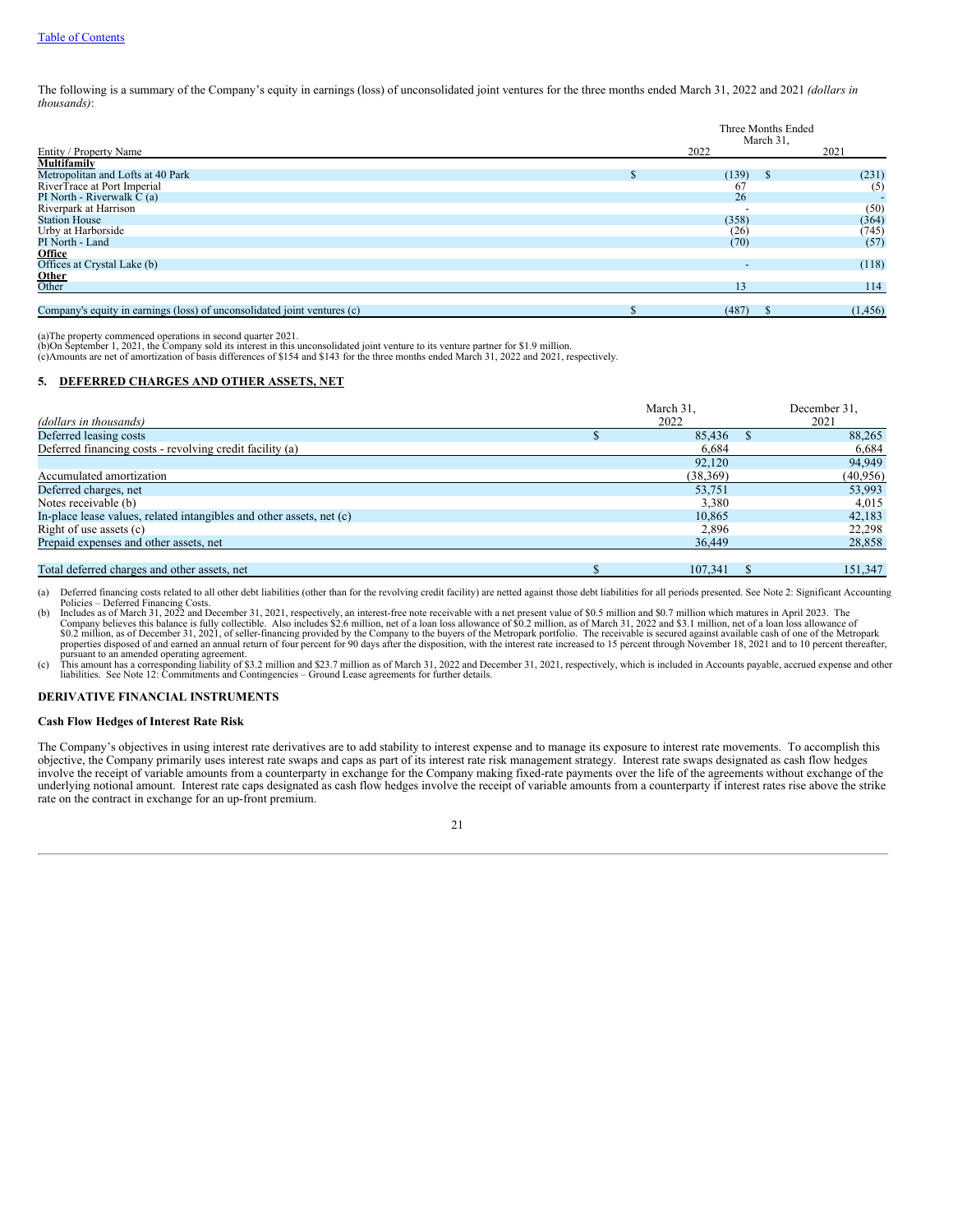[Table of Contents](#)

The following is a summary of the Company's equity in earnings (loss) of unconsolidated joint ventures for the three months ended March 31, 2022 and 2021 *(dollars in thousands)*:

| Entity / Property Name | Three Months Ended March 31, 2022 | 2021 |
|---|---|---|
| **Multifamily** | | |
| Metropolitan and Lofts at 40 Park | $ (139) | $ (231) |
| RiverTrace at Port Imperial | 67 | (5) |
| PI North - Riverwalk C (a) | 26 | - |
| Riverpark at Harrison | - | (50) |
| Station House | (358) | (364) |
| Urby at Harborside | (26) | (745) |
| PI North - Land | (70) | (57) |
| **Office** | | |
| Offices at Crystal Lake (b) | - | (118) |
| **Other** | | |
| Other | 13 | 114 |
| Company's equity in earnings (loss) of unconsolidated joint ventures (c) | $ (487) | $ (1,456) |

(a)The property commenced operations in second quarter 2021.
(b)On September 1, 2021, the Company sold its interest in this unconsolidated joint venture to its venture partner for $1.9 million.
(c)Amounts are net of amortization of basis differences of $154 and $143 for the three months ended March 31, 2022 and 2021, respectively.

## 5. DEFERRED CHARGES AND OTHER ASSETS, NET

| *(dollars in thousands)* | March 31, 2022 | December 31, 2021 |
|---|---|---|
| Deferred leasing costs | $ 85,436 | $ 88,265 |
| Deferred financing costs - revolving credit facility (a) | 6,684 | 6,684 |
| | 92,120 | 94,949 |
| Accumulated amortization | (38,369) | (40,956) |
| Deferred charges, net | 53,751 | 53,993 |
| Notes receivable (b) | 3,380 | 4,015 |
| In-place lease values, related intangibles and other assets, net (c) | 10,865 | 42,183 |
| Right of use assets (c) | 2,896 | 22,298 |
| Prepaid expenses and other assets, net | 36,449 | 28,858 |
| Total deferred charges and other assets, net | $ 107,341 | $ 151,347 |

(a) Deferred financing costs related to all other debt liabilities (other than for the revolving credit facility) are netted against those debt liabilities for all periods presented. See Note 2: Significant Accounting Policies – Deferred Financing Costs.
(b) Includes as of March 31, 2022 and December 31, 2021, respectively, an interest-free note receivable with a net present value of $0.5 million and $0.7 million which matures in April 2023. The Company believes this balance is fully collectible. Also includes $2.6 million, net of a loan loss allowance of $0.2 million, as of March 31, 2022 and $3.1 million, net of a loan loss allowance of $0.2 million, as of December 31, 2021, of seller-financing provided by the Company to the buyers of the Metropark portfolio. The receivable is secured against available cash of one of the Metropark properties disposed of and earned an annual return of four percent for 90 days after the disposition, with the interest rate increased to 15 percent through November 18, 2021 and to 10 percent thereafter, pursuant to an amended operating agreement.
(c) This amount has a corresponding liability of $3.2 million and $23.7 million as of March 31, 2022 and December 31, 2021, respectively, which is included in Accounts payable, accrued expense and other liabilities. See Note 12: Commitments and Contingencies – Ground Lease agreements for further details.

**DERIVATIVE FINANCIAL INSTRUMENTS**

**Cash Flow Hedges of Interest Rate Risk**

The Company's objectives in using interest rate derivatives are to add stability to interest expense and to manage its exposure to interest rate movements. To accomplish this objective, the Company primarily uses interest rate swaps and caps as part of its interest rate risk management strategy. Interest rate swaps designated as cash flow hedges involve the receipt of variable amounts from a counterparty in exchange for the Company making fixed-rate payments over the life of the agreements without exchange of the underlying notional amount. Interest rate caps designated as cash flow hedges involve the receipt of variable amounts from a counterparty if interest rates rise above the strike rate on the contract in exchange for an up-front premium.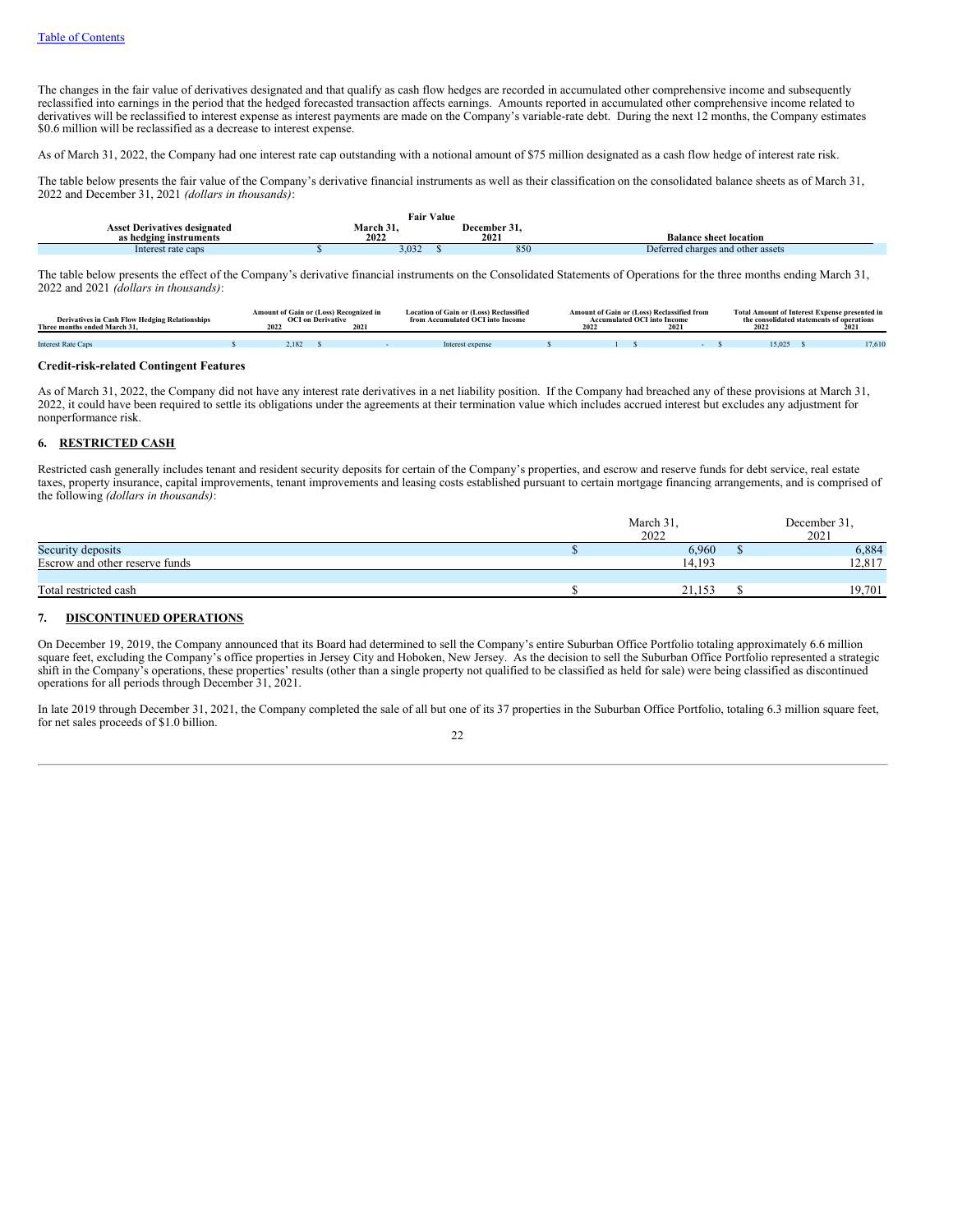The changes in the fair value of derivatives designated and that qualify as cash flow hedges are recorded in accumulated other comprehensive income and subsequently reclassified into earnings in the period that the hedged forecasted transaction affects earnings. Amounts reported in accumulated other comprehensive income related to derivatives will be reclassified to interest expense as interest payments are made on the Company's variable-rate debt. During the next 12 months, the Company estimates $0.6 million will be reclassified as a decrease to interest expense.

As of March 31, 2022, the Company had one interest rate cap outstanding with a notional amount of $75 million designated as a cash flow hedge of interest rate risk.

The table below presents the fair value of the Company's derivative financial instruments as well as their classification on the consolidated balance sheets as of March 31, 2022 and December 31, 2021 *(dollars in thousands)*:

| Asset Derivatives designated as hedging instruments | Fair Value March 31, 2022 | Fair Value December 31, 2021 | Balance sheet location |
|---|---|---|---|
| Interest rate caps | $ 3,032 | $ 850 | Deferred charges and other assets |

The table below presents the effect of the Company's derivative financial instruments on the Consolidated Statements of Operations for the three months ending March 31, 2022 and 2021 *(dollars in thousands)*:

| Derivatives in Cash Flow Hedging Relationships Three months ended March 31, | Amount of Gain or (Loss) Recognized in OCI on Derivative 2022 | 2021 | Location of Gain or (Loss) Reclassified from Accumulated OCI into Income | Amount of Gain or (Loss) Reclassified from Accumulated OCI into Income 2022 | 2021 | Total Amount of Interest Expense presented in the consolidated statements of operations 2022 | 2021 |
|---|---|---|---|---|---|---|---|
| Interest Rate Caps | $ 2,182 | $ - | Interest expense | $ 1 | $ - | $ 15,025 | $ 17,610 |

**Credit-risk-related Contingent Features**

As of March 31, 2022, the Company did not have any interest rate derivatives in a net liability position. If the Company had breached any of these provisions at March 31, 2022, it could have been required to settle its obligations under the agreements at their termination value which includes accrued interest but excludes any adjustment for nonperformance risk.

## 6. RESTRICTED CASH

Restricted cash generally includes tenant and resident security deposits for certain of the Company's properties, and escrow and reserve funds for debt service, real estate taxes, property insurance, capital improvements, tenant improvements and leasing costs established pursuant to certain mortgage financing arrangements, and is comprised of the following *(dollars in thousands)*:

| | March 31, 2022 | December 31, 2021 |
|---|---|---|
| Security deposits | $ 6,960 | $ 6,884 |
| Escrow and other reserve funds | 14,193 | 12,817 |
| Total restricted cash | $ 21,153 | $ 19,701 |

## 7. DISCONTINUED OPERATIONS

On December 19, 2019, the Company announced that its Board had determined to sell the Company's entire Suburban Office Portfolio totaling approximately 6.6 million square feet, excluding the Company's office properties in Jersey City and Hoboken, New Jersey. As the decision to sell the Suburban Office Portfolio represented a strategic shift in the Company's operations, these properties' results (other than a single property not qualified to be classified as held for sale) were being classified as discontinued operations for all periods through December 31, 2021.

In late 2019 through December 31, 2021, the Company completed the sale of all but one of its 37 properties in the Suburban Office Portfolio, totaling 6.3 million square feet, for net sales proceeds of $1.0 billion.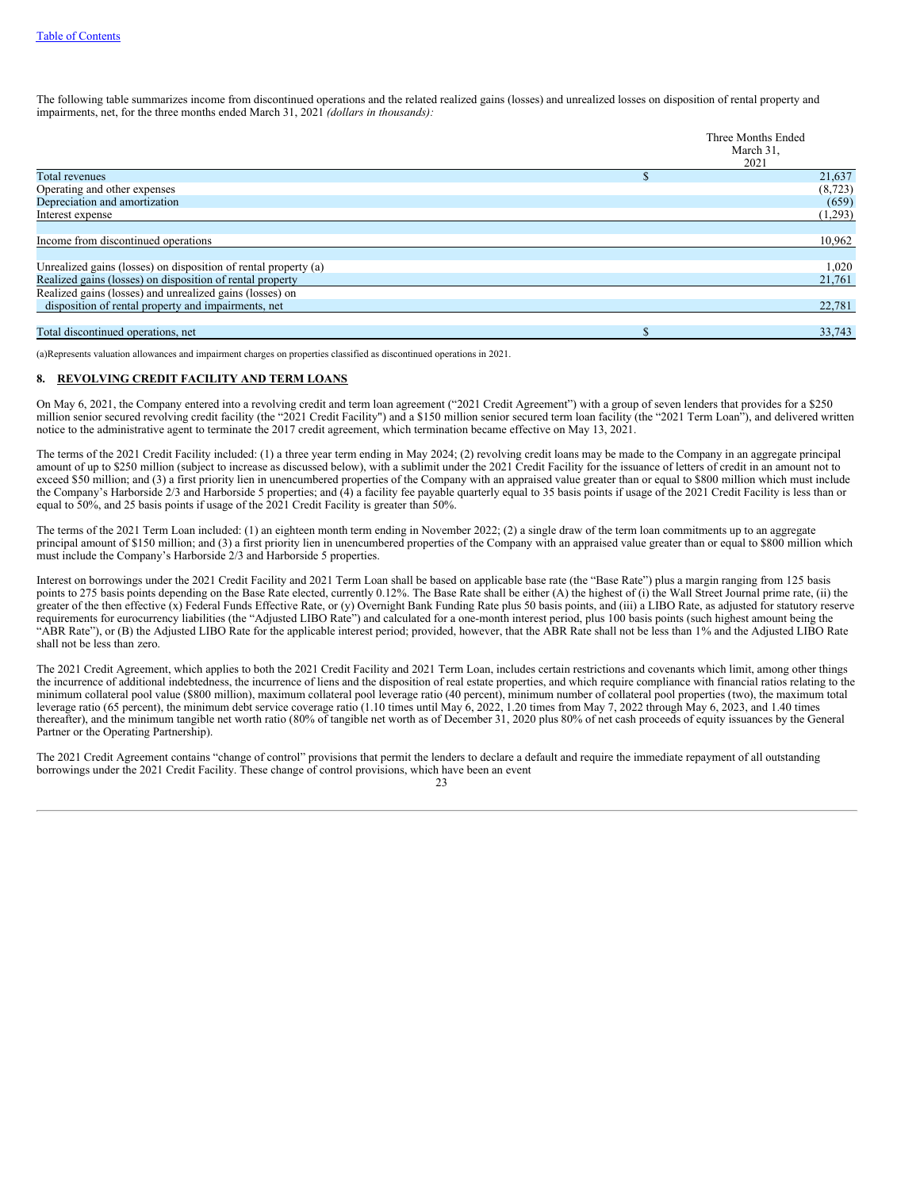The following table summarizes income from discontinued operations and the related realized gains (losses) and unrealized losses on disposition of rental property and impairments, net, for the three months ended March 31, 2021 *(dollars in thousands):*

| | Three Months Ended March 31, 2021 |
|---|---|
| Total revenues | $ 21,637 |
| Operating and other expenses | (8,723) |
| Depreciation and amortization | (659) |
| Interest expense | (1,293) |
| Income from discontinued operations | 10,962 |
| Unrealized gains (losses) on disposition of rental property (a) | 1,020 |
| Realized gains (losses) on disposition of rental property | 21,761 |
| Realized gains (losses) and unrealized gains (losses) on disposition of rental property and impairments, net | 22,781 |
| Total discontinued operations, net | $ 33,743 |

(a)Represents valuation allowances and impairment charges on properties classified as discontinued operations in 2021.

## 8. REVOLVING CREDIT FACILITY AND TERM LOANS

On May 6, 2021, the Company entered into a revolving credit and term loan agreement ("2021 Credit Agreement") with a group of seven lenders that provides for a $250 million senior secured revolving credit facility (the "2021 Credit Facility") and a $150 million senior secured term loan facility (the "2021 Term Loan"), and delivered written notice to the administrative agent to terminate the 2017 credit agreement, which termination became effective on May 13, 2021.

The terms of the 2021 Credit Facility included: (1) a three year term ending in May 2024; (2) revolving credit loans may be made to the Company in an aggregate principal amount of up to $250 million (subject to increase as discussed below), with a sublimit under the 2021 Credit Facility for the issuance of letters of credit in an amount not to exceed $50 million; and (3) a first priority lien in unencumbered properties of the Company with an appraised value greater than or equal to $800 million which must include the Company's Harborside 2/3 and Harborside 5 properties; and (4) a facility fee payable quarterly equal to 35 basis points if usage of the 2021 Credit Facility is less than or equal to 50%, and 25 basis points if usage of the 2021 Credit Facility is greater than 50%.

The terms of the 2021 Term Loan included: (1) an eighteen month term ending in November 2022; (2) a single draw of the term loan commitments up to an aggregate principal amount of $150 million; and (3) a first priority lien in unencumbered properties of the Company with an appraised value greater than or equal to $800 million which must include the Company's Harborside 2/3 and Harborside 5 properties.

Interest on borrowings under the 2021 Credit Facility and 2021 Term Loan shall be based on applicable base rate (the "Base Rate") plus a margin ranging from 125 basis points to 275 basis points depending on the Base Rate elected, currently 0.12%. The Base Rate shall be either (A) the highest of (i) the Wall Street Journal prime rate, (ii) the greater of the then effective (x) Federal Funds Effective Rate, or (y) Overnight Bank Funding Rate plus 50 basis points, and (iii) a LIBO Rate, as adjusted for statutory reserve requirements for eurocurrency liabilities (the "Adjusted LIBO Rate") and calculated for a one-month interest period, plus 100 basis points (such highest amount being the "ABR Rate"), or (B) the Adjusted LIBO Rate for the applicable interest period; provided, however, that the ABR Rate shall not be less than 1% and the Adjusted LIBO Rate shall not be less than zero.

The 2021 Credit Agreement, which applies to both the 2021 Credit Facility and 2021 Term Loan, includes certain restrictions and covenants which limit, among other things the incurrence of additional indebtedness, the incurrence of liens and the disposition of real estate properties, and which require compliance with financial ratios relating to the minimum collateral pool value ($800 million), maximum collateral pool leverage ratio (40 percent), minimum number of collateral pool properties (two), the maximum total leverage ratio (65 percent), the minimum debt service coverage ratio (1.10 times until May 6, 2022, 1.20 times from May 7, 2022 through May 6, 2023, and 1.40 times thereafter), and the minimum tangible net worth ratio (80% of tangible net worth as of December 31, 2020 plus 80% of net cash proceeds of equity issuances by the General Partner or the Operating Partnership).

The 2021 Credit Agreement contains "change of control" provisions that permit the lenders to declare a default and require the immediate repayment of all outstanding borrowings under the 2021 Credit Facility. These change of control provisions, which have been an event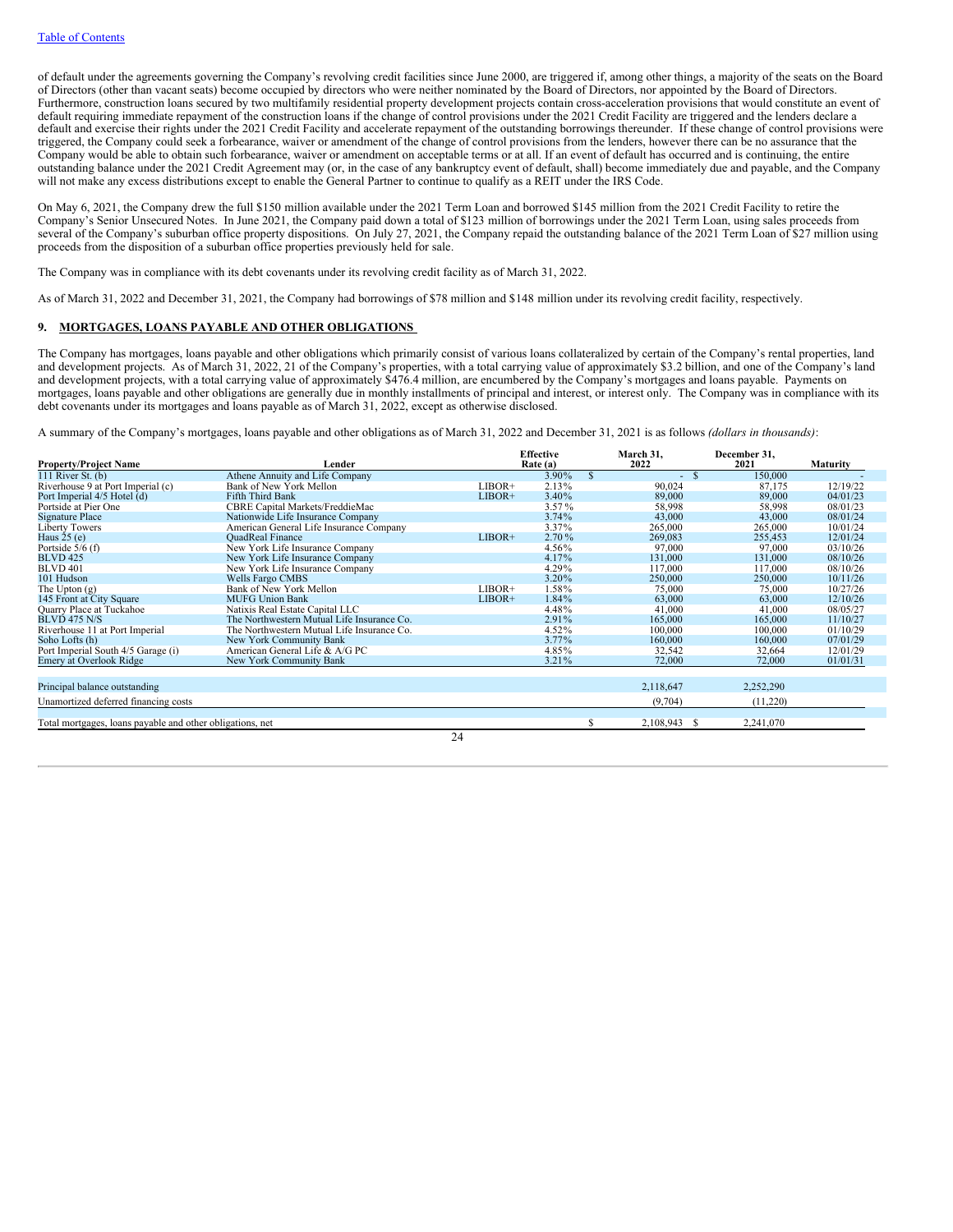of default under the agreements governing the Company's revolving credit facilities since June 2000, are triggered if, among other things, a majority of the seats on the Board of Directors (other than vacant seats) become occupied by directors who were neither nominated by the Board of Directors, nor appointed by the Board of Directors. Furthermore, construction loans secured by two multifamily residential property development projects contain cross-acceleration provisions that would constitute an event of default requiring immediate repayment of the construction loans if the change of control provisions under the 2021 Credit Facility are triggered and the lenders declare a default and exercise their rights under the 2021 Credit Facility and accelerate repayment of the outstanding borrowings thereunder. If these change of control provisions were triggered, the Company could seek a forbearance, waiver or amendment of the change of control provisions from the lenders, however there can be no assurance that the Company would be able to obtain such forbearance, waiver or amendment on acceptable terms or at all. If an event of default has occurred and is continuing, the entire outstanding balance under the 2021 Credit Agreement may (or, in the case of any bankruptcy event of default, shall) become immediately due and payable, and the Company will not make any excess distributions except to enable the General Partner to continue to qualify as a REIT under the IRS Code.

On May 6, 2021, the Company drew the full $150 million available under the 2021 Term Loan and borrowed $145 million from the 2021 Credit Facility to retire the Company's Senior Unsecured Notes. In June 2021, the Company paid down a total of $123 million of borrowings under the 2021 Term Loan, using sales proceeds from several of the Company's suburban office property dispositions. On July 27, 2021, the Company repaid the outstanding balance of the 2021 Term Loan of $27 million using proceeds from the disposition of a suburban office properties previously held for sale.

The Company was in compliance with its debt covenants under its revolving credit facility as of March 31, 2022.

As of March 31, 2022 and December 31, 2021, the Company had borrowings of $78 million and $148 million under its revolving credit facility, respectively.

## 9. MORTGAGES, LOANS PAYABLE AND OTHER OBLIGATIONS

The Company has mortgages, loans payable and other obligations which primarily consist of various loans collateralized by certain of the Company's rental properties, land and development projects. As of March 31, 2022, 21 of the Company's properties, with a total carrying value of approximately $3.2 billion, and one of the Company's land and development projects, with a total carrying value of approximately $476.4 million, are encumbered by the Company's mortgages and loans payable. Payments on mortgages, loans payable and other obligations are generally due in monthly installments of principal and interest, or interest only. The Company was in compliance with its debt covenants under its mortgages and loans payable as of March 31, 2022, except as otherwise disclosed.

A summary of the Company's mortgages, loans payable and other obligations as of March 31, 2022 and December 31, 2021 is as follows *(dollars in thousands)*:

| Property/Project Name | Lender | | Effective Rate (a) | March 31, 2022 | December 31, 2021 | Maturity |
|---|---|---|---|---|---|---|
| 111 River St. (b) | Athene Annuity and Life Company | | 3.90% | $ - | $ 150,000 | - |
| Riverhouse 9 at Port Imperial (c) | Bank of New York Mellon | LIBOR+ | 2.13% | 90,024 | 87,175 | 12/19/22 |
| Port Imperial 4/5 Hotel (d) | Fifth Third Bank | LIBOR+ | 3.40% | 89,000 | 89,000 | 04/01/23 |
| Portside at Pier One | CBRE Capital Markets/FreddieMac | | 3.57% | 58,998 | 58,998 | 08/01/23 |
| Signature Place | Nationwide Life Insurance Company | | 3.74% | 43,000 | 43,000 | 08/01/24 |
| Liberty Towers | American General Life Insurance Company | | 3.37% | 265,000 | 265,000 | 10/01/24 |
| Haus 25 (e) | QuadReal Finance | LIBOR+ | 2.70% | 269,083 | 255,453 | 12/01/24 |
| Portside 5/6 (f) | New York Life Insurance Company | | 4.56% | 97,000 | 97,000 | 03/10/26 |
| BLVD 425 | New York Life Insurance Company | | 4.17% | 131,000 | 131,000 | 08/10/26 |
| BLVD 401 | New York Life Insurance Company | | 4.29% | 117,000 | 117,000 | 08/10/26 |
| 101 Hudson | Wells Fargo CMBS | | 3.20% | 250,000 | 250,000 | 10/11/26 |
| The Upton (g) | Bank of New York Mellon | LIBOR+ | 1.58% | 75,000 | 75,000 | 10/27/26 |
| 145 Front at City Square | MUFG Union Bank | LIBOR+ | 1.84% | 63,000 | 63,000 | 12/10/26 |
| Quarry Place at Tuckahoe | Natixis Real Estate Capital LLC | | 4.48% | 41,000 | 41,000 | 08/05/27 |
| BLVD 475 N/S | The Northwestern Mutual Life Insurance Co. | | 2.91% | 165,000 | 165,000 | 11/10/27 |
| Riverhouse 11 at Port Imperial | The Northwestern Mutual Life Insurance Co. | | 4.52% | 100,000 | 100,000 | 01/10/29 |
| Soho Lofts (h) | New York Community Bank | | 3.77% | 160,000 | 160,000 | 07/01/29 |
| Port Imperial South 4/5 Garage (i) | American General Life & A/G PC | | 4.85% | 32,542 | 32,664 | 12/01/29 |
| Emery at Overlook Ridge | New York Community Bank | | 3.21% | 72,000 | 72,000 | 01/01/31 |
| Principal balance outstanding | | | | 2,118,647 | 2,252,290 | |
| Unamortized deferred financing costs | | | | (9,704) | (11,220) | |
| Total mortgages, loans payable and other obligations, net | | | | $ 2,108,943 | $ 2,241,070 | |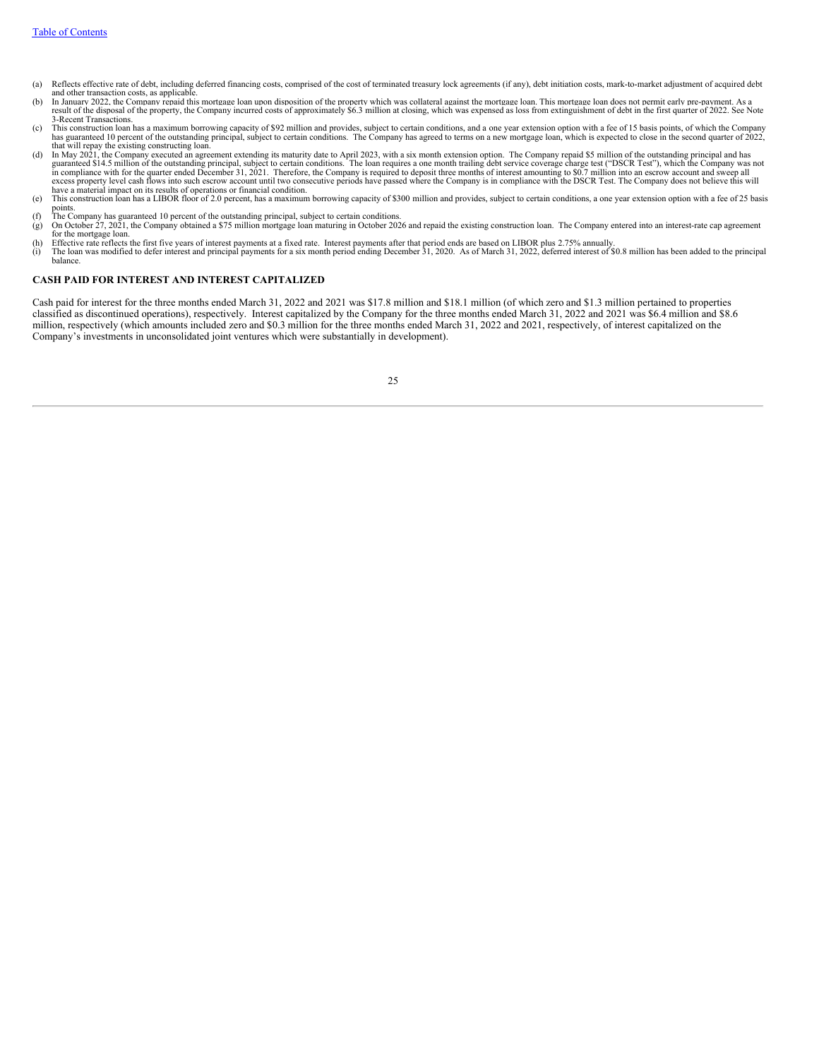(a) Reflects effective rate of debt, including deferred financing costs, comprised of the cost of terminated treasury lock agreements (if any), debt initiation costs, mark-to-market adjustment of acquired debt and other transaction costs, as applicable.

(b) In January 2022, the Company repaid this mortgage loan upon disposition of the property which was collateral against the mortgage loan. This mortgage loan does not permit early pre-payment. As a result of the disposal of the property, the Company incurred costs of approximately $6.3 million at closing, which was expensed as loss from extinguishment of debt in the first quarter of 2022. See Note 3-Recent Transactions.

(c) This construction loan has a maximum borrowing capacity of $92 million and provides, subject to certain conditions, and a one year extension option with a fee of 15 basis points, of which the Company has guaranteed 10 percent of the outstanding principal, subject to certain conditions. The Company has agreed to terms on a new mortgage loan, which is expected to close in the second quarter of 2022, that will repay the existing constructing loan.

(d) In May 2021, the Company executed an agreement extending its maturity date to April 2023, with a six month extension option. The Company repaid $5 million of the outstanding principal and has guaranteed $14.5 million of the outstanding principal, subject to certain conditions. The loan requires a one month trailing debt service coverage charge test ("DSCR Test"), which the Company was not in compliance with for the quarter ended December 31, 2021. Therefore, the Company is required to deposit three months of interest amounting to $0.7 million into an escrow account and sweep all excess property level cash flows into such escrow account until two consecutive periods have passed where the Company is in compliance with the DSCR Test. The Company does not believe this will have a material impact on its results of operations or financial condition.

(e) This construction loan has a LIBOR floor of 2.0 percent, has a maximum borrowing capacity of $300 million and provides, subject to certain conditions, a one year extension option with a fee of 25 basis points.

(f) The Company has guaranteed 10 percent of the outstanding principal, subject to certain conditions.

(g) On October 27, 2021, the Company obtained a $75 million mortgage loan maturing in October 2026 and repaid the existing construction loan. The Company entered into an interest-rate cap agreement for the mortgage loan.

(h) Effective rate reflects the first five years of interest payments at a fixed rate. Interest payments after that period ends are based on LIBOR plus 2.75% annually.

(i) The loan was modified to defer interest and principal payments for a six month period ending December 31, 2020. As of March 31, 2022, deferred interest of $0.8 million has been added to the principal balance.

## CASH PAID FOR INTEREST AND INTEREST CAPITALIZED

Cash paid for interest for the three months ended March 31, 2022 and 2021 was $17.8 million and $18.1 million (of which zero and $1.3 million pertained to properties classified as discontinued operations), respectively. Interest capitalized by the Company for the three months ended March 31, 2022 and 2021 was $6.4 million and $8.6 million, respectively (which amounts included zero and $0.3 million for the three months ended March 31, 2022 and 2021, respectively, of interest capitalized on the Company's investments in unconsolidated joint ventures which were substantially in development).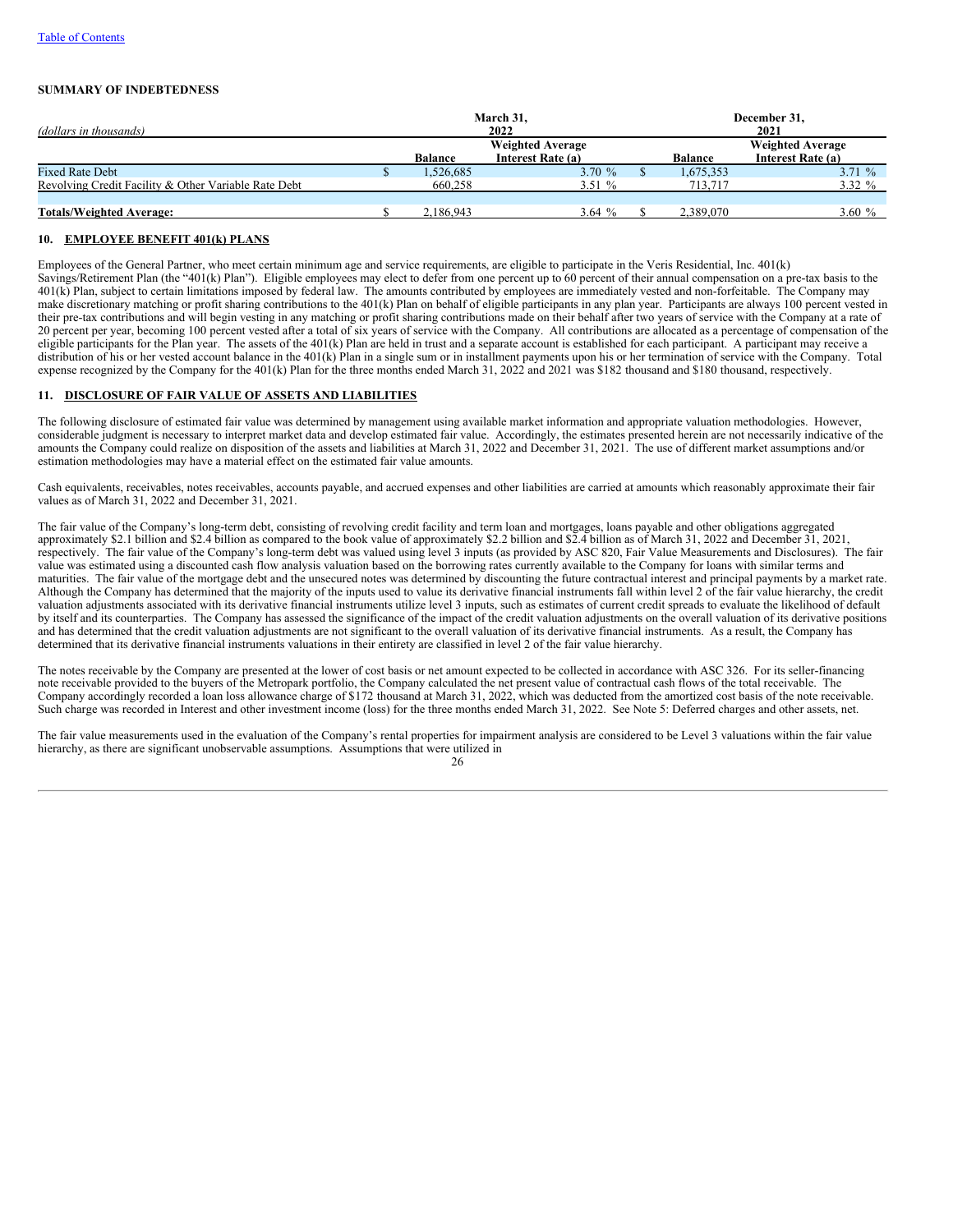**SUMMARY OF INDEBTEDNESS**

| *(dollars in thousands)* | March 31, 2022 | | December 31, 2021 | |
|---|---|---|---|---|
| | Balance | Weighted Average Interest Rate (a) | Balance | Weighted Average Interest Rate (a) |
| Fixed Rate Debt | $ 1,526,685 | 3.70 % | $ 1,675,353 | 3.71 % |
| Revolving Credit Facility & Other Variable Rate Debt | 660,258 | 3.51 % | 713,717 | 3.32 % |
| **Totals/Weighted Average:** | $ 2,186,943 | 3.64 % | $ 2,389,070 | 3.60 % |

## 10. EMPLOYEE BENEFIT 401(k) PLANS

Employees of the General Partner, who meet certain minimum age and service requirements, are eligible to participate in the Veris Residential, Inc. 401(k) Savings/Retirement Plan (the "401(k) Plan"). Eligible employees may elect to defer from one percent up to 60 percent of their annual compensation on a pre-tax basis to the 401(k) Plan, subject to certain limitations imposed by federal law. The amounts contributed by employees are immediately vested and non-forfeitable. The Company may make discretionary matching or profit sharing contributions to the 401(k) Plan on behalf of eligible participants in any plan year. Participants are always 100 percent vested in their pre-tax contributions and will begin vesting in any matching or profit sharing contributions made on their behalf after two years of service with the Company at a rate of 20 percent per year, becoming 100 percent vested after a total of six years of service with the Company. All contributions are allocated as a percentage of compensation of the eligible participants for the Plan year. The assets of the 401(k) Plan are held in trust and a separate account is established for each participant. A participant may receive a distribution of his or her vested account balance in the 401(k) Plan in a single sum or in installment payments upon his or her termination of service with the Company. Total expense recognized by the Company for the 401(k) Plan for the three months ended March 31, 2022 and 2021 was $182 thousand and $180 thousand, respectively.

## 11. DISCLOSURE OF FAIR VALUE OF ASSETS AND LIABILITIES

The following disclosure of estimated fair value was determined by management using available market information and appropriate valuation methodologies. However, considerable judgment is necessary to interpret market data and develop estimated fair value. Accordingly, the estimates presented herein are not necessarily indicative of the amounts the Company could realize on disposition of the assets and liabilities at March 31, 2022 and December 31, 2021. The use of different market assumptions and/or estimation methodologies may have a material effect on the estimated fair value amounts.

Cash equivalents, receivables, notes receivables, accounts payable, and accrued expenses and other liabilities are carried at amounts which reasonably approximate their fair values as of March 31, 2022 and December 31, 2021.

The fair value of the Company's long-term debt, consisting of revolving credit facility and term loan and mortgages, loans payable and other obligations aggregated approximately $2.1 billion and $2.4 billion as compared to the book value of approximately $2.2 billion and $2.4 billion as of March 31, 2022 and December 31, 2021, respectively. The fair value of the Company's long-term debt was valued using level 3 inputs (as provided by ASC 820, Fair Value Measurements and Disclosures). The fair value was estimated using a discounted cash flow analysis valuation based on the borrowing rates currently available to the Company for loans with similar terms and maturities. The fair value of the mortgage debt and the unsecured notes was determined by discounting the future contractual interest and principal payments by a market rate. Although the Company has determined that the majority of the inputs used to value its derivative financial instruments fall within level 2 of the fair value hierarchy, the credit valuation adjustments associated with its derivative financial instruments utilize level 3 inputs, such as estimates of current credit spreads to evaluate the likelihood of default by itself and its counterparties. The Company has assessed the significance of the impact of the credit valuation adjustments on the overall valuation of its derivative positions and has determined that the credit valuation adjustments are not significant to the overall valuation of its derivative financial instruments. As a result, the Company has determined that its derivative financial instruments valuations in their entirety are classified in level 2 of the fair value hierarchy.

The notes receivable by the Company are presented at the lower of cost basis or net amount expected to be collected in accordance with ASC 326. For its seller-financing note receivable provided to the buyers of the Metropark portfolio, the Company calculated the net present value of contractual cash flows of the total receivable. The Company accordingly recorded a loan loss allowance charge of $172 thousand at March 31, 2022, which was deducted from the amortized cost basis of the note receivable. Such charge was recorded in Interest and other investment income (loss) for the three months ended March 31, 2022. See Note 5: Deferred charges and other assets, net.

The fair value measurements used in the evaluation of the Company's rental properties for impairment analysis are considered to be Level 3 valuations within the fair value hierarchy, as there are significant unobservable assumptions. Assumptions that were utilized in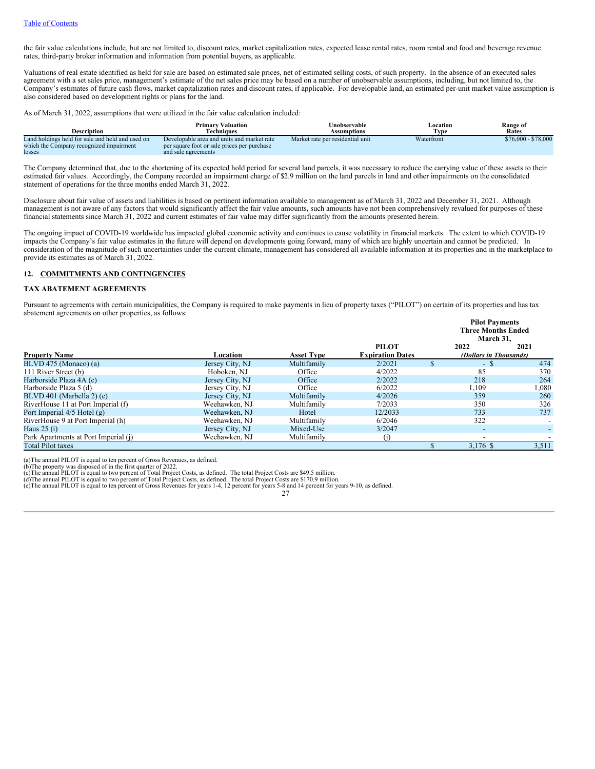the fair value calculations include, but are not limited to, discount rates, market capitalization rates, expected lease rental rates, room rental and food and beverage revenue rates, third-party broker information and information from potential buyers, as applicable.

Valuations of real estate identified as held for sale are based on estimated sale prices, net of estimated selling costs, of such property. In the absence of an executed sales agreement with a set sales price, management's estimate of the net sales price may be based on a number of unobservable assumptions, including, but not limited to, the Company's estimates of future cash flows, market capitalization rates and discount rates, if applicable. For developable land, an estimated per-unit market value assumption is also considered based on development rights or plans for the land.

As of March 31, 2022, assumptions that were utilized in the fair value calculation included:

| Description | Primary Valuation Techniques | Unobservable Assumptions | Location Type | Range of Rates |
|---|---|---|---|---|
| Land holdings held for sale and held and used on which the Company recognized impairment losses | Developable area and units and market rate per square foot or sale prices per purchase and sale agreements | Market rate per residential unit | Waterfront | $76,000 - $78,000 |

The Company determined that, due to the shortening of its expected hold period for several land parcels, it was necessary to reduce the carrying value of these assets to their estimated fair values. Accordingly, the Company recorded an impairment charge of $2.9 million on the land parcels in land and other impairments on the consolidated statement of operations for the three months ended March 31, 2022.

Disclosure about fair value of assets and liabilities is based on pertinent information available to management as of March 31, 2022 and December 31, 2021. Although management is not aware of any factors that would significantly affect the fair value amounts, such amounts have not been comprehensively revalued for purposes of these financial statements since March 31, 2022 and current estimates of fair value may differ significantly from the amounts presented herein.

The ongoing impact of COVID-19 worldwide has impacted global economic activity and continues to cause volatility in financial markets. The extent to which COVID-19 impacts the Company's fair value estimates in the future will depend on developments going forward, many of which are highly uncertain and cannot be predicted. In consideration of the magnitude of such uncertainties under the current climate, management has considered all available information at its properties and in the marketplace to provide its estimates as of March 31, 2022.

## 12. COMMITMENTS AND CONTINGENCIES

### TAX ABATEMENT AGREEMENTS

Pursuant to agreements with certain municipalities, the Company is required to make payments in lieu of property taxes ("PILOT") on certain of its properties and has tax abatement agreements on other properties, as follows:

| | | | | Pilot Payments Three Months Ended March 31, | |
|---|---|---|---|---|---|
| Property Name | Location | Asset Type | PILOT Expiration Dates | 2022 | 2021 |
| | | | | *(Dollars in Thousands)* | |
| BLVD 475 (Monaco) (a) | Jersey City, NJ | Multifamily | 2/2021 | $ - | $ 474 |
| 111 River Street (b) | Hoboken, NJ | Office | 4/2022 | 85 | 370 |
| Harborside Plaza 4A (c) | Jersey City, NJ | Office | 2/2022 | 218 | 264 |
| Harborside Plaza 5 (d) | Jersey City, NJ | Office | 6/2022 | 1,109 | 1,080 |
| BLVD 401 (Marbella 2) (e) | Jersey City, NJ | Multifamily | 4/2026 | 359 | 260 |
| RiverHouse 11 at Port Imperial (f) | Weehawken, NJ | Multifamily | 7/2033 | 350 | 326 |
| Port Imperial 4/5 Hotel (g) | Weehawken, NJ | Hotel | 12/2033 | 733 | 737 |
| RiverHouse 9 at Port Imperial (h) | Weehawken, NJ | Multifamily | 6/2046 | 322 | - |
| Haus 25 (i) | Jersey City, NJ | Mixed-Use | 3/2047 | - | - |
| Park Apartments at Port Imperial (j) | Weehawken, NJ | Multifamily | (j) | - | - |
| Total Pilot taxes | | | | $ 3,176 | $ 3,511 |

(a)The annual PILOT is equal to ten percent of Gross Revenues, as defined.
(b)The property was disposed of in the first quarter of 2022.
(c)The annual PILOT is equal to two percent of Total Project Costs, as defined. The total Project Costs are $49.5 million.
(d)The annual PILOT is equal to two percent of Total Project Costs, as defined. The total Project Costs are $170.9 million.
(e)The annual PILOT is equal to ten percent of Gross Revenues for years 1-4, 12 percent for years 5-8 and 14 percent for years 9-10, as defined.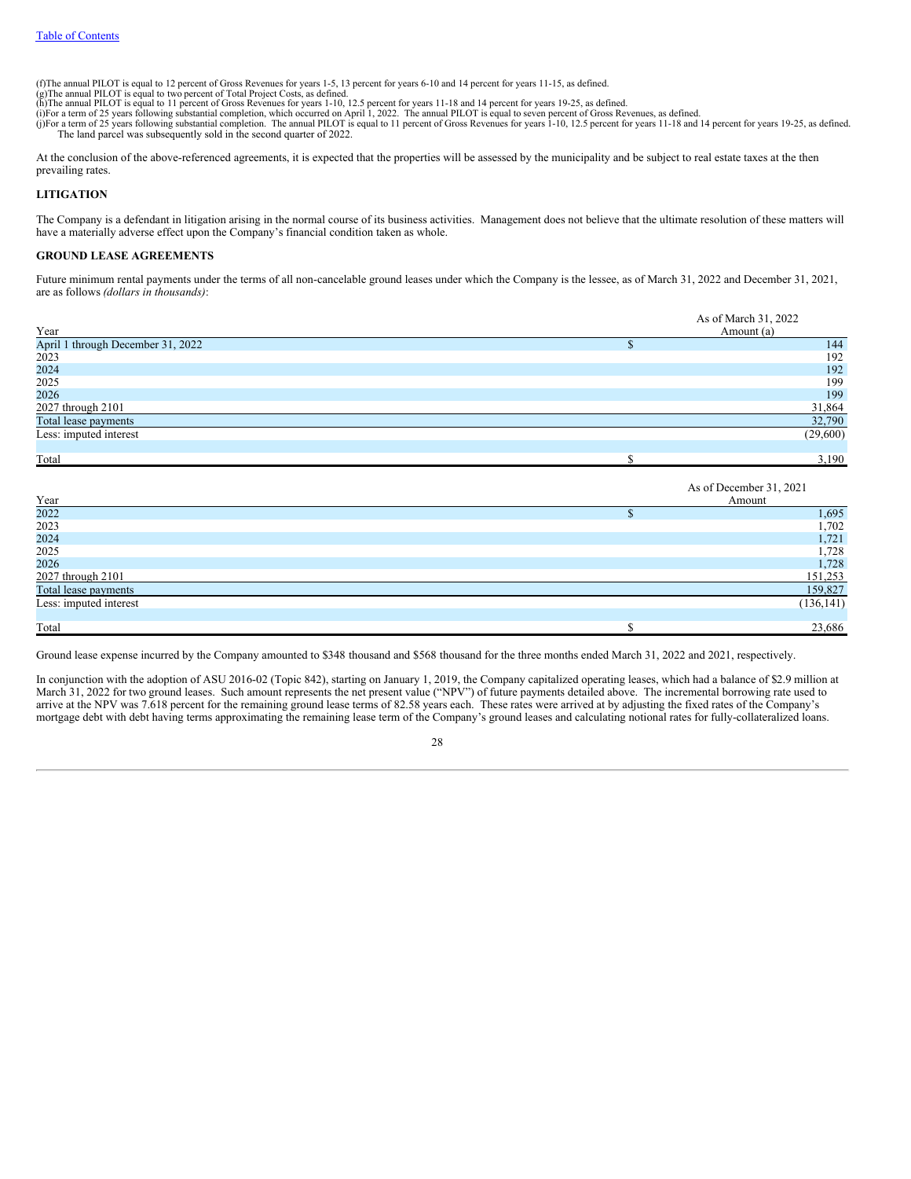(f)The annual PILOT is equal to 12 percent of Gross Revenues for years 1-5, 13 percent for years 6-10 and 14 percent for years 11-15, as defined.
(g)The annual PILOT is equal to two percent of Total Project Costs, as defined.
(h)The annual PILOT is equal to 11 percent of Gross Revenues for years 1-10, 12.5 percent for years 11-18 and 14 percent for years 19-25, as defined.
(i)For a term of 25 years following substantial completion, which occurred on April 1, 2022. The annual PILOT is equal to seven percent of Gross Revenues, as defined.
(j)For a term of 25 years following substantial completion. The annual PILOT is equal to 11 percent of Gross Revenues for years 1-10, 12.5 percent for years 11-18 and 14 percent for years 19-25, as defined. The land parcel was subsequently sold in the second quarter of 2022.

At the conclusion of the above-referenced agreements, it is expected that the properties will be assessed by the municipality and be subject to real estate taxes at the then prevailing rates.

**LITIGATION**

The Company is a defendant in litigation arising in the normal course of its business activities. Management does not believe that the ultimate resolution of these matters will have a materially adverse effect upon the Company's financial condition taken as whole.

**GROUND LEASE AGREEMENTS**

Future minimum rental payments under the terms of all non-cancelable ground leases under which the Company is the lessee, as of March 31, 2022 and December 31, 2021, are as follows *(dollars in thousands)*:

| Year | As of March 31, 2022 Amount (a) |
|---|---|
| April 1 through December 31, 2022 | $ 144 |
| 2023 | 192 |
| 2024 | 192 |
| 2025 | 199 |
| 2026 | 199 |
| 2027 through 2101 | 31,864 |
| Total lease payments | 32,790 |
| Less: imputed interest | (29,600) |
| Total | $ 3,190 |

| Year | As of December 31, 2021 Amount |
|---|---|
| 2022 | $ 1,695 |
| 2023 | 1,702 |
| 2024 | 1,721 |
| 2025 | 1,728 |
| 2026 | 1,728 |
| 2027 through 2101 | 151,253 |
| Total lease payments | 159,827 |
| Less: imputed interest | (136,141) |
| Total | $ 23,686 |

Ground lease expense incurred by the Company amounted to $348 thousand and $568 thousand for the three months ended March 31, 2022 and 2021, respectively.

In conjunction with the adoption of ASU 2016-02 (Topic 842), starting on January 1, 2019, the Company capitalized operating leases, which had a balance of $2.9 million at March 31, 2022 for two ground leases. Such amount represents the net present value ("NPV") of future payments detailed above. The incremental borrowing rate used to arrive at the NPV was 7.618 percent for the remaining ground lease terms of 82.58 years each. These rates were arrived at by adjusting the fixed rates of the Company's mortgage debt with debt having terms approximating the remaining lease term of the Company's ground leases and calculating notional rates for fully-collateralized loans.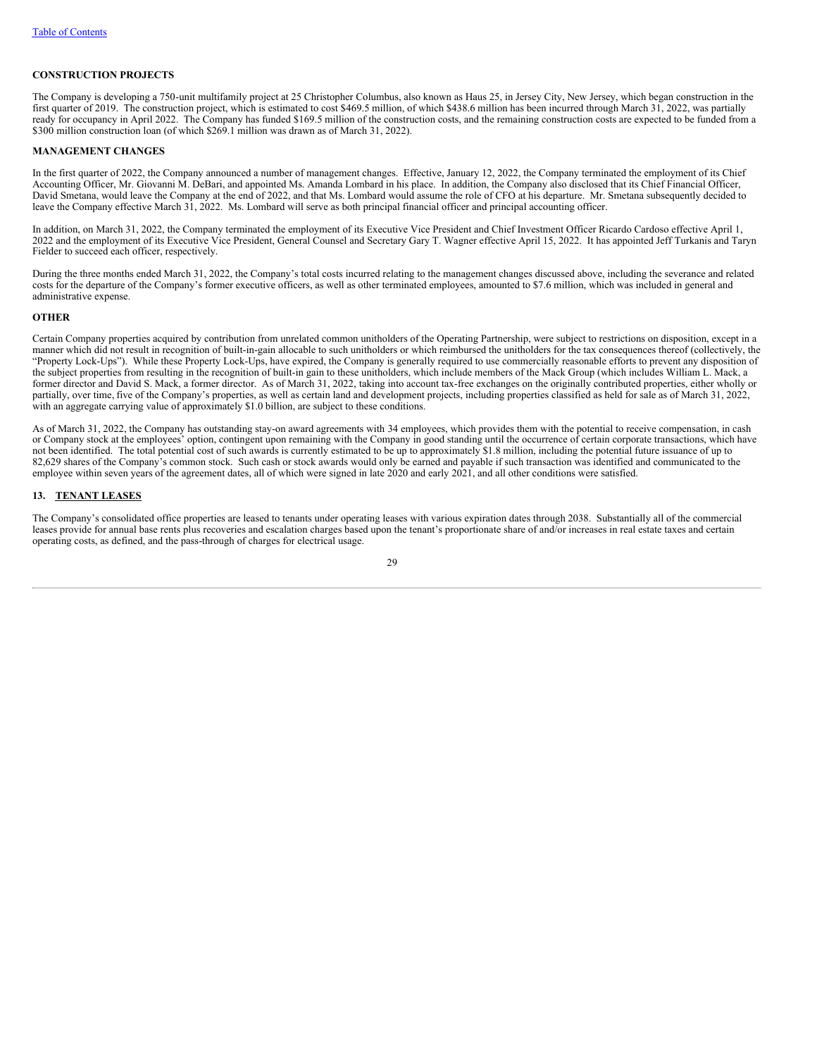### CONSTRUCTION PROJECTS

The Company is developing a 750-unit multifamily project at 25 Christopher Columbus, also known as Haus 25, in Jersey City, New Jersey, which began construction in the first quarter of 2019. The construction project, which is estimated to cost $469.5 million, of which $438.6 million has been incurred through March 31, 2022, was partially ready for occupancy in April 2022. The Company has funded $169.5 million of the construction costs, and the remaining construction costs are expected to be funded from a $300 million construction loan (of which $269.1 million was drawn as of March 31, 2022).

### MANAGEMENT CHANGES

In the first quarter of 2022, the Company announced a number of management changes. Effective, January 12, 2022, the Company terminated the employment of its Chief Accounting Officer, Mr. Giovanni M. DeBari, and appointed Ms. Amanda Lombard in his place. In addition, the Company also disclosed that its Chief Financial Officer, David Smetana, would leave the Company at the end of 2022, and that Ms. Lombard would assume the role of CFO at his departure. Mr. Smetana subsequently decided to leave the Company effective March 31, 2022. Ms. Lombard will serve as both principal financial officer and principal accounting officer.

In addition, on March 31, 2022, the Company terminated the employment of its Executive Vice President and Chief Investment Officer Ricardo Cardoso effective April 1, 2022 and the employment of its Executive Vice President, General Counsel and Secretary Gary T. Wagner effective April 15, 2022. It has appointed Jeff Turkanis and Taryn Fielder to succeed each officer, respectively.

During the three months ended March 31, 2022, the Company's total costs incurred relating to the management changes discussed above, including the severance and related costs for the departure of the Company's former executive officers, as well as other terminated employees, amounted to $7.6 million, which was included in general and administrative expense.

### OTHER

Certain Company properties acquired by contribution from unrelated common unitholders of the Operating Partnership, were subject to restrictions on disposition, except in a manner which did not result in recognition of built-in-gain allocable to such unitholders or which reimbursed the unitholders for the tax consequences thereof (collectively, the "Property Lock-Ups"). While these Property Lock-Ups, have expired, the Company is generally required to use commercially reasonable efforts to prevent any disposition of the subject properties from resulting in the recognition of built-in gain to these unitholders, which include members of the Mack Group (which includes William L. Mack, a former director and David S. Mack, a former director. As of March 31, 2022, taking into account tax-free exchanges on the originally contributed properties, either wholly or partially, over time, five of the Company's properties, as well as certain land and development projects, including properties classified as held for sale as of March 31, 2022, with an aggregate carrying value of approximately $1.0 billion, are subject to these conditions.

As of March 31, 2022, the Company has outstanding stay-on award agreements with 34 employees, which provides them with the potential to receive compensation, in cash or Company stock at the employees' option, contingent upon remaining with the Company in good standing until the occurrence of certain corporate transactions, which have not been identified. The total potential cost of such awards is currently estimated to be up to approximately $1.8 million, including the potential future issuance of up to 82,629 shares of the Company's common stock. Such cash or stock awards would only be earned and payable if such transaction was identified and communicated to the employee within seven years of the agreement dates, all of which were signed in late 2020 and early 2021, and all other conditions were satisfied.

## 13. TENANT LEASES

The Company's consolidated office properties are leased to tenants under operating leases with various expiration dates through 2038. Substantially all of the commercial leases provide for annual base rents plus recoveries and escalation charges based upon the tenant's proportionate share of and/or increases in real estate taxes and certain operating costs, as defined, and the pass-through of charges for electrical usage.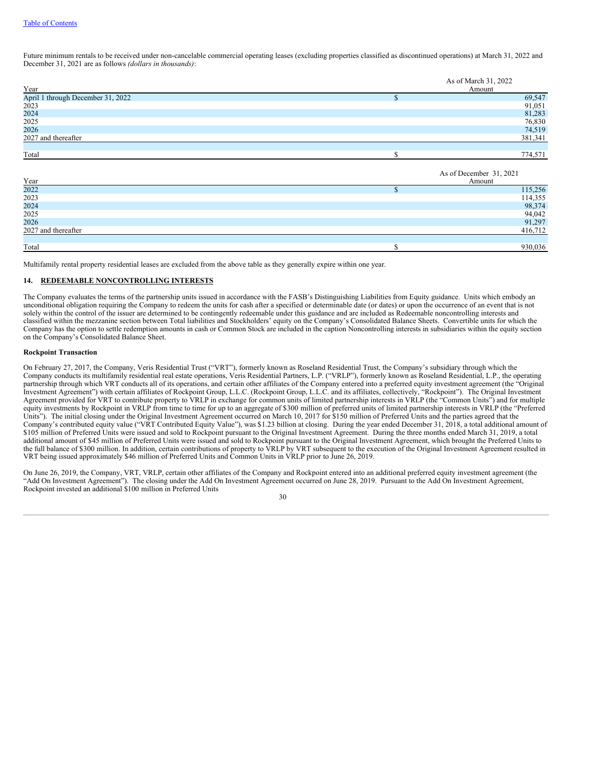Future minimum rentals to be received under non-cancelable commercial operating leases (excluding properties classified as discontinued operations) at March 31, 2022 and December 31, 2021 are as follows *(dollars in thousands)*:

| Year | | As of March 31, 2022 Amount |
|---|---|---|
| April 1 through December 31, 2022 | $ | 69,547 |
| 2023 | | 91,051 |
| 2024 | | 81,283 |
| 2025 | | 76,830 |
| 2026 | | 74,519 |
| 2027 and thereafter | | 381,341 |
| Total | $ | 774,571 |

| Year | | As of December 31, 2021 Amount |
|---|---|---|
| 2022 | $ | 115,256 |
| 2023 | | 114,355 |
| 2024 | | 98,374 |
| 2025 | | 94,042 |
| 2026 | | 91,297 |
| 2027 and thereafter | | 416,712 |
| Total | $ | 930,036 |

Multifamily rental property residential leases are excluded from the above table as they generally expire within one year.

## 14. REDEEMABLE NONCONTROLLING INTERESTS

The Company evaluates the terms of the partnership units issued in accordance with the FASB's Distinguishing Liabilities from Equity guidance. Units which embody an unconditional obligation requiring the Company to redeem the units for cash after a specified or determinable date (or dates) or upon the occurrence of an event that is not solely within the control of the issuer are determined to be contingently redeemable under this guidance and are included as Redeemable noncontrolling interests and classified within the mezzanine section between Total liabilities and Stockholders' equity on the Company's Consolidated Balance Sheets. Convertible units for which the Company has the option to settle redemption amounts in cash or Common Stock are included in the caption Noncontrolling interests in subsidiaries within the equity section on the Company's Consolidated Balance Sheet.

**Rockpoint Transaction**

On February 27, 2017, the Company, Veris Residential Trust ("VRT"), formerly known as Roseland Residential Trust, the Company's subsidiary through which the Company conducts its multifamily residential real estate operations, Veris Residential Partners, L.P. ("VRLP"), formerly known as Roseland Residential, L.P., the operating partnership through which VRT conducts all of its operations, and certain other affiliates of the Company entered into a preferred equity investment agreement (the "Original Investment Agreement") with certain affiliates of Rockpoint Group, L.L.C. (Rockpoint Group, L.L.C. and its affiliates, collectively, "Rockpoint"). The Original Investment Agreement provided for VRT to contribute property to VRLP in exchange for common units of limited partnership interests in VRLP (the "Common Units") and for multiple equity investments by Rockpoint in VRLP from time to time for up to an aggregate of $300 million of preferred units of limited partnership interests in VRLP (the "Preferred Units"). The initial closing under the Original Investment Agreement occurred on March 10, 2017 for $150 million of Preferred Units and the parties agreed that the Company's contributed equity value ("VRT Contributed Equity Value"), was $1.23 billion at closing. During the year ended December 31, 2018, a total additional amount of $105 million of Preferred Units were issued and sold to Rockpoint pursuant to the Original Investment Agreement. During the three months ended March 31, 2019, a total additional amount of $45 million of Preferred Units were issued and sold to Rockpoint pursuant to the Original Investment Agreement, which brought the Preferred Units to the full balance of $300 million. In addition, certain contributions of property to VRLP by VRT subsequent to the execution of the Original Investment Agreement resulted in VRT being issued approximately $46 million of Preferred Units and Common Units in VRLP prior to June 26, 2019.

On June 26, 2019, the Company, VRT, VRLP, certain other affiliates of the Company and Rockpoint entered into an additional preferred equity investment agreement (the "Add On Investment Agreement"). The closing under the Add On Investment Agreement occurred on June 28, 2019. Pursuant to the Add On Investment Agreement, Rockpoint invested an additional $100 million in Preferred Units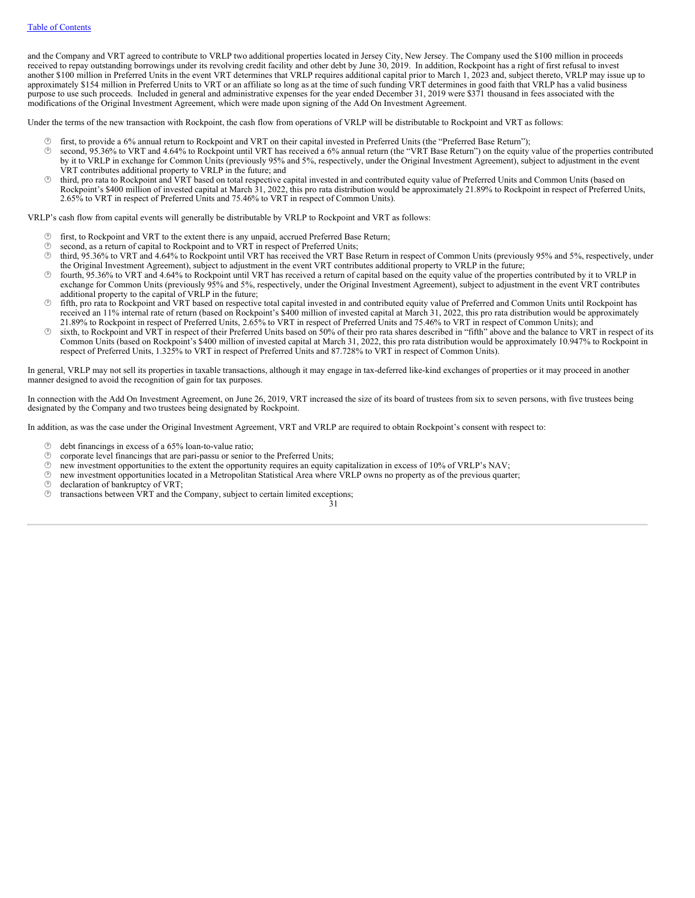and the Company and VRT agreed to contribute to VRLP two additional properties located in Jersey City, New Jersey. The Company used the $100 million in proceeds received to repay outstanding borrowings under its revolving credit facility and other debt by June 30, 2019.  In addition, Rockpoint has a right of first refusal to invest another $100 million in Preferred Units in the event VRT determines that VRLP requires additional capital prior to March 1, 2023 and, subject thereto, VRLP may issue up to approximately $154 million in Preferred Units to VRT or an affiliate so long as at the time of such funding VRT determines in good faith that VRLP has a valid business purpose to use such proceeds.  Included in general and administrative expenses for the year ended December 31, 2019 were $371 thousand in fees associated with the modifications of the Original Investment Agreement, which were made upon signing of the Add On Investment Agreement.

Under the terms of the new transaction with Rockpoint, the cash flow from operations of VRLP will be distributable to Rockpoint and VRT as follows:

- first, to provide a 6% annual return to Rockpoint and VRT on their capital invested in Preferred Units (the "Preferred Base Return");
- second, 95.36% to VRT and 4.64% to Rockpoint until VRT has received a 6% annual return (the "VRT Base Return") on the equity value of the properties contributed by it to VRLP in exchange for Common Units (previously 95% and 5%, respectively, under the Original Investment Agreement), subject to adjustment in the event VRT contributes additional property to VRLP in the future; and
- third, pro rata to Rockpoint and VRT based on total respective capital invested in and contributed equity value of Preferred Units and Common Units (based on Rockpoint's $400 million of invested capital at March 31, 2022, this pro rata distribution would be approximately 21.89% to Rockpoint in respect of Preferred Units, 2.65% to VRT in respect of Preferred Units and 75.46% to VRT in respect of Common Units).

VRLP's cash flow from capital events will generally be distributable by VRLP to Rockpoint and VRT as follows:

- first, to Rockpoint and VRT to the extent there is any unpaid, accrued Preferred Base Return;
- second, as a return of capital to Rockpoint and to VRT in respect of Preferred Units;
- third, 95.36% to VRT and 4.64% to Rockpoint until VRT has received the VRT Base Return in respect of Common Units (previously 95% and 5%, respectively, under the Original Investment Agreement), subject to adjustment in the event VRT contributes additional property to VRLP in the future;
- fourth, 95.36% to VRT and 4.64% to Rockpoint until VRT has received a return of capital based on the equity value of the properties contributed by it to VRLP in exchange for Common Units (previously 95% and 5%, respectively, under the Original Investment Agreement), subject to adjustment in the event VRT contributes additional property to the capital of VRLP in the future;
- fifth, pro rata to Rockpoint and VRT based on respective total capital invested in and contributed equity value of Preferred and Common Units until Rockpoint has received an 11% internal rate of return (based on Rockpoint's $400 million of invested capital at March 31, 2022, this pro rata distribution would be approximately 21.89% to Rockpoint in respect of Preferred Units, 2.65% to VRT in respect of Preferred Units and 75.46% to VRT in respect of Common Units); and
- sixth, to Rockpoint and VRT in respect of their Preferred Units based on 50% of their pro rata shares described in "fifth" above and the balance to VRT in respect of its Common Units (based on Rockpoint's $400 million of invested capital at March 31, 2022, this pro rata distribution would be approximately 10.947% to Rockpoint in respect of Preferred Units, 1.325% to VRT in respect of Preferred Units and 87.728% to VRT in respect of Common Units).

In general, VRLP may not sell its properties in taxable transactions, although it may engage in tax-deferred like-kind exchanges of properties or it may proceed in another manner designed to avoid the recognition of gain for tax purposes.

In connection with the Add On Investment Agreement, on June 26, 2019, VRT increased the size of its board of trustees from six to seven persons, with five trustees being designated by the Company and two trustees being designated by Rockpoint.

In addition, as was the case under the Original Investment Agreement, VRT and VRLP are required to obtain Rockpoint's consent with respect to:

- debt financings in excess of a 65% loan-to-value ratio;
- corporate level financings that are pari-passu or senior to the Preferred Units;
- new investment opportunities to the extent the opportunity requires an equity capitalization in excess of 10% of VRLP's NAV;
- new investment opportunities located in a Metropolitan Statistical Area where VRLP owns no property as of the previous quarter;
- declaration of bankruptcy of VRT;
- transactions between VRT and the Company, subject to certain limited exceptions;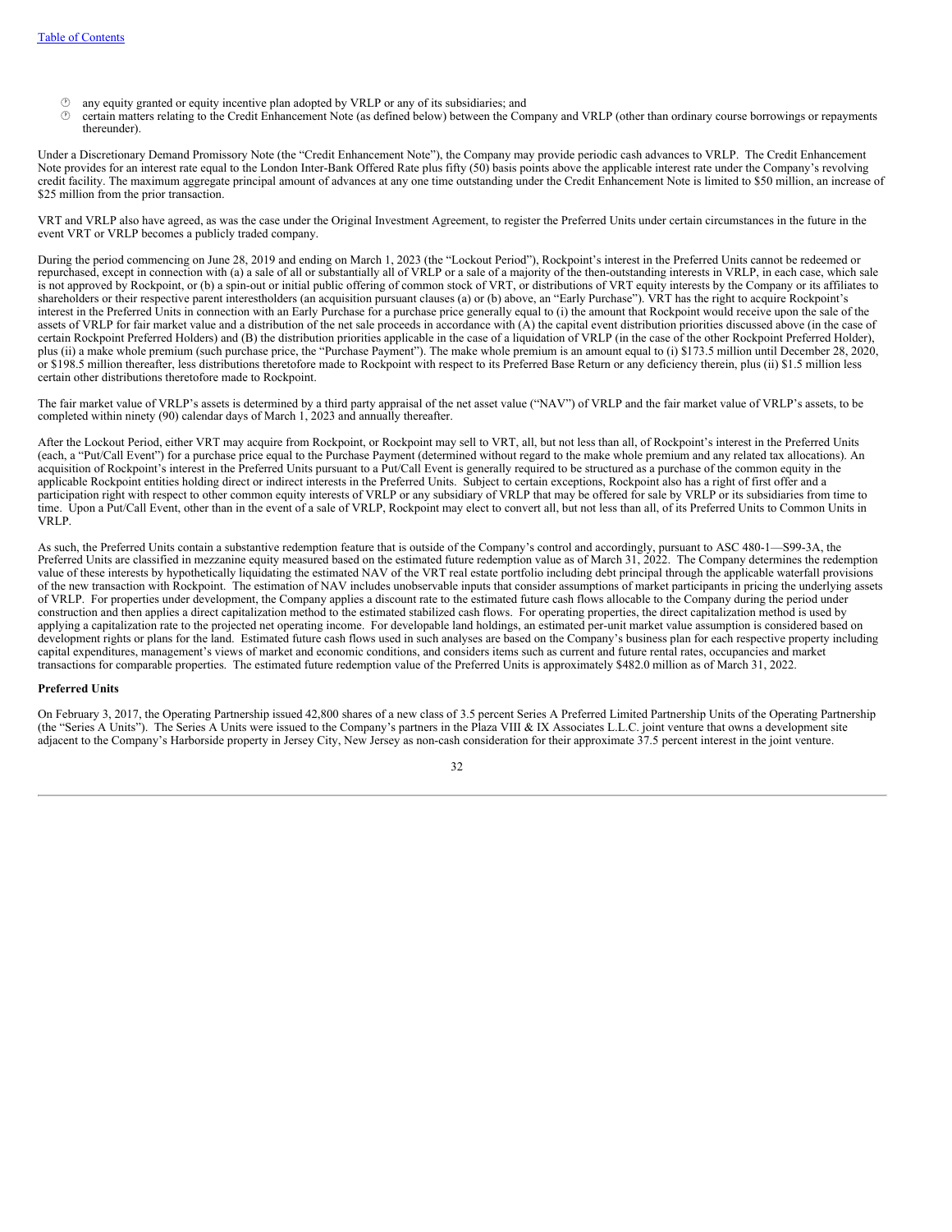- any equity granted or equity incentive plan adopted by VRLP or any of its subsidiaries; and
- certain matters relating to the Credit Enhancement Note (as defined below) between the Company and VRLP (other than ordinary course borrowings or repayments thereunder).

Under a Discretionary Demand Promissory Note (the "Credit Enhancement Note"), the Company may provide periodic cash advances to VRLP. The Credit Enhancement Note provides for an interest rate equal to the London Inter-Bank Offered Rate plus fifty (50) basis points above the applicable interest rate under the Company's revolving credit facility. The maximum aggregate principal amount of advances at any one time outstanding under the Credit Enhancement Note is limited to $50 million, an increase of $25 million from the prior transaction.

VRT and VRLP also have agreed, as was the case under the Original Investment Agreement, to register the Preferred Units under certain circumstances in the future in the event VRT or VRLP becomes a publicly traded company.

During the period commencing on June 28, 2019 and ending on March 1, 2023 (the "Lockout Period"), Rockpoint's interest in the Preferred Units cannot be redeemed or repurchased, except in connection with (a) a sale of all or substantially all of VRLP or a sale of a majority of the then-outstanding interests in VRLP, in each case, which sale is not approved by Rockpoint, or (b) a spin-out or initial public offering of common stock of VRT, or distributions of VRT equity interests by the Company or its affiliates to shareholders or their respective parent interestholders (an acquisition pursuant clauses (a) or (b) above, an "Early Purchase"). VRT has the right to acquire Rockpoint's interest in the Preferred Units in connection with an Early Purchase for a purchase price generally equal to (i) the amount that Rockpoint would receive upon the sale of the assets of VRLP for fair market value and a distribution of the net sale proceeds in accordance with (A) the capital event distribution priorities discussed above (in the case of certain Rockpoint Preferred Holders) and (B) the distribution priorities applicable in the case of a liquidation of VRLP (in the case of the other Rockpoint Preferred Holder), plus (ii) a make whole premium (such purchase price, the "Purchase Payment"). The make whole premium is an amount equal to (i) $173.5 million until December 28, 2020, or $198.5 million thereafter, less distributions theretofore made to Rockpoint with respect to its Preferred Base Return or any deficiency therein, plus (ii) $1.5 million less certain other distributions theretofore made to Rockpoint.

The fair market value of VRLP's assets is determined by a third party appraisal of the net asset value ("NAV") of VRLP and the fair market value of VRLP's assets, to be completed within ninety (90) calendar days of March 1, 2023 and annually thereafter.

After the Lockout Period, either VRT may acquire from Rockpoint, or Rockpoint may sell to VRT, all, but not less than all, of Rockpoint's interest in the Preferred Units (each, a "Put/Call Event") for a purchase price equal to the Purchase Payment (determined without regard to the make whole premium and any related tax allocations). An acquisition of Rockpoint's interest in the Preferred Units pursuant to a Put/Call Event is generally required to be structured as a purchase of the common equity in the applicable Rockpoint entities holding direct or indirect interests in the Preferred Units. Subject to certain exceptions, Rockpoint also has a right of first offer and a participation right with respect to other common equity interests of VRLP or any subsidiary of VRLP that may be offered for sale by VRLP or its subsidiaries from time to time. Upon a Put/Call Event, other than in the event of a sale of VRLP, Rockpoint may elect to convert all, but not less than all, of its Preferred Units to Common Units in VRLP.

As such, the Preferred Units contain a substantive redemption feature that is outside of the Company's control and accordingly, pursuant to ASC 480-1—S99-3A, the Preferred Units are classified in mezzanine equity measured based on the estimated future redemption value as of March 31, 2022. The Company determines the redemption value of these interests by hypothetically liquidating the estimated NAV of the VRT real estate portfolio including debt principal through the applicable waterfall provisions of the new transaction with Rockpoint. The estimation of NAV includes unobservable inputs that consider assumptions of market participants in pricing the underlying assets of VRLP. For properties under development, the Company applies a discount rate to the estimated future cash flows allocable to the Company during the period under construction and then applies a direct capitalization method to the estimated stabilized cash flows. For operating properties, the direct capitalization method is used by applying a capitalization rate to the projected net operating income. For developable land holdings, an estimated per-unit market value assumption is considered based on development rights or plans for the land. Estimated future cash flows used in such analyses are based on the Company's business plan for each respective property including capital expenditures, management's views of market and economic conditions, and considers items such as current and future rental rates, occupancies and market transactions for comparable properties. The estimated future redemption value of the Preferred Units is approximately $482.0 million as of March 31, 2022.

**Preferred Units**

On February 3, 2017, the Operating Partnership issued 42,800 shares of a new class of 3.5 percent Series A Preferred Limited Partnership Units of the Operating Partnership (the "Series A Units"). The Series A Units were issued to the Company's partners in the Plaza VIII & IX Associates L.L.C. joint venture that owns a development site adjacent to the Company's Harborside property in Jersey City, New Jersey as non-cash consideration for their approximate 37.5 percent interest in the joint venture.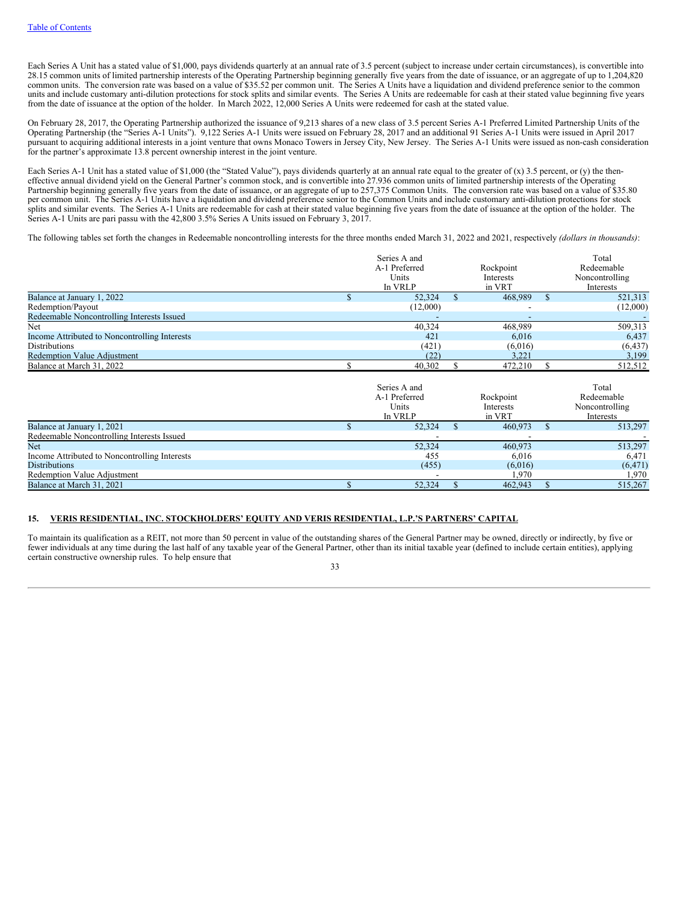[Table of Contents](#)

Each Series A Unit has a stated value of $1,000, pays dividends quarterly at an annual rate of 3.5 percent (subject to increase under certain circumstances), is convertible into 28.15 common units of limited partnership interests of the Operating Partnership beginning generally five years from the date of issuance, or an aggregate of up to 1,204,820 common units. The conversion rate was based on a value of $35.52 per common unit. The Series A Units have a liquidation and dividend preference senior to the common units and include customary anti-dilution protections for stock splits and similar events. The Series A Units are redeemable for cash at their stated value beginning five years from the date of issuance at the option of the holder. In March 2022, 12,000 Series A Units were redeemed for cash at the stated value.

On February 28, 2017, the Operating Partnership authorized the issuance of 9,213 shares of a new class of 3.5 percent Series A-1 Preferred Limited Partnership Units of the Operating Partnership (the "Series A-1 Units"). 9,122 Series A-1 Units were issued on February 28, 2017 and an additional 91 Series A-1 Units were issued in April 2017 pursuant to acquiring additional interests in a joint venture that owns Monaco Towers in Jersey City, New Jersey. The Series A-1 Units were issued as non-cash consideration for the partner's approximate 13.8 percent ownership interest in the joint venture.

Each Series A-1 Unit has a stated value of $1,000 (the "Stated Value"), pays dividends quarterly at an annual rate equal to the greater of (x) 3.5 percent, or (y) the then-effective annual dividend yield on the General Partner's common stock, and is convertible into 27.936 common units of limited partnership interests of the Operating Partnership beginning generally five years from the date of issuance, or an aggregate of up to 257,375 Common Units. The conversion rate was based on a value of $35.80 per common unit. The Series A-1 Units have a liquidation and dividend preference senior to the Common Units and include customary anti-dilution protections for stock splits and similar events. The Series A-1 Units are redeemable for cash at their stated value beginning five years from the date of issuance at the option of the holder. The Series A-1 Units are pari passu with the 42,800 3.5% Series A Units issued on February 3, 2017.

The following tables set forth the changes in Redeemable noncontrolling interests for the three months ended March 31, 2022 and 2021, respectively *(dollars in thousands)*:

| | Series A and A-1 Preferred Units In VRLP | Rockpoint Interests in VRT | Total Redeemable Noncontrolling Interests |
|---|---|---|---|
| Balance at January 1, 2022 | $ 52,324 | $ 468,989 | $ 521,313 |
| Redemption/Payout | (12,000) | - | (12,000) |
| Redeemable Noncontrolling Interests Issued | - | - | - |
| Net | 40,324 | 468,989 | 509,313 |
| Income Attributed to Noncontrolling Interests | 421 | 6,016 | 6,437 |
| Distributions | (421) | (6,016) | (6,437) |
| Redemption Value Adjustment | (22) | 3,221 | 3,199 |
| Balance at March 31, 2022 | $ 40,302 | $ 472,210 | $ 512,512 |

| | Series A and A-1 Preferred Units In VRLP | Rockpoint Interests in VRT | Total Redeemable Noncontrolling Interests |
|---|---|---|---|
| Balance at January 1, 2021 | $ 52,324 | $ 460,973 | $ 513,297 |
| Redeemable Noncontrolling Interests Issued | - | - | - |
| Net | 52,324 | 460,973 | 513,297 |
| Income Attributed to Noncontrolling Interests | 455 | 6,016 | 6,471 |
| Distributions | (455) | (6,016) | (6,471) |
| Redemption Value Adjustment | - | 1,970 | 1,970 |
| Balance at March 31, 2021 | $ 52,324 | $ 462,943 | $ 515,267 |

## 15. VERIS RESIDENTIAL, INC. STOCKHOLDERS' EQUITY AND VERIS RESIDENTIAL, L.P.'S PARTNERS' CAPITAL

To maintain its qualification as a REIT, not more than 50 percent in value of the outstanding shares of the General Partner may be owned, directly or indirectly, by five or fewer individuals at any time during the last half of any taxable year of the General Partner, other than its initial taxable year (defined to include certain entities), applying certain constructive ownership rules. To help ensure that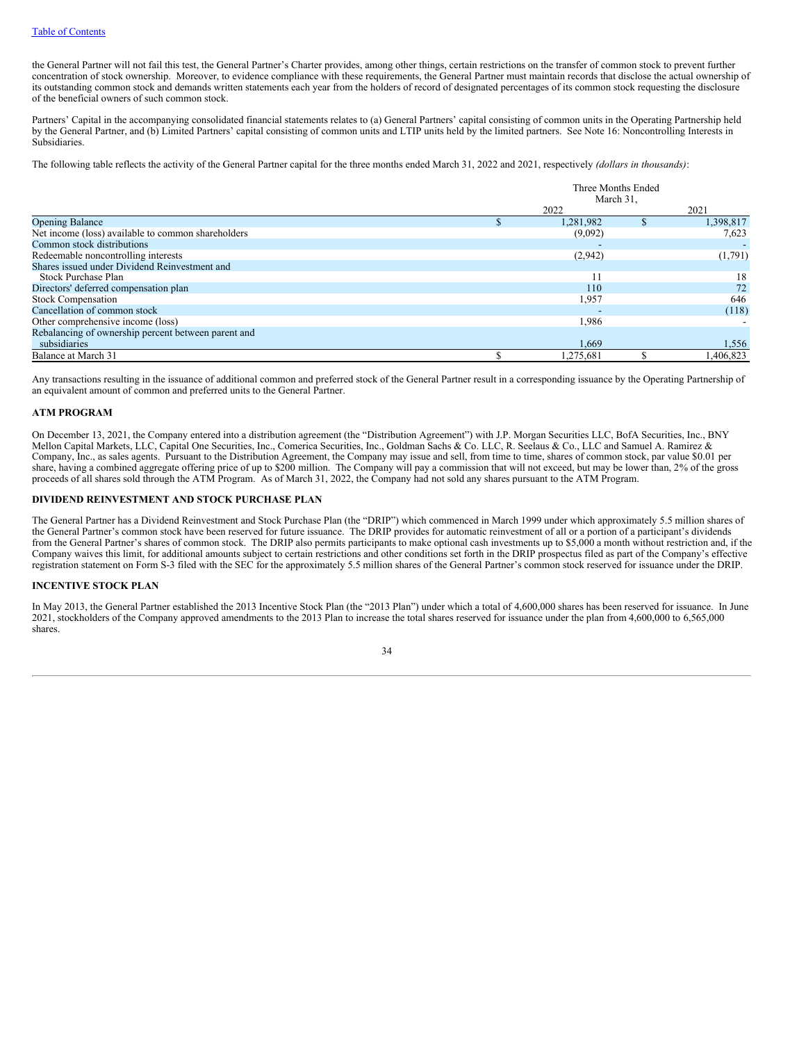the General Partner will not fail this test, the General Partner's Charter provides, among other things, certain restrictions on the transfer of common stock to prevent further concentration of stock ownership. Moreover, to evidence compliance with these requirements, the General Partner must maintain records that disclose the actual ownership of its outstanding common stock and demands written statements each year from the holders of record of designated percentages of its common stock requesting the disclosure of the beneficial owners of such common stock.

Partners' Capital in the accompanying consolidated financial statements relates to (a) General Partners' capital consisting of common units in the Operating Partnership held by the General Partner, and (b) Limited Partners' capital consisting of common units and LTIP units held by the limited partners. See Note 16: Noncontrolling Interests in Subsidiaries.

The following table reflects the activity of the General Partner capital for the three months ended March 31, 2022 and 2021, respectively *(dollars in thousands)*:

| | Three Months Ended March 31, 2022 | Three Months Ended March 31, 2021 |
|---|---|---|
| Opening Balance | $ 1,281,982 | $ 1,398,817 |
| Net income (loss) available to common shareholders | (9,092) | 7,623 |
| Common stock distributions | - | - |
| Redeemable noncontrolling interests | (2,942) | (1,791) |
| Shares issued under Dividend Reinvestment and Stock Purchase Plan | 11 | 18 |
| Directors' deferred compensation plan | 110 | 72 |
| Stock Compensation | 1,957 | 646 |
| Cancellation of common stock | - | (118) |
| Other comprehensive income (loss) | 1,986 | - |
| Rebalancing of ownership percent between parent and subsidiaries | 1,669 | 1,556 |
| Balance at March 31 | $ 1,275,681 | $ 1,406,823 |

Any transactions resulting in the issuance of additional common and preferred stock of the General Partner result in a corresponding issuance by the Operating Partnership of an equivalent amount of common and preferred units to the General Partner.

**ATM PROGRAM**

On December 13, 2021, the Company entered into a distribution agreement (the "Distribution Agreement") with J.P. Morgan Securities LLC, BofA Securities, Inc., BNY Mellon Capital Markets, LLC, Capital One Securities, Inc., Comerica Securities, Inc., Goldman Sachs & Co. LLC, R. Seelaus & Co., LLC and Samuel A. Ramirez & Company, Inc., as sales agents. Pursuant to the Distribution Agreement, the Company may issue and sell, from time to time, shares of common stock, par value $0.01 per share, having a combined aggregate offering price of up to $200 million. The Company will pay a commission that will not exceed, but may be lower than, 2% of the gross proceeds of all shares sold through the ATM Program. As of March 31, 2022, the Company had not sold any shares pursuant to the ATM Program.

**DIVIDEND REINVESTMENT AND STOCK PURCHASE PLAN**

The General Partner has a Dividend Reinvestment and Stock Purchase Plan (the "DRIP") which commenced in March 1999 under which approximately 5.5 million shares of the General Partner's common stock have been reserved for future issuance. The DRIP provides for automatic reinvestment of all or a portion of a participant's dividends from the General Partner's shares of common stock. The DRIP also permits participants to make optional cash investments up to $5,000 a month without restriction and, if the Company waives this limit, for additional amounts subject to certain restrictions and other conditions set forth in the DRIP prospectus filed as part of the Company's effective registration statement on Form S-3 filed with the SEC for the approximately 5.5 million shares of the General Partner's common stock reserved for issuance under the DRIP.

**INCENTIVE STOCK PLAN**

In May 2013, the General Partner established the 2013 Incentive Stock Plan (the "2013 Plan") under which a total of 4,600,000 shares has been reserved for issuance. In June 2021, stockholders of the Company approved amendments to the 2013 Plan to increase the total shares reserved for issuance under the plan from 4,600,000 to 6,565,000 shares.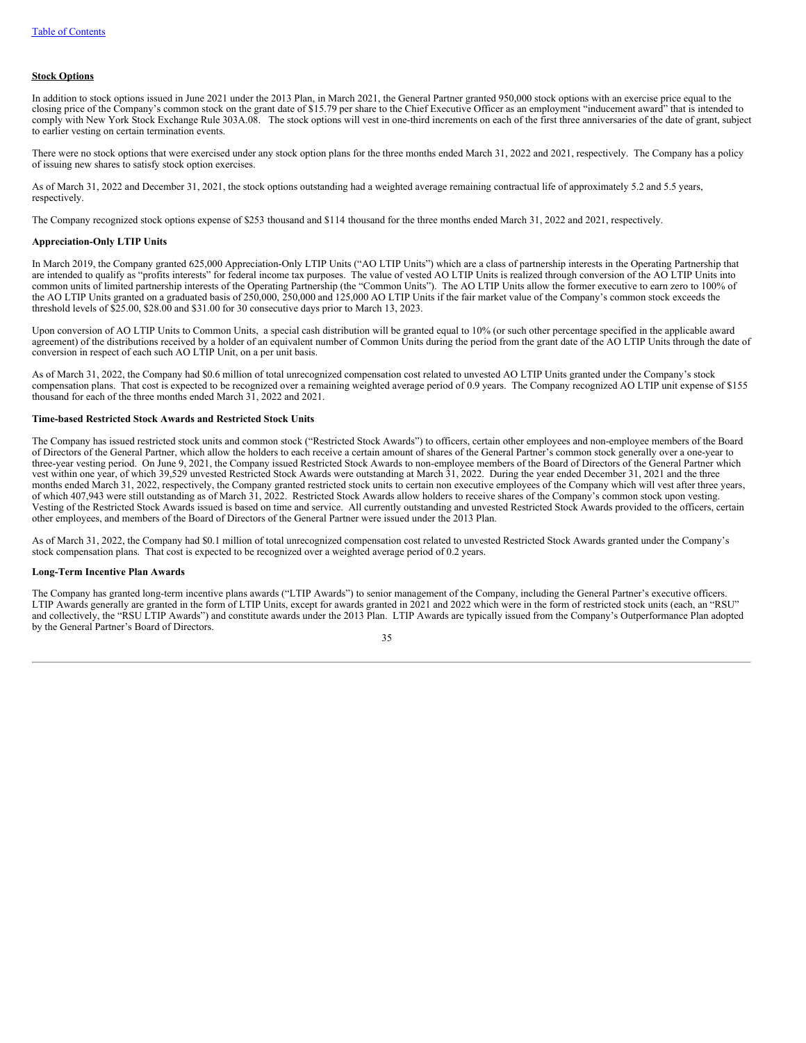**Stock Options**

In addition to stock options issued in June 2021 under the 2013 Plan, in March 2021, the General Partner granted 950,000 stock options with an exercise price equal to the closing price of the Company's common stock on the grant date of $15.79 per share to the Chief Executive Officer as an employment "inducement award" that is intended to comply with New York Stock Exchange Rule 303A.08. The stock options will vest in one-third increments on each of the first three anniversaries of the date of grant, subject to earlier vesting on certain termination events.

There were no stock options that were exercised under any stock option plans for the three months ended March 31, 2022 and 2021, respectively. The Company has a policy of issuing new shares to satisfy stock option exercises.

As of March 31, 2022 and December 31, 2021, the stock options outstanding had a weighted average remaining contractual life of approximately 5.2 and 5.5 years, respectively.

The Company recognized stock options expense of $253 thousand and $114 thousand for the three months ended March 31, 2022 and 2021, respectively.

**Appreciation-Only LTIP Units**

In March 2019, the Company granted 625,000 Appreciation-Only LTIP Units ("AO LTIP Units") which are a class of partnership interests in the Operating Partnership that are intended to qualify as "profits interests" for federal income tax purposes. The value of vested AO LTIP Units is realized through conversion of the AO LTIP Units into common units of limited partnership interests of the Operating Partnership (the "Common Units"). The AO LTIP Units allow the former executive to earn zero to 100% of the AO LTIP Units granted on a graduated basis of 250,000, 250,000 and 125,000 AO LTIP Units if the fair market value of the Company's common stock exceeds the threshold levels of $25.00, $28.00 and $31.00 for 30 consecutive days prior to March 13, 2023.

Upon conversion of AO LTIP Units to Common Units, a special cash distribution will be granted equal to 10% (or such other percentage specified in the applicable award agreement) of the distributions received by a holder of an equivalent number of Common Units during the period from the grant date of the AO LTIP Units through the date of conversion in respect of each such AO LTIP Unit, on a per unit basis.

As of March 31, 2022, the Company had $0.6 million of total unrecognized compensation cost related to unvested AO LTIP Units granted under the Company's stock compensation plans. That cost is expected to be recognized over a remaining weighted average period of 0.9 years. The Company recognized AO LTIP unit expense of $155 thousand for each of the three months ended March 31, 2022 and 2021.

**Time-based Restricted Stock Awards and Restricted Stock Units**

The Company has issued restricted stock units and common stock ("Restricted Stock Awards") to officers, certain other employees and non-employee members of the Board of Directors of the General Partner, which allow the holders to each receive a certain amount of shares of the General Partner's common stock generally over a one-year to three-year vesting period. On June 9, 2021, the Company issued Restricted Stock Awards to non-employee members of the Board of Directors of the General Partner which vest within one year, of which 39,529 unvested Restricted Stock Awards were outstanding at March 31, 2022. During the year ended December 31, 2021 and the three months ended March 31, 2022, respectively, the Company granted restricted stock units to certain non executive employees of the Company which will vest after three years, of which 407,943 were still outstanding as of March 31, 2022. Restricted Stock Awards allow holders to receive shares of the Company's common stock upon vesting. Vesting of the Restricted Stock Awards issued is based on time and service. All currently outstanding and unvested Restricted Stock Awards provided to the officers, certain other employees, and members of the Board of Directors of the General Partner were issued under the 2013 Plan.

As of March 31, 2022, the Company had $0.1 million of total unrecognized compensation cost related to unvested Restricted Stock Awards granted under the Company's stock compensation plans. That cost is expected to be recognized over a weighted average period of 0.2 years.

**Long-Term Incentive Plan Awards**

The Company has granted long-term incentive plans awards ("LTIP Awards") to senior management of the Company, including the General Partner's executive officers. LTIP Awards generally are granted in the form of LTIP Units, except for awards granted in 2021 and 2022 which were in the form of restricted stock units (each, an "RSU" and collectively, the "RSU LTIP Awards") and constitute awards under the 2013 Plan. LTIP Awards are typically issued from the Company's Outperformance Plan adopted by the General Partner's Board of Directors.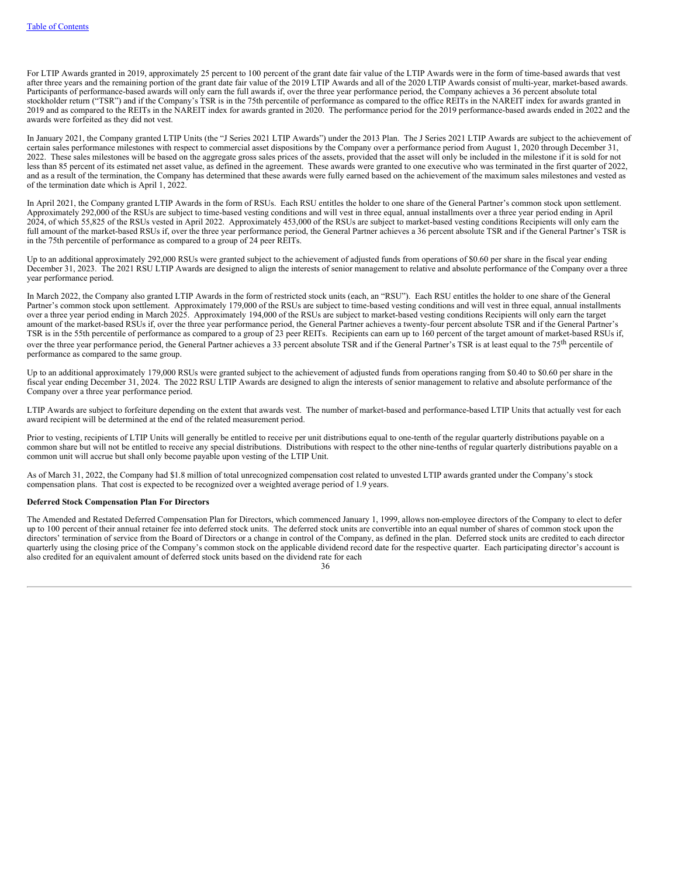For LTIP Awards granted in 2019, approximately 25 percent to 100 percent of the grant date fair value of the LTIP Awards were in the form of time-based awards that vest after three years and the remaining portion of the grant date fair value of the 2019 LTIP Awards and all of the 2020 LTIP Awards consist of multi-year, market-based awards. Participants of performance-based awards will only earn the full awards if, over the three year performance period, the Company achieves a 36 percent absolute total stockholder return ("TSR") and if the Company's TSR is in the 75th percentile of performance as compared to the office REITs in the NAREIT index for awards granted in 2019 and as compared to the REITs in the NAREIT index for awards granted in 2020. The performance period for the 2019 performance-based awards ended in 2022 and the awards were forfeited as they did not vest.

In January 2021, the Company granted LTIP Units (the "J Series 2021 LTIP Awards") under the 2013 Plan. The J Series 2021 LTIP Awards are subject to the achievement of certain sales performance milestones with respect to commercial asset dispositions by the Company over a performance period from August 1, 2020 through December 31, 2022. These sales milestones will be based on the aggregate gross sales prices of the assets, provided that the asset will only be included in the milestone if it is sold for not less than 85 percent of its estimated net asset value, as defined in the agreement. These awards were granted to one executive who was terminated in the first quarter of 2022, and as a result of the termination, the Company has determined that these awards were fully earned based on the achievement of the maximum sales milestones and vested as of the termination date which is April 1, 2022.

In April 2021, the Company granted LTIP Awards in the form of RSUs. Each RSU entitles the holder to one share of the General Partner's common stock upon settlement. Approximately 292,000 of the RSUs are subject to time-based vesting conditions and will vest in three equal, annual installments over a three year period ending in April 2024, of which 55,825 of the RSUs vested in April 2022. Approximately 453,000 of the RSUs are subject to market-based vesting conditions Recipients will only earn the full amount of the market-based RSUs if, over the three year performance period, the General Partner achieves a 36 percent absolute TSR and if the General Partner's TSR is in the 75th percentile of performance as compared to a group of 24 peer REITs.

Up to an additional approximately 292,000 RSUs were granted subject to the achievement of adjusted funds from operations of $0.60 per share in the fiscal year ending December 31, 2023. The 2021 RSU LTIP Awards are designed to align the interests of senior management to relative and absolute performance of the Company over a three year performance period.

In March 2022, the Company also granted LTIP Awards in the form of restricted stock units (each, an "RSU"). Each RSU entitles the holder to one share of the General Partner's common stock upon settlement. Approximately 179,000 of the RSUs are subject to time-based vesting conditions and will vest in three equal, annual installments over a three year period ending in March 2025. Approximately 194,000 of the RSUs are subject to market-based vesting conditions Recipients will only earn the target amount of the market-based RSUs if, over the three year performance period, the General Partner achieves a twenty-four percent absolute TSR and if the General Partner's TSR is in the 55th percentile of performance as compared to a group of 23 peer REITs. Recipients can earn up to 160 percent of the target amount of market-based RSUs if, over the three year performance period, the General Partner achieves a 33 percent absolute TSR and if the General Partner's TSR is at least equal to the 75th percentile of performance as compared to the same group.

Up to an additional approximately 179,000 RSUs were granted subject to the achievement of adjusted funds from operations ranging from $0.40 to $0.60 per share in the fiscal year ending December 31, 2024. The 2022 RSU LTIP Awards are designed to align the interests of senior management to relative and absolute performance of the Company over a three year performance period.

LTIP Awards are subject to forfeiture depending on the extent that awards vest. The number of market-based and performance-based LTIP Units that actually vest for each award recipient will be determined at the end of the related measurement period.

Prior to vesting, recipients of LTIP Units will generally be entitled to receive per unit distributions equal to one-tenth of the regular quarterly distributions payable on a common share but will not be entitled to receive any special distributions. Distributions with respect to the other nine-tenths of regular quarterly distributions payable on a common unit will accrue but shall only become payable upon vesting of the LTIP Unit.

As of March 31, 2022, the Company had $1.8 million of total unrecognized compensation cost related to unvested LTIP awards granted under the Company's stock compensation plans. That cost is expected to be recognized over a weighted average period of 1.9 years.

**Deferred Stock Compensation Plan For Directors**

The Amended and Restated Deferred Compensation Plan for Directors, which commenced January 1, 1999, allows non-employee directors of the Company to elect to defer up to 100 percent of their annual retainer fee into deferred stock units. The deferred stock units are convertible into an equal number of shares of common stock upon the directors' termination of service from the Board of Directors or a change in control of the Company, as defined in the plan. Deferred stock units are credited to each director quarterly using the closing price of the Company's common stock on the applicable dividend record date for the respective quarter. Each participating director's account is also credited for an equivalent amount of deferred stock units based on the dividend rate for each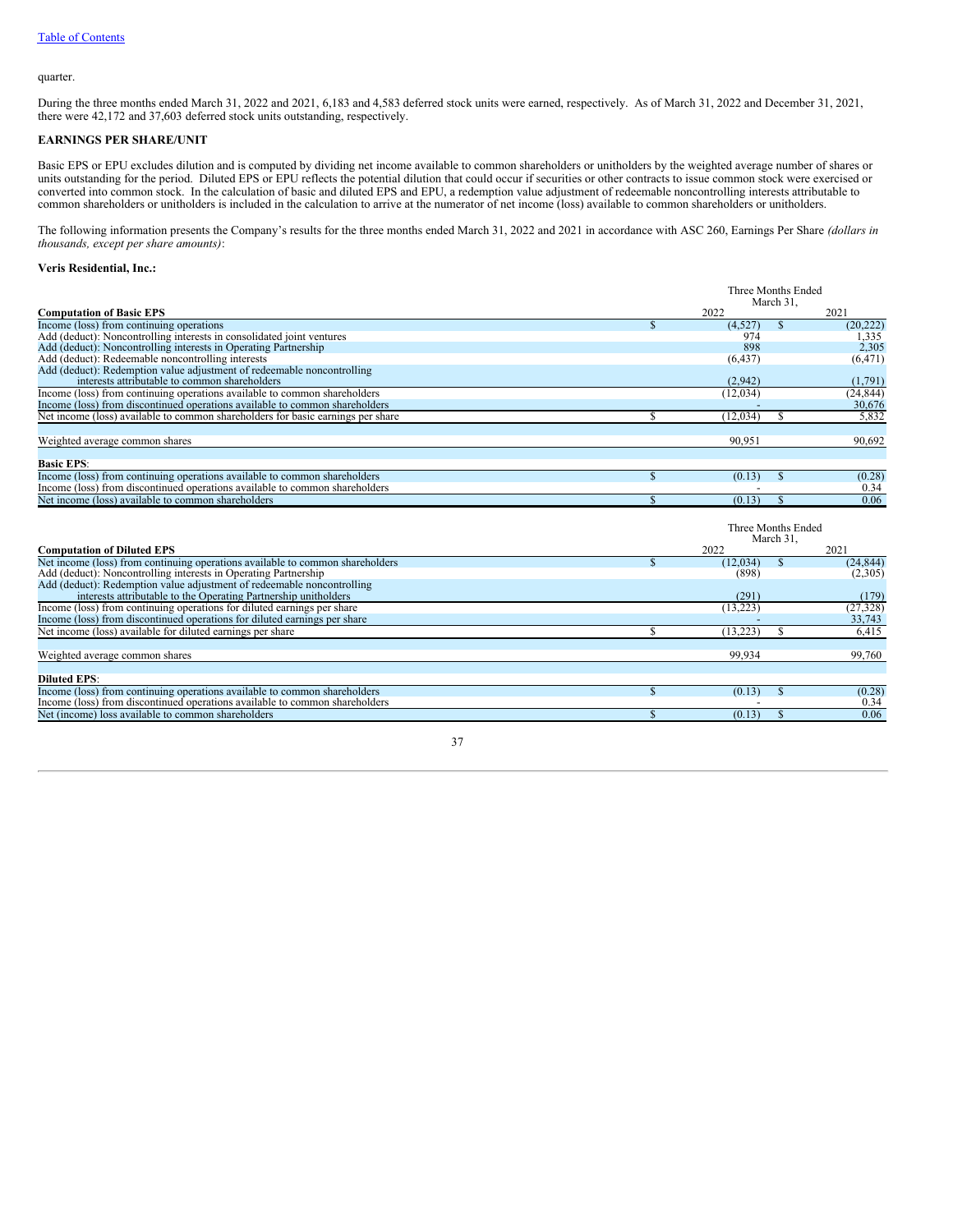quarter.

During the three months ended March 31, 2022 and 2021, 6,183 and 4,583 deferred stock units were earned, respectively. As of March 31, 2022 and December 31, 2021, there were 42,172 and 37,603 deferred stock units outstanding, respectively.

**EARNINGS PER SHARE/UNIT**

Basic EPS or EPU excludes dilution and is computed by dividing net income available to common shareholders or unitholders by the weighted average number of shares or units outstanding for the period. Diluted EPS or EPU reflects the potential dilution that could occur if securities or other contracts to issue common stock were exercised or converted into common stock. In the calculation of basic and diluted EPS and EPU, a redemption value adjustment of redeemable noncontrolling interests attributable to common shareholders or unitholders is included in the calculation to arrive at the numerator of net income (loss) available to common shareholders or unitholders.

The following information presents the Company's results for the three months ended March 31, 2022 and 2021 in accordance with ASC 260, Earnings Per Share *(dollars in thousands, except per share amounts)*:

**Veris Residential, Inc.:**

| | Three Months Ended March 31, | |
|---|---|---|
| **Computation of Basic EPS** | 2022 | 2021 |
| Income (loss) from continuing operations | $ (4,527) | $ (20,222) |
| Add (deduct): Noncontrolling interests in consolidated joint ventures | 974 | 1,335 |
| Add (deduct): Noncontrolling interests in Operating Partnership | 898 | 2,305 |
| Add (deduct): Redeemable noncontrolling interests | (6,437) | (6,471) |
| Add (deduct): Redemption value adjustment of redeemable noncontrolling interests attributable to common shareholders | (2,942) | (1,791) |
| Income (loss) from continuing operations available to common shareholders | (12,034) | (24,844) |
| Income (loss) from discontinued operations available to common shareholders | - | 30,676 |
| Net income (loss) available to common shareholders for basic earnings per share | $ (12,034) | $ 5,832 |
| | | |
| Weighted average common shares | 90,951 | 90,692 |
| | | |
| **Basic EPS**: | | |
| Income (loss) from continuing operations available to common shareholders | $ (0.13) | $ (0.28) |
| Income (loss) from discontinued operations available to common shareholders | - | 0.34 |
| Net income (loss) available to common shareholders | $ (0.13) | $ 0.06 |

| | Three Months Ended March 31, | |
|---|---|---|
| **Computation of Diluted EPS** | 2022 | 2021 |
| Net income (loss) from continuing operations available to common shareholders | $ (12,034) | $ (24,844) |
| Add (deduct): Noncontrolling interests in Operating Partnership | (898) | (2,305) |
| Add (deduct): Redemption value adjustment of redeemable noncontrolling interests attributable to the Operating Partnership unitholders | (291) | (179) |
| Income (loss) from continuing operations for diluted earnings per share | (13,223) | (27,328) |
| Income (loss) from discontinued operations for diluted earnings per share | - | 33,743 |
| Net income (loss) available for diluted earnings per share | $ (13,223) | $ 6,415 |
| | | |
| Weighted average common shares | 99,934 | 99,760 |
| | | |
| **Diluted EPS**: | | |
| Income (loss) from continuing operations available to common shareholders | $ (0.13) | $ (0.28) |
| Income (loss) from discontinued operations available to common shareholders | - | 0.34 |
| Net (income) loss available to common shareholders | $ (0.13) | $ 0.06 |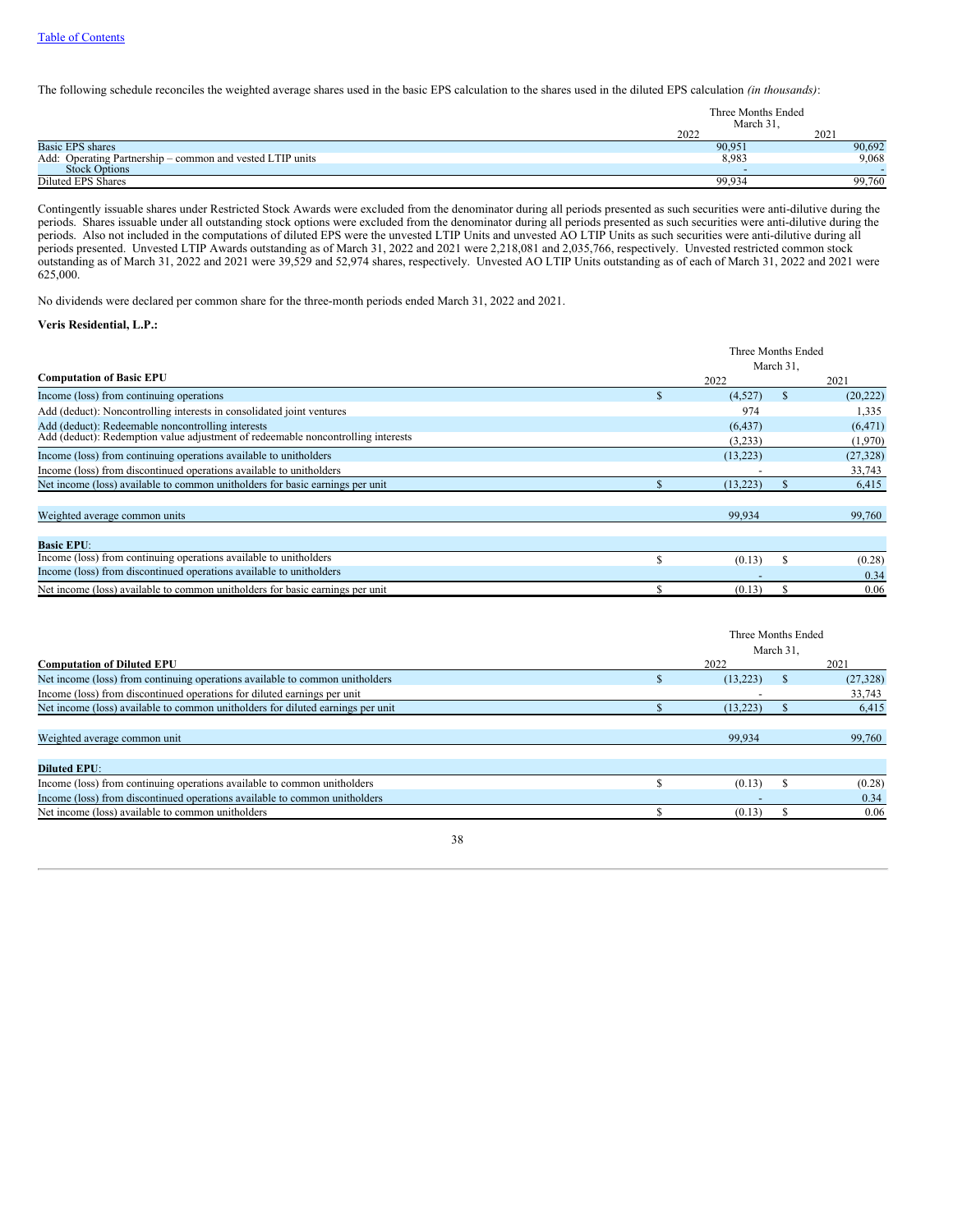[Table of Contents](#)

The following schedule reconciles the weighted average shares used in the basic EPS calculation to the shares used in the diluted EPS calculation *(in thousands)*:

| | Three Months Ended March 31, | |
|---|---|---|
| | 2022 | 2021 |
| Basic EPS shares | 90,951 | 90,692 |
| Add: Operating Partnership – common and vested LTIP units | 8,983 | 9,068 |
| Stock Options | - | - |
| Diluted EPS Shares | 99,934 | 99,760 |

Contingently issuable shares under Restricted Stock Awards were excluded from the denominator during all periods presented as such securities were anti-dilutive during the periods. Shares issuable under all outstanding stock options were excluded from the denominator during all periods presented as such securities were anti-dilutive during the periods. Also not included in the computations of diluted EPS were the unvested LTIP Units and unvested AO LTIP Units as such securities were anti-dilutive during all periods presented. Unvested LTIP Awards outstanding as of March 31, 2022 and 2021 were 2,218,081 and 2,035,766, respectively. Unvested restricted common stock outstanding as of March 31, 2022 and 2021 were 39,529 and 52,974 shares, respectively. Unvested AO LTIP Units outstanding as of each of March 31, 2022 and 2021 were 625,000.

No dividends were declared per common share for the three-month periods ended March 31, 2022 and 2021.

**Veris Residential, L.P.:**

| **Computation of Basic EPU** | Three Months Ended March 31, 2022 | Three Months Ended March 31, 2021 |
|---|---|---|
| Income (loss) from continuing operations | $ (4,527) | $ (20,222) |
| Add (deduct): Noncontrolling interests in consolidated joint ventures | 974 | 1,335 |
| Add (deduct): Redeemable noncontrolling interests | (6,437) | (6,471) |
| Add (deduct): Redemption value adjustment of redeemable noncontrolling interests | (3,233) | (1,970) |
| Income (loss) from continuing operations available to unitholders | (13,223) | (27,328) |
| Income (loss) from discontinued operations available to unitholders | - | 33,743 |
| Net income (loss) available to common unitholders for basic earnings per unit | $ (13,223) | $ 6,415 |
| | | |
| Weighted average common units | 99,934 | 99,760 |
| | | |
| **Basic EPU**: | | |
| Income (loss) from continuing operations available to unitholders | $ (0.13) | $ (0.28) |
| Income (loss) from discontinued operations available to unitholders | - | 0.34 |
| Net income (loss) available to common unitholders for basic earnings per unit | $ (0.13) | $ 0.06 |

| **Computation of Diluted EPU** | Three Months Ended March 31, 2022 | Three Months Ended March 31, 2021 |
|---|---|---|
| Net income (loss) from continuing operations available to common unitholders | $ (13,223) | $ (27,328) |
| Income (loss) from discontinued operations for diluted earnings per unit | - | 33,743 |
| Net income (loss) available to common unitholders for diluted earnings per unit | $ (13,223) | $ 6,415 |
| | | |
| Weighted average common unit | 99,934 | 99,760 |
| | | |
| **Diluted EPU**: | | |
| Income (loss) from continuing operations available to common unitholders | $ (0.13) | $ (0.28) |
| Income (loss) from discontinued operations available to common unitholders | - | 0.34 |
| Net income (loss) available to common unitholders | $ (0.13) | $ 0.06 |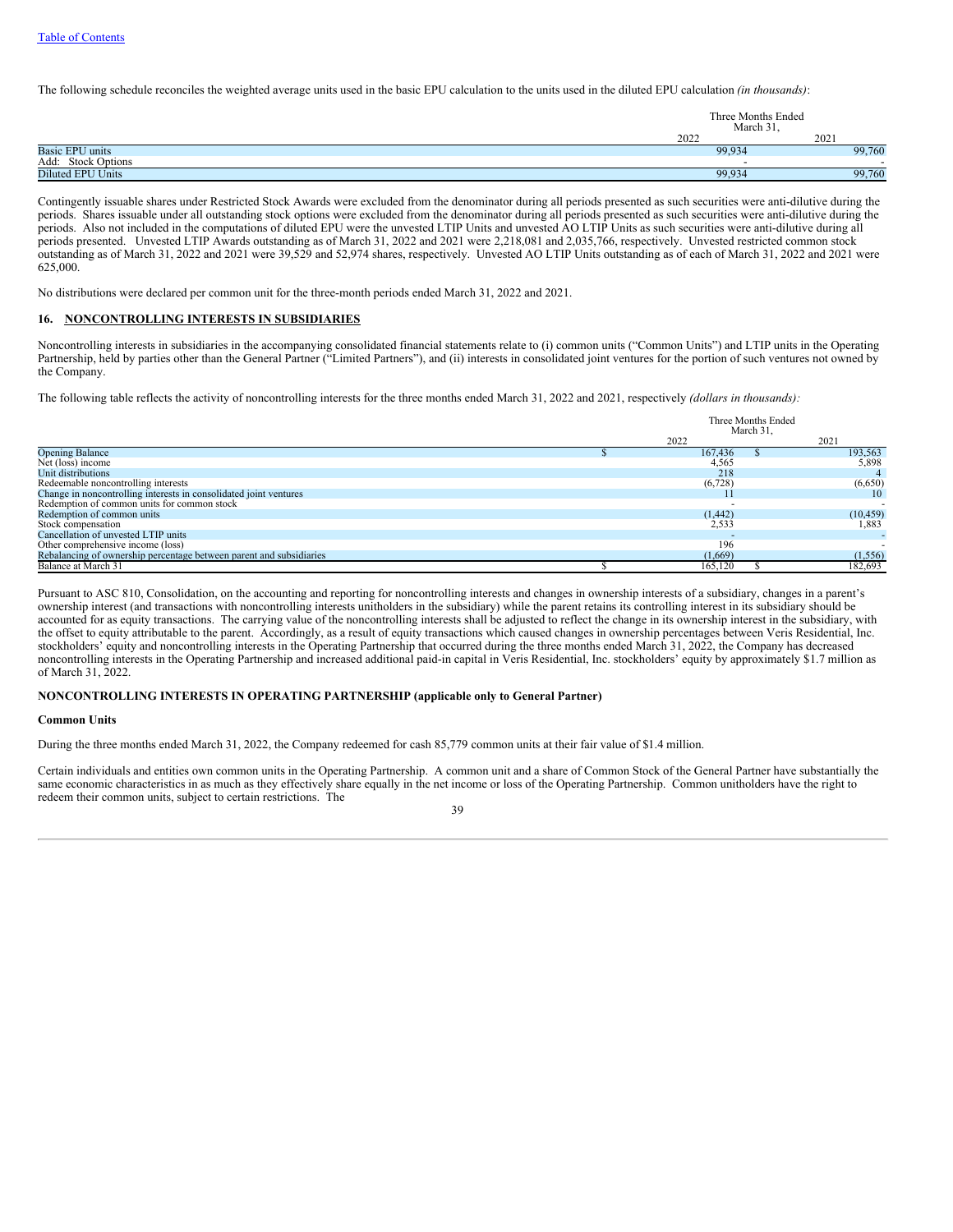[Table of Contents](#)

The following schedule reconciles the weighted average units used in the basic EPU calculation to the units used in the diluted EPU calculation *(in thousands)*:

| | Three Months Ended March 31, | |
|---|---|---|
| | 2022 | 2021 |
| Basic EPU units | 99,934 | 99,760 |
| Add: Stock Options | - | - |
| Diluted EPU Units | 99,934 | 99,760 |

Contingently issuable shares under Restricted Stock Awards were excluded from the denominator during all periods presented as such securities were anti-dilutive during the periods. Shares issuable under all outstanding stock options were excluded from the denominator during all periods presented as such securities were anti-dilutive during the periods. Also not included in the computations of diluted EPU were the unvested LTIP Units and unvested AO LTIP Units as such securities were anti-dilutive during all periods presented. Unvested LTIP Awards outstanding as of March 31, 2022 and 2021 were 2,218,081 and 2,035,766, respectively. Unvested restricted common stock outstanding as of March 31, 2022 and 2021 were 39,529 and 52,974 shares, respectively. Unvested AO LTIP Units outstanding as of each of March 31, 2022 and 2021 were 625,000.

No distributions were declared per common unit for the three-month periods ended March 31, 2022 and 2021.

## 16. NONCONTROLLING INTERESTS IN SUBSIDIARIES

Noncontrolling interests in subsidiaries in the accompanying consolidated financial statements relate to (i) common units ("Common Units") and LTIP units in the Operating Partnership, held by parties other than the General Partner ("Limited Partners"), and (ii) interests in consolidated joint ventures for the portion of such ventures not owned by the Company.

The following table reflects the activity of noncontrolling interests for the three months ended March 31, 2022 and 2021, respectively *(dollars in thousands):*

| | Three Months Ended March 31, | |
|---|---|---|
| | 2022 | 2021 |
| Opening Balance | $ 167,436 | $ 193,563 |
| Net (loss) income | 4,565 | 5,898 |
| Unit distributions | 218 | 4 |
| Redeemable noncontrolling interests | (6,728) | (6,650) |
| Change in noncontrolling interests in consolidated joint ventures | 11 | 10 |
| Redemption of common units for common stock | - | - |
| Redemption of common units | (1,442) | (10,459) |
| Stock compensation | 2,533 | 1,883 |
| Cancellation of unvested LTIP units | - | - |
| Other comprehensive income (loss) | 196 | - |
| Rebalancing of ownership percentage between parent and subsidiaries | (1,669) | (1,556) |
| Balance at March 31 | $ 165,120 | $ 182,693 |

Pursuant to ASC 810, Consolidation, on the accounting and reporting for noncontrolling interests and changes in ownership interests of a subsidiary, changes in a parent's ownership interest (and transactions with noncontrolling interests unitholders in the subsidiary) while the parent retains its controlling interest in its subsidiary should be accounted for as equity transactions. The carrying value of the noncontrolling interests shall be adjusted to reflect the change in its ownership interest in the subsidiary, with the offset to equity attributable to the parent. Accordingly, as a result of equity transactions which caused changes in ownership percentages between Veris Residential, Inc. stockholders' equity and noncontrolling interests in the Operating Partnership that occurred during the three months ended March 31, 2022, the Company has decreased noncontrolling interests in the Operating Partnership and increased additional paid-in capital in Veris Residential, Inc. stockholders' equity by approximately $1.7 million as of March 31, 2022.

**NONCONTROLLING INTERESTS IN OPERATING PARTNERSHIP (applicable only to General Partner)**

**Common Units**

During the three months ended March 31, 2022, the Company redeemed for cash 85,779 common units at their fair value of $1.4 million.

Certain individuals and entities own common units in the Operating Partnership. A common unit and a share of Common Stock of the General Partner have substantially the same economic characteristics in as much as they effectively share equally in the net income or loss of the Operating Partnership. Common unitholders have the right to redeem their common units, subject to certain restrictions. The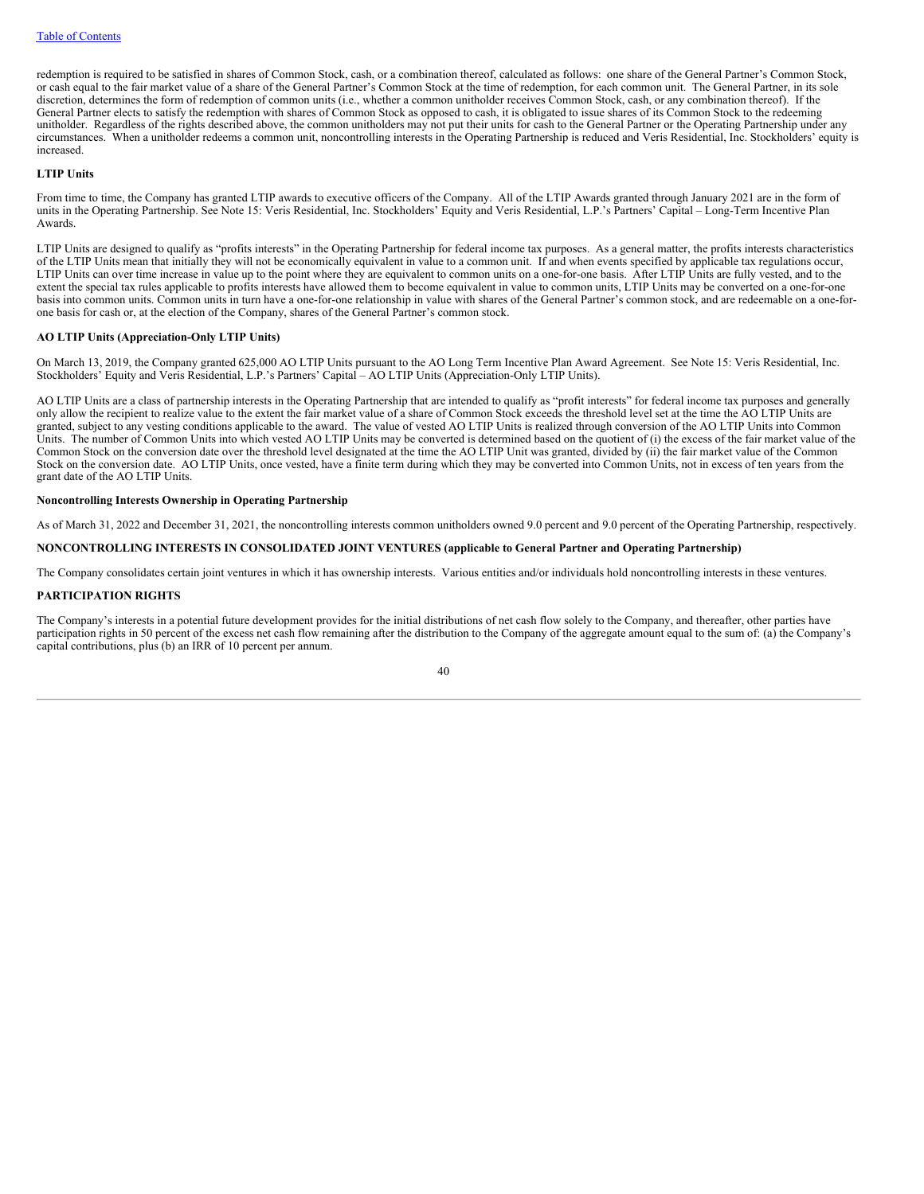redemption is required to be satisfied in shares of Common Stock, cash, or a combination thereof, calculated as follows: one share of the General Partner's Common Stock, or cash equal to the fair market value of a share of the General Partner's Common Stock at the time of redemption, for each common unit. The General Partner, in its sole discretion, determines the form of redemption of common units (i.e., whether a common unitholder receives Common Stock, cash, or any combination thereof). If the General Partner elects to satisfy the redemption with shares of Common Stock as opposed to cash, it is obligated to issue shares of its Common Stock to the redeeming unitholder. Regardless of the rights described above, the common unitholders may not put their units for cash to the General Partner or the Operating Partnership under any circumstances. When a unitholder redeems a common unit, noncontrolling interests in the Operating Partnership is reduced and Veris Residential, Inc. Stockholders' equity is increased.

**LTIP Units**

From time to time, the Company has granted LTIP awards to executive officers of the Company. All of the LTIP Awards granted through January 2021 are in the form of units in the Operating Partnership. See Note 15: Veris Residential, Inc. Stockholders' Equity and Veris Residential, L.P.'s Partners' Capital – Long-Term Incentive Plan Awards.

LTIP Units are designed to qualify as "profits interests" in the Operating Partnership for federal income tax purposes. As a general matter, the profits interests characteristics of the LTIP Units mean that initially they will not be economically equivalent in value to a common unit. If and when events specified by applicable tax regulations occur, LTIP Units can over time increase in value up to the point where they are equivalent to common units on a one-for-one basis. After LTIP Units are fully vested, and to the extent the special tax rules applicable to profits interests have allowed them to become equivalent in value to common units, LTIP Units may be converted on a one-for-one basis into common units. Common units in turn have a one-for-one relationship in value with shares of the General Partner's common stock, and are redeemable on a one-for-one basis for cash or, at the election of the Company, shares of the General Partner's common stock.

**AO LTIP Units (Appreciation-Only LTIP Units)**

On March 13, 2019, the Company granted 625,000 AO LTIP Units pursuant to the AO Long Term Incentive Plan Award Agreement. See Note 15: Veris Residential, Inc. Stockholders' Equity and Veris Residential, L.P.'s Partners' Capital – AO LTIP Units (Appreciation-Only LTIP Units).

AO LTIP Units are a class of partnership interests in the Operating Partnership that are intended to qualify as "profit interests" for federal income tax purposes and generally only allow the recipient to realize value to the extent the fair market value of a share of Common Stock exceeds the threshold level set at the time the AO LTIP Units are granted, subject to any vesting conditions applicable to the award. The value of vested AO LTIP Units is realized through conversion of the AO LTIP Units into Common Units. The number of Common Units into which vested AO LTIP Units may be converted is determined based on the quotient of (i) the excess of the fair market value of the Common Stock on the conversion date over the threshold level designated at the time the AO LTIP Unit was granted, divided by (ii) the fair market value of the Common Stock on the conversion date. AO LTIP Units, once vested, have a finite term during which they may be converted into Common Units, not in excess of ten years from the grant date of the AO LTIP Units.

**Noncontrolling Interests Ownership in Operating Partnership**

As of March 31, 2022 and December 31, 2021, the noncontrolling interests common unitholders owned 9.0 percent and 9.0 percent of the Operating Partnership, respectively.

**NONCONTROLLING INTERESTS IN CONSOLIDATED JOINT VENTURES (applicable to General Partner and Operating Partnership)**

The Company consolidates certain joint ventures in which it has ownership interests. Various entities and/or individuals hold noncontrolling interests in these ventures.

**PARTICIPATION RIGHTS**

The Company's interests in a potential future development provides for the initial distributions of net cash flow solely to the Company, and thereafter, other parties have participation rights in 50 percent of the excess net cash flow remaining after the distribution to the Company of the aggregate amount equal to the sum of: (a) the Company's capital contributions, plus (b) an IRR of 10 percent per annum.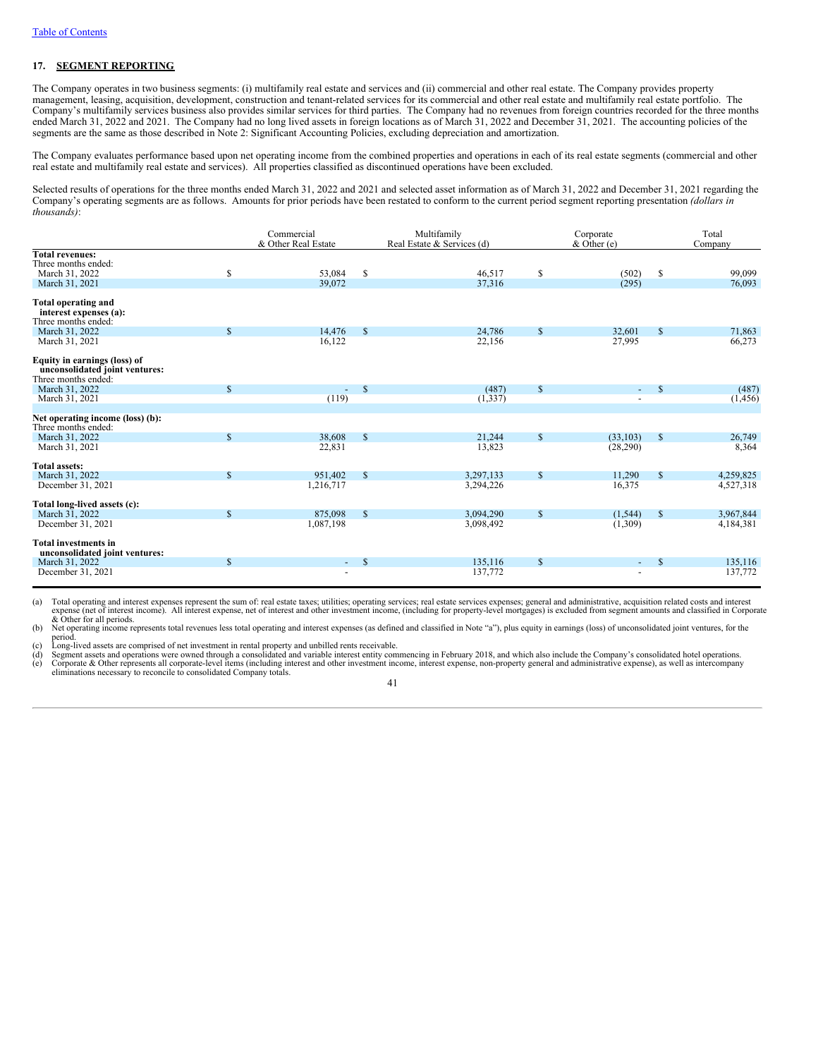## 17. SEGMENT REPORTING

The Company operates in two business segments: (i) multifamily real estate and services and (ii) commercial and other real estate. The Company provides property management, leasing, acquisition, development, construction and tenant-related services for its commercial and other real estate and multifamily real estate portfolio. The Company's multifamily services business also provides similar services for third parties. The Company had no revenues from foreign countries recorded for the three months ended March 31, 2022 and 2021. The Company had no long lived assets in foreign locations as of March 31, 2022 and December 31, 2021. The accounting policies of the segments are the same as those described in Note 2: Significant Accounting Policies, excluding depreciation and amortization.

The Company evaluates performance based upon net operating income from the combined properties and operations in each of its real estate segments (commercial and other real estate and multifamily real estate and services). All properties classified as discontinued operations have been excluded.

Selected results of operations for the three months ended March 31, 2022 and 2021 and selected asset information as of March 31, 2022 and December 31, 2021 regarding the Company's operating segments are as follows. Amounts for prior periods have been restated to conform to the current period segment reporting presentation *(dollars in thousands)*:

| | Commercial & Other Real Estate | Multifamily Real Estate & Services (d) | Corporate & Other (e) | Total Company |
|---|---|---|---|---|
| **Total revenues:** | | | | |
| Three months ended: | | | | |
| March 31, 2022 | $ 53,084 | $ 46,517 | $ (502) | $ 99,099 |
| March 31, 2021 | 39,072 | 37,316 | (295) | 76,093 |
| **Total operating and interest expenses (a):** | | | | |
| Three months ended: | | | | |
| March 31, 2022 | $ 14,476 | $ 24,786 | $ 32,601 | $ 71,863 |
| March 31, 2021 | 16,122 | 22,156 | 27,995 | 66,273 |
| **Equity in earnings (loss) of unconsolidated joint ventures:** | | | | |
| Three months ended: | | | | |
| March 31, 2022 | $ - | $ (487) | $ - | $ (487) |
| March 31, 2021 | (119) | (1,337) | - | (1,456) |
| **Net operating income (loss) (b):** | | | | |
| Three months ended: | | | | |
| March 31, 2022 | $ 38,608 | $ 21,244 | $ (33,103) | $ 26,749 |
| March 31, 2021 | 22,831 | 13,823 | (28,290) | 8,364 |
| **Total assets:** | | | | |
| March 31, 2022 | $ 951,402 | $ 3,297,133 | $ 11,290 | $ 4,259,825 |
| December 31, 2021 | 1,216,717 | 3,294,226 | 16,375 | 4,527,318 |
| **Total long-lived assets (c):** | | | | |
| March 31, 2022 | $ 875,098 | $ 3,094,290 | $ (1,544) | $ 3,967,844 |
| December 31, 2021 | 1,087,198 | 3,098,492 | (1,309) | 4,184,381 |
| **Total investments in unconsolidated joint ventures:** | | | | |
| March 31, 2022 | $ - | $ 135,116 | $ - | $ 135,116 |
| December 31, 2021 | - | 137,772 | - | 137,772 |

(a) Total operating and interest expenses represent the sum of: real estate taxes; utilities; operating services; real estate services expenses; general and administrative, acquisition related costs and interest expense (net of interest income). All interest expense, net of interest and other investment income, (including for property-level mortgages) is excluded from segment amounts and classified in Corporate & Other for all periods.

(b) Net operating income represents total revenues less total operating and interest expenses (as defined and classified in Note "a"), plus equity in earnings (loss) of unconsolidated joint ventures, for the period.

(c) Long-lived assets are comprised of net investment in rental property and unbilled rents receivable.

(d) Segment assets and operations were owned through a consolidated and variable interest entity commencing in February 2018, and which also include the Company's consolidated hotel operations.

(e) Corporate & Other represents all corporate-level items (including interest and other investment income, interest expense, non-property general and administrative expense), as well as intercompany eliminations necessary to reconcile to consolidated Company totals.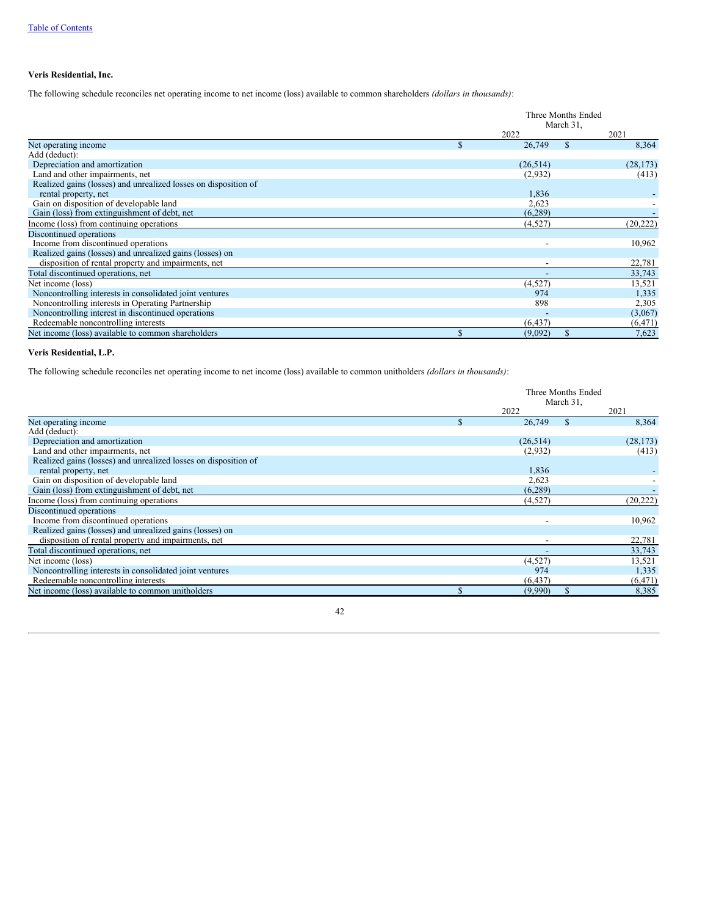[Table of Contents]

**Veris Residential, Inc.**

The following schedule reconciles net operating income to net income (loss) available to common shareholders *(dollars in thousands)*:

| | Three Months Ended March 31, | |
|---|---|---|
| | 2022 | 2021 |
| Net operating income | $ 26,749 | $ 8,364 |
| Add (deduct): | | |
| Depreciation and amortization | (26,514) | (28,173) |
| Land and other impairments, net | (2,932) | (413) |
| Realized gains (losses) and unrealized losses on disposition of rental property, net | 1,836 | - |
| Gain on disposition of developable land | 2,623 | - |
| Gain (loss) from extinguishment of debt, net | (6,289) | - |
| Income (loss) from continuing operations | (4,527) | (20,222) |
| Discontinued operations | | |
| Income from discontinued operations | - | 10,962 |
| Realized gains (losses) and unrealized gains (losses) on disposition of rental property and impairments, net | - | 22,781 |
| Total discontinued operations, net | - | 33,743 |
| Net income (loss) | (4,527) | 13,521 |
| Noncontrolling interests in consolidated joint ventures | 974 | 1,335 |
| Noncontrolling interests in Operating Partnership | 898 | 2,305 |
| Noncontrolling interest in discontinued operations | - | (3,067) |
| Redeemable noncontrolling interests | (6,437) | (6,471) |
| Net income (loss) available to common shareholders | $ (9,092) | $ 7,623 |

**Veris Residential, L.P.**

The following schedule reconciles net operating income to net income (loss) available to common unitholders *(dollars in thousands)*:

| | Three Months Ended March 31, | |
|---|---|---|
| | 2022 | 2021 |
| Net operating income | $ 26,749 | $ 8,364 |
| Add (deduct): | | |
| Depreciation and amortization | (26,514) | (28,173) |
| Land and other impairments, net | (2,932) | (413) |
| Realized gains (losses) and unrealized losses on disposition of rental property, net | 1,836 | - |
| Gain on disposition of developable land | 2,623 | - |
| Gain (loss) from extinguishment of debt, net | (6,289) | - |
| Income (loss) from continuing operations | (4,527) | (20,222) |
| Discontinued operations | | |
| Income from discontinued operations | - | 10,962 |
| Realized gains (losses) and unrealized gains (losses) on disposition of rental property and impairments, net | - | 22,781 |
| Total discontinued operations, net | - | 33,743 |
| Net income (loss) | (4,527) | 13,521 |
| Noncontrolling interests in consolidated joint ventures | 974 | 1,335 |
| Redeemable noncontrolling interests | (6,437) | (6,471) |
| Net income (loss) available to common unitholders | $ (9,990) | $ 8,385 |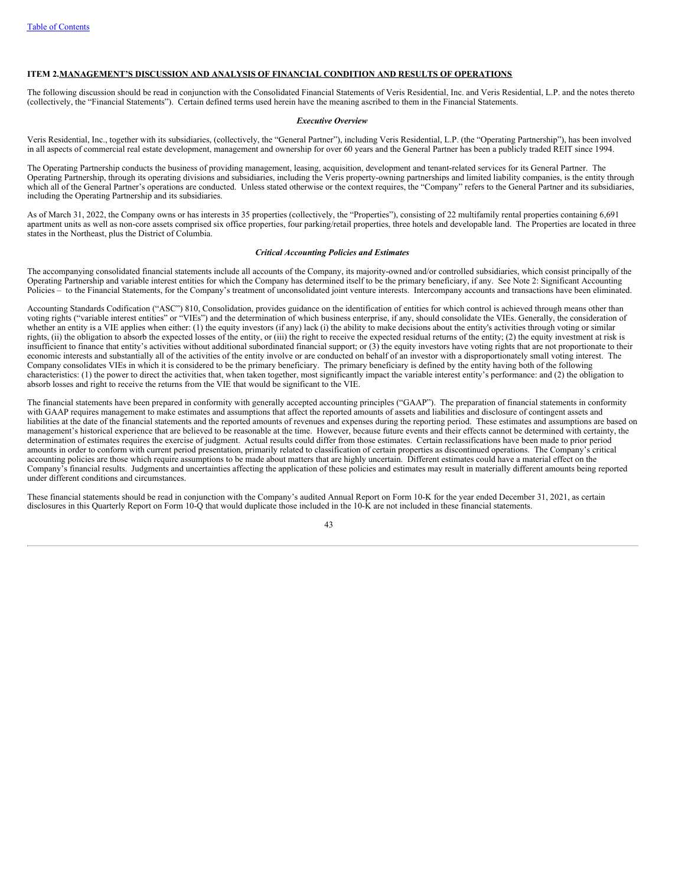## ITEM 2. MANAGEMENT'S DISCUSSION AND ANALYSIS OF FINANCIAL CONDITION AND RESULTS OF OPERATIONS

The following discussion should be read in conjunction with the Consolidated Financial Statements of Veris Residential, Inc. and Veris Residential, L.P. and the notes thereto (collectively, the "Financial Statements"). Certain defined terms used herein have the meaning ascribed to them in the Financial Statements.

***Executive Overview***

Veris Residential, Inc., together with its subsidiaries, (collectively, the "General Partner"), including Veris Residential, L.P. (the "Operating Partnership"), has been involved in all aspects of commercial real estate development, management and ownership for over 60 years and the General Partner has been a publicly traded REIT since 1994.

The Operating Partnership conducts the business of providing management, leasing, acquisition, development and tenant-related services for its General Partner. The Operating Partnership, through its operating divisions and subsidiaries, including the Veris property-owning partnerships and limited liability companies, is the entity through which all of the General Partner's operations are conducted. Unless stated otherwise or the context requires, the "Company" refers to the General Partner and its subsidiaries, including the Operating Partnership and its subsidiaries.

As of March 31, 2022, the Company owns or has interests in 35 properties (collectively, the "Properties"), consisting of 22 multifamily rental properties containing 6,691 apartment units as well as non-core assets comprised six office properties, four parking/retail properties, three hotels and developable land. The Properties are located in three states in the Northeast, plus the District of Columbia.

***Critical Accounting Policies and Estimates***

The accompanying consolidated financial statements include all accounts of the Company, its majority-owned and/or controlled subsidiaries, which consist principally of the Operating Partnership and variable interest entities for which the Company has determined itself to be the primary beneficiary, if any. See Note 2: Significant Accounting Policies – to the Financial Statements, for the Company's treatment of unconsolidated joint venture interests. Intercompany accounts and transactions have been eliminated.

Accounting Standards Codification ("ASC") 810, Consolidation, provides guidance on the identification of entities for which control is achieved through means other than voting rights ("variable interest entities" or "VIEs") and the determination of which business enterprise, if any, should consolidate the VIEs. Generally, the consideration of whether an entity is a VIE applies when either: (1) the equity investors (if any) lack (i) the ability to make decisions about the entity's activities through voting or similar rights, (ii) the obligation to absorb the expected losses of the entity, or (iii) the right to receive the expected residual returns of the entity; (2) the equity investment at risk is insufficient to finance that entity's activities without additional subordinated financial support; or (3) the equity investors have voting rights that are not proportionate to their economic interests and substantially all of the activities of the entity involve or are conducted on behalf of an investor with a disproportionately small voting interest. The Company consolidates VIEs in which it is considered to be the primary beneficiary. The primary beneficiary is defined by the entity having both of the following characteristics: (1) the power to direct the activities that, when taken together, most significantly impact the variable interest entity's performance: and (2) the obligation to absorb losses and right to receive the returns from the VIE that would be significant to the VIE.

The financial statements have been prepared in conformity with generally accepted accounting principles ("GAAP"). The preparation of financial statements in conformity with GAAP requires management to make estimates and assumptions that affect the reported amounts of assets and liabilities and disclosure of contingent assets and liabilities at the date of the financial statements and the reported amounts of revenues and expenses during the reporting period. These estimates and assumptions are based on management's historical experience that are believed to be reasonable at the time. However, because future events and their effects cannot be determined with certainty, the determination of estimates requires the exercise of judgment. Actual results could differ from those estimates. Certain reclassifications have been made to prior period amounts in order to conform with current period presentation, primarily related to classification of certain properties as discontinued operations. The Company's critical accounting policies are those which require assumptions to be made about matters that are highly uncertain. Different estimates could have a material effect on the Company's financial results. Judgments and uncertainties affecting the application of these policies and estimates may result in materially different amounts being reported under different conditions and circumstances.

These financial statements should be read in conjunction with the Company's audited Annual Report on Form 10-K for the year ended December 31, 2021, as certain disclosures in this Quarterly Report on Form 10-Q that would duplicate those included in the 10-K are not included in these financial statements.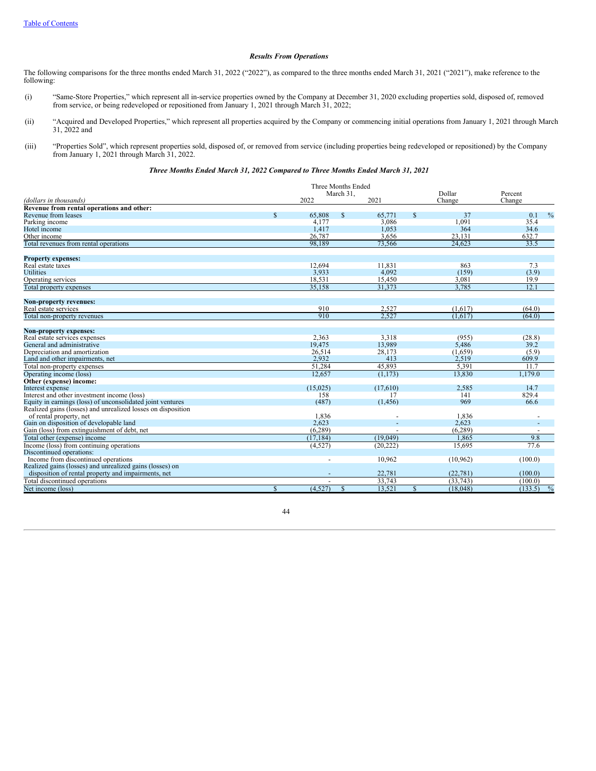[Table of Contents](#)

### *Results From Operations*

The following comparisons for the three months ended March 31, 2022 ("2022"), as compared to the three months ended March 31, 2021 ("2021"), make reference to the following:

(i) "Same-Store Properties," which represent all in-service properties owned by the Company at December 31, 2020 excluding properties sold, disposed of, removed from service, or being redeveloped or repositioned from January 1, 2021 through March 31, 2022;

(ii) "Acquired and Developed Properties," which represent all properties acquired by the Company or commencing initial operations from January 1, 2021 through March 31, 2022 and

(iii) "Properties Sold", which represent properties sold, disposed of, or removed from service (including properties being redeveloped or repositioned) by the Company from January 1, 2021 through March 31, 2022.

### *Three Months Ended March 31, 2022 Compared to Three Months Ended March 31, 2021*

| *(dollars in thousands)* | Three Months Ended March 31, 2022 | 2021 | Dollar Change | Percent Change |
|---|---|---|---|---|
| **Revenue from rental operations and other:** | | | | |
| Revenue from leases | $ 65,808 | $ 65,771 | $ 37 | 0.1 % |
| Parking income | 4,177 | 3,086 | 1,091 | 35.4 |
| Hotel income | 1,417 | 1,053 | 364 | 34.6 |
| Other income | 26,787 | 3,656 | 23,131 | 632.7 |
| Total revenues from rental operations | 98,189 | 73,566 | 24,623 | 33.5 |
| | | | | |
| **Property expenses:** | | | | |
| Real estate taxes | 12,694 | 11,831 | 863 | 7.3 |
| Utilities | 3,933 | 4,092 | (159) | (3.9) |
| Operating services | 18,531 | 15,450 | 3,081 | 19.9 |
| Total property expenses | 35,158 | 31,373 | 3,785 | 12.1 |
| | | | | |
| **Non-property revenues:** | | | | |
| Real estate services | 910 | 2,527 | (1,617) | (64.0) |
| Total non-property revenues | 910 | 2,527 | (1,617) | (64.0) |
| | | | | |
| **Non-property expenses:** | | | | |
| Real estate services expenses | 2,363 | 3,318 | (955) | (28.8) |
| General and administrative | 19,475 | 13,989 | 5,486 | 39.2 |
| Depreciation and amortization | 26,514 | 28,173 | (1,659) | (5.9) |
| Land and other impairments, net | 2,932 | 413 | 2,519 | 609.9 |
| Total non-property expenses | 51,284 | 45,893 | 5,391 | 11.7 |
| Operating income (loss) | 12,657 | (1,173) | 13,830 | 1,179.0 |
| **Other (expense) income:** | | | | |
| Interest expense | (15,025) | (17,610) | 2,585 | 14.7 |
| Interest and other investment income (loss) | 158 | 17 | 141 | 829.4 |
| Equity in earnings (loss) of unconsolidated joint ventures | (487) | (1,456) | 969 | 66.6 |
| Realized gains (losses) and unrealized losses on disposition of rental property, net | 1,836 | - | 1,836 | - |
| Gain on disposition of developable land | 2,623 | - | 2,623 | - |
| Gain (loss) from extinguishment of debt, net | (6,289) | - | (6,289) | - |
| Total other (expense) income | (17,184) | (19,049) | 1,865 | 9.8 |
| Income (loss) from continuing operations | (4,527) | (20,222) | 15,695 | 77.6 |
| Discontinued operations: | | | | |
| Income from discontinued operations | - | 10,962 | (10,962) | (100.0) |
| Realized gains (losses) and unrealized gains (losses) on disposition of rental property and impairments, net | - | 22,781 | (22,781) | (100.0) |
| Total discontinued operations | - | 33,743 | (33,743) | (100.0) |
| Net income (loss) | $ (4,527) | $ 13,521 | $ (18,048) | (133.5) % |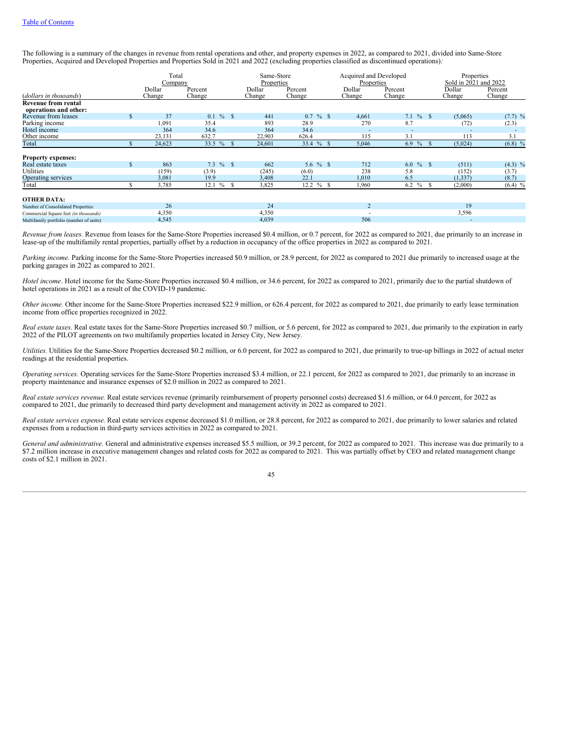[Table of Contents](#)

The following is a summary of the changes in revenue from rental operations and other, and property expenses in 2022, as compared to 2021, divided into Same-Store Properties, Acquired and Developed Properties and Properties Sold in 2021 and 2022 (excluding properties classified as discontinued operations):

| | Total Company | | Same-Store Properties | | Acquired and Developed Properties | | Properties Sold in 2021 and 2022 | |
|---|---|---|---|---|---|---|---|---|
| (*dollars in thousands*) | Dollar Change | Percent Change | Dollar Change | Percent Change | Dollar Change | Percent Change | Dollar Change | Percent Change |
| **Revenue from rental operations and other:** | | | | | | | | |
| Revenue from leases | $ 37 | 0.1 % | $ 441 | 0.7 % | $ 4,661 | 7.1 % | $ (5,065) | (7.7) % |
| Parking income | 1,091 | 35.4 | 893 | 28.9 | 270 | 8.7 | (72) | (2.3) |
| Hotel income | 364 | 34.6 | 364 | 34.6 | - | - | - | - |
| Other income | 23,131 | 632.7 | 22,903 | 626.4 | 115 | 3.1 | 113 | 3.1 |
| Total | $ 24,623 | 33.5 % | $ 24,601 | 33.4 % | $ 5,046 | 6.9 % | $ (5,024) | (6.8) % |
| **Property expenses:** | | | | | | | | |
| Real estate taxes | $ 863 | 7.3 % | $ 662 | 5.6 % | $ 712 | 6.0 % | $ (511) | (4.3) % |
| Utilities | (159) | (3.9) | (245) | (6.0) | 238 | 5.8 | (152) | (3.7) |
| Operating services | 3,081 | 19.9 | 3,408 | 22.1 | 1,010 | 6.5 | (1,337) | (8.7) |
| Total | $ 3,785 | 12.1 % | $ 3,825 | 12.2 % | $ 1,960 | 6.2 % | $ (2,000) | (6.4) % |
| **OTHER DATA:** | | | | | | | | |
| Number of Consolidated Properties | 26 | | 24 | | 2 | | 19 | |
| Commercial Square feet *(in thousands)* | 4,350 | | 4,350 | | - | | 3,596 | |
| Multifamily portfolio (number of units) | 4,545 | | 4,039 | | 506 | | - | |

*Revenue from leases.* Revenue from leases for the Same-Store Properties increased $0.4 million, or 0.7 percent, for 2022 as compared to 2021, due primarily to an increase in lease-up of the multifamily rental properties, partially offset by a reduction in occupancy of the office properties in 2022 as compared to 2021.

*Parking income.* Parking income for the Same-Store Properties increased $0.9 million, or 28.9 percent, for 2022 as compared to 2021 due primarily to increased usage at the parking garages in 2022 as compared to 2021.

*Hotel income*. Hotel income for the Same-Store Properties increased $0.4 million, or 34.6 percent, for 2022 as compared to 2021, primarily due to the partial shutdown of hotel operations in 2021 as a result of the COVID-19 pandemic.

*Other income.* Other income for the Same-Store Properties increased $22.9 million, or 626.4 percent, for 2022 as compared to 2021, due primarily to early lease termination income from office properties recognized in 2022.

*Real estate taxes*. Real estate taxes for the Same-Store Properties increased $0.7 million, or 5.6 percent, for 2022 as compared to 2021, due primarily to the expiration in early 2022 of the PILOT agreements on two multifamily properties located in Jersey City, New Jersey.

*Utilities.* Utilities for the Same-Store Properties decreased $0.2 million, or 6.0 percent, for 2022 as compared to 2021, due primarily to true-up billings in 2022 of actual meter readings at the residential properties.

*Operating services.* Operating services for the Same-Store Properties increased $3.4 million, or 22.1 percent, for 2022 as compared to 2021, due primarily to an increase in property maintenance and insurance expenses of $2.0 million in 2022 as compared to 2021.

*Real estate services revenue.* Real estate services revenue (primarily reimbursement of property personnel costs) decreased $1.6 million, or 64.0 percent, for 2022 as compared to 2021, due primarily to decreased third party development and management activity in 2022 as compared to 2021.

*Real estate services expense.* Real estate services expense decreased $1.0 million, or 28.8 percent, for 2022 as compared to 2021, due primarily to lower salaries and related expenses from a reduction in third-party services activities in 2022 as compared to 2021.

*General and administrative.* General and administrative expenses increased $5.5 million, or 39.2 percent, for 2022 as compared to 2021. This increase was due primarily to a $7.2 million increase in executive management changes and related costs for 2022 as compared to 2021. This was partially offset by CEO and related management change costs of $2.1 million in 2021.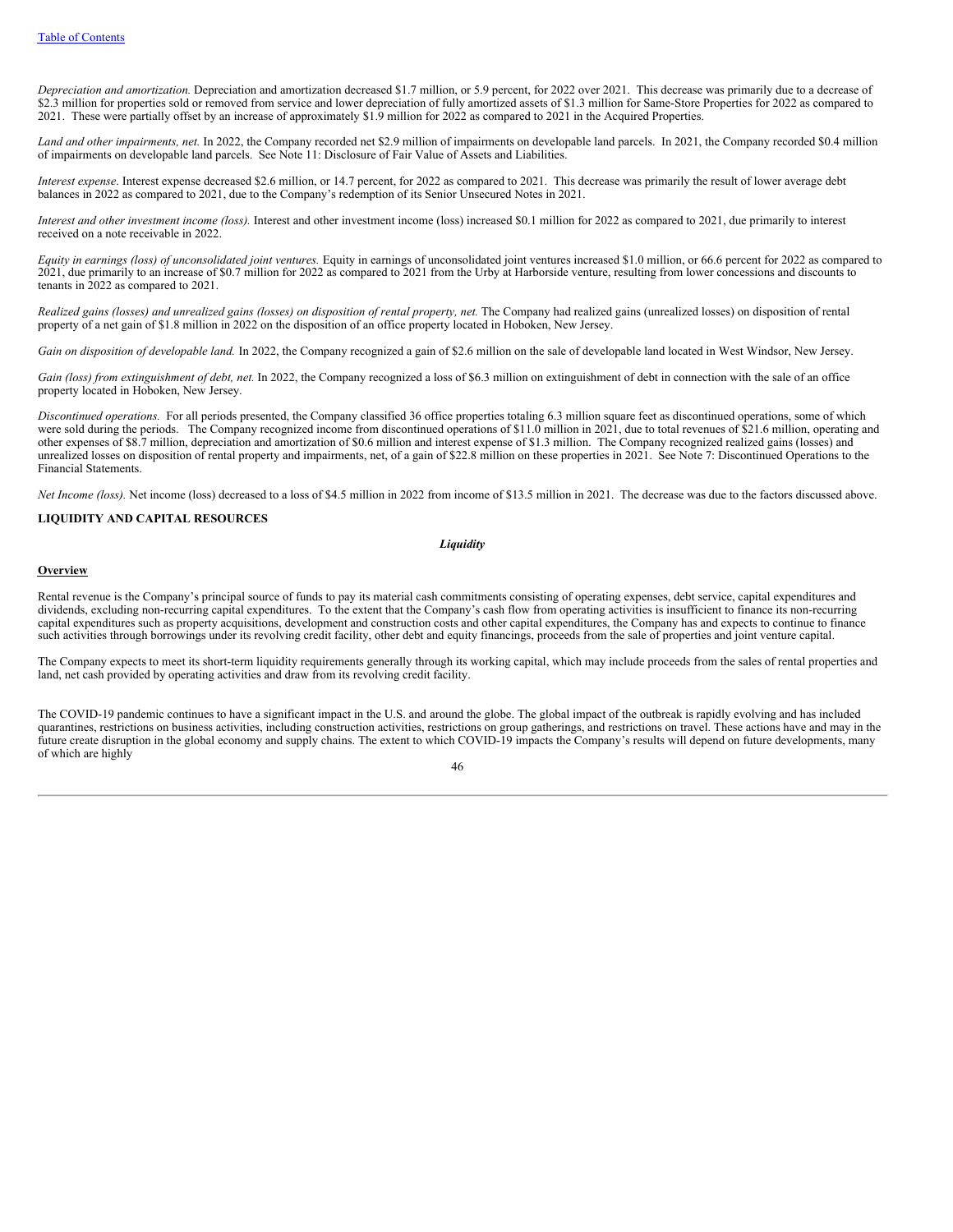*Depreciation and amortization.* Depreciation and amortization decreased $1.7 million, or 5.9 percent, for 2022 over 2021. This decrease was primarily due to a decrease of $2.3 million for properties sold or removed from service and lower depreciation of fully amortized assets of $1.3 million for Same-Store Properties for 2022 as compared to 2021. These were partially offset by an increase of approximately $1.9 million for 2022 as compared to 2021 in the Acquired Properties.

*Land and other impairments, net.* In 2022, the Company recorded net $2.9 million of impairments on developable land parcels. In 2021, the Company recorded $0.4 million of impairments on developable land parcels. See Note 11: Disclosure of Fair Value of Assets and Liabilities.

*Interest expense*. Interest expense decreased $2.6 million, or 14.7 percent, for 2022 as compared to 2021. This decrease was primarily the result of lower average debt balances in 2022 as compared to 2021, due to the Company's redemption of its Senior Unsecured Notes in 2021.

*Interest and other investment income (loss).* Interest and other investment income (loss) increased $0.1 million for 2022 as compared to 2021, due primarily to interest received on a note receivable in 2022.

*Equity in earnings (loss) of unconsolidated joint ventures.* Equity in earnings of unconsolidated joint ventures increased $1.0 million, or 66.6 percent for 2022 as compared to 2021, due primarily to an increase of $0.7 million for 2022 as compared to 2021 from the Urby at Harborside venture, resulting from lower concessions and discounts to tenants in 2022 as compared to 2021.

*Realized gains (losses) and unrealized gains (losses) on disposition of rental property, net.* The Company had realized gains (unrealized losses) on disposition of rental property of a net gain of $1.8 million in 2022 on the disposition of an office property located in Hoboken, New Jersey.

*Gain on disposition of developable land.* In 2022, the Company recognized a gain of $2.6 million on the sale of developable land located in West Windsor, New Jersey.

*Gain (loss) from extinguishment of debt, net.* In 2022, the Company recognized a loss of $6.3 million on extinguishment of debt in connection with the sale of an office property located in Hoboken, New Jersey.

*Discontinued operations.* For all periods presented, the Company classified 36 office properties totaling 6.3 million square feet as discontinued operations, some of which were sold during the periods. The Company recognized income from discontinued operations of $11.0 million in 2021, due to total revenues of $21.6 million, operating and other expenses of $8.7 million, depreciation and amortization of $0.6 million and interest expense of $1.3 million. The Company recognized realized gains (losses) and unrealized losses on disposition of rental property and impairments, net, of a gain of $22.8 million on these properties in 2021. See Note 7: Discontinued Operations to the Financial Statements.

*Net Income (loss).* Net income (loss) decreased to a loss of $4.5 million in 2022 from income of $13.5 million in 2021. The decrease was due to the factors discussed above.

## LIQUIDITY AND CAPITAL RESOURCES

### *Liquidity*

**Overview**

Rental revenue is the Company's principal source of funds to pay its material cash commitments consisting of operating expenses, debt service, capital expenditures and dividends, excluding non-recurring capital expenditures. To the extent that the Company's cash flow from operating activities is insufficient to finance its non-recurring capital expenditures such as property acquisitions, development and construction costs and other capital expenditures, the Company has and expects to continue to finance such activities through borrowings under its revolving credit facility, other debt and equity financings, proceeds from the sale of properties and joint venture capital.

The Company expects to meet its short-term liquidity requirements generally through its working capital, which may include proceeds from the sales of rental properties and land, net cash provided by operating activities and draw from its revolving credit facility.

The COVID-19 pandemic continues to have a significant impact in the U.S. and around the globe. The global impact of the outbreak is rapidly evolving and has included quarantines, restrictions on business activities, including construction activities, restrictions on group gatherings, and restrictions on travel. These actions have and may in the future create disruption in the global economy and supply chains. The extent to which COVID-19 impacts the Company's results will depend on future developments, many of which are highly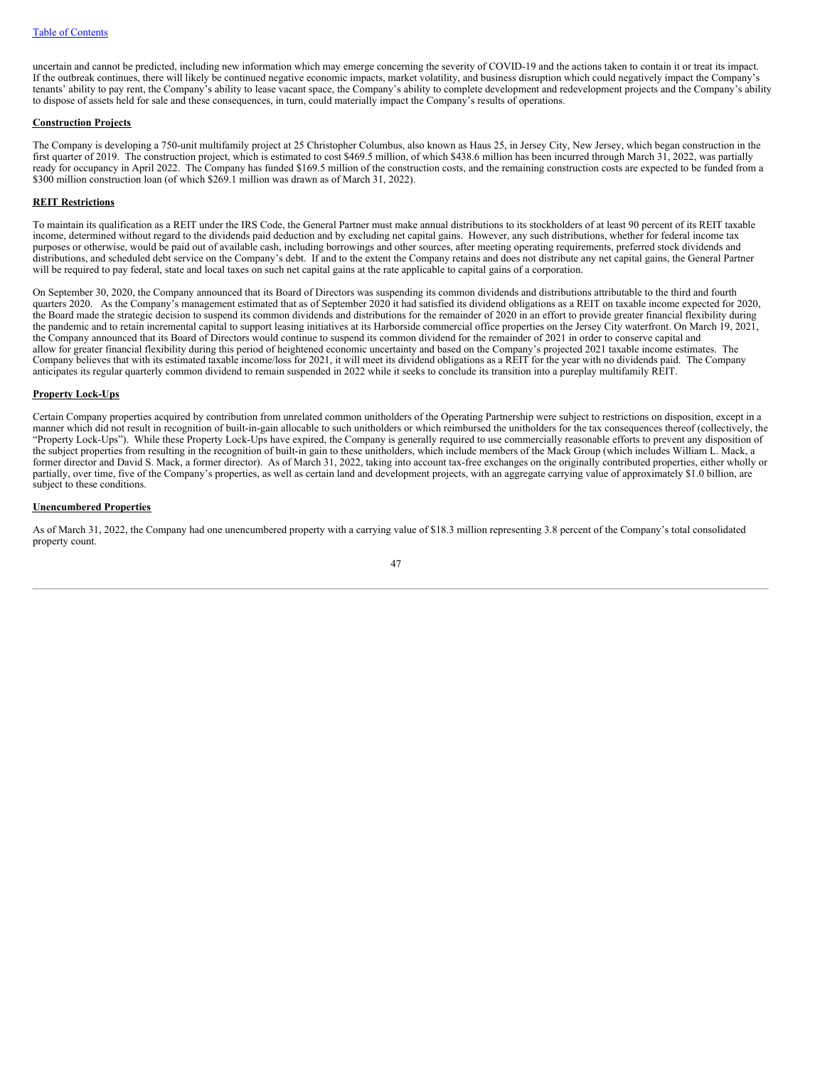uncertain and cannot be predicted, including new information which may emerge concerning the severity of COVID-19 and the actions taken to contain it or treat its impact. If the outbreak continues, there will likely be continued negative economic impacts, market volatility, and business disruption which could negatively impact the Company's tenants' ability to pay rent, the Company's ability to lease vacant space, the Company's ability to complete development and redevelopment projects and the Company's ability to dispose of assets held for sale and these consequences, in turn, could materially impact the Company's results of operations.

**Construction Projects**

The Company is developing a 750-unit multifamily project at 25 Christopher Columbus, also known as Haus 25, in Jersey City, New Jersey, which began construction in the first quarter of 2019. The construction project, which is estimated to cost $469.5 million, of which $438.6 million has been incurred through March 31, 2022, was partially ready for occupancy in April 2022. The Company has funded $169.5 million of the construction costs, and the remaining construction costs are expected to be funded from a $300 million construction loan (of which $269.1 million was drawn as of March 31, 2022).

**REIT Restrictions**

To maintain its qualification as a REIT under the IRS Code, the General Partner must make annual distributions to its stockholders of at least 90 percent of its REIT taxable income, determined without regard to the dividends paid deduction and by excluding net capital gains. However, any such distributions, whether for federal income tax purposes or otherwise, would be paid out of available cash, including borrowings and other sources, after meeting operating requirements, preferred stock dividends and distributions, and scheduled debt service on the Company's debt. If and to the extent the Company retains and does not distribute any net capital gains, the General Partner will be required to pay federal, state and local taxes on such net capital gains at the rate applicable to capital gains of a corporation.

On September 30, 2020, the Company announced that its Board of Directors was suspending its common dividends and distributions attributable to the third and fourth quarters 2020. As the Company's management estimated that as of September 2020 it had satisfied its dividend obligations as a REIT on taxable income expected for 2020, the Board made the strategic decision to suspend its common dividends and distributions for the remainder of 2020 in an effort to provide greater financial flexibility during the pandemic and to retain incremental capital to support leasing initiatives at its Harborside commercial office properties on the Jersey City waterfront. On March 19, 2021, the Company announced that its Board of Directors would continue to suspend its common dividend for the remainder of 2021 in order to conserve capital and allow for greater financial flexibility during this period of heightened economic uncertainty and based on the Company's projected 2021 taxable income estimates. The Company believes that with its estimated taxable income/loss for 2021, it will meet its dividend obligations as a REIT for the year with no dividends paid. The Company anticipates its regular quarterly common dividend to remain suspended in 2022 while it seeks to conclude its transition into a pureplay multifamily REIT.

**Property Lock-Ups**

Certain Company properties acquired by contribution from unrelated common unitholders of the Operating Partnership were subject to restrictions on disposition, except in a manner which did not result in recognition of built-in-gain allocable to such unitholders or which reimbursed the unitholders for the tax consequences thereof (collectively, the "Property Lock-Ups"). While these Property Lock-Ups have expired, the Company is generally required to use commercially reasonable efforts to prevent any disposition of the subject properties from resulting in the recognition of built-in gain to these unitholders, which include members of the Mack Group (which includes William L. Mack, a former director and David S. Mack, a former director). As of March 31, 2022, taking into account tax-free exchanges on the originally contributed properties, either wholly or partially, over time, five of the Company's properties, as well as certain land and development projects, with an aggregate carrying value of approximately $1.0 billion, are subject to these conditions.

**Unencumbered Properties**

As of March 31, 2022, the Company had one unencumbered property with a carrying value of $18.3 million representing 3.8 percent of the Company's total consolidated property count.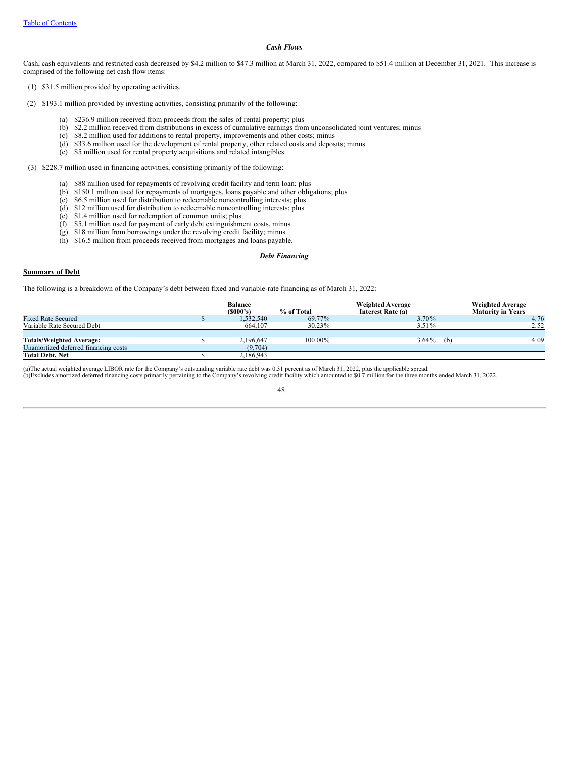### *Cash Flows*

Cash, cash equivalents and restricted cash decreased by $4.2 million to $47.3 million at March 31, 2022, compared to $51.4 million at December 31, 2021. This increase is comprised of the following net cash flow items:

(1) $31.5 million provided by operating activities.

(2) $193.1 million provided by investing activities, consisting primarily of the following:

- (a) $236.9 million received from proceeds from the sales of rental property; plus
- (b) $2.2 million received from distributions in excess of cumulative earnings from unconsolidated joint ventures; minus
- (c) $8.2 million used for additions to rental property, improvements and other costs; minus
- (d) $33.6 million used for the development of rental property, other related costs and deposits; minus
- (e) $5 million used for rental property acquisitions and related intangibles.

(3) $228.7 million used in financing activities, consisting primarily of the following:

- (a) $88 million used for repayments of revolving credit facility and term loan; plus
- (b) $150.1 million used for repayments of mortgages, loans payable and other obligations; plus
- (c) $6.5 million used for distribution to redeemable noncontrolling interests; plus
- (d) $12 million used for distribution to redeemable noncontrolling interests; plus
- (e) $1.4 million used for redemption of common units; plus
- (f) $5.1 million used for payment of early debt extinguishment costs, minus
- (g) $18 million from borrowings under the revolving credit facility; minus
- (h) $16.5 million from proceeds received from mortgages and loans payable.

### *Debt Financing*

**Summary of Debt**

The following is a breakdown of the Company's debt between fixed and variable-rate financing as of March 31, 2022:

| | Balance ($000's) | % of Total | Weighted Average Interest Rate (a) | Weighted Average Maturity in Years |
|---|---|---|---|---|
| Fixed Rate Secured | $ 1,532,540 | 69.77% | 3.70% | 4.76 |
| Variable Rate Secured Debt | 664,107 | 30.23% | 3.51% | 2.52 |
| **Totals/Weighted Average:** | $ 2,196,647 | 100.00% | 3.64% (b) | 4.09 |
| Unamortized deferred financing costs | (9,704) | | | |
| **Total Debt, Net** | $ 2,186,943 | | | |

(a)The actual weighted average LIBOR rate for the Company's outstanding variable rate debt was 0.31 percent as of March 31, 2022, plus the applicable spread.
(b)Excludes amortized deferred financing costs primarily pertaining to the Company's revolving credit facility which amounted to $0.7 million for the three months ended March 31, 2022.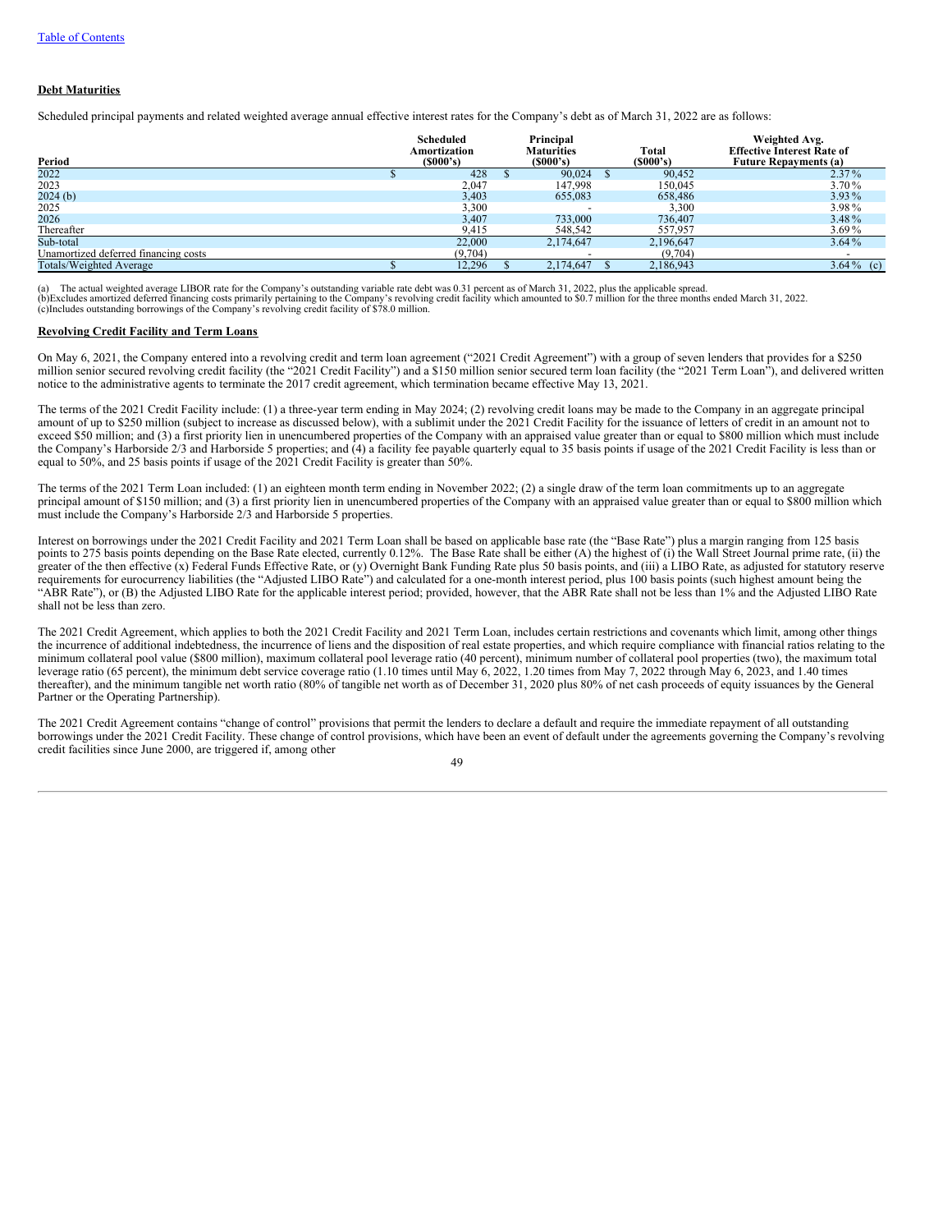[Table of Contents](#)

**Debt Maturities**

Scheduled principal payments and related weighted average annual effective interest rates for the Company's debt as of March 31, 2022 are as follows:

| Period | Scheduled Amortization ($000's) | Principal Maturities ($000's) | Total ($000's) | Weighted Avg. Effective Interest Rate of Future Repayments (a) |
|---|---|---|---|---|
| 2022 | $ 428 | $ 90,024 | $ 90,452 | 2.37 % |
| 2023 | 2,047 | 147,998 | 150,045 | 3.70 % |
| 2024 (b) | 3,403 | 655,083 | 658,486 | 3.93 % |
| 2025 | 3,300 | - | 3,300 | 3.98 % |
| 2026 | 3,407 | 733,000 | 736,407 | 3.48 % |
| Thereafter | 9,415 | 548,542 | 557,957 | 3.69 % |
| Sub-total | 22,000 | 2,174,647 | 2,196,647 | 3.64 % |
| Unamortized deferred financing costs | (9,704) | - | (9,704) | - |
| Totals/Weighted Average | $ 12,296 | $ 2,174,647 | $ 2,186,943 | 3.64 % (c) |

(a) The actual weighted average LIBOR rate for the Company's outstanding variable rate debt was 0.31 percent as of March 31, 2022, plus the applicable spread.
(b)Excludes amortized deferred financing costs primarily pertaining to the Company's revolving credit facility which amounted to $0.7 million for the three months ended March 31, 2022.
(c)Includes outstanding borrowings of the Company's revolving credit facility of $78.0 million.

**Revolving Credit Facility and Term Loans**

On May 6, 2021, the Company entered into a revolving credit and term loan agreement ("2021 Credit Agreement") with a group of seven lenders that provides for a $250 million senior secured revolving credit facility (the "2021 Credit Facility") and a $150 million senior secured term loan facility (the "2021 Term Loan"), and delivered written notice to the administrative agents to terminate the 2017 credit agreement, which termination became effective May 13, 2021.

The terms of the 2021 Credit Facility include: (1) a three-year term ending in May 2024; (2) revolving credit loans may be made to the Company in an aggregate principal amount of up to $250 million (subject to increase as discussed below), with a sublimit under the 2021 Credit Facility for the issuance of letters of credit in an amount not to exceed $50 million; and (3) a first priority lien in unencumbered properties of the Company with an appraised value greater than or equal to $800 million which must include the Company's Harborside 2/3 and Harborside 5 properties; and (4) a facility fee payable quarterly equal to 35 basis points if usage of the 2021 Credit Facility is less than or equal to 50%, and 25 basis points if usage of the 2021 Credit Facility is greater than 50%.

The terms of the 2021 Term Loan included: (1) an eighteen month term ending in November 2022; (2) a single draw of the term loan commitments up to an aggregate principal amount of $150 million; and (3) a first priority lien in unencumbered properties of the Company with an appraised value greater than or equal to $800 million which must include the Company's Harborside 2/3 and Harborside 5 properties.

Interest on borrowings under the 2021 Credit Facility and 2021 Term Loan shall be based on applicable base rate (the "Base Rate") plus a margin ranging from 125 basis points to 275 basis points depending on the Base Rate elected, currently 0.12%. The Base Rate shall be either (A) the highest of (i) the Wall Street Journal prime rate, (ii) the greater of the then effective (x) Federal Funds Effective Rate, or (y) Overnight Bank Funding Rate plus 50 basis points, and (iii) a LIBO Rate, as adjusted for statutory reserve requirements for eurocurrency liabilities (the "Adjusted LIBO Rate") and calculated for a one-month interest period, plus 100 basis points (such highest amount being the "ABR Rate"), or (B) the Adjusted LIBO Rate for the applicable interest period; provided, however, that the ABR Rate shall not be less than 1% and the Adjusted LIBO Rate shall not be less than zero.

The 2021 Credit Agreement, which applies to both the 2021 Credit Facility and 2021 Term Loan, includes certain restrictions and covenants which limit, among other things the incurrence of additional indebtedness, the incurrence of liens and the disposition of real estate properties, and which require compliance with financial ratios relating to the minimum collateral pool value ($800 million), maximum collateral pool leverage ratio (40 percent), minimum number of collateral pool properties (two), the maximum total leverage ratio (65 percent), the minimum debt service coverage ratio (1.10 times until May 6, 2022, 1.20 times from May 7, 2022 through May 6, 2023, and 1.40 times thereafter), and the minimum tangible net worth ratio (80% of tangible net worth as of December 31, 2020 plus 80% of net cash proceeds of equity issuances by the General Partner or the Operating Partnership).

The 2021 Credit Agreement contains "change of control" provisions that permit the lenders to declare a default and require the immediate repayment of all outstanding borrowings under the 2021 Credit Facility. These change of control provisions, which have been an event of default under the agreements governing the Company's revolving credit facilities since June 2000, are triggered if, among other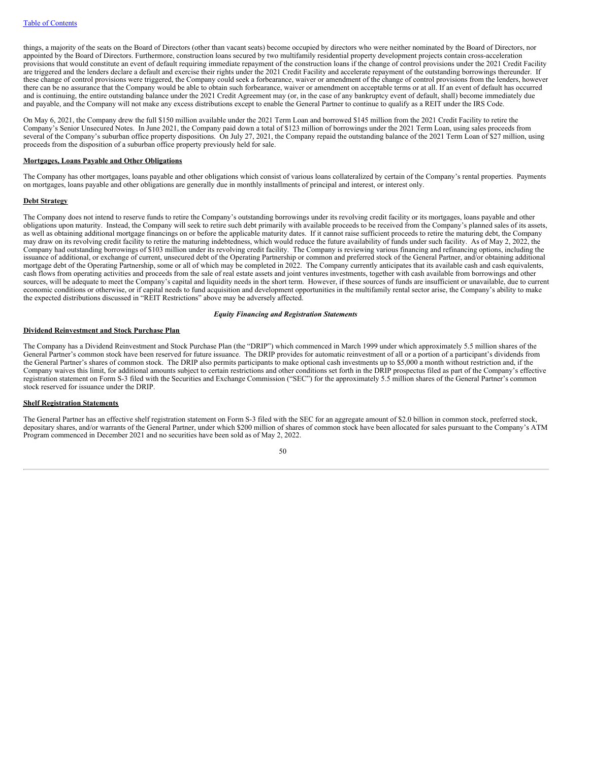things, a majority of the seats on the Board of Directors (other than vacant seats) become occupied by directors who were neither nominated by the Board of Directors, nor appointed by the Board of Directors. Furthermore, construction loans secured by two multifamily residential property development projects contain cross-acceleration provisions that would constitute an event of default requiring immediate repayment of the construction loans if the change of control provisions under the 2021 Credit Facility are triggered and the lenders declare a default and exercise their rights under the 2021 Credit Facility and accelerate repayment of the outstanding borrowings thereunder. If these change of control provisions were triggered, the Company could seek a forbearance, waiver or amendment of the change of control provisions from the lenders, however there can be no assurance that the Company would be able to obtain such forbearance, waiver or amendment on acceptable terms or at all. If an event of default has occurred and is continuing, the entire outstanding balance under the 2021 Credit Agreement may (or, in the case of any bankruptcy event of default, shall) become immediately due and payable, and the Company will not make any excess distributions except to enable the General Partner to continue to qualify as a REIT under the IRS Code.

On May 6, 2021, the Company drew the full $150 million available under the 2021 Term Loan and borrowed $145 million from the 2021 Credit Facility to retire the Company's Senior Unsecured Notes. In June 2021, the Company paid down a total of $123 million of borrowings under the 2021 Term Loan, using sales proceeds from several of the Company's suburban office property dispositions. On July 27, 2021, the Company repaid the outstanding balance of the 2021 Term Loan of $27 million, using proceeds from the disposition of a suburban office property previously held for sale.

**Mortgages, Loans Payable and Other Obligations**

The Company has other mortgages, loans payable and other obligations which consist of various loans collateralized by certain of the Company's rental properties. Payments on mortgages, loans payable and other obligations are generally due in monthly installments of principal and interest, or interest only.

**Debt Strategy**

The Company does not intend to reserve funds to retire the Company's outstanding borrowings under its revolving credit facility or its mortgages, loans payable and other obligations upon maturity. Instead, the Company will seek to retire such debt primarily with available proceeds to be received from the Company's planned sales of its assets, as well as obtaining additional mortgage financings on or before the applicable maturity dates. If it cannot raise sufficient proceeds to retire the maturing debt, the Company may draw on its revolving credit facility to retire the maturing indebtedness, which would reduce the future availability of funds under such facility. As of May 2, 2022, the Company had outstanding borrowings of $103 million under its revolving credit facility. The Company is reviewing various financing and refinancing options, including the issuance of additional, or exchange of current, unsecured debt of the Operating Partnership or common and preferred stock of the General Partner, and/or obtaining additional mortgage debt of the Operating Partnership, some or all of which may be completed in 2022. The Company currently anticipates that its available cash and cash equivalents, cash flows from operating activities and proceeds from the sale of real estate assets and joint ventures investments, together with cash available from borrowings and other sources, will be adequate to meet the Company's capital and liquidity needs in the short term. However, if these sources of funds are insufficient or unavailable, due to current economic conditions or otherwise, or if capital needs to fund acquisition and development opportunities in the multifamily rental sector arise, the Company's ability to make the expected distributions discussed in "REIT Restrictions" above may be adversely affected.

***Equity Financing and Registration Statements***

**Dividend Reinvestment and Stock Purchase Plan**

The Company has a Dividend Reinvestment and Stock Purchase Plan (the "DRIP") which commenced in March 1999 under which approximately 5.5 million shares of the General Partner's common stock have been reserved for future issuance. The DRIP provides for automatic reinvestment of all or a portion of a participant's dividends from the General Partner's shares of common stock. The DRIP also permits participants to make optional cash investments up to $5,000 a month without restriction and, if the Company waives this limit, for additional amounts subject to certain restrictions and other conditions set forth in the DRIP prospectus filed as part of the Company's effective registration statement on Form S-3 filed with the Securities and Exchange Commission ("SEC") for the approximately 5.5 million shares of the General Partner's common stock reserved for issuance under the DRIP.

**Shelf Registration Statements**

The General Partner has an effective shelf registration statement on Form S-3 filed with the SEC for an aggregate amount of $2.0 billion in common stock, preferred stock, depositary shares, and/or warrants of the General Partner, under which $200 million of shares of common stock have been allocated for sales pursuant to the Company's ATM Program commenced in December 2021 and no securities have been sold as of May 2, 2022.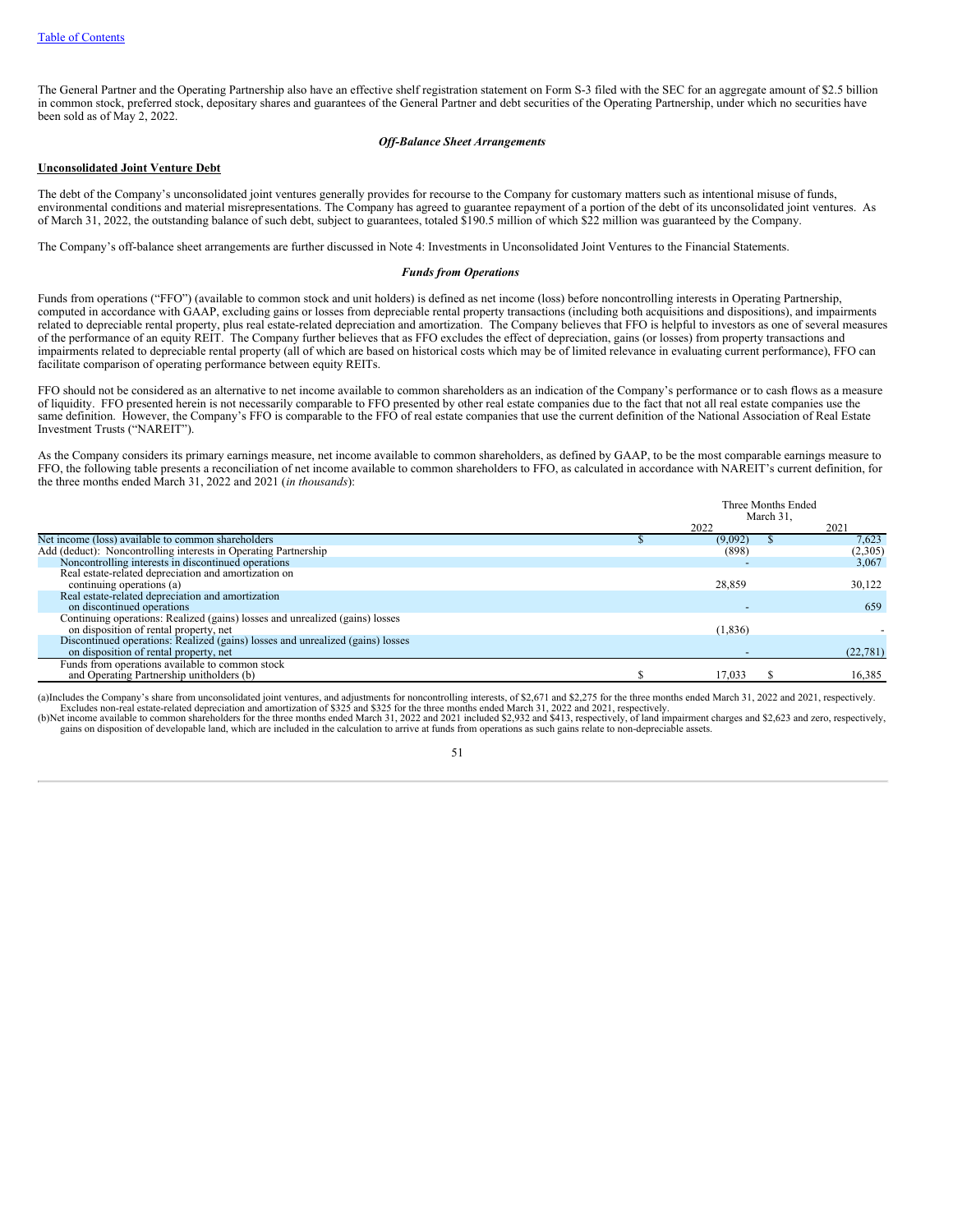Table of Contents

The General Partner and the Operating Partnership also have an effective shelf registration statement on Form S-3 filed with the SEC for an aggregate amount of $2.5 billion in common stock, preferred stock, depositary shares and guarantees of the General Partner and debt securities of the Operating Partnership, under which no securities have been sold as of May 2, 2022.

***Off-Balance Sheet Arrangements***

**Unconsolidated Joint Venture Debt**

The debt of the Company's unconsolidated joint ventures generally provides for recourse to the Company for customary matters such as intentional misuse of funds, environmental conditions and material misrepresentations. The Company has agreed to guarantee repayment of a portion of the debt of its unconsolidated joint ventures. As of March 31, 2022, the outstanding balance of such debt, subject to guarantees, totaled $190.5 million of which $22 million was guaranteed by the Company.

The Company's off-balance sheet arrangements are further discussed in Note 4: Investments in Unconsolidated Joint Ventures to the Financial Statements.

***Funds from Operations***

Funds from operations ("FFO") (available to common stock and unit holders) is defined as net income (loss) before noncontrolling interests in Operating Partnership, computed in accordance with GAAP, excluding gains or losses from depreciable rental property transactions (including both acquisitions and dispositions), and impairments related to depreciable rental property, plus real estate-related depreciation and amortization. The Company believes that FFO is helpful to investors as one of several measures of the performance of an equity REIT. The Company further believes that as FFO excludes the effect of depreciation, gains (or losses) from property transactions and impairments related to depreciable rental property (all of which are based on historical costs which may be of limited relevance in evaluating current performance), FFO can facilitate comparison of operating performance between equity REITs.

FFO should not be considered as an alternative to net income available to common shareholders as an indication of the Company's performance or to cash flows as a measure of liquidity. FFO presented herein is not necessarily comparable to FFO presented by other real estate companies due to the fact that not all real estate companies use the same definition. However, the Company's FFO is comparable to the FFO of real estate companies that use the current definition of the National Association of Real Estate Investment Trusts ("NAREIT").

As the Company considers its primary earnings measure, net income available to common shareholders, as defined by GAAP, to be the most comparable earnings measure to FFO, the following table presents a reconciliation of net income available to common shareholders to FFO, as calculated in accordance with NAREIT's current definition, for the three months ended March 31, 2022 and 2021 (*in thousands*):

| | Three Months Ended March 31, | |
|---|---|---|
| | 2022 | 2021 |
| Net income (loss) available to common shareholders | $ (9,092) | $ 7,623 |
| Add (deduct): Noncontrolling interests in Operating Partnership | (898) | (2,305) |
| Noncontrolling interests in discontinued operations | - | 3,067 |
| Real estate-related depreciation and amortization on continuing operations (a) | 28,859 | 30,122 |
| Real estate-related depreciation and amortization on discontinued operations | - | 659 |
| Continuing operations: Realized (gains) losses and unrealized (gains) losses on disposition of rental property, net | (1,836) | - |
| Discontinued operations: Realized (gains) losses and unrealized (gains) losses on disposition of rental property, net | - | (22,781) |
| Funds from operations available to common stock and Operating Partnership unitholders (b) | $ 17,033 | $ 16,385 |

(a)Includes the Company's share from unconsolidated joint ventures, and adjustments for noncontrolling interests, of $2,671 and $2,275 for the three months ended March 31, 2022 and 2021, respectively. Excludes non-real estate-related depreciation and amortization of $325 and $325 for the three months ended March 31, 2022 and 2021, respectively.

(b)Net income available to common shareholders for the three months ended March 31, 2022 and 2021 included $2,932 and $413, respectively, of land impairment charges and $2,623 and zero, respectively, gains on disposition of developable land, which are included in the calculation to arrive at funds from operations as such gains relate to non-depreciable assets.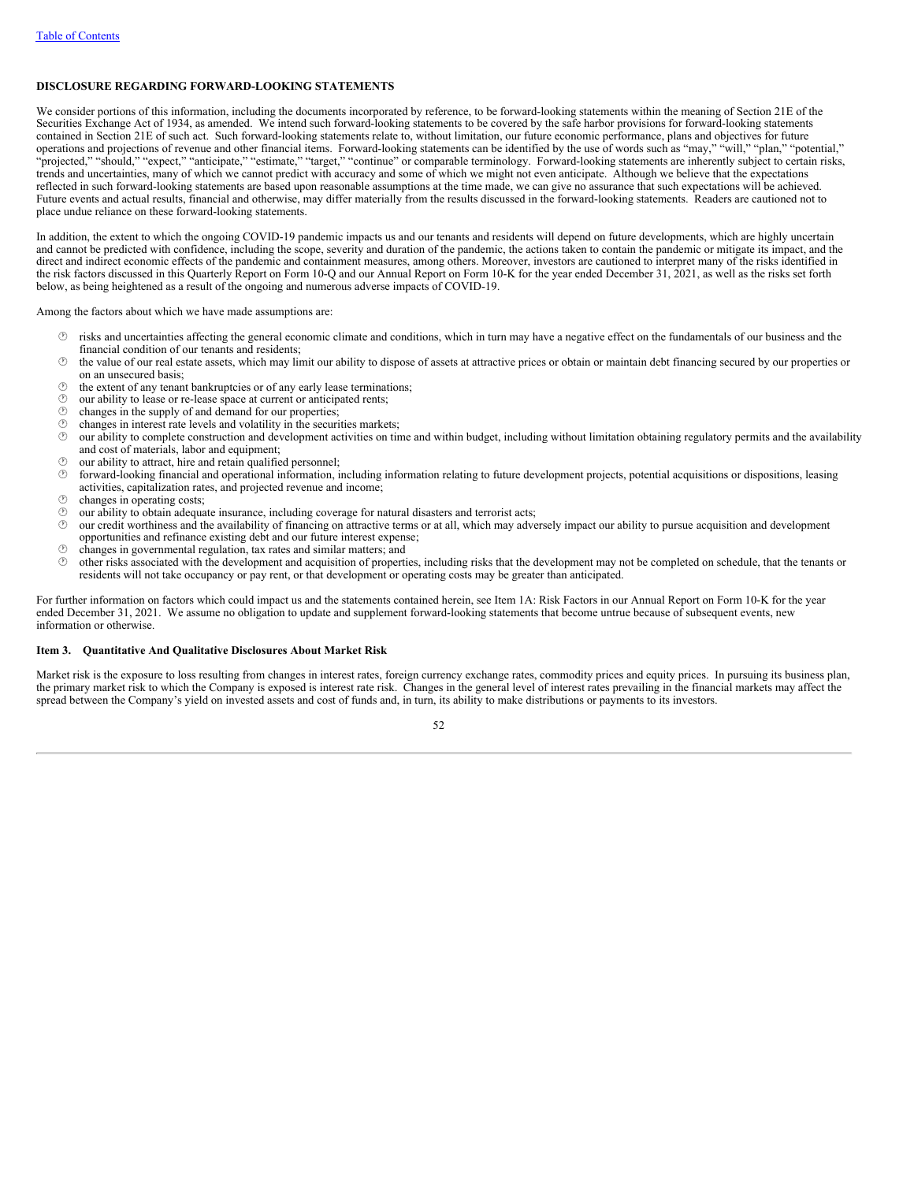[Table of Contents](#)

**DISCLOSURE REGARDING FORWARD-LOOKING STATEMENTS**

We consider portions of this information, including the documents incorporated by reference, to be forward-looking statements within the meaning of Section 21E of the Securities Exchange Act of 1934, as amended. We intend such forward-looking statements to be covered by the safe harbor provisions for forward-looking statements contained in Section 21E of such act. Such forward-looking statements relate to, without limitation, our future economic performance, plans and objectives for future operations and projections of revenue and other financial items. Forward-looking statements can be identified by the use of words such as "may," "will," "plan," "potential," "projected," "should," "expect," "anticipate," "estimate," "target," "continue" or comparable terminology. Forward-looking statements are inherently subject to certain risks, trends and uncertainties, many of which we cannot predict with accuracy and some of which we might not even anticipate. Although we believe that the expectations reflected in such forward-looking statements are based upon reasonable assumptions at the time made, we can give no assurance that such expectations will be achieved. Future events and actual results, financial and otherwise, may differ materially from the results discussed in the forward-looking statements. Readers are cautioned not to place undue reliance on these forward-looking statements.

In addition, the extent to which the ongoing COVID-19 pandemic impacts us and our tenants and residents will depend on future developments, which are highly uncertain and cannot be predicted with confidence, including the scope, severity and duration of the pandemic, the actions taken to contain the pandemic or mitigate its impact, and the direct and indirect economic effects of the pandemic and containment measures, among others. Moreover, investors are cautioned to interpret many of the risks identified in the risk factors discussed in this Quarterly Report on Form 10-Q and our Annual Report on Form 10-K for the year ended December 31, 2021, as well as the risks set forth below, as being heightened as a result of the ongoing and numerous adverse impacts of COVID-19.

Among the factors about which we have made assumptions are:

- risks and uncertainties affecting the general economic climate and conditions, which in turn may have a negative effect on the fundamentals of our business and the financial condition of our tenants and residents;
- the value of our real estate assets, which may limit our ability to dispose of assets at attractive prices or obtain or maintain debt financing secured by our properties or on an unsecured basis;
- the extent of any tenant bankruptcies or of any early lease terminations;
- our ability to lease or re-lease space at current or anticipated rents;
- changes in the supply of and demand for our properties;
- changes in interest rate levels and volatility in the securities markets;
- our ability to complete construction and development activities on time and within budget, including without limitation obtaining regulatory permits and the availability and cost of materials, labor and equipment;
- our ability to attract, hire and retain qualified personnel;
- forward-looking financial and operational information, including information relating to future development projects, potential acquisitions or dispositions, leasing activities, capitalization rates, and projected revenue and income;
- changes in operating costs;
- our ability to obtain adequate insurance, including coverage for natural disasters and terrorist acts;
- our credit worthiness and the availability of financing on attractive terms or at all, which may adversely impact our ability to pursue acquisition and development opportunities and refinance existing debt and our future interest expense;
- changes in governmental regulation, tax rates and similar matters; and
- other risks associated with the development and acquisition of properties, including risks that the development may not be completed on schedule, that the tenants or residents will not take occupancy or pay rent, or that development or operating costs may be greater than anticipated.

For further information on factors which could impact us and the statements contained herein, see Item 1A: Risk Factors in our Annual Report on Form 10-K for the year ended December 31, 2021. We assume no obligation to update and supplement forward-looking statements that become untrue because of subsequent events, new information or otherwise.

**Item 3. Quantitative And Qualitative Disclosures About Market Risk**

Market risk is the exposure to loss resulting from changes in interest rates, foreign currency exchange rates, commodity prices and equity prices. In pursuing its business plan, the primary market risk to which the Company is exposed is interest rate risk. Changes in the general level of interest rates prevailing in the financial markets may affect the spread between the Company's yield on invested assets and cost of funds and, in turn, its ability to make distributions or payments to its investors.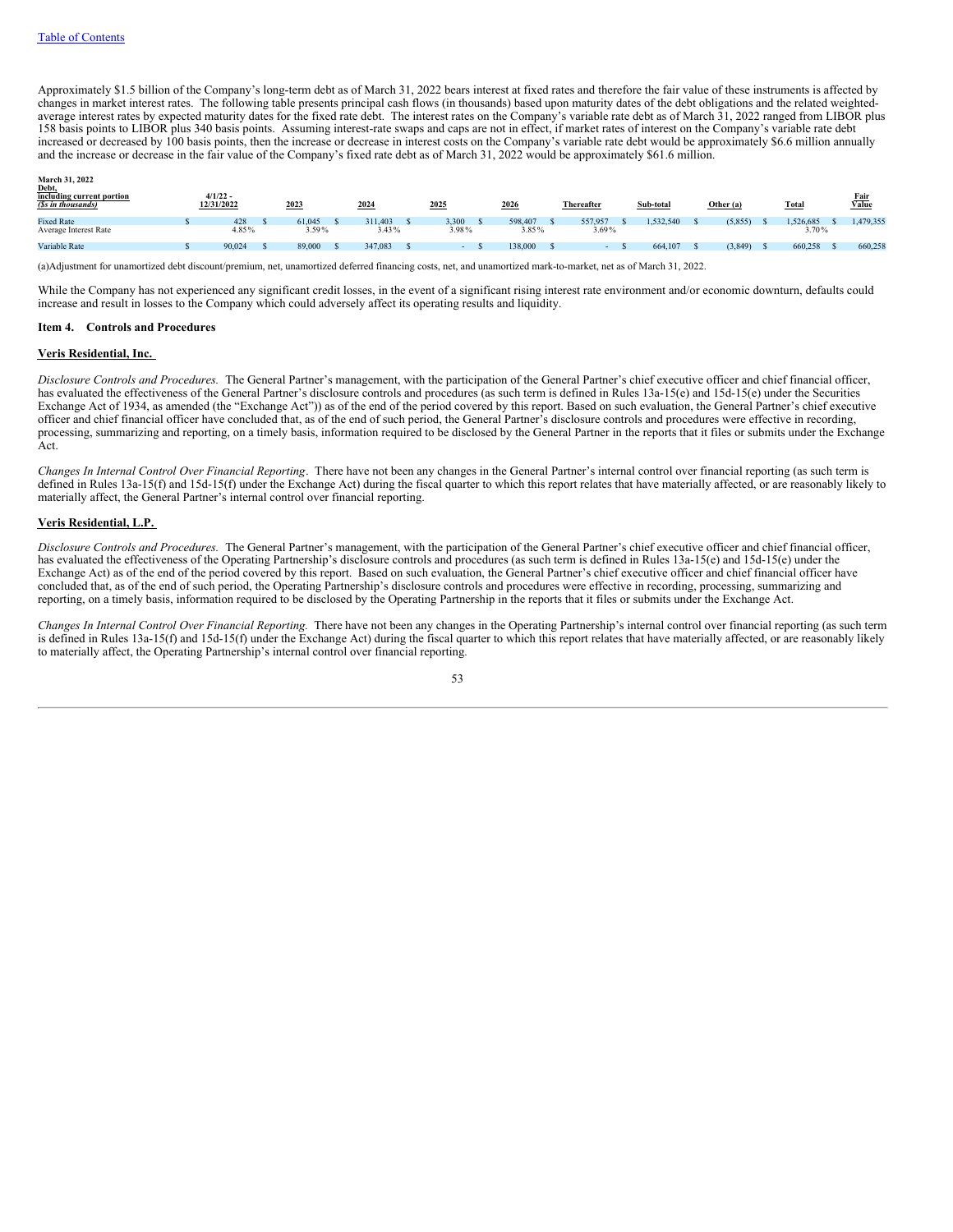[Table of Contents](#)

Approximately $1.5 billion of the Company's long-term debt as of March 31, 2022 bears interest at fixed rates and therefore the fair value of these instruments is affected by changes in market interest rates. The following table presents principal cash flows (in thousands) based upon maturity dates of the debt obligations and the related weighted-average interest rates by expected maturity dates for the fixed rate debt. The interest rates on the Company's variable rate debt as of March 31, 2022 ranged from LIBOR plus 158 basis points to LIBOR plus 340 basis points. Assuming interest-rate swaps and caps are not in effect, if market rates of interest on the Company's variable rate debt increased or decreased by 100 basis points, then the increase or decrease in interest costs on the Company's variable rate debt would be approximately $6.6 million annually and the increase or decrease in the fair value of the Company's fixed rate debt as of March 31, 2022 would be approximately $61.6 million.

| March 31, 2022 Debt, including current portion ($s in thousands) | 4/1/22 - 12/31/2022 | 2023 | 2024 | 2025 | 2026 | Thereafter | Sub-total | Other (a) | Total | Fair Value |
|---|---|---|---|---|---|---|---|---|---|---|
| Fixed Rate | $ 428 | $ 61,045 | $ 311,403 | $ 3,300 | $ 598,407 | $ 557,957 | $ 1,532,540 | $ (5,855) | $ 1,526,685 | $ 1,479,355 |
| Average Interest Rate | 4.85% | 3.59% | 3.43% | 3.98% | 3.85% | 3.69% | | | 3.70% | |
| Variable Rate | $ 90,024 | $ 89,000 | $ 347,083 | $ - | $ 138,000 | $ - | $ 664,107 | $ (3,849) | $ 660,258 | $ 660,258 |

(a)Adjustment for unamortized debt discount/premium, net, unamortized deferred financing costs, net, and unamortized mark-to-market, net as of March 31, 2022.

While the Company has not experienced any significant credit losses, in the event of a significant rising interest rate environment and/or economic downturn, defaults could increase and result in losses to the Company which could adversely affect its operating results and liquidity.

## Item 4. Controls and Procedures

### Veris Residential, Inc.

*Disclosure Controls and Procedures.* The General Partner's management, with the participation of the General Partner's chief executive officer and chief financial officer, has evaluated the effectiveness of the General Partner's disclosure controls and procedures (as such term is defined in Rules 13a-15(e) and 15d-15(e) under the Securities Exchange Act of 1934, as amended (the "Exchange Act")) as of the end of the period covered by this report. Based on such evaluation, the General Partner's chief executive officer and chief financial officer have concluded that, as of the end of such period, the General Partner's disclosure controls and procedures were effective in recording, processing, summarizing and reporting, on a timely basis, information required to be disclosed by the General Partner in the reports that it files or submits under the Exchange Act.

*Changes In Internal Control Over Financial Reporting*. There have not been any changes in the General Partner's internal control over financial reporting (as such term is defined in Rules 13a-15(f) and 15d-15(f) under the Exchange Act) during the fiscal quarter to which this report relates that have materially affected, or are reasonably likely to materially affect, the General Partner's internal control over financial reporting.

### Veris Residential, L.P.

*Disclosure Controls and Procedures.* The General Partner's management, with the participation of the General Partner's chief executive officer and chief financial officer, has evaluated the effectiveness of the Operating Partnership's disclosure controls and procedures (as such term is defined in Rules 13a-15(e) and 15d-15(e) under the Exchange Act) as of the end of the period covered by this report. Based on such evaluation, the General Partner's chief executive officer and chief financial officer have concluded that, as of the end of such period, the Operating Partnership's disclosure controls and procedures were effective in recording, processing, summarizing and reporting, on a timely basis, information required to be disclosed by the Operating Partnership in the reports that it files or submits under the Exchange Act.

*Changes In Internal Control Over Financial Reporting.* There have not been any changes in the Operating Partnership's internal control over financial reporting (as such term is defined in Rules 13a-15(f) and 15d-15(f) under the Exchange Act) during the fiscal quarter to which this report relates that have materially affected, or are reasonably likely to materially affect, the Operating Partnership's internal control over financial reporting.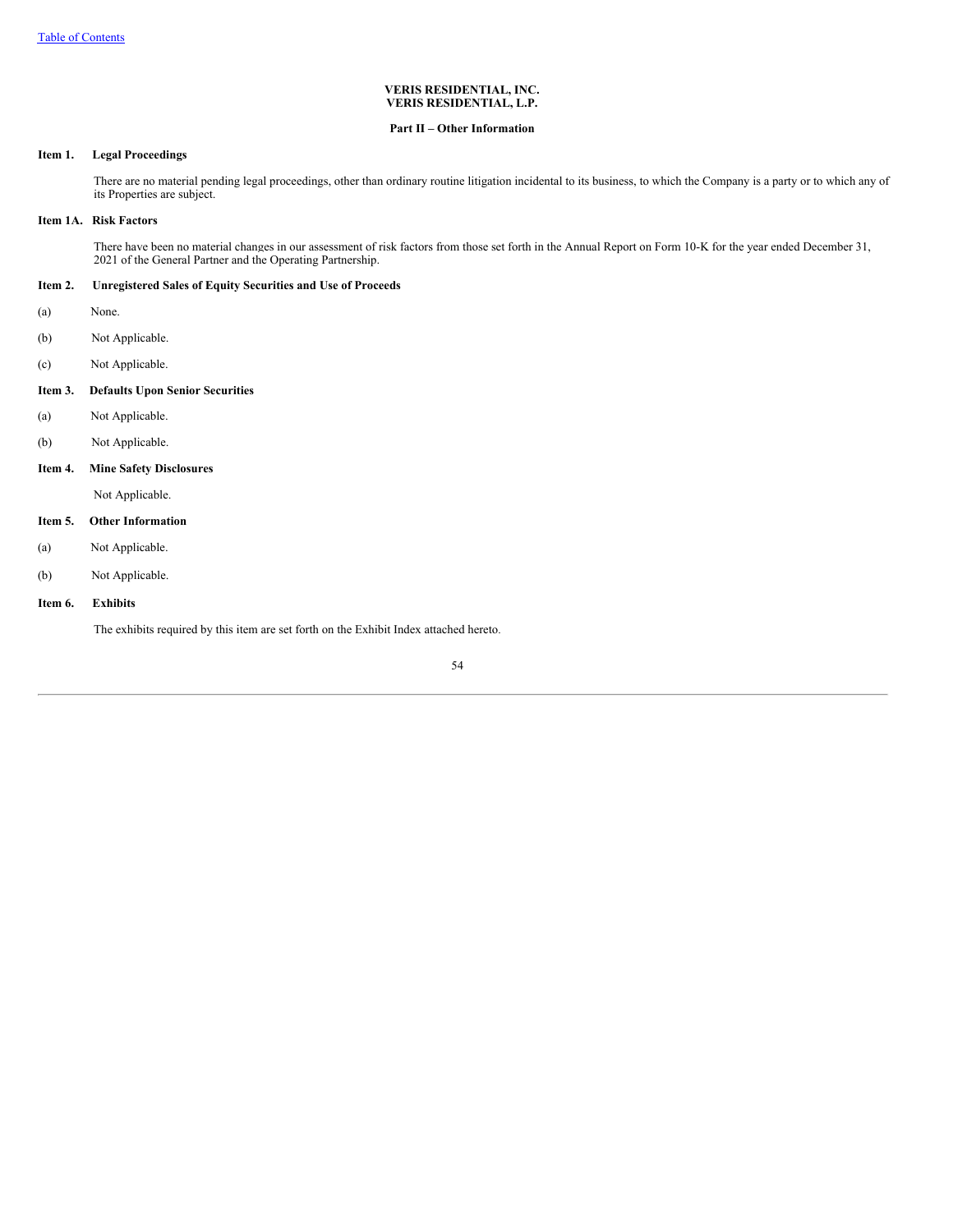**VERIS RESIDENTIAL, INC.**
**VERIS RESIDENTIAL, L.P.**

## Part II – Other Information

### Item 1. Legal Proceedings

There are no material pending legal proceedings, other than ordinary routine litigation incidental to its business, to which the Company is a party or to which any of its Properties are subject.

### Item 1A. Risk Factors

There have been no material changes in our assessment of risk factors from those set forth in the Annual Report on Form 10-K for the year ended December 31, 2021 of the General Partner and the Operating Partnership.

### Item 2. Unregistered Sales of Equity Securities and Use of Proceeds

(a) None.

(b) Not Applicable.

(c) Not Applicable.

### Item 3. Defaults Upon Senior Securities

(a) Not Applicable.

(b) Not Applicable.

### Item 4. Mine Safety Disclosures

Not Applicable.

### Item 5. Other Information

(a) Not Applicable.

(b) Not Applicable.

### Item 6. Exhibits

The exhibits required by this item are set forth on the Exhibit Index attached hereto.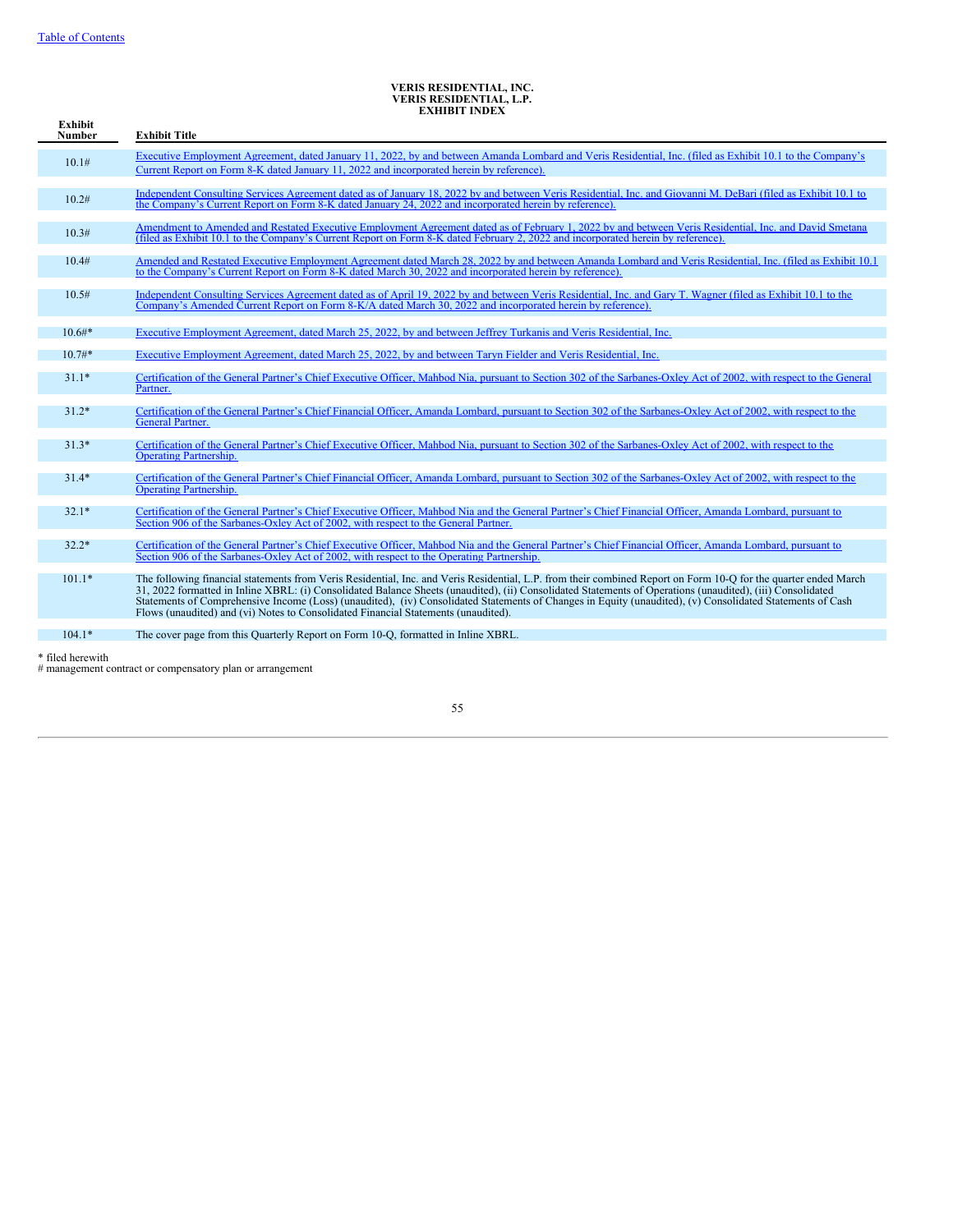**VERIS RESIDENTIAL, INC.**
**VERIS RESIDENTIAL, L.P.**
**EXHIBIT INDEX**

| Exhibit Number | Exhibit Title |
|---|---|
| 10.1# | Executive Employment Agreement, dated January 11, 2022, by and between Amanda Lombard and Veris Residential, Inc. (filed as Exhibit 10.1 to the Company's Current Report on Form 8-K dated January 11, 2022 and incorporated herein by reference). |
| 10.2# | Independent Consulting Services Agreement dated as of January 18, 2022 by and between Veris Residential, Inc. and Giovanni M. DeBari (filed as Exhibit 10.1 to the Company's Current Report on Form 8-K dated January 24, 2022 and incorporated herein by reference). |
| 10.3# | Amendment to Amended and Restated Executive Employment Agreement dated as of February 1, 2022 by and between Veris Residential, Inc. and David Smetana (filed as Exhibit 10.1 to the Company's Current Report on Form 8-K dated February 2, 2022 and incorporated herein by reference). |
| 10.4# | Amended and Restated Executive Employment Agreement dated March 28, 2022 by and between Amanda Lombard and Veris Residential, Inc. (filed as Exhibit 10.1 to the Company's Current Report on Form 8-K dated March 30, 2022 and incorporated herein by reference). |
| 10.5# | Independent Consulting Services Agreement dated as of April 19, 2022 by and between Veris Residential, Inc. and Gary T. Wagner (filed as Exhibit 10.1 to the Company's Amended Current Report on Form 8-K/A dated March 30, 2022 and incorporated herein by reference). |
| 10.6#* | Executive Employment Agreement, dated March 25, 2022, by and between Jeffrey Turkanis and Veris Residential, Inc. |
| 10.7#* | Executive Employment Agreement, dated March 25, 2022, by and between Taryn Fielder and Veris Residential, Inc. |
| 31.1* | Certification of the General Partner's Chief Executive Officer, Mahbod Nia, pursuant to Section 302 of the Sarbanes-Oxley Act of 2002, with respect to the General Partner. |
| 31.2* | Certification of the General Partner's Chief Financial Officer, Amanda Lombard, pursuant to Section 302 of the Sarbanes-Oxley Act of 2002, with respect to the General Partner. |
| 31.3* | Certification of the General Partner's Chief Executive Officer, Mahbod Nia, pursuant to Section 302 of the Sarbanes-Oxley Act of 2002, with respect to the Operating Partnership. |
| 31.4* | Certification of the General Partner's Chief Financial Officer, Amanda Lombard, pursuant to Section 302 of the Sarbanes-Oxley Act of 2002, with respect to the Operating Partnership. |
| 32.1* | Certification of the General Partner's Chief Executive Officer, Mahbod Nia and the General Partner's Chief Financial Officer, Amanda Lombard, pursuant to Section 906 of the Sarbanes-Oxley Act of 2002, with respect to the General Partner. |
| 32.2* | Certification of the General Partner's Chief Executive Officer, Mahbod Nia and the General Partner's Chief Financial Officer, Amanda Lombard, pursuant to Section 906 of the Sarbanes-Oxley Act of 2002, with respect to the Operating Partnership. |
| 101.1* | The following financial statements from Veris Residential, Inc. and Veris Residential, L.P. from their combined Report on Form 10-Q for the quarter ended March 31, 2022 formatted in Inline XBRL: (i) Consolidated Balance Sheets (unaudited), (ii) Consolidated Statements of Operations (unaudited), (iii) Consolidated Statements of Comprehensive Income (Loss) (unaudited), (iv) Consolidated Statements of Changes in Equity (unaudited), (v) Consolidated Statements of Cash Flows (unaudited) and (vi) Notes to Consolidated Financial Statements (unaudited). |
| 104.1* | The cover page from this Quarterly Report on Form 10-Q, formatted in Inline XBRL. |

\* filed herewith
\# management contract or compensatory plan or arrangement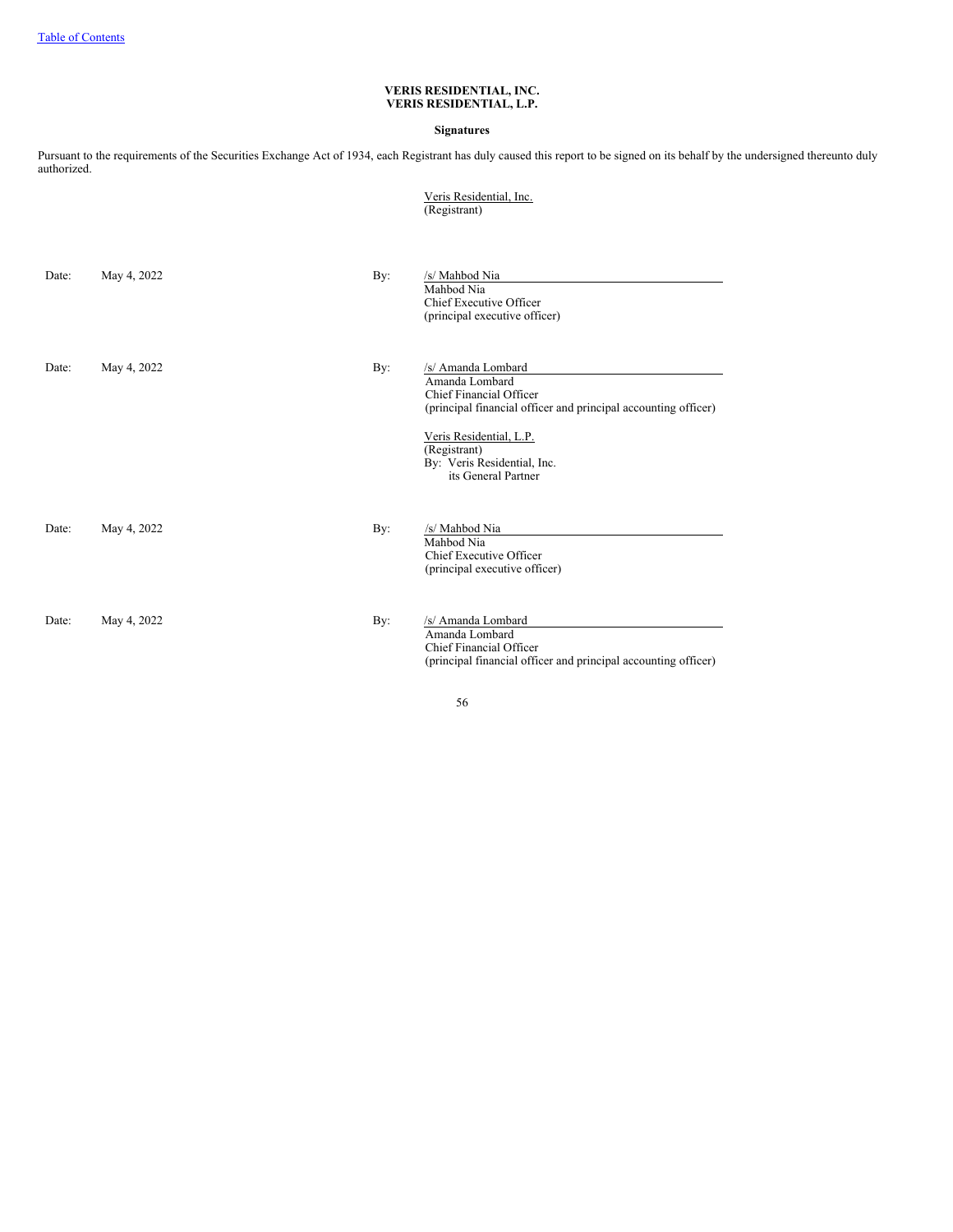**VERIS RESIDENTIAL, INC.**
**VERIS RESIDENTIAL, L.P.**

**Signatures**

Pursuant to the requirements of the Securities Exchange Act of 1934, each Registrant has duly caused this report to be signed on its behalf by the undersigned thereunto duly authorized.

Veris Residential, Inc.
(Registrant)

| | | | |
|---|---|---|---|
| Date: | May 4, 2022 | By: | /s/ Mahbod Nia<br>Mahbod Nia<br>Chief Executive Officer<br>(principal executive officer) |
| Date: | May 4, 2022 | By: | /s/ Amanda Lombard<br>Amanda Lombard<br>Chief Financial Officer<br>(principal financial officer and principal accounting officer) |

Veris Residential, L.P.
(Registrant)
By: Veris Residential, Inc.
its General Partner

| | | | |
|---|---|---|---|
| Date: | May 4, 2022 | By: | /s/ Mahbod Nia<br>Mahbod Nia<br>Chief Executive Officer<br>(principal executive officer) |
| Date: | May 4, 2022 | By: | /s/ Amanda Lombard<br>Amanda Lombard<br>Chief Financial Officer<br>(principal financial officer and principal accounting officer) |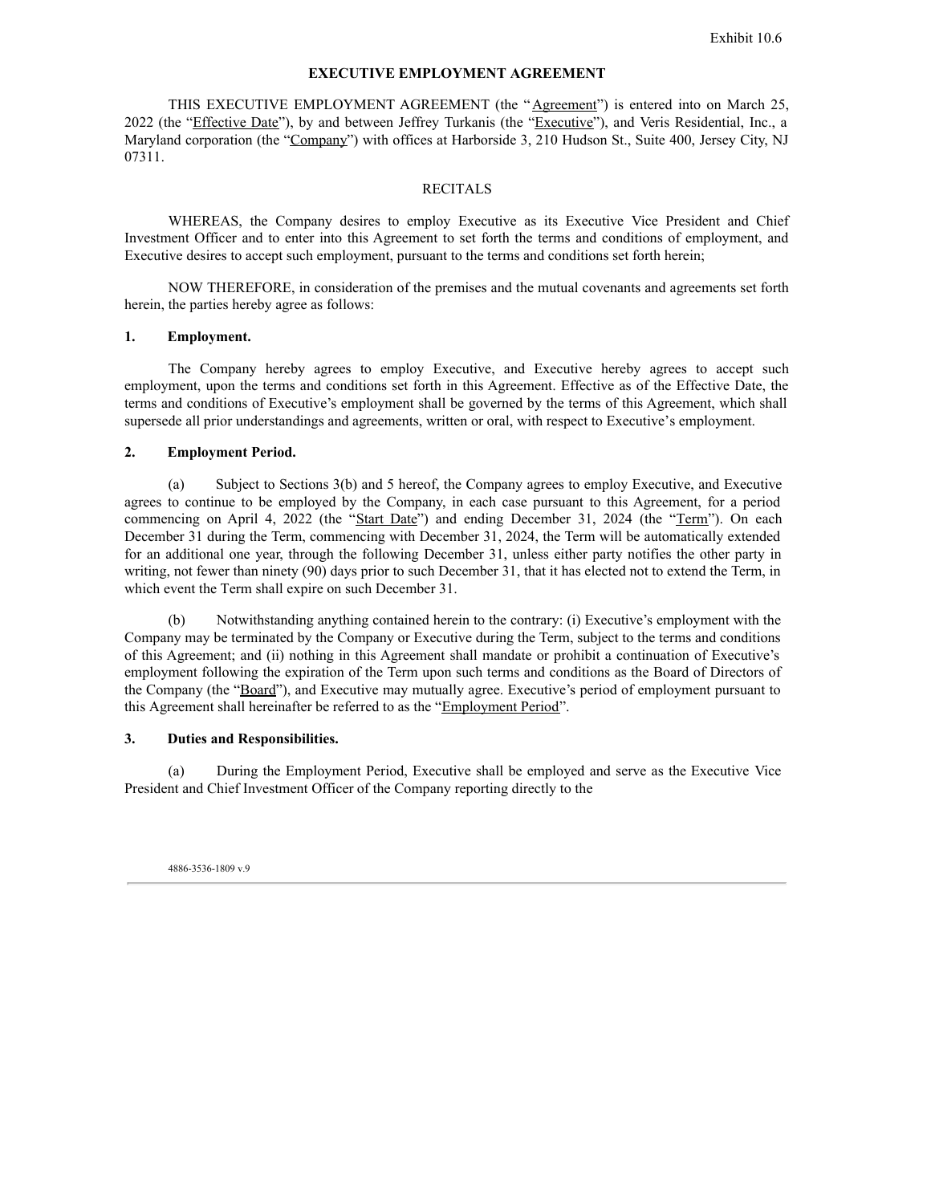Exhibit 10.6

# EXECUTIVE EMPLOYMENT AGREEMENT

THIS EXECUTIVE EMPLOYMENT AGREEMENT (the "Agreement") is entered into on March 25, 2022 (the "Effective Date"), by and between Jeffrey Turkanis (the "Executive"), and Veris Residential, Inc., a Maryland corporation (the "Company") with offices at Harborside 3, 210 Hudson St., Suite 400, Jersey City, NJ 07311.

## RECITALS

WHEREAS, the Company desires to employ Executive as its Executive Vice President and Chief Investment Officer and to enter into this Agreement to set forth the terms and conditions of employment, and Executive desires to accept such employment, pursuant to the terms and conditions set forth herein;

NOW THEREFORE, in consideration of the premises and the mutual covenants and agreements set forth herein, the parties hereby agree as follows:

### 1. Employment.

The Company hereby agrees to employ Executive, and Executive hereby agrees to accept such employment, upon the terms and conditions set forth in this Agreement. Effective as of the Effective Date, the terms and conditions of Executive's employment shall be governed by the terms of this Agreement, which shall supersede all prior understandings and agreements, written or oral, with respect to Executive's employment.

### 2. Employment Period.

(a) Subject to Sections 3(b) and 5 hereof, the Company agrees to employ Executive, and Executive agrees to continue to be employed by the Company, in each case pursuant to this Agreement, for a period commencing on April 4, 2022 (the "Start Date") and ending December 31, 2024 (the "Term"). On each December 31 during the Term, commencing with December 31, 2024, the Term will be automatically extended for an additional one year, through the following December 31, unless either party notifies the other party in writing, not fewer than ninety (90) days prior to such December 31, that it has elected not to extend the Term, in which event the Term shall expire on such December 31.

(b) Notwithstanding anything contained herein to the contrary: (i) Executive's employment with the Company may be terminated by the Company or Executive during the Term, subject to the terms and conditions of this Agreement; and (ii) nothing in this Agreement shall mandate or prohibit a continuation of Executive's employment following the expiration of the Term upon such terms and conditions as the Board of Directors of the Company (the "Board"), and Executive may mutually agree. Executive's period of employment pursuant to this Agreement shall hereinafter be referred to as the "Employment Period".

### 3. Duties and Responsibilities.

(a) During the Employment Period, Executive shall be employed and serve as the Executive Vice President and Chief Investment Officer of the Company reporting directly to the

4886-3536-1809 v.9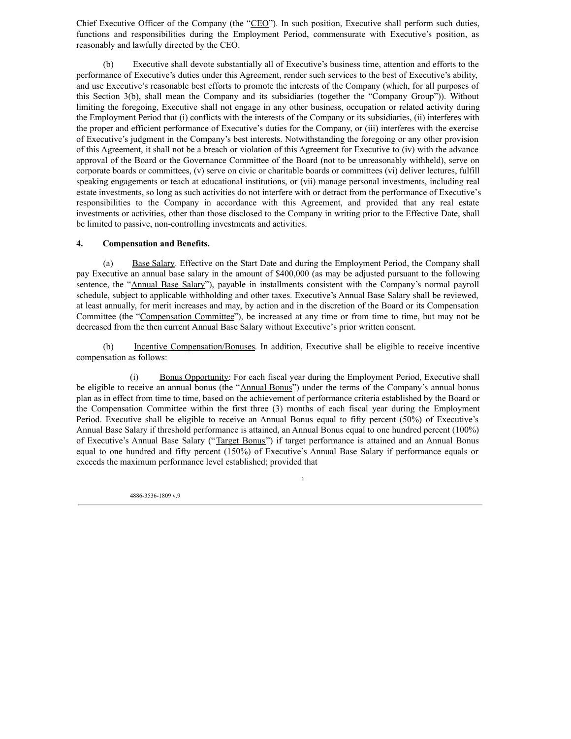Chief Executive Officer of the Company (the "CEO"). In such position, Executive shall perform such duties, functions and responsibilities during the Employment Period, commensurate with Executive's position, as reasonably and lawfully directed by the CEO.

(b) Executive shall devote substantially all of Executive's business time, attention and efforts to the performance of Executive's duties under this Agreement, render such services to the best of Executive's ability, and use Executive's reasonable best efforts to promote the interests of the Company (which, for all purposes of this Section 3(b), shall mean the Company and its subsidiaries (together the "Company Group")). Without limiting the foregoing, Executive shall not engage in any other business, occupation or related activity during the Employment Period that (i) conflicts with the interests of the Company or its subsidiaries, (ii) interferes with the proper and efficient performance of Executive's duties for the Company, or (iii) interferes with the exercise of Executive's judgment in the Company's best interests. Notwithstanding the foregoing or any other provision of this Agreement, it shall not be a breach or violation of this Agreement for Executive to (iv) with the advance approval of the Board or the Governance Committee of the Board (not to be unreasonably withheld), serve on corporate boards or committees, (v) serve on civic or charitable boards or committees (vi) deliver lectures, fulfill speaking engagements or teach at educational institutions, or (vii) manage personal investments, including real estate investments, so long as such activities do not interfere with or detract from the performance of Executive's responsibilities to the Company in accordance with this Agreement, and provided that any real estate investments or activities, other than those disclosed to the Company in writing prior to the Effective Date, shall be limited to passive, non-controlling investments and activities.

**4. Compensation and Benefits.**

(a) Base Salary. Effective on the Start Date and during the Employment Period, the Company shall pay Executive an annual base salary in the amount of $400,000 (as may be adjusted pursuant to the following sentence, the "Annual Base Salary"), payable in installments consistent with the Company's normal payroll schedule, subject to applicable withholding and other taxes. Executive's Annual Base Salary shall be reviewed, at least annually, for merit increases and may, by action and in the discretion of the Board or its Compensation Committee (the "Compensation Committee"), be increased at any time or from time to time, but may not be decreased from the then current Annual Base Salary without Executive's prior written consent.

(b) Incentive Compensation/Bonuses. In addition, Executive shall be eligible to receive incentive compensation as follows:

(i) Bonus Opportunity: For each fiscal year during the Employment Period, Executive shall be eligible to receive an annual bonus (the "Annual Bonus") under the terms of the Company's annual bonus plan as in effect from time to time, based on the achievement of performance criteria established by the Board or the Compensation Committee within the first three (3) months of each fiscal year during the Employment Period. Executive shall be eligible to receive an Annual Bonus equal to fifty percent (50%) of Executive's Annual Base Salary if threshold performance is attained, an Annual Bonus equal to one hundred percent (100%) of Executive's Annual Base Salary ("Target Bonus") if target performance is attained and an Annual Bonus equal to one hundred and fifty percent (150%) of Executive's Annual Base Salary if performance equals or exceeds the maximum performance level established; provided that

4886-3536-1809 v.9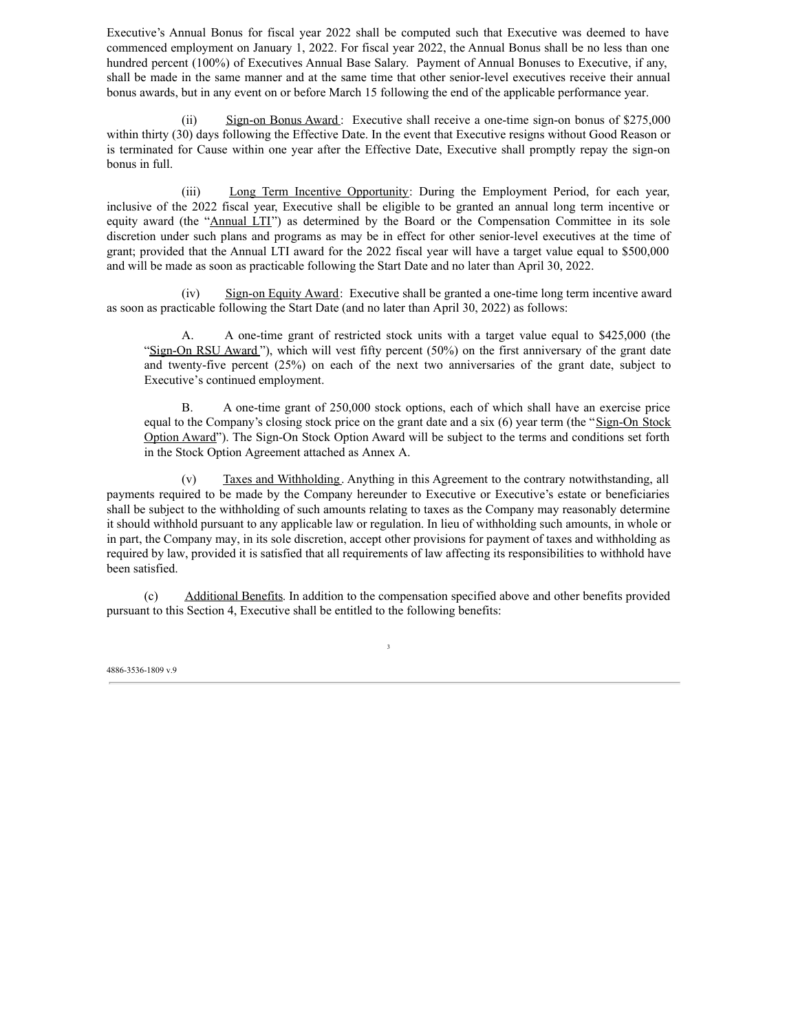Executive's Annual Bonus for fiscal year 2022 shall be computed such that Executive was deemed to have commenced employment on January 1, 2022. For fiscal year 2022, the Annual Bonus shall be no less than one hundred percent (100%) of Executives Annual Base Salary. Payment of Annual Bonuses to Executive, if any, shall be made in the same manner and at the same time that other senior-level executives receive their annual bonus awards, but in any event on or before March 15 following the end of the applicable performance year.

(ii) Sign-on Bonus Award: Executive shall receive a one-time sign-on bonus of $275,000 within thirty (30) days following the Effective Date. In the event that Executive resigns without Good Reason or is terminated for Cause within one year after the Effective Date, Executive shall promptly repay the sign-on bonus in full.

(iii) Long Term Incentive Opportunity: During the Employment Period, for each year, inclusive of the 2022 fiscal year, Executive shall be eligible to be granted an annual long term incentive or equity award (the "Annual LTI") as determined by the Board or the Compensation Committee in its sole discretion under such plans and programs as may be in effect for other senior-level executives at the time of grant; provided that the Annual LTI award for the 2022 fiscal year will have a target value equal to $500,000 and will be made as soon as practicable following the Start Date and no later than April 30, 2022.

(iv) Sign-on Equity Award: Executive shall be granted a one-time long term incentive award as soon as practicable following the Start Date (and no later than April 30, 2022) as follows:

A. A one-time grant of restricted stock units with a target value equal to $425,000 (the "Sign-On RSU Award"), which will vest fifty percent (50%) on the first anniversary of the grant date and twenty-five percent (25%) on each of the next two anniversaries of the grant date, subject to Executive's continued employment.

B. A one-time grant of 250,000 stock options, each of which shall have an exercise price equal to the Company's closing stock price on the grant date and a six (6) year term (the "Sign-On Stock Option Award"). The Sign-On Stock Option Award will be subject to the terms and conditions set forth in the Stock Option Agreement attached as Annex A.

(v) Taxes and Withholding. Anything in this Agreement to the contrary notwithstanding, all payments required to be made by the Company hereunder to Executive or Executive's estate or beneficiaries shall be subject to the withholding of such amounts relating to taxes as the Company may reasonably determine it should withhold pursuant to any applicable law or regulation. In lieu of withholding such amounts, in whole or in part, the Company may, in its sole discretion, accept other provisions for payment of taxes and withholding as required by law, provided it is satisfied that all requirements of law affecting its responsibilities to withhold have been satisfied.

(c) Additional Benefits. In addition to the compensation specified above and other benefits provided pursuant to this Section 4, Executive shall be entitled to the following benefits:

4886-3536-1809 v.9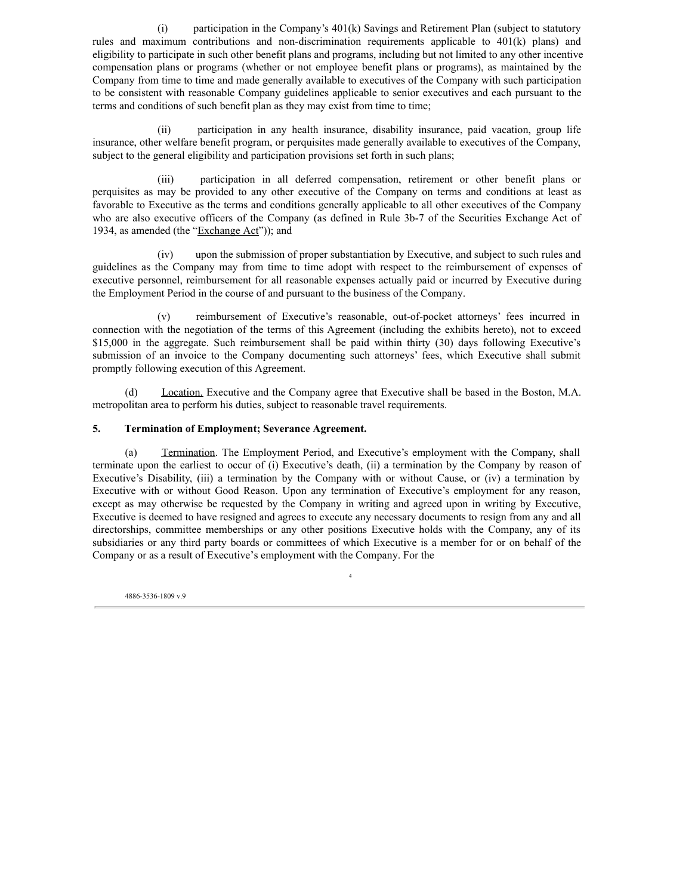(i) participation in the Company's 401(k) Savings and Retirement Plan (subject to statutory rules and maximum contributions and non-discrimination requirements applicable to 401(k) plans) and eligibility to participate in such other benefit plans and programs, including but not limited to any other incentive compensation plans or programs (whether or not employee benefit plans or programs), as maintained by the Company from time to time and made generally available to executives of the Company with such participation to be consistent with reasonable Company guidelines applicable to senior executives and each pursuant to the terms and conditions of such benefit plan as they may exist from time to time;

(ii) participation in any health insurance, disability insurance, paid vacation, group life insurance, other welfare benefit program, or perquisites made generally available to executives of the Company, subject to the general eligibility and participation provisions set forth in such plans;

(iii) participation in all deferred compensation, retirement or other benefit plans or perquisites as may be provided to any other executive of the Company on terms and conditions at least as favorable to Executive as the terms and conditions generally applicable to all other executives of the Company who are also executive officers of the Company (as defined in Rule 3b-7 of the Securities Exchange Act of 1934, as amended (the "Exchange Act")); and

(iv) upon the submission of proper substantiation by Executive, and subject to such rules and guidelines as the Company may from time to time adopt with respect to the reimbursement of expenses of executive personnel, reimbursement for all reasonable expenses actually paid or incurred by Executive during the Employment Period in the course of and pursuant to the business of the Company.

(v) reimbursement of Executive's reasonable, out-of-pocket attorneys' fees incurred in connection with the negotiation of the terms of this Agreement (including the exhibits hereto), not to exceed $15,000 in the aggregate. Such reimbursement shall be paid within thirty (30) days following Executive's submission of an invoice to the Company documenting such attorneys' fees, which Executive shall submit promptly following execution of this Agreement.

(d) Location. Executive and the Company agree that Executive shall be based in the Boston, M.A. metropolitan area to perform his duties, subject to reasonable travel requirements.

**5. Termination of Employment; Severance Agreement.**

(a) Termination. The Employment Period, and Executive's employment with the Company, shall terminate upon the earliest to occur of (i) Executive's death, (ii) a termination by the Company by reason of Executive's Disability, (iii) a termination by the Company with or without Cause, or (iv) a termination by Executive with or without Good Reason. Upon any termination of Executive's employment for any reason, except as may otherwise be requested by the Company in writing and agreed upon in writing by Executive, Executive is deemed to have resigned and agrees to execute any necessary documents to resign from any and all directorships, committee memberships or any other positions Executive holds with the Company, any of its subsidiaries or any third party boards or committees of which Executive is a member for or on behalf of the Company or as a result of Executive's employment with the Company. For the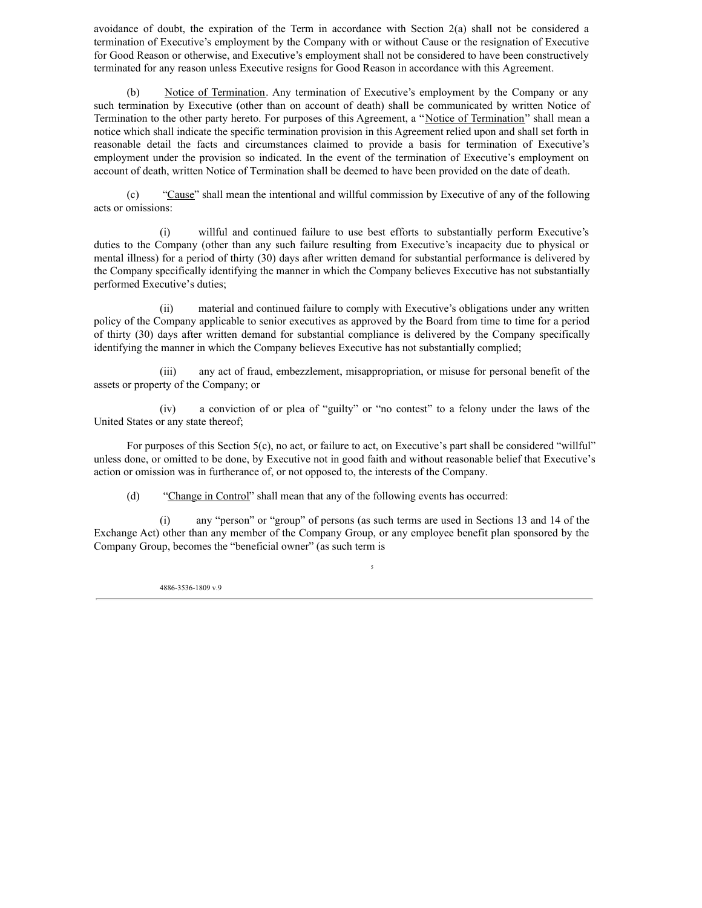avoidance of doubt, the expiration of the Term in accordance with Section 2(a) shall not be considered a termination of Executive's employment by the Company with or without Cause or the resignation of Executive for Good Reason or otherwise, and Executive's employment shall not be considered to have been constructively terminated for any reason unless Executive resigns for Good Reason in accordance with this Agreement.

(b) Notice of Termination. Any termination of Executive's employment by the Company or any such termination by Executive (other than on account of death) shall be communicated by written Notice of Termination to the other party hereto. For purposes of this Agreement, a "Notice of Termination" shall mean a notice which shall indicate the specific termination provision in this Agreement relied upon and shall set forth in reasonable detail the facts and circumstances claimed to provide a basis for termination of Executive's employment under the provision so indicated. In the event of the termination of Executive's employment on account of death, written Notice of Termination shall be deemed to have been provided on the date of death.

(c) "Cause" shall mean the intentional and willful commission by Executive of any of the following acts or omissions:

(i) willful and continued failure to use best efforts to substantially perform Executive's duties to the Company (other than any such failure resulting from Executive's incapacity due to physical or mental illness) for a period of thirty (30) days after written demand for substantial performance is delivered by the Company specifically identifying the manner in which the Company believes Executive has not substantially performed Executive's duties;

(ii) material and continued failure to comply with Executive's obligations under any written policy of the Company applicable to senior executives as approved by the Board from time to time for a period of thirty (30) days after written demand for substantial compliance is delivered by the Company specifically identifying the manner in which the Company believes Executive has not substantially complied;

(iii) any act of fraud, embezzlement, misappropriation, or misuse for personal benefit of the assets or property of the Company; or

(iv) a conviction of or plea of "guilty" or "no contest" to a felony under the laws of the United States or any state thereof;

For purposes of this Section 5(c), no act, or failure to act, on Executive's part shall be considered "willful" unless done, or omitted to be done, by Executive not in good faith and without reasonable belief that Executive's action or omission was in furtherance of, or not opposed to, the interests of the Company.

(d) "Change in Control" shall mean that any of the following events has occurred:

(i) any "person" or "group" of persons (as such terms are used in Sections 13 and 14 of the Exchange Act) other than any member of the Company Group, or any employee benefit plan sponsored by the Company Group, becomes the "beneficial owner" (as such term is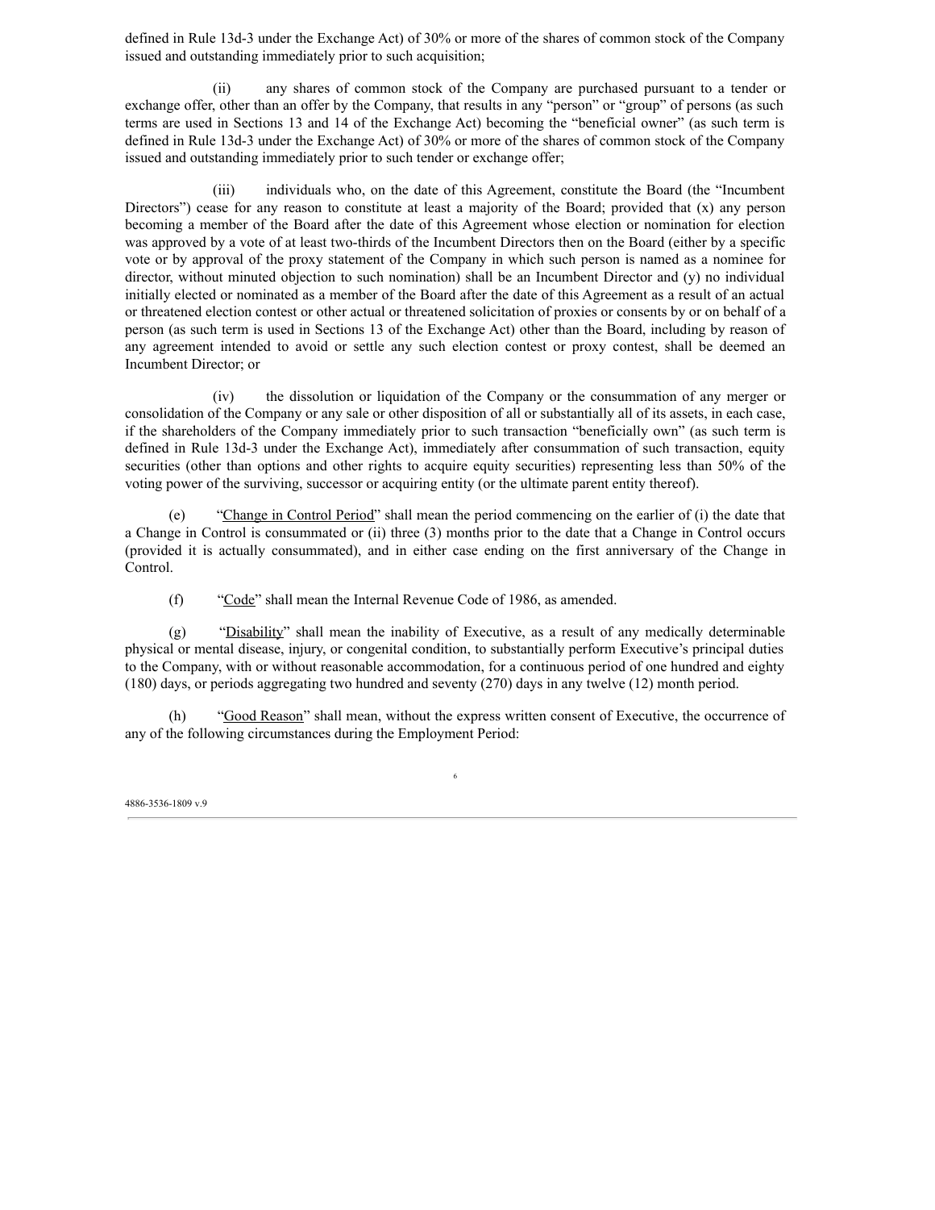defined in Rule 13d-3 under the Exchange Act) of 30% or more of the shares of common stock of the Company issued and outstanding immediately prior to such acquisition;

(ii) any shares of common stock of the Company are purchased pursuant to a tender or exchange offer, other than an offer by the Company, that results in any "person" or "group" of persons (as such terms are used in Sections 13 and 14 of the Exchange Act) becoming the "beneficial owner" (as such term is defined in Rule 13d-3 under the Exchange Act) of 30% or more of the shares of common stock of the Company issued and outstanding immediately prior to such tender or exchange offer;

(iii) individuals who, on the date of this Agreement, constitute the Board (the "Incumbent Directors") cease for any reason to constitute at least a majority of the Board; provided that (x) any person becoming a member of the Board after the date of this Agreement whose election or nomination for election was approved by a vote of at least two-thirds of the Incumbent Directors then on the Board (either by a specific vote or by approval of the proxy statement of the Company in which such person is named as a nominee for director, without minuted objection to such nomination) shall be an Incumbent Director and (y) no individual initially elected or nominated as a member of the Board after the date of this Agreement as a result of an actual or threatened election contest or other actual or threatened solicitation of proxies or consents by or on behalf of a person (as such term is used in Sections 13 of the Exchange Act) other than the Board, including by reason of any agreement intended to avoid or settle any such election contest or proxy contest, shall be deemed an Incumbent Director; or

(iv) the dissolution or liquidation of the Company or the consummation of any merger or consolidation of the Company or any sale or other disposition of all or substantially all of its assets, in each case, if the shareholders of the Company immediately prior to such transaction "beneficially own" (as such term is defined in Rule 13d-3 under the Exchange Act), immediately after consummation of such transaction, equity securities (other than options and other rights to acquire equity securities) representing less than 50% of the voting power of the surviving, successor or acquiring entity (or the ultimate parent entity thereof).

(e) "Change in Control Period" shall mean the period commencing on the earlier of (i) the date that a Change in Control is consummated or (ii) three (3) months prior to the date that a Change in Control occurs (provided it is actually consummated), and in either case ending on the first anniversary of the Change in Control.

(f) "Code" shall mean the Internal Revenue Code of 1986, as amended.

(g) "Disability" shall mean the inability of Executive, as a result of any medically determinable physical or mental disease, injury, or congenital condition, to substantially perform Executive's principal duties to the Company, with or without reasonable accommodation, for a continuous period of one hundred and eighty (180) days, or periods aggregating two hundred and seventy (270) days in any twelve (12) month period.

(h) "Good Reason" shall mean, without the express written consent of Executive, the occurrence of any of the following circumstances during the Employment Period:

4886-3536-1809 v.9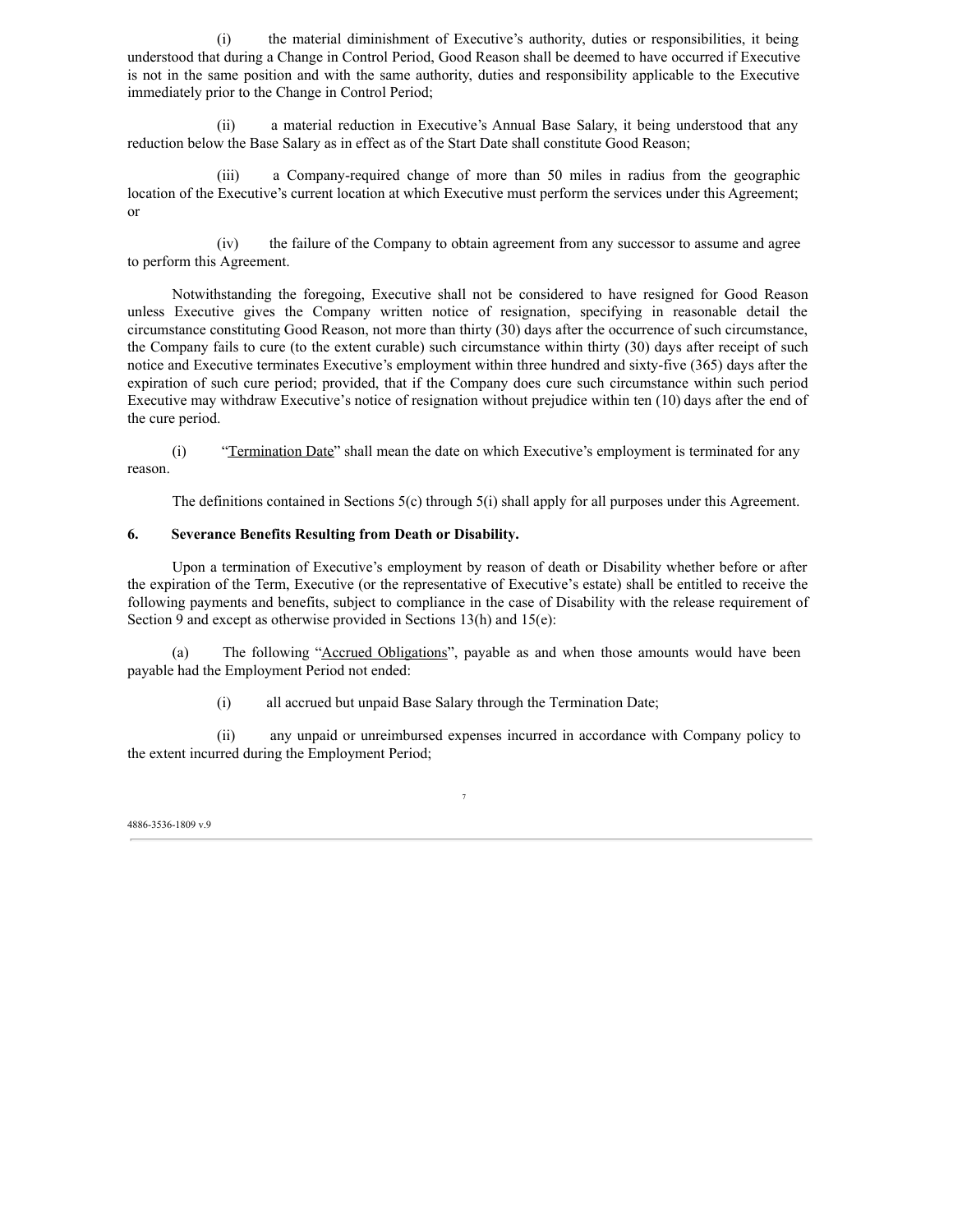(i) the material diminishment of Executive's authority, duties or responsibilities, it being understood that during a Change in Control Period, Good Reason shall be deemed to have occurred if Executive is not in the same position and with the same authority, duties and responsibility applicable to the Executive immediately prior to the Change in Control Period;

(ii) a material reduction in Executive's Annual Base Salary, it being understood that any reduction below the Base Salary as in effect as of the Start Date shall constitute Good Reason;

(iii) a Company-required change of more than 50 miles in radius from the geographic location of the Executive's current location at which Executive must perform the services under this Agreement; or

(iv) the failure of the Company to obtain agreement from any successor to assume and agree to perform this Agreement.

Notwithstanding the foregoing, Executive shall not be considered to have resigned for Good Reason unless Executive gives the Company written notice of resignation, specifying in reasonable detail the circumstance constituting Good Reason, not more than thirty (30) days after the occurrence of such circumstance, the Company fails to cure (to the extent curable) such circumstance within thirty (30) days after receipt of such notice and Executive terminates Executive's employment within three hundred and sixty-five (365) days after the expiration of such cure period; provided, that if the Company does cure such circumstance within such period Executive may withdraw Executive's notice of resignation without prejudice within ten (10) days after the end of the cure period.

(i) "Termination Date" shall mean the date on which Executive's employment is terminated for any reason.

The definitions contained in Sections 5(c) through 5(i) shall apply for all purposes under this Agreement.

**6. Severance Benefits Resulting from Death or Disability.**

Upon a termination of Executive's employment by reason of death or Disability whether before or after the expiration of the Term, Executive (or the representative of Executive's estate) shall be entitled to receive the following payments and benefits, subject to compliance in the case of Disability with the release requirement of Section 9 and except as otherwise provided in Sections 13(h) and 15(e):

(a) The following "Accrued Obligations", payable as and when those amounts would have been payable had the Employment Period not ended:

(i) all accrued but unpaid Base Salary through the Termination Date;

(ii) any unpaid or unreimbursed expenses incurred in accordance with Company policy to the extent incurred during the Employment Period;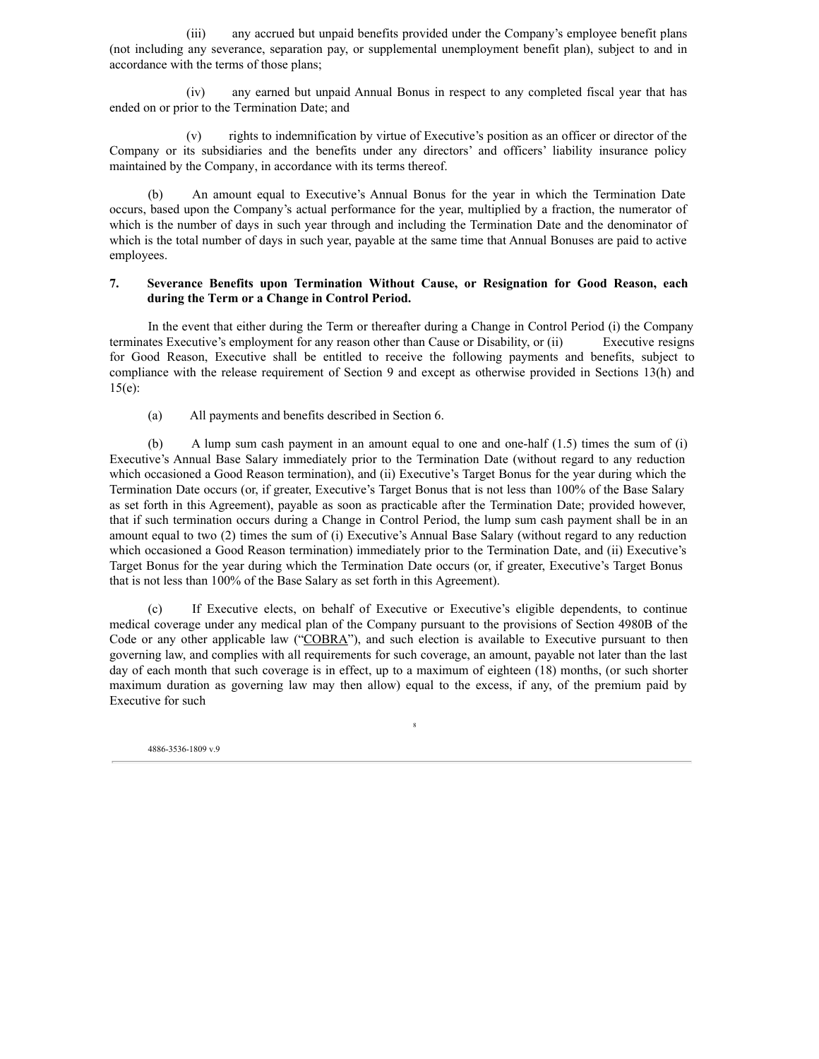(iii) any accrued but unpaid benefits provided under the Company's employee benefit plans (not including any severance, separation pay, or supplemental unemployment benefit plan), subject to and in accordance with the terms of those plans;

(iv) any earned but unpaid Annual Bonus in respect to any completed fiscal year that has ended on or prior to the Termination Date; and

(v) rights to indemnification by virtue of Executive's position as an officer or director of the Company or its subsidiaries and the benefits under any directors' and officers' liability insurance policy maintained by the Company, in accordance with its terms thereof.

(b) An amount equal to Executive's Annual Bonus for the year in which the Termination Date occurs, based upon the Company's actual performance for the year, multiplied by a fraction, the numerator of which is the number of days in such year through and including the Termination Date and the denominator of which is the total number of days in such year, payable at the same time that Annual Bonuses are paid to active employees.

**7. Severance Benefits upon Termination Without Cause, or Resignation for Good Reason, each during the Term or a Change in Control Period.**

In the event that either during the Term or thereafter during a Change in Control Period (i) the Company terminates Executive's employment for any reason other than Cause or Disability, or (ii) Executive resigns for Good Reason, Executive shall be entitled to receive the following payments and benefits, subject to compliance with the release requirement of Section 9 and except as otherwise provided in Sections 13(h) and 15(e):

(a) All payments and benefits described in Section 6.

(b) A lump sum cash payment in an amount equal to one and one-half (1.5) times the sum of (i) Executive's Annual Base Salary immediately prior to the Termination Date (without regard to any reduction which occasioned a Good Reason termination), and (ii) Executive's Target Bonus for the year during which the Termination Date occurs (or, if greater, Executive's Target Bonus that is not less than 100% of the Base Salary as set forth in this Agreement), payable as soon as practicable after the Termination Date; provided however, that if such termination occurs during a Change in Control Period, the lump sum cash payment shall be in an amount equal to two (2) times the sum of (i) Executive's Annual Base Salary (without regard to any reduction which occasioned a Good Reason termination) immediately prior to the Termination Date, and (ii) Executive's Target Bonus for the year during which the Termination Date occurs (or, if greater, Executive's Target Bonus that is not less than 100% of the Base Salary as set forth in this Agreement).

(c) If Executive elects, on behalf of Executive or Executive's eligible dependents, to continue medical coverage under any medical plan of the Company pursuant to the provisions of Section 4980B of the Code or any other applicable law ("COBRA"), and such election is available to Executive pursuant to then governing law, and complies with all requirements for such coverage, an amount, payable not later than the last day of each month that such coverage is in effect, up to a maximum of eighteen (18) months, (or such shorter maximum duration as governing law may then allow) equal to the excess, if any, of the premium paid by Executive for such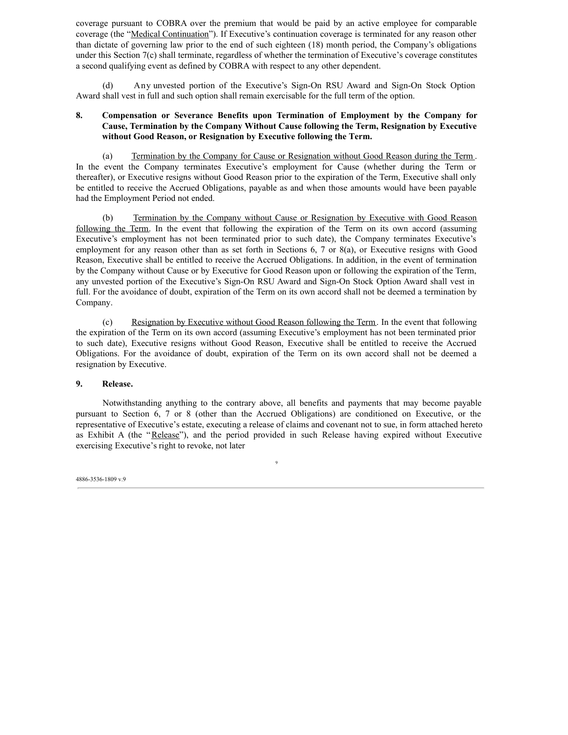coverage pursuant to COBRA over the premium that would be paid by an active employee for comparable coverage (the "Medical Continuation"). If Executive's continuation coverage is terminated for any reason other than dictate of governing law prior to the end of such eighteen (18) month period, the Company's obligations under this Section 7(c) shall terminate, regardless of whether the termination of Executive's coverage constitutes a second qualifying event as defined by COBRA with respect to any other dependent.

(d) Any unvested portion of the Executive's Sign-On RSU Award and Sign-On Stock Option Award shall vest in full and such option shall remain exercisable for the full term of the option.

**8. Compensation or Severance Benefits upon Termination of Employment by the Company for Cause, Termination by the Company Without Cause following the Term, Resignation by Executive without Good Reason, or Resignation by Executive following the Term.**

(a) Termination by the Company for Cause or Resignation without Good Reason during the Term. In the event the Company terminates Executive's employment for Cause (whether during the Term or thereafter), or Executive resigns without Good Reason prior to the expiration of the Term, Executive shall only be entitled to receive the Accrued Obligations, payable as and when those amounts would have been payable had the Employment Period not ended.

(b) Termination by the Company without Cause or Resignation by Executive with Good Reason following the Term. In the event that following the expiration of the Term on its own accord (assuming Executive's employment has not been terminated prior to such date), the Company terminates Executive's employment for any reason other than as set forth in Sections 6, 7 or 8(a), or Executive resigns with Good Reason, Executive shall be entitled to receive the Accrued Obligations. In addition, in the event of termination by the Company without Cause or by Executive for Good Reason upon or following the expiration of the Term, any unvested portion of the Executive's Sign-On RSU Award and Sign-On Stock Option Award shall vest in full. For the avoidance of doubt, expiration of the Term on its own accord shall not be deemed a termination by Company.

(c) Resignation by Executive without Good Reason following the Term. In the event that following the expiration of the Term on its own accord (assuming Executive's employment has not been terminated prior to such date), Executive resigns without Good Reason, Executive shall be entitled to receive the Accrued Obligations. For the avoidance of doubt, expiration of the Term on its own accord shall not be deemed a resignation by Executive.

**9. Release.**

Notwithstanding anything to the contrary above, all benefits and payments that may become payable pursuant to Section 6, 7 or 8 (other than the Accrued Obligations) are conditioned on Executive, or the representative of Executive's estate, executing a release of claims and covenant not to sue, in form attached hereto as Exhibit A (the "Release"), and the period provided in such Release having expired without Executive exercising Executive's right to revoke, not later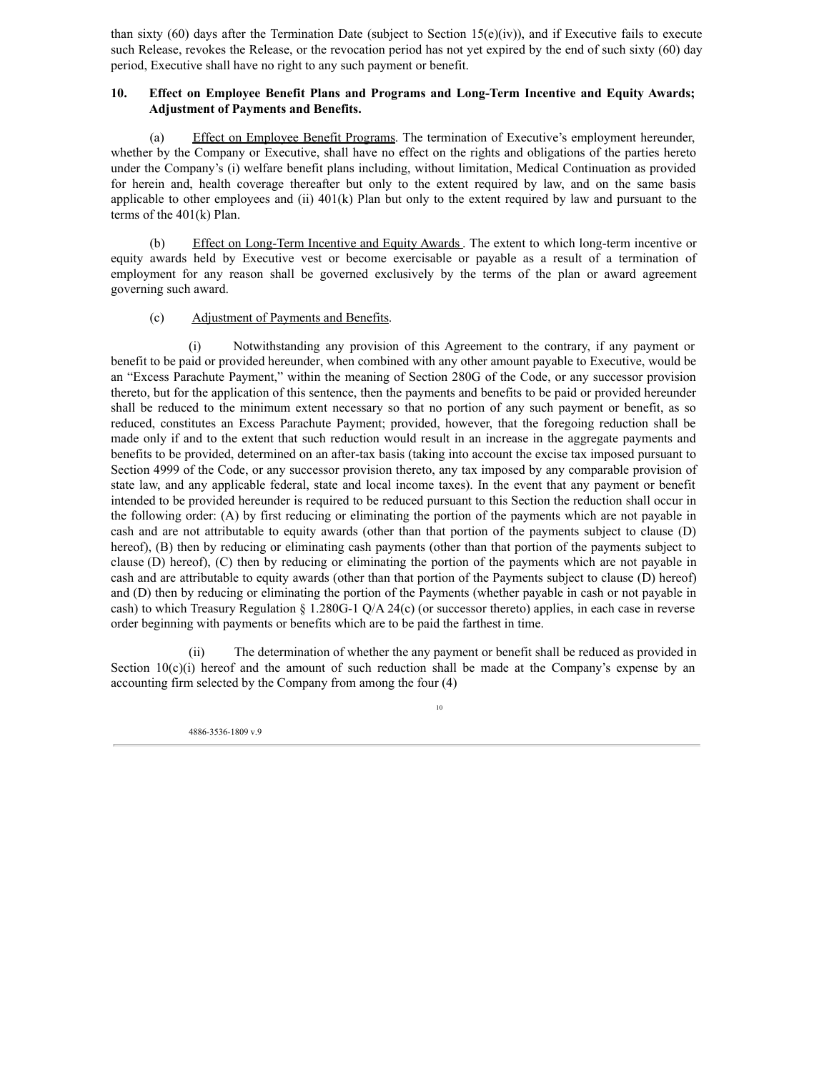than sixty (60) days after the Termination Date (subject to Section 15(e)(iv)), and if Executive fails to execute such Release, revokes the Release, or the revocation period has not yet expired by the end of such sixty (60) day period, Executive shall have no right to any such payment or benefit.

## 10. Effect on Employee Benefit Plans and Programs and Long-Term Incentive and Equity Awards; Adjustment of Payments and Benefits.

(a) Effect on Employee Benefit Programs. The termination of Executive's employment hereunder, whether by the Company or Executive, shall have no effect on the rights and obligations of the parties hereto under the Company's (i) welfare benefit plans including, without limitation, Medical Continuation as provided for herein and, health coverage thereafter but only to the extent required by law, and on the same basis applicable to other employees and (ii) 401(k) Plan but only to the extent required by law and pursuant to the terms of the 401(k) Plan.

(b) Effect on Long-Term Incentive and Equity Awards. The extent to which long-term incentive or equity awards held by Executive vest or become exercisable or payable as a result of a termination of employment for any reason shall be governed exclusively by the terms of the plan or award agreement governing such award.

(c) Adjustment of Payments and Benefits.

(i) Notwithstanding any provision of this Agreement to the contrary, if any payment or benefit to be paid or provided hereunder, when combined with any other amount payable to Executive, would be an "Excess Parachute Payment," within the meaning of Section 280G of the Code, or any successor provision thereto, but for the application of this sentence, then the payments and benefits to be paid or provided hereunder shall be reduced to the minimum extent necessary so that no portion of any such payment or benefit, as so reduced, constitutes an Excess Parachute Payment; provided, however, that the foregoing reduction shall be made only if and to the extent that such reduction would result in an increase in the aggregate payments and benefits to be provided, determined on an after-tax basis (taking into account the excise tax imposed pursuant to Section 4999 of the Code, or any successor provision thereto, any tax imposed by any comparable provision of state law, and any applicable federal, state and local income taxes). In the event that any payment or benefit intended to be provided hereunder is required to be reduced pursuant to this Section the reduction shall occur in the following order: (A) by first reducing or eliminating the portion of the payments which are not payable in cash and are not attributable to equity awards (other than that portion of the payments subject to clause (D) hereof), (B) then by reducing or eliminating cash payments (other than that portion of the payments subject to clause (D) hereof), (C) then by reducing or eliminating the portion of the payments which are not payable in cash and are attributable to equity awards (other than that portion of the Payments subject to clause (D) hereof) and (D) then by reducing or eliminating the portion of the Payments (whether payable in cash or not payable in cash) to which Treasury Regulation § 1.280G-1 Q/A 24(c) (or successor thereto) applies, in each case in reverse order beginning with payments or benefits which are to be paid the farthest in time.

(ii) The determination of whether the any payment or benefit shall be reduced as provided in Section 10(c)(i) hereof and the amount of such reduction shall be made at the Company's expense by an accounting firm selected by the Company from among the four (4)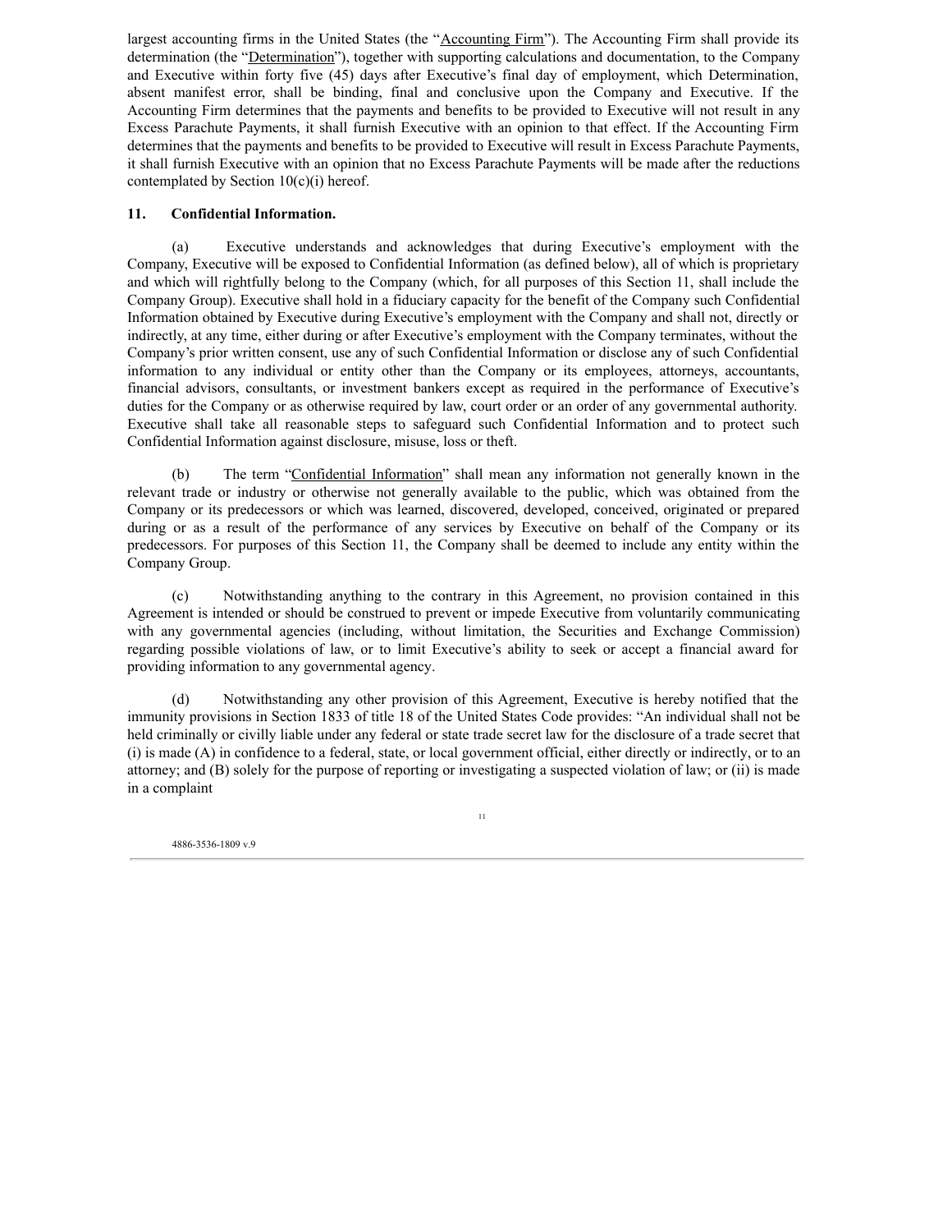largest accounting firms in the United States (the "Accounting Firm"). The Accounting Firm shall provide its determination (the "Determination"), together with supporting calculations and documentation, to the Company and Executive within forty five (45) days after Executive's final day of employment, which Determination, absent manifest error, shall be binding, final and conclusive upon the Company and Executive. If the Accounting Firm determines that the payments and benefits to be provided to Executive will not result in any Excess Parachute Payments, it shall furnish Executive with an opinion to that effect. If the Accounting Firm determines that the payments and benefits to be provided to Executive will result in Excess Parachute Payments, it shall furnish Executive with an opinion that no Excess Parachute Payments will be made after the reductions contemplated by Section 10(c)(i) hereof.

**11. Confidential Information.**

(a) Executive understands and acknowledges that during Executive's employment with the Company, Executive will be exposed to Confidential Information (as defined below), all of which is proprietary and which will rightfully belong to the Company (which, for all purposes of this Section 11, shall include the Company Group). Executive shall hold in a fiduciary capacity for the benefit of the Company such Confidential Information obtained by Executive during Executive's employment with the Company and shall not, directly or indirectly, at any time, either during or after Executive's employment with the Company terminates, without the Company's prior written consent, use any of such Confidential Information or disclose any of such Confidential information to any individual or entity other than the Company or its employees, attorneys, accountants, financial advisors, consultants, or investment bankers except as required in the performance of Executive's duties for the Company or as otherwise required by law, court order or an order of any governmental authority. Executive shall take all reasonable steps to safeguard such Confidential Information and to protect such Confidential Information against disclosure, misuse, loss or theft.

(b) The term "Confidential Information" shall mean any information not generally known in the relevant trade or industry or otherwise not generally available to the public, which was obtained from the Company or its predecessors or which was learned, discovered, developed, conceived, originated or prepared during or as a result of the performance of any services by Executive on behalf of the Company or its predecessors. For purposes of this Section 11, the Company shall be deemed to include any entity within the Company Group.

(c) Notwithstanding anything to the contrary in this Agreement, no provision contained in this Agreement is intended or should be construed to prevent or impede Executive from voluntarily communicating with any governmental agencies (including, without limitation, the Securities and Exchange Commission) regarding possible violations of law, or to limit Executive's ability to seek or accept a financial award for providing information to any governmental agency.

(d) Notwithstanding any other provision of this Agreement, Executive is hereby notified that the immunity provisions in Section 1833 of title 18 of the United States Code provides: "An individual shall not be held criminally or civilly liable under any federal or state trade secret law for the disclosure of a trade secret that (i) is made (A) in confidence to a federal, state, or local government official, either directly or indirectly, or to an attorney; and (B) solely for the purpose of reporting or investigating a suspected violation of law; or (ii) is made in a complaint

4886-3536-1809 v.9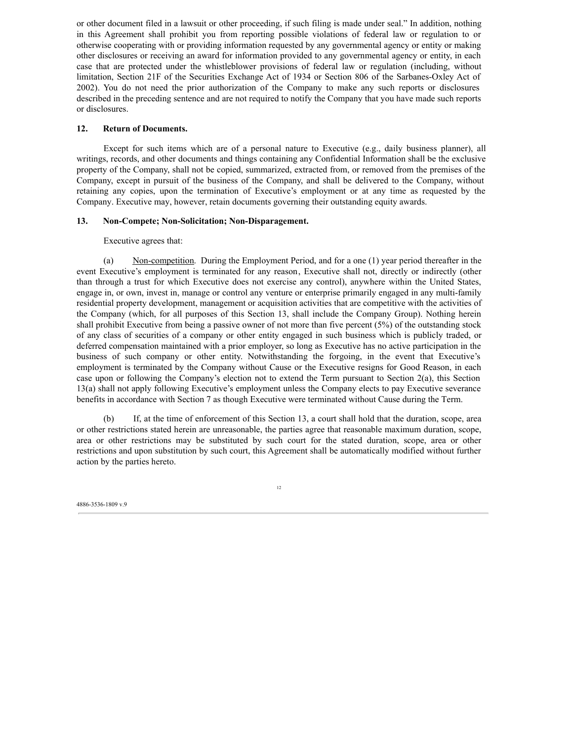or other document filed in a lawsuit or other proceeding, if such filing is made under seal." In addition, nothing in this Agreement shall prohibit you from reporting possible violations of federal law or regulation to or otherwise cooperating with or providing information requested by any governmental agency or entity or making other disclosures or receiving an award for information provided to any governmental agency or entity, in each case that are protected under the whistleblower provisions of federal law or regulation (including, without limitation, Section 21F of the Securities Exchange Act of 1934 or Section 806 of the Sarbanes-Oxley Act of 2002). You do not need the prior authorization of the Company to make any such reports or disclosures described in the preceding sentence and are not required to notify the Company that you have made such reports or disclosures.

**12. Return of Documents.**

Except for such items which are of a personal nature to Executive (e.g., daily business planner), all writings, records, and other documents and things containing any Confidential Information shall be the exclusive property of the Company, shall not be copied, summarized, extracted from, or removed from the premises of the Company, except in pursuit of the business of the Company, and shall be delivered to the Company, without retaining any copies, upon the termination of Executive's employment or at any time as requested by the Company. Executive may, however, retain documents governing their outstanding equity awards.

**13. Non-Compete; Non-Solicitation; Non-Disparagement.**

Executive agrees that:

(a) Non-competition. During the Employment Period, and for a one (1) year period thereafter in the event Executive's employment is terminated for any reason, Executive shall not, directly or indirectly (other than through a trust for which Executive does not exercise any control), anywhere within the United States, engage in, or own, invest in, manage or control any venture or enterprise primarily engaged in any multi-family residential property development, management or acquisition activities that are competitive with the activities of the Company (which, for all purposes of this Section 13, shall include the Company Group). Nothing herein shall prohibit Executive from being a passive owner of not more than five percent (5%) of the outstanding stock of any class of securities of a company or other entity engaged in such business which is publicly traded, or deferred compensation maintained with a prior employer, so long as Executive has no active participation in the business of such company or other entity. Notwithstanding the forgoing, in the event that Executive's employment is terminated by the Company without Cause or the Executive resigns for Good Reason, in each case upon or following the Company's election not to extend the Term pursuant to Section 2(a), this Section 13(a) shall not apply following Executive's employment unless the Company elects to pay Executive severance benefits in accordance with Section 7 as though Executive were terminated without Cause during the Term.

(b) If, at the time of enforcement of this Section 13, a court shall hold that the duration, scope, area or other restrictions stated herein are unreasonable, the parties agree that reasonable maximum duration, scope, area or other restrictions may be substituted by such court for the stated duration, scope, area or other restrictions and upon substitution by such court, this Agreement shall be automatically modified without further action by the parties hereto.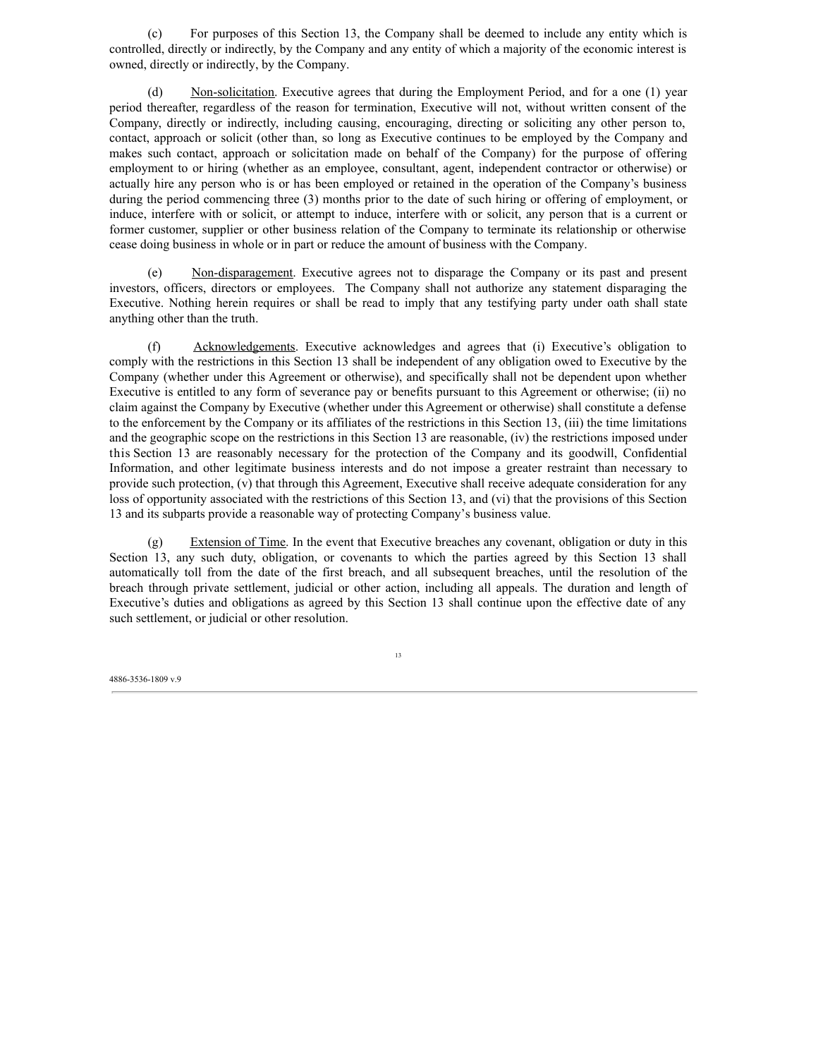(c) For purposes of this Section 13, the Company shall be deemed to include any entity which is controlled, directly or indirectly, by the Company and any entity of which a majority of the economic interest is owned, directly or indirectly, by the Company.

(d) Non-solicitation. Executive agrees that during the Employment Period, and for a one (1) year period thereafter, regardless of the reason for termination, Executive will not, without written consent of the Company, directly or indirectly, including causing, encouraging, directing or soliciting any other person to, contact, approach or solicit (other than, so long as Executive continues to be employed by the Company and makes such contact, approach or solicitation made on behalf of the Company) for the purpose of offering employment to or hiring (whether as an employee, consultant, agent, independent contractor or otherwise) or actually hire any person who is or has been employed or retained in the operation of the Company's business during the period commencing three (3) months prior to the date of such hiring or offering of employment, or induce, interfere with or solicit, or attempt to induce, interfere with or solicit, any person that is a current or former customer, supplier or other business relation of the Company to terminate its relationship or otherwise cease doing business in whole or in part or reduce the amount of business with the Company.

(e) Non-disparagement. Executive agrees not to disparage the Company or its past and present investors, officers, directors or employees. The Company shall not authorize any statement disparaging the Executive. Nothing herein requires or shall be read to imply that any testifying party under oath shall state anything other than the truth.

(f) Acknowledgements. Executive acknowledges and agrees that (i) Executive's obligation to comply with the restrictions in this Section 13 shall be independent of any obligation owed to Executive by the Company (whether under this Agreement or otherwise), and specifically shall not be dependent upon whether Executive is entitled to any form of severance pay or benefits pursuant to this Agreement or otherwise; (ii) no claim against the Company by Executive (whether under this Agreement or otherwise) shall constitute a defense to the enforcement by the Company or its affiliates of the restrictions in this Section 13, (iii) the time limitations and the geographic scope on the restrictions in this Section 13 are reasonable, (iv) the restrictions imposed under this Section 13 are reasonably necessary for the protection of the Company and its goodwill, Confidential Information, and other legitimate business interests and do not impose a greater restraint than necessary to provide such protection, (v) that through this Agreement, Executive shall receive adequate consideration for any loss of opportunity associated with the restrictions of this Section 13, and (vi) that the provisions of this Section 13 and its subparts provide a reasonable way of protecting Company's business value.

(g) Extension of Time. In the event that Executive breaches any covenant, obligation or duty in this Section 13, any such duty, obligation, or covenants to which the parties agreed by this Section 13 shall automatically toll from the date of the first breach, and all subsequent breaches, until the resolution of the breach through private settlement, judicial or other action, including all appeals. The duration and length of Executive's duties and obligations as agreed by this Section 13 shall continue upon the effective date of any such settlement, or judicial or other resolution.

4886-3536-1809 v.9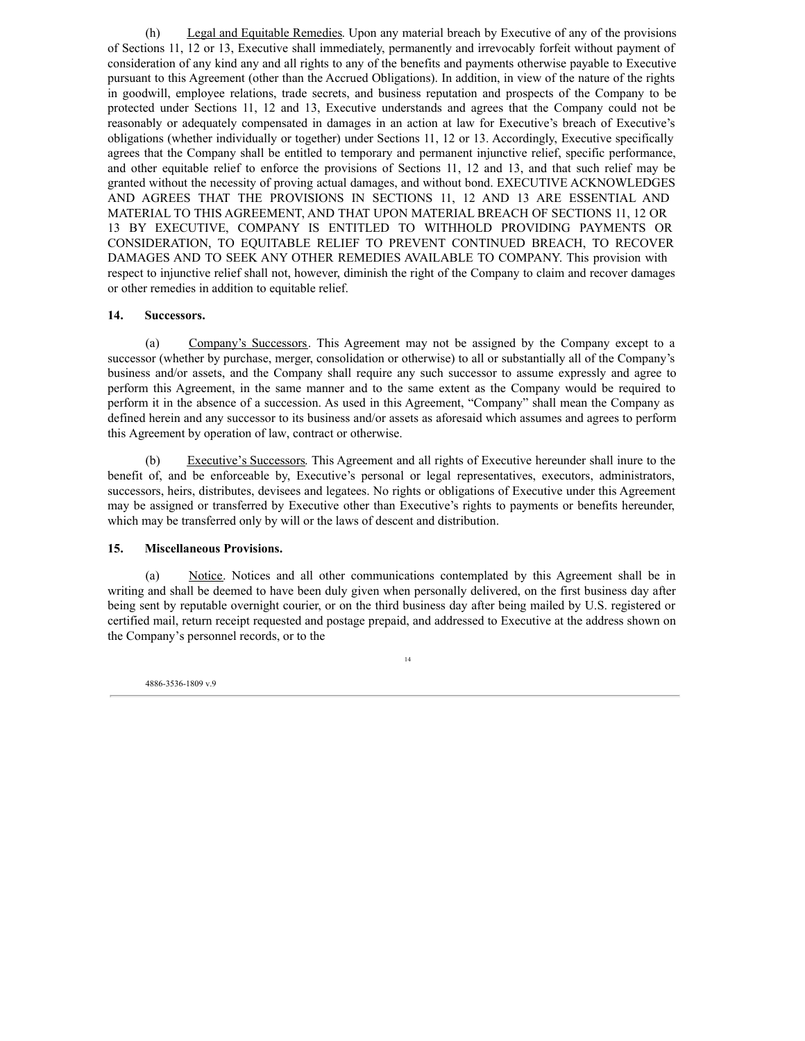(h) Legal and Equitable Remedies. Upon any material breach by Executive of any of the provisions of Sections 11, 12 or 13, Executive shall immediately, permanently and irrevocably forfeit without payment of consideration of any kind any and all rights to any of the benefits and payments otherwise payable to Executive pursuant to this Agreement (other than the Accrued Obligations). In addition, in view of the nature of the rights in goodwill, employee relations, trade secrets, and business reputation and prospects of the Company to be protected under Sections 11, 12 and 13, Executive understands and agrees that the Company could not be reasonably or adequately compensated in damages in an action at law for Executive's breach of Executive's obligations (whether individually or together) under Sections 11, 12 or 13. Accordingly, Executive specifically agrees that the Company shall be entitled to temporary and permanent injunctive relief, specific performance, and other equitable relief to enforce the provisions of Sections 11, 12 and 13, and that such relief may be granted without the necessity of proving actual damages, and without bond. EXECUTIVE ACKNOWLEDGES AND AGREES THAT THE PROVISIONS IN SECTIONS 11, 12 AND 13 ARE ESSENTIAL AND MATERIAL TO THIS AGREEMENT, AND THAT UPON MATERIAL BREACH OF SECTIONS 11, 12 OR 13 BY EXECUTIVE, COMPANY IS ENTITLED TO WITHHOLD PROVIDING PAYMENTS OR CONSIDERATION, TO EQUITABLE RELIEF TO PREVENT CONTINUED BREACH, TO RECOVER DAMAGES AND TO SEEK ANY OTHER REMEDIES AVAILABLE TO COMPANY. This provision with respect to injunctive relief shall not, however, diminish the right of the Company to claim and recover damages or other remedies in addition to equitable relief.

**14. Successors.**

(a) Company's Successors. This Agreement may not be assigned by the Company except to a successor (whether by purchase, merger, consolidation or otherwise) to all or substantially all of the Company's business and/or assets, and the Company shall require any such successor to assume expressly and agree to perform this Agreement, in the same manner and to the same extent as the Company would be required to perform it in the absence of a succession. As used in this Agreement, "Company" shall mean the Company as defined herein and any successor to its business and/or assets as aforesaid which assumes and agrees to perform this Agreement by operation of law, contract or otherwise.

(b) Executive's Successors. This Agreement and all rights of Executive hereunder shall inure to the benefit of, and be enforceable by, Executive's personal or legal representatives, executors, administrators, successors, heirs, distributes, devisees and legatees. No rights or obligations of Executive under this Agreement may be assigned or transferred by Executive other than Executive's rights to payments or benefits hereunder, which may be transferred only by will or the laws of descent and distribution.

**15. Miscellaneous Provisions.**

(a) Notice. Notices and all other communications contemplated by this Agreement shall be in writing and shall be deemed to have been duly given when personally delivered, on the first business day after being sent by reputable overnight courier, or on the third business day after being mailed by U.S. registered or certified mail, return receipt requested and postage prepaid, and addressed to Executive at the address shown on the Company's personnel records, or to the

4886-3536-1809 v.9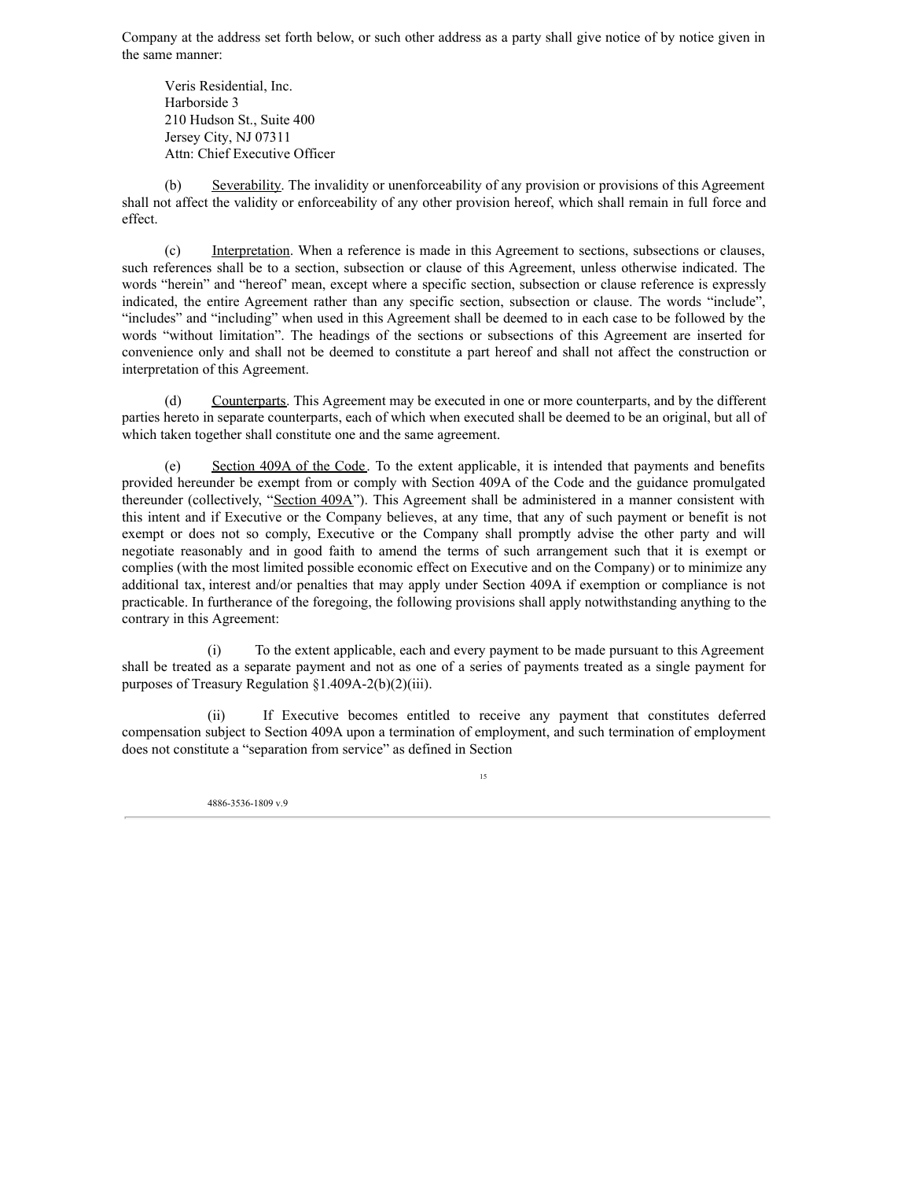Company at the address set forth below, or such other address as a party shall give notice of by notice given in the same manner:

Veris Residential, Inc.
Harborside 3
210 Hudson St., Suite 400
Jersey City, NJ 07311
Attn: Chief Executive Officer

(b) Severability. The invalidity or unenforceability of any provision or provisions of this Agreement shall not affect the validity or enforceability of any other provision hereof, which shall remain in full force and effect.

(c) Interpretation. When a reference is made in this Agreement to sections, subsections or clauses, such references shall be to a section, subsection or clause of this Agreement, unless otherwise indicated. The words "herein" and "hereof" mean, except where a specific section, subsection or clause reference is expressly indicated, the entire Agreement rather than any specific section, subsection or clause. The words "include", "includes" and "including" when used in this Agreement shall be deemed to in each case to be followed by the words "without limitation". The headings of the sections or subsections of this Agreement are inserted for convenience only and shall not be deemed to constitute a part hereof and shall not affect the construction or interpretation of this Agreement.

(d) Counterparts. This Agreement may be executed in one or more counterparts, and by the different parties hereto in separate counterparts, each of which when executed shall be deemed to be an original, but all of which taken together shall constitute one and the same agreement.

(e) Section 409A of the Code. To the extent applicable, it is intended that payments and benefits provided hereunder be exempt from or comply with Section 409A of the Code and the guidance promulgated thereunder (collectively, "Section 409A"). This Agreement shall be administered in a manner consistent with this intent and if Executive or the Company believes, at any time, that any of such payment or benefit is not exempt or does not so comply, Executive or the Company shall promptly advise the other party and will negotiate reasonably and in good faith to amend the terms of such arrangement such that it is exempt or complies (with the most limited possible economic effect on Executive and on the Company) or to minimize any additional tax, interest and/or penalties that may apply under Section 409A if exemption or compliance is not practicable. In furtherance of the foregoing, the following provisions shall apply notwithstanding anything to the contrary in this Agreement:

(i) To the extent applicable, each and every payment to be made pursuant to this Agreement shall be treated as a separate payment and not as one of a series of payments treated as a single payment for purposes of Treasury Regulation §1.409A-2(b)(2)(iii).

(ii) If Executive becomes entitled to receive any payment that constitutes deferred compensation subject to Section 409A upon a termination of employment, and such termination of employment does not constitute a "separation from service" as defined in Section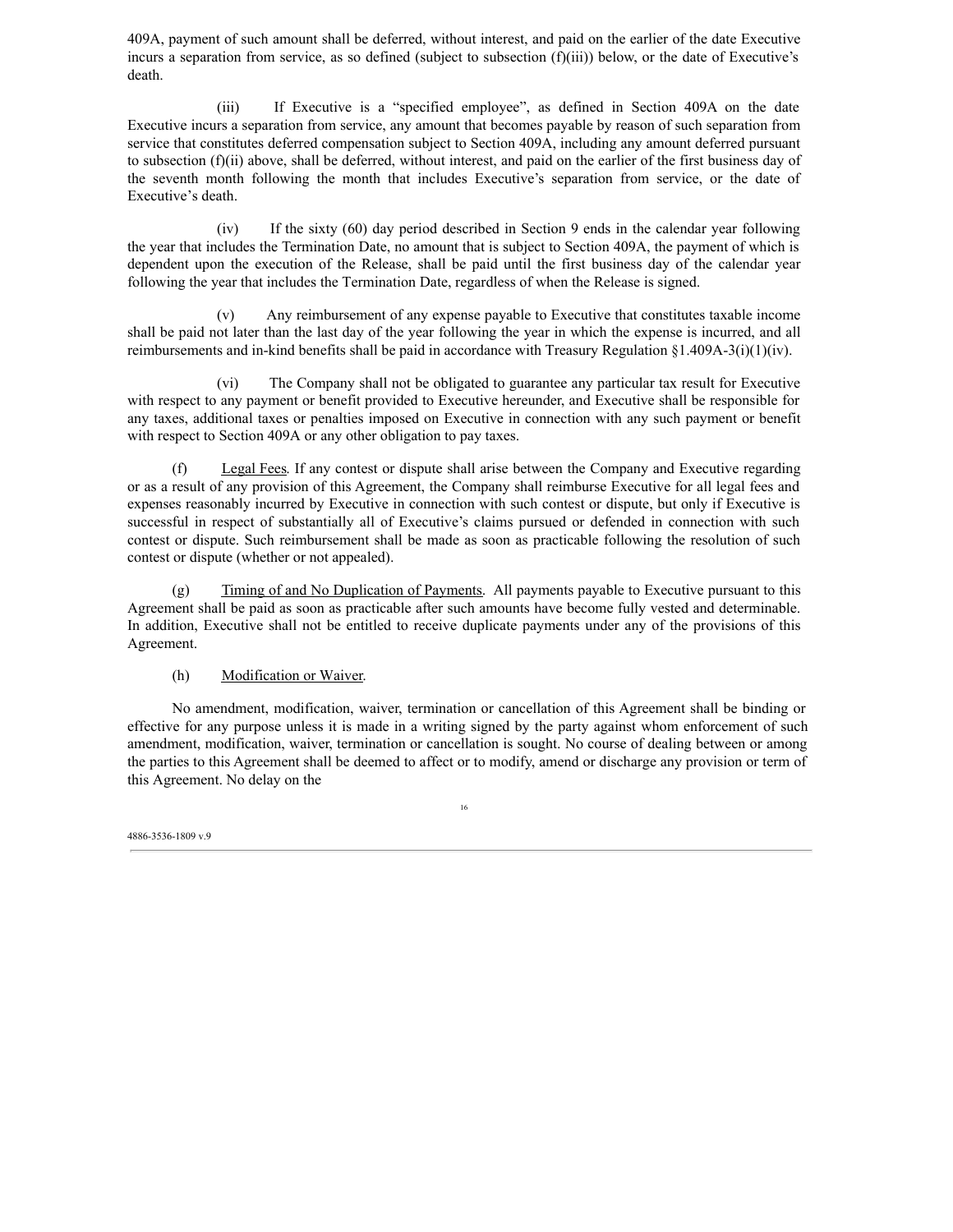409A, payment of such amount shall be deferred, without interest, and paid on the earlier of the date Executive incurs a separation from service, as so defined (subject to subsection (f)(iii)) below, or the date of Executive's death.

(iii) If Executive is a "specified employee", as defined in Section 409A on the date Executive incurs a separation from service, any amount that becomes payable by reason of such separation from service that constitutes deferred compensation subject to Section 409A, including any amount deferred pursuant to subsection (f)(ii) above, shall be deferred, without interest, and paid on the earlier of the first business day of the seventh month following the month that includes Executive's separation from service, or the date of Executive's death.

(iv) If the sixty (60) day period described in Section 9 ends in the calendar year following the year that includes the Termination Date, no amount that is subject to Section 409A, the payment of which is dependent upon the execution of the Release, shall be paid until the first business day of the calendar year following the year that includes the Termination Date, regardless of when the Release is signed.

(v) Any reimbursement of any expense payable to Executive that constitutes taxable income shall be paid not later than the last day of the year following the year in which the expense is incurred, and all reimbursements and in-kind benefits shall be paid in accordance with Treasury Regulation §1.409A-3(i)(1)(iv).

(vi) The Company shall not be obligated to guarantee any particular tax result for Executive with respect to any payment or benefit provided to Executive hereunder, and Executive shall be responsible for any taxes, additional taxes or penalties imposed on Executive in connection with any such payment or benefit with respect to Section 409A or any other obligation to pay taxes.

(f) Legal Fees. If any contest or dispute shall arise between the Company and Executive regarding or as a result of any provision of this Agreement, the Company shall reimburse Executive for all legal fees and expenses reasonably incurred by Executive in connection with such contest or dispute, but only if Executive is successful in respect of substantially all of Executive's claims pursued or defended in connection with such contest or dispute. Such reimbursement shall be made as soon as practicable following the resolution of such contest or dispute (whether or not appealed).

(g) Timing of and No Duplication of Payments. All payments payable to Executive pursuant to this Agreement shall be paid as soon as practicable after such amounts have become fully vested and determinable. In addition, Executive shall not be entitled to receive duplicate payments under any of the provisions of this Agreement.

(h) Modification or Waiver.

No amendment, modification, waiver, termination or cancellation of this Agreement shall be binding or effective for any purpose unless it is made in a writing signed by the party against whom enforcement of such amendment, modification, waiver, termination or cancellation is sought. No course of dealing between or among the parties to this Agreement shall be deemed to affect or to modify, amend or discharge any provision or term of this Agreement. No delay on the

4886-3536-1809 v.9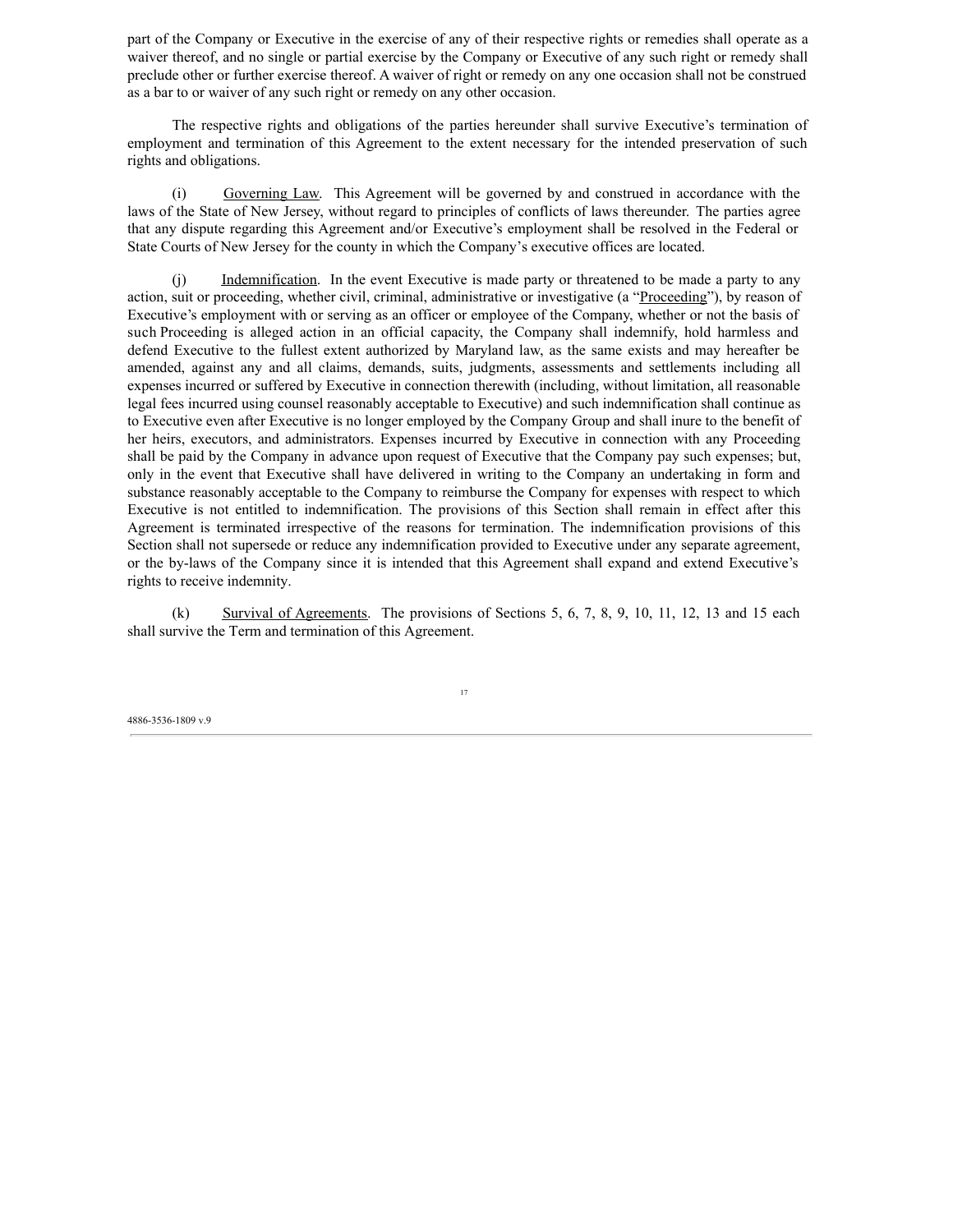part of the Company or Executive in the exercise of any of their respective rights or remedies shall operate as a waiver thereof, and no single or partial exercise by the Company or Executive of any such right or remedy shall preclude other or further exercise thereof. A waiver of right or remedy on any one occasion shall not be construed as a bar to or waiver of any such right or remedy on any other occasion.

The respective rights and obligations of the parties hereunder shall survive Executive's termination of employment and termination of this Agreement to the extent necessary for the intended preservation of such rights and obligations.

(i) Governing Law. This Agreement will be governed by and construed in accordance with the laws of the State of New Jersey, without regard to principles of conflicts of laws thereunder. The parties agree that any dispute regarding this Agreement and/or Executive's employment shall be resolved in the Federal or State Courts of New Jersey for the county in which the Company's executive offices are located.

(j) Indemnification. In the event Executive is made party or threatened to be made a party to any action, suit or proceeding, whether civil, criminal, administrative or investigative (a "Proceeding"), by reason of Executive's employment with or serving as an officer or employee of the Company, whether or not the basis of such Proceeding is alleged action in an official capacity, the Company shall indemnify, hold harmless and defend Executive to the fullest extent authorized by Maryland law, as the same exists and may hereafter be amended, against any and all claims, demands, suits, judgments, assessments and settlements including all expenses incurred or suffered by Executive in connection therewith (including, without limitation, all reasonable legal fees incurred using counsel reasonably acceptable to Executive) and such indemnification shall continue as to Executive even after Executive is no longer employed by the Company Group and shall inure to the benefit of her heirs, executors, and administrators. Expenses incurred by Executive in connection with any Proceeding shall be paid by the Company in advance upon request of Executive that the Company pay such expenses; but, only in the event that Executive shall have delivered in writing to the Company an undertaking in form and substance reasonably acceptable to the Company to reimburse the Company for expenses with respect to which Executive is not entitled to indemnification. The provisions of this Section shall remain in effect after this Agreement is terminated irrespective of the reasons for termination. The indemnification provisions of this Section shall not supersede or reduce any indemnification provided to Executive under any separate agreement, or the by-laws of the Company since it is intended that this Agreement shall expand and extend Executive's rights to receive indemnity.

(k) Survival of Agreements. The provisions of Sections 5, 6, 7, 8, 9, 10, 11, 12, 13 and 15 each shall survive the Term and termination of this Agreement.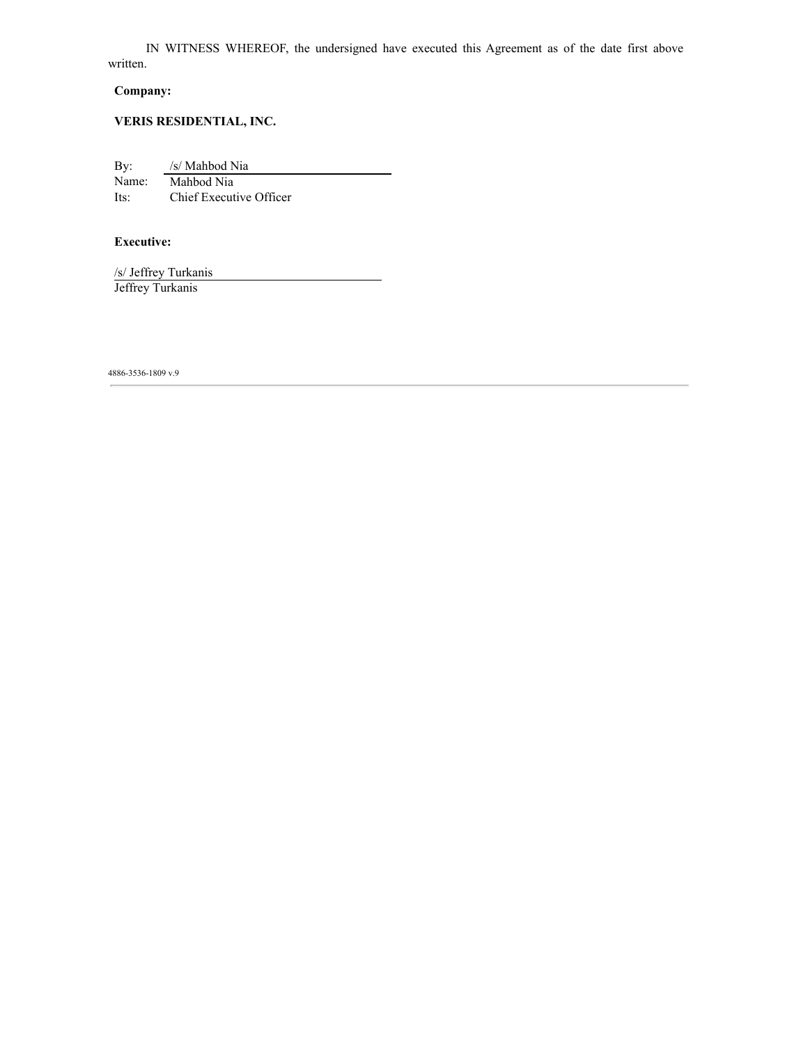IN WITNESS WHEREOF, the undersigned have executed this Agreement as of the date first above written.

**Company:**

**VERIS RESIDENTIAL, INC.**

By: /s/ Mahbod Nia
Name: Mahbod Nia
Its: Chief Executive Officer

**Executive:**

/s/ Jeffrey Turkanis
Jeffrey Turkanis

4886-3536-1809 v.9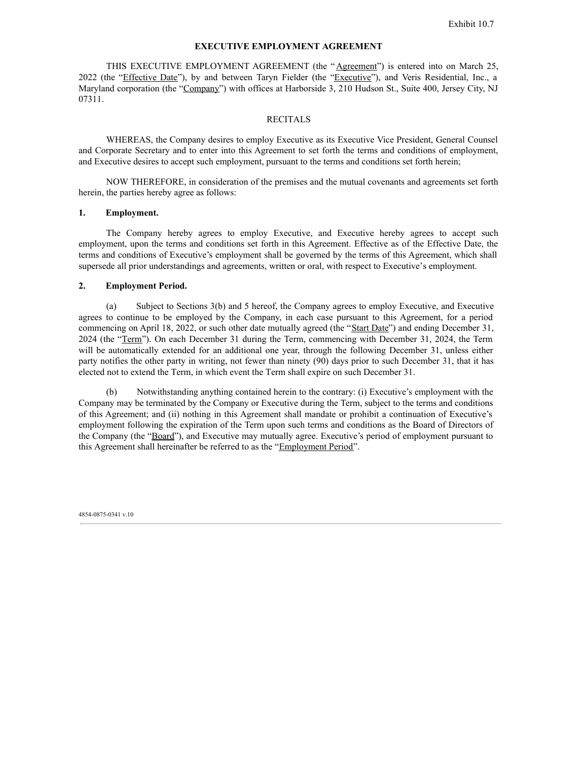Exhibit 10.7

# EXECUTIVE EMPLOYMENT AGREEMENT

THIS EXECUTIVE EMPLOYMENT AGREEMENT (the "Agreement") is entered into on March 25, 2022 (the "Effective Date"), by and between Taryn Fielder (the "Executive"), and Veris Residential, Inc., a Maryland corporation (the "Company") with offices at Harborside 3, 210 Hudson St., Suite 400, Jersey City, NJ 07311.

RECITALS

WHEREAS, the Company desires to employ Executive as its Executive Vice President, General Counsel and Corporate Secretary and to enter into this Agreement to set forth the terms and conditions of employment, and Executive desires to accept such employment, pursuant to the terms and conditions set forth herein;

NOW THEREFORE, in consideration of the premises and the mutual covenants and agreements set forth herein, the parties hereby agree as follows:

**1. Employment.**

The Company hereby agrees to employ Executive, and Executive hereby agrees to accept such employment, upon the terms and conditions set forth in this Agreement. Effective as of the Effective Date, the terms and conditions of Executive's employment shall be governed by the terms of this Agreement, which shall supersede all prior understandings and agreements, written or oral, with respect to Executive's employment.

**2. Employment Period.**

(a) Subject to Sections 3(b) and 5 hereof, the Company agrees to employ Executive, and Executive agrees to continue to be employed by the Company, in each case pursuant to this Agreement, for a period commencing on April 18, 2022, or such other date mutually agreed (the "Start Date") and ending December 31, 2024 (the "Term"). On each December 31 during the Term, commencing with December 31, 2024, the Term will be automatically extended for an additional one year, through the following December 31, unless either party notifies the other party in writing, not fewer than ninety (90) days prior to such December 31, that it has elected not to extend the Term, in which event the Term shall expire on such December 31.

(b) Notwithstanding anything contained herein to the contrary: (i) Executive's employment with the Company may be terminated by the Company or Executive during the Term, subject to the terms and conditions of this Agreement; and (ii) nothing in this Agreement shall mandate or prohibit a continuation of Executive's employment following the expiration of the Term upon such terms and conditions as the Board of Directors of the Company (the "Board"), and Executive may mutually agree. Executive's period of employment pursuant to this Agreement shall hereinafter be referred to as the "Employment Period".

4854-0875-0341 v.10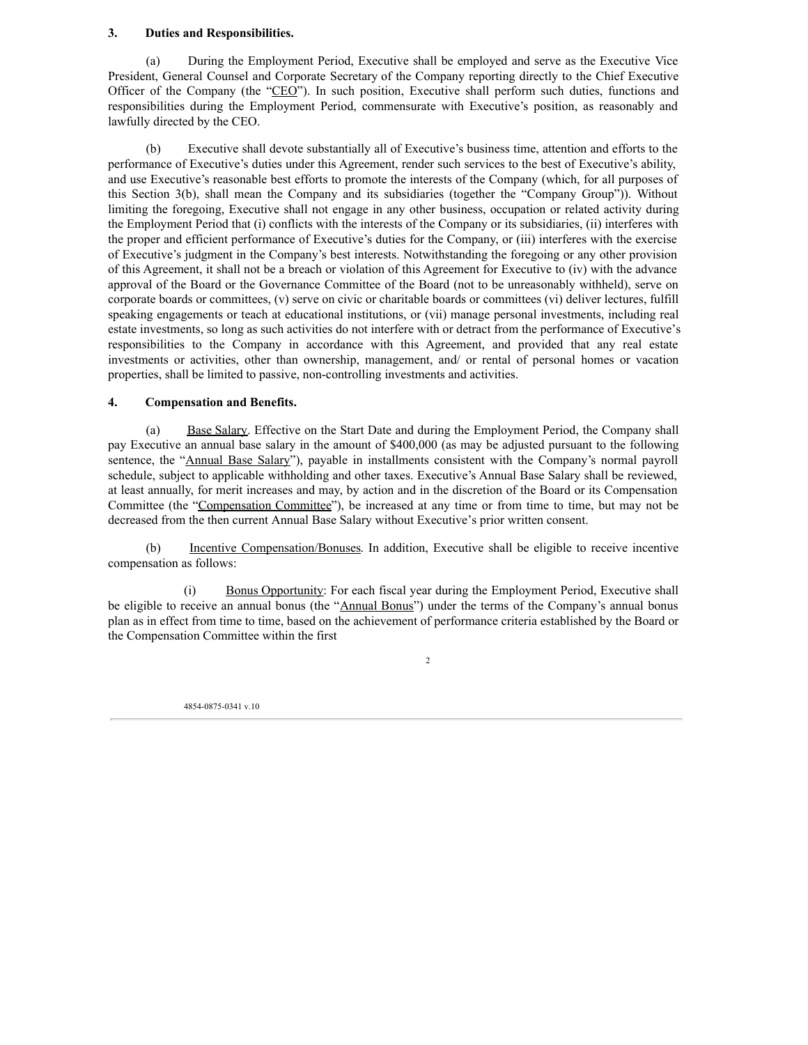**3. Duties and Responsibilities.**

(a) During the Employment Period, Executive shall be employed and serve as the Executive Vice President, General Counsel and Corporate Secretary of the Company reporting directly to the Chief Executive Officer of the Company (the "CEO"). In such position, Executive shall perform such duties, functions and responsibilities during the Employment Period, commensurate with Executive's position, as reasonably and lawfully directed by the CEO.

(b) Executive shall devote substantially all of Executive's business time, attention and efforts to the performance of Executive's duties under this Agreement, render such services to the best of Executive's ability, and use Executive's reasonable best efforts to promote the interests of the Company (which, for all purposes of this Section 3(b), shall mean the Company and its subsidiaries (together the "Company Group")). Without limiting the foregoing, Executive shall not engage in any other business, occupation or related activity during the Employment Period that (i) conflicts with the interests of the Company or its subsidiaries, (ii) interferes with the proper and efficient performance of Executive's duties for the Company, or (iii) interferes with the exercise of Executive's judgment in the Company's best interests. Notwithstanding the foregoing or any other provision of this Agreement, it shall not be a breach or violation of this Agreement for Executive to (iv) with the advance approval of the Board or the Governance Committee of the Board (not to be unreasonably withheld), serve on corporate boards or committees, (v) serve on civic or charitable boards or committees (vi) deliver lectures, fulfill speaking engagements or teach at educational institutions, or (vii) manage personal investments, including real estate investments, so long as such activities do not interfere with or detract from the performance of Executive's responsibilities to the Company in accordance with this Agreement, and provided that any real estate investments or activities, other than ownership, management, and/ or rental of personal homes or vacation properties, shall be limited to passive, non-controlling investments and activities.

**4. Compensation and Benefits.**

(a) Base Salary. Effective on the Start Date and during the Employment Period, the Company shall pay Executive an annual base salary in the amount of $400,000 (as may be adjusted pursuant to the following sentence, the "Annual Base Salary"), payable in installments consistent with the Company's normal payroll schedule, subject to applicable withholding and other taxes. Executive's Annual Base Salary shall be reviewed, at least annually, for merit increases and may, by action and in the discretion of the Board or its Compensation Committee (the "Compensation Committee"), be increased at any time or from time to time, but may not be decreased from the then current Annual Base Salary without Executive's prior written consent.

(b) Incentive Compensation/Bonuses. In addition, Executive shall be eligible to receive incentive compensation as follows:

(i) Bonus Opportunity: For each fiscal year during the Employment Period, Executive shall be eligible to receive an annual bonus (the "Annual Bonus") under the terms of the Company's annual bonus plan as in effect from time to time, based on the achievement of performance criteria established by the Board or the Compensation Committee within the first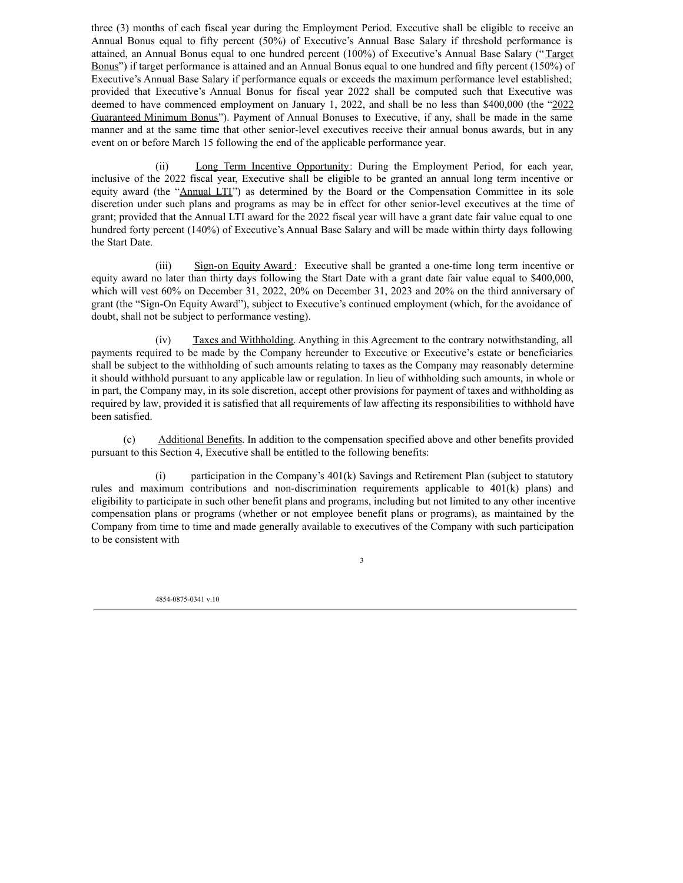three (3) months of each fiscal year during the Employment Period. Executive shall be eligible to receive an Annual Bonus equal to fifty percent (50%) of Executive's Annual Base Salary if threshold performance is attained, an Annual Bonus equal to one hundred percent (100%) of Executive's Annual Base Salary ("Target Bonus") if target performance is attained and an Annual Bonus equal to one hundred and fifty percent (150%) of Executive's Annual Base Salary if performance equals or exceeds the maximum performance level established; provided that Executive's Annual Bonus for fiscal year 2022 shall be computed such that Executive was deemed to have commenced employment on January 1, 2022, and shall be no less than $400,000 (the "2022 Guaranteed Minimum Bonus"). Payment of Annual Bonuses to Executive, if any, shall be made in the same manner and at the same time that other senior-level executives receive their annual bonus awards, but in any event on or before March 15 following the end of the applicable performance year.

(ii) Long Term Incentive Opportunity: During the Employment Period, for each year, inclusive of the 2022 fiscal year, Executive shall be eligible to be granted an annual long term incentive or equity award (the "Annual LTI") as determined by the Board or the Compensation Committee in its sole discretion under such plans and programs as may be in effect for other senior-level executives at the time of grant; provided that the Annual LTI award for the 2022 fiscal year will have a grant date fair value equal to one hundred forty percent (140%) of Executive's Annual Base Salary and will be made within thirty days following the Start Date.

(iii) Sign-on Equity Award: Executive shall be granted a one-time long term incentive or equity award no later than thirty days following the Start Date with a grant date fair value equal to $400,000, which will vest 60% on December 31, 2022, 20% on December 31, 2023 and 20% on the third anniversary of grant (the "Sign-On Equity Award"), subject to Executive's continued employment (which, for the avoidance of doubt, shall not be subject to performance vesting).

(iv) Taxes and Withholding. Anything in this Agreement to the contrary notwithstanding, all payments required to be made by the Company hereunder to Executive or Executive's estate or beneficiaries shall be subject to the withholding of such amounts relating to taxes as the Company may reasonably determine it should withhold pursuant to any applicable law or regulation. In lieu of withholding such amounts, in whole or in part, the Company may, in its sole discretion, accept other provisions for payment of taxes and withholding as required by law, provided it is satisfied that all requirements of law affecting its responsibilities to withhold have been satisfied.

(c) Additional Benefits. In addition to the compensation specified above and other benefits provided pursuant to this Section 4, Executive shall be entitled to the following benefits:

(i) participation in the Company's 401(k) Savings and Retirement Plan (subject to statutory rules and maximum contributions and non-discrimination requirements applicable to 401(k) plans) and eligibility to participate in such other benefit plans and programs, including but not limited to any other incentive compensation plans or programs (whether or not employee benefit plans or programs), as maintained by the Company from time to time and made generally available to executives of the Company with such participation to be consistent with

4854-0875-0341 v.10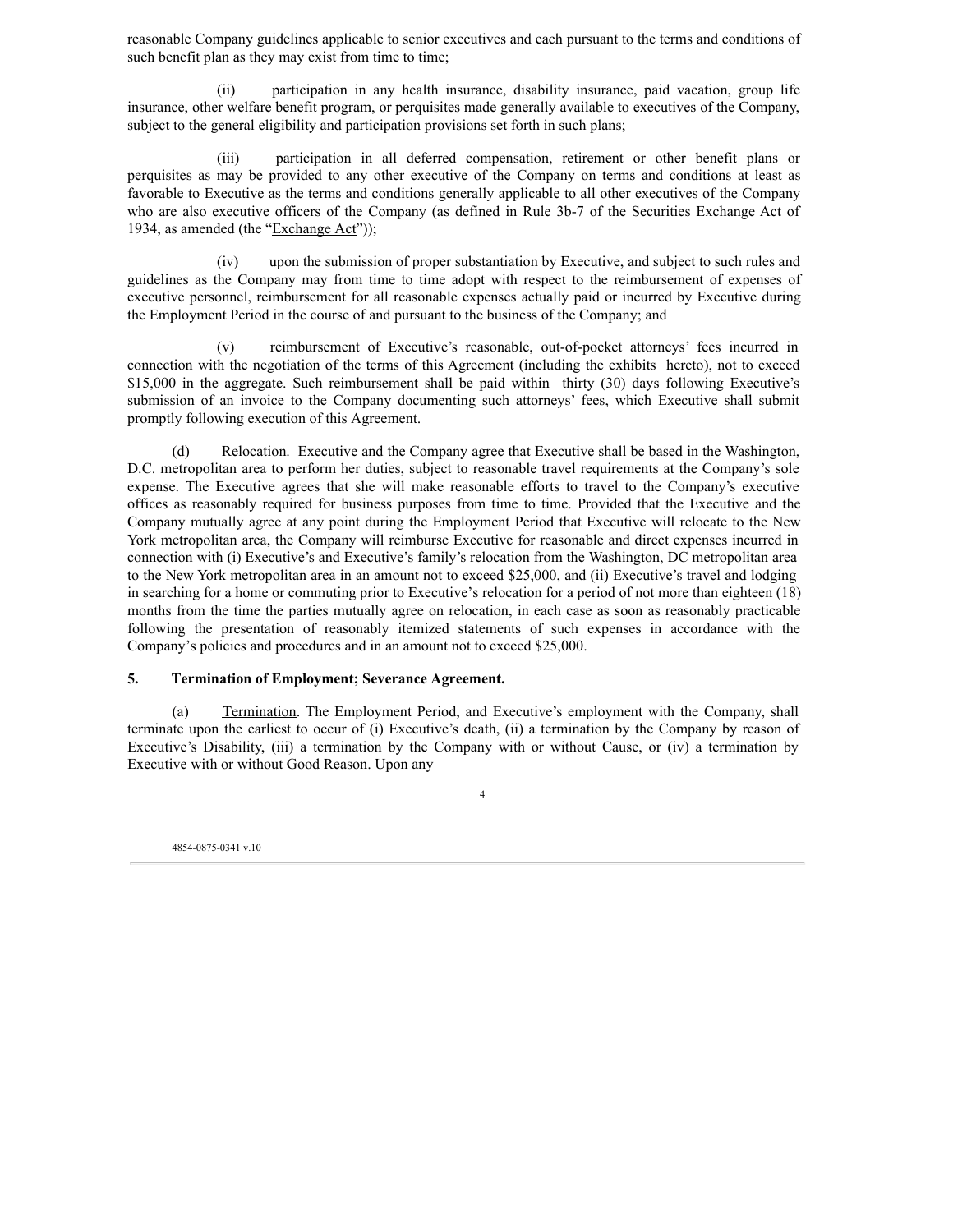reasonable Company guidelines applicable to senior executives and each pursuant to the terms and conditions of such benefit plan as they may exist from time to time;

(ii) participation in any health insurance, disability insurance, paid vacation, group life insurance, other welfare benefit program, or perquisites made generally available to executives of the Company, subject to the general eligibility and participation provisions set forth in such plans;

(iii) participation in all deferred compensation, retirement or other benefit plans or perquisites as may be provided to any other executive of the Company on terms and conditions at least as favorable to Executive as the terms and conditions generally applicable to all other executives of the Company who are also executive officers of the Company (as defined in Rule 3b-7 of the Securities Exchange Act of 1934, as amended (the "Exchange Act"));

(iv) upon the submission of proper substantiation by Executive, and subject to such rules and guidelines as the Company may from time to time adopt with respect to the reimbursement of expenses of executive personnel, reimbursement for all reasonable expenses actually paid or incurred by Executive during the Employment Period in the course of and pursuant to the business of the Company; and

(v) reimbursement of Executive's reasonable, out-of-pocket attorneys' fees incurred in connection with the negotiation of the terms of this Agreement (including the exhibits hereto), not to exceed $15,000 in the aggregate. Such reimbursement shall be paid within thirty (30) days following Executive's submission of an invoice to the Company documenting such attorneys' fees, which Executive shall submit promptly following execution of this Agreement.

(d) Relocation. Executive and the Company agree that Executive shall be based in the Washington, D.C. metropolitan area to perform her duties, subject to reasonable travel requirements at the Company's sole expense. The Executive agrees that she will make reasonable efforts to travel to the Company's executive offices as reasonably required for business purposes from time to time. Provided that the Executive and the Company mutually agree at any point during the Employment Period that Executive will relocate to the New York metropolitan area, the Company will reimburse Executive for reasonable and direct expenses incurred in connection with (i) Executive's and Executive's family's relocation from the Washington, DC metropolitan area to the New York metropolitan area in an amount not to exceed $25,000, and (ii) Executive's travel and lodging in searching for a home or commuting prior to Executive's relocation for a period of not more than eighteen (18) months from the time the parties mutually agree on relocation, in each case as soon as reasonably practicable following the presentation of reasonably itemized statements of such expenses in accordance with the Company's policies and procedures and in an amount not to exceed $25,000.

**5. Termination of Employment; Severance Agreement.**

(a) Termination. The Employment Period, and Executive's employment with the Company, shall terminate upon the earliest to occur of (i) Executive's death, (ii) a termination by the Company by reason of Executive's Disability, (iii) a termination by the Company with or without Cause, or (iv) a termination by Executive with or without Good Reason. Upon any

4854-0875-0341 v.10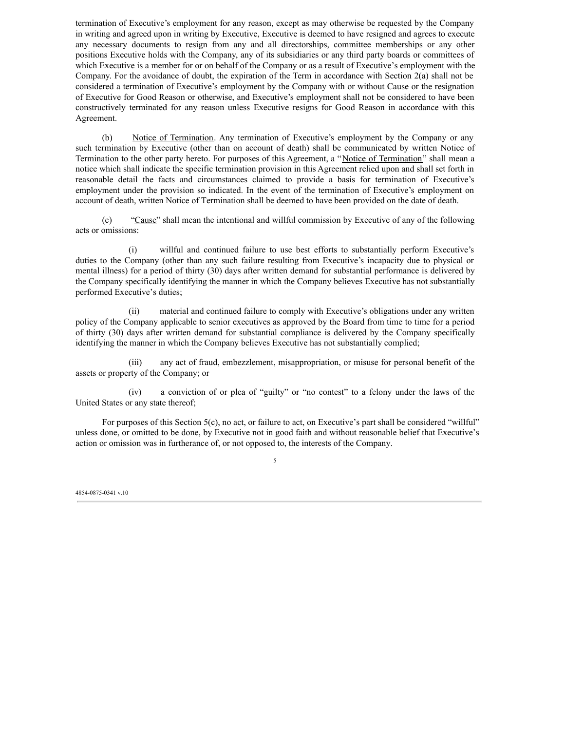termination of Executive's employment for any reason, except as may otherwise be requested by the Company in writing and agreed upon in writing by Executive, Executive is deemed to have resigned and agrees to execute any necessary documents to resign from any and all directorships, committee memberships or any other positions Executive holds with the Company, any of its subsidiaries or any third party boards or committees of which Executive is a member for or on behalf of the Company or as a result of Executive's employment with the Company. For the avoidance of doubt, the expiration of the Term in accordance with Section 2(a) shall not be considered a termination of Executive's employment by the Company with or without Cause or the resignation of Executive for Good Reason or otherwise, and Executive's employment shall not be considered to have been constructively terminated for any reason unless Executive resigns for Good Reason in accordance with this Agreement.

(b) Notice of Termination. Any termination of Executive's employment by the Company or any such termination by Executive (other than on account of death) shall be communicated by written Notice of Termination to the other party hereto. For purposes of this Agreement, a "Notice of Termination" shall mean a notice which shall indicate the specific termination provision in this Agreement relied upon and shall set forth in reasonable detail the facts and circumstances claimed to provide a basis for termination of Executive's employment under the provision so indicated. In the event of the termination of Executive's employment on account of death, written Notice of Termination shall be deemed to have been provided on the date of death.

(c) "Cause" shall mean the intentional and willful commission by Executive of any of the following acts or omissions:

(i) willful and continued failure to use best efforts to substantially perform Executive's duties to the Company (other than any such failure resulting from Executive's incapacity due to physical or mental illness) for a period of thirty (30) days after written demand for substantial performance is delivered by the Company specifically identifying the manner in which the Company believes Executive has not substantially performed Executive's duties;

(ii) material and continued failure to comply with Executive's obligations under any written policy of the Company applicable to senior executives as approved by the Board from time to time for a period of thirty (30) days after written demand for substantial compliance is delivered by the Company specifically identifying the manner in which the Company believes Executive has not substantially complied;

(iii) any act of fraud, embezzlement, misappropriation, or misuse for personal benefit of the assets or property of the Company; or

(iv) a conviction of or plea of "guilty" or "no contest" to a felony under the laws of the United States or any state thereof;

For purposes of this Section 5(c), no act, or failure to act, on Executive's part shall be considered "willful" unless done, or omitted to be done, by Executive not in good faith and without reasonable belief that Executive's action or omission was in furtherance of, or not opposed to, the interests of the Company.

4854-0875-0341 v.10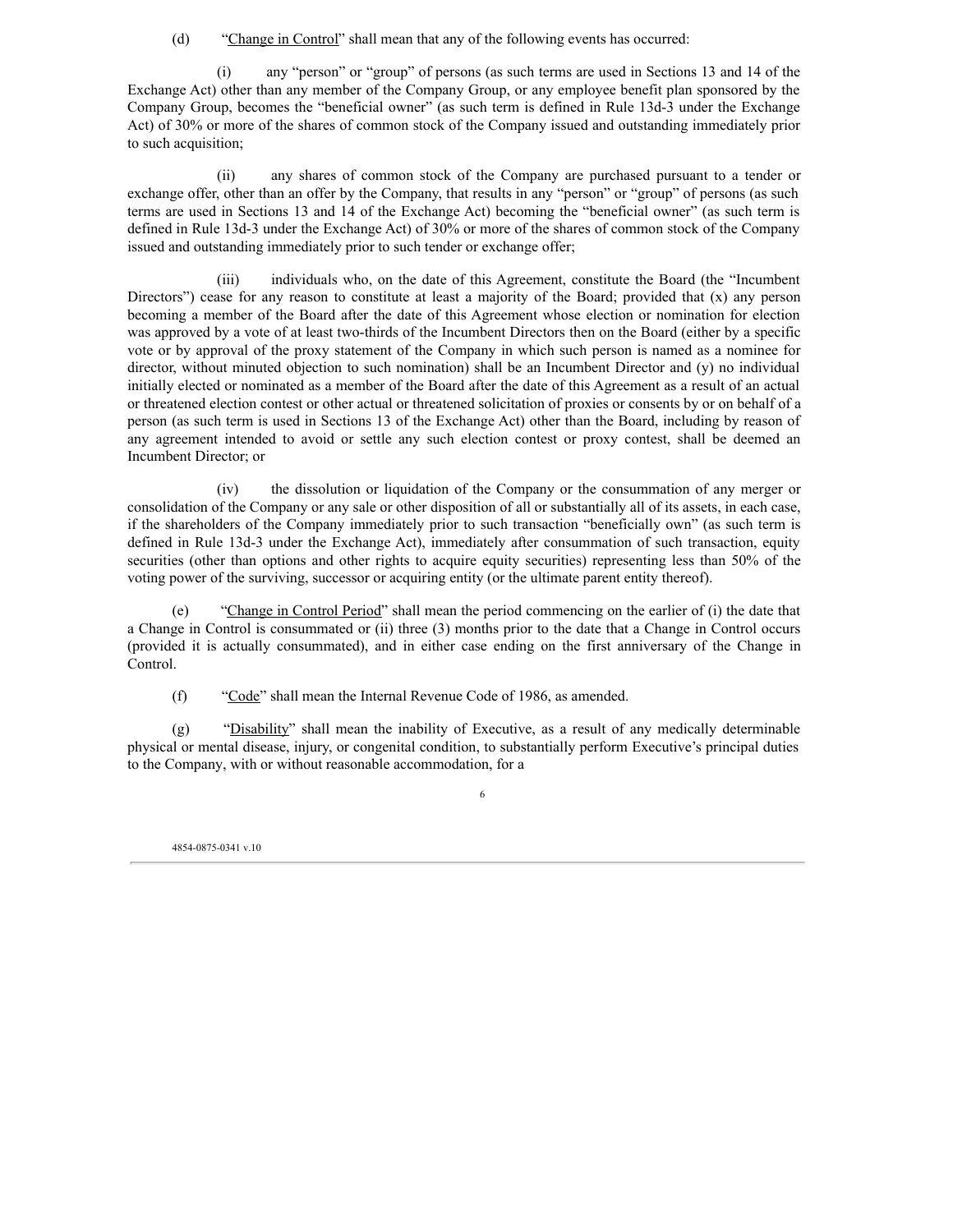(d) "Change in Control" shall mean that any of the following events has occurred:

(i) any "person" or "group" of persons (as such terms are used in Sections 13 and 14 of the Exchange Act) other than any member of the Company Group, or any employee benefit plan sponsored by the Company Group, becomes the "beneficial owner" (as such term is defined in Rule 13d-3 under the Exchange Act) of 30% or more of the shares of common stock of the Company issued and outstanding immediately prior to such acquisition;

(ii) any shares of common stock of the Company are purchased pursuant to a tender or exchange offer, other than an offer by the Company, that results in any "person" or "group" of persons (as such terms are used in Sections 13 and 14 of the Exchange Act) becoming the "beneficial owner" (as such term is defined in Rule 13d-3 under the Exchange Act) of 30% or more of the shares of common stock of the Company issued and outstanding immediately prior to such tender or exchange offer;

(iii) individuals who, on the date of this Agreement, constitute the Board (the "Incumbent Directors") cease for any reason to constitute at least a majority of the Board; provided that (x) any person becoming a member of the Board after the date of this Agreement whose election or nomination for election was approved by a vote of at least two-thirds of the Incumbent Directors then on the Board (either by a specific vote or by approval of the proxy statement of the Company in which such person is named as a nominee for director, without minuted objection to such nomination) shall be an Incumbent Director and (y) no individual initially elected or nominated as a member of the Board after the date of this Agreement as a result of an actual or threatened election contest or other actual or threatened solicitation of proxies or consents by or on behalf of a person (as such term is used in Sections 13 of the Exchange Act) other than the Board, including by reason of any agreement intended to avoid or settle any such election contest or proxy contest, shall be deemed an Incumbent Director; or

(iv) the dissolution or liquidation of the Company or the consummation of any merger or consolidation of the Company or any sale or other disposition of all or substantially all of its assets, in each case, if the shareholders of the Company immediately prior to such transaction "beneficially own" (as such term is defined in Rule 13d-3 under the Exchange Act), immediately after consummation of such transaction, equity securities (other than options and other rights to acquire equity securities) representing less than 50% of the voting power of the surviving, successor or acquiring entity (or the ultimate parent entity thereof).

(e) "Change in Control Period" shall mean the period commencing on the earlier of (i) the date that a Change in Control is consummated or (ii) three (3) months prior to the date that a Change in Control occurs (provided it is actually consummated), and in either case ending on the first anniversary of the Change in Control.

(f) "Code" shall mean the Internal Revenue Code of 1986, as amended.

(g) "Disability" shall mean the inability of Executive, as a result of any medically determinable physical or mental disease, injury, or congenital condition, to substantially perform Executive's principal duties to the Company, with or without reasonable accommodation, for a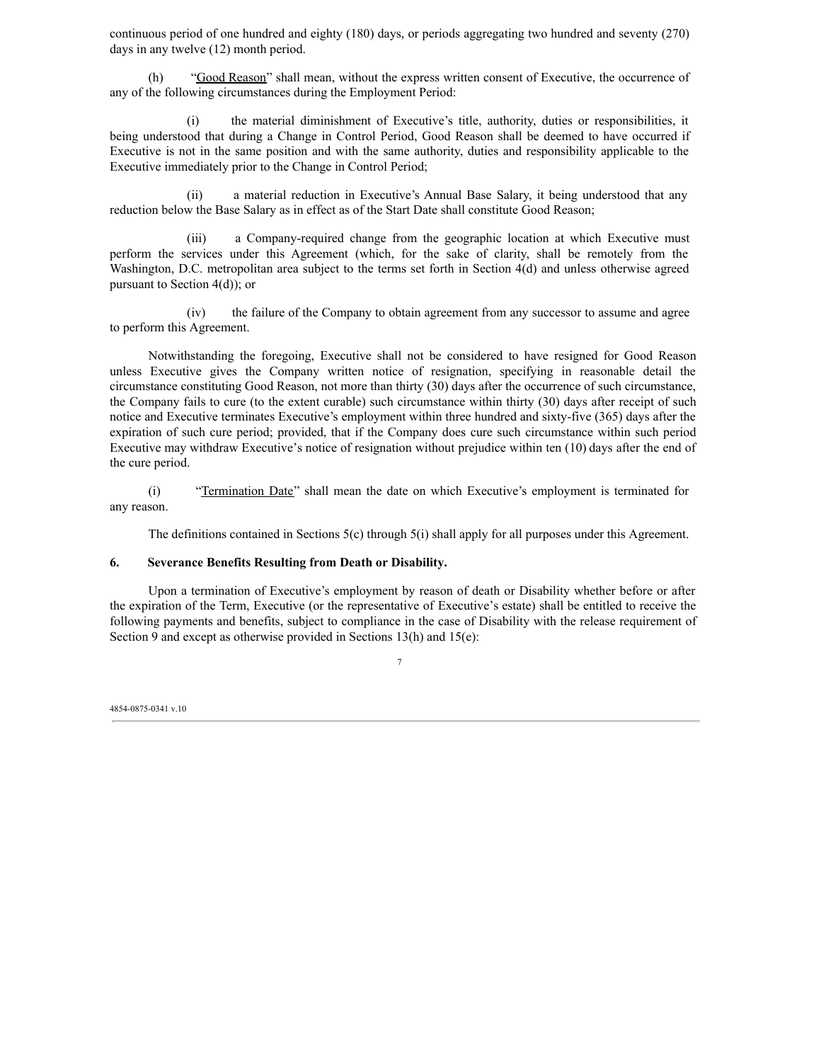continuous period of one hundred and eighty (180) days, or periods aggregating two hundred and seventy (270) days in any twelve (12) month period.

(h) "Good Reason" shall mean, without the express written consent of Executive, the occurrence of any of the following circumstances during the Employment Period:

(i) the material diminishment of Executive's title, authority, duties or responsibilities, it being understood that during a Change in Control Period, Good Reason shall be deemed to have occurred if Executive is not in the same position and with the same authority, duties and responsibility applicable to the Executive immediately prior to the Change in Control Period;

(ii) a material reduction in Executive's Annual Base Salary, it being understood that any reduction below the Base Salary as in effect as of the Start Date shall constitute Good Reason;

(iii) a Company-required change from the geographic location at which Executive must perform the services under this Agreement (which, for the sake of clarity, shall be remotely from the Washington, D.C. metropolitan area subject to the terms set forth in Section 4(d) and unless otherwise agreed pursuant to Section 4(d)); or

(iv) the failure of the Company to obtain agreement from any successor to assume and agree to perform this Agreement.

Notwithstanding the foregoing, Executive shall not be considered to have resigned for Good Reason unless Executive gives the Company written notice of resignation, specifying in reasonable detail the circumstance constituting Good Reason, not more than thirty (30) days after the occurrence of such circumstance, the Company fails to cure (to the extent curable) such circumstance within thirty (30) days after receipt of such notice and Executive terminates Executive's employment within three hundred and sixty-five (365) days after the expiration of such cure period; provided, that if the Company does cure such circumstance within such period Executive may withdraw Executive's notice of resignation without prejudice within ten (10) days after the end of the cure period.

(i) "Termination Date" shall mean the date on which Executive's employment is terminated for any reason.

The definitions contained in Sections 5(c) through 5(i) shall apply for all purposes under this Agreement.

**6. Severance Benefits Resulting from Death or Disability.**

Upon a termination of Executive's employment by reason of death or Disability whether before or after the expiration of the Term, Executive (or the representative of Executive's estate) shall be entitled to receive the following payments and benefits, subject to compliance in the case of Disability with the release requirement of Section 9 and except as otherwise provided in Sections 13(h) and 15(e):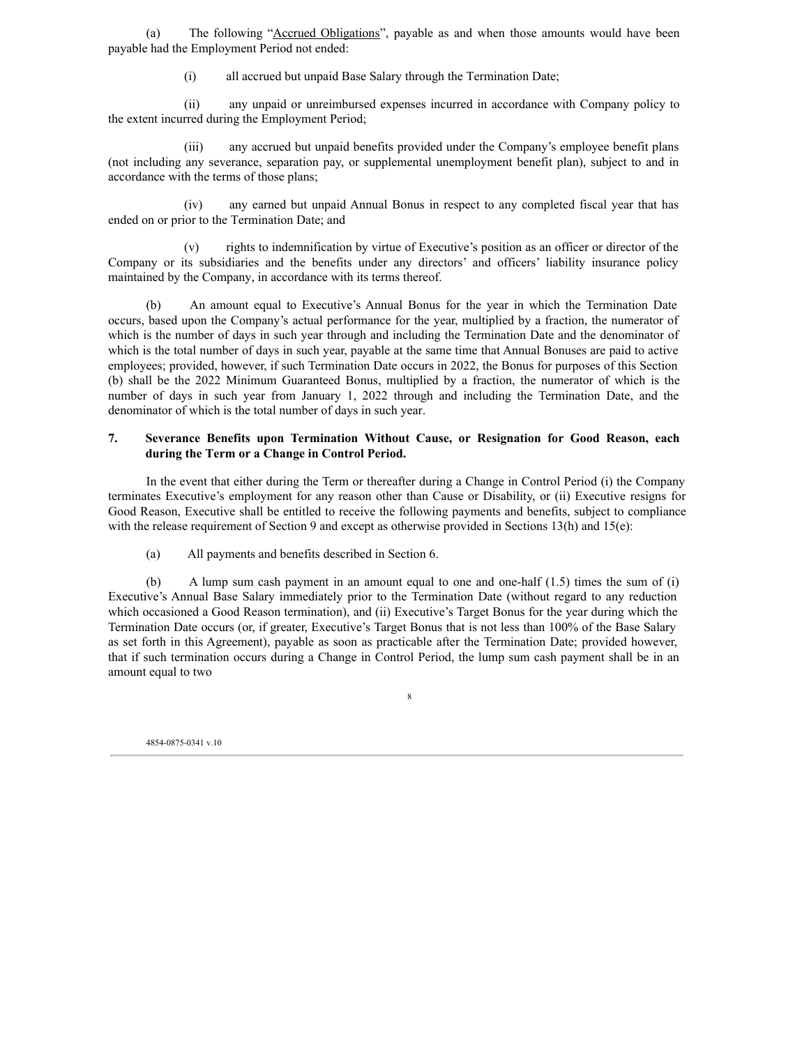(a) The following "Accrued Obligations", payable as and when those amounts would have been payable had the Employment Period not ended:

(i) all accrued but unpaid Base Salary through the Termination Date;

(ii) any unpaid or unreimbursed expenses incurred in accordance with Company policy to the extent incurred during the Employment Period;

(iii) any accrued but unpaid benefits provided under the Company's employee benefit plans (not including any severance, separation pay, or supplemental unemployment benefit plan), subject to and in accordance with the terms of those plans;

(iv) any earned but unpaid Annual Bonus in respect to any completed fiscal year that has ended on or prior to the Termination Date; and

(v) rights to indemnification by virtue of Executive's position as an officer or director of the Company or its subsidiaries and the benefits under any directors' and officers' liability insurance policy maintained by the Company, in accordance with its terms thereof.

(b) An amount equal to Executive's Annual Bonus for the year in which the Termination Date occurs, based upon the Company's actual performance for the year, multiplied by a fraction, the numerator of which is the number of days in such year through and including the Termination Date and the denominator of which is the total number of days in such year, payable at the same time that Annual Bonuses are paid to active employees; provided, however, if such Termination Date occurs in 2022, the Bonus for purposes of this Section (b) shall be the 2022 Minimum Guaranteed Bonus, multiplied by a fraction, the numerator of which is the number of days in such year from January 1, 2022 through and including the Termination Date, and the denominator of which is the total number of days in such year.

**7. Severance Benefits upon Termination Without Cause, or Resignation for Good Reason, each during the Term or a Change in Control Period.**

In the event that either during the Term or thereafter during a Change in Control Period (i) the Company terminates Executive's employment for any reason other than Cause or Disability, or (ii) Executive resigns for Good Reason, Executive shall be entitled to receive the following payments and benefits, subject to compliance with the release requirement of Section 9 and except as otherwise provided in Sections 13(h) and 15(e):

(a) All payments and benefits described in Section 6.

(b) A lump sum cash payment in an amount equal to one and one-half (1.5) times the sum of (i) Executive's Annual Base Salary immediately prior to the Termination Date (without regard to any reduction which occasioned a Good Reason termination), and (ii) Executive's Target Bonus for the year during which the Termination Date occurs (or, if greater, Executive's Target Bonus that is not less than 100% of the Base Salary as set forth in this Agreement), payable as soon as practicable after the Termination Date; provided however, that if such termination occurs during a Change in Control Period, the lump sum cash payment shall be in an amount equal to two

4854-0875-0341 v.10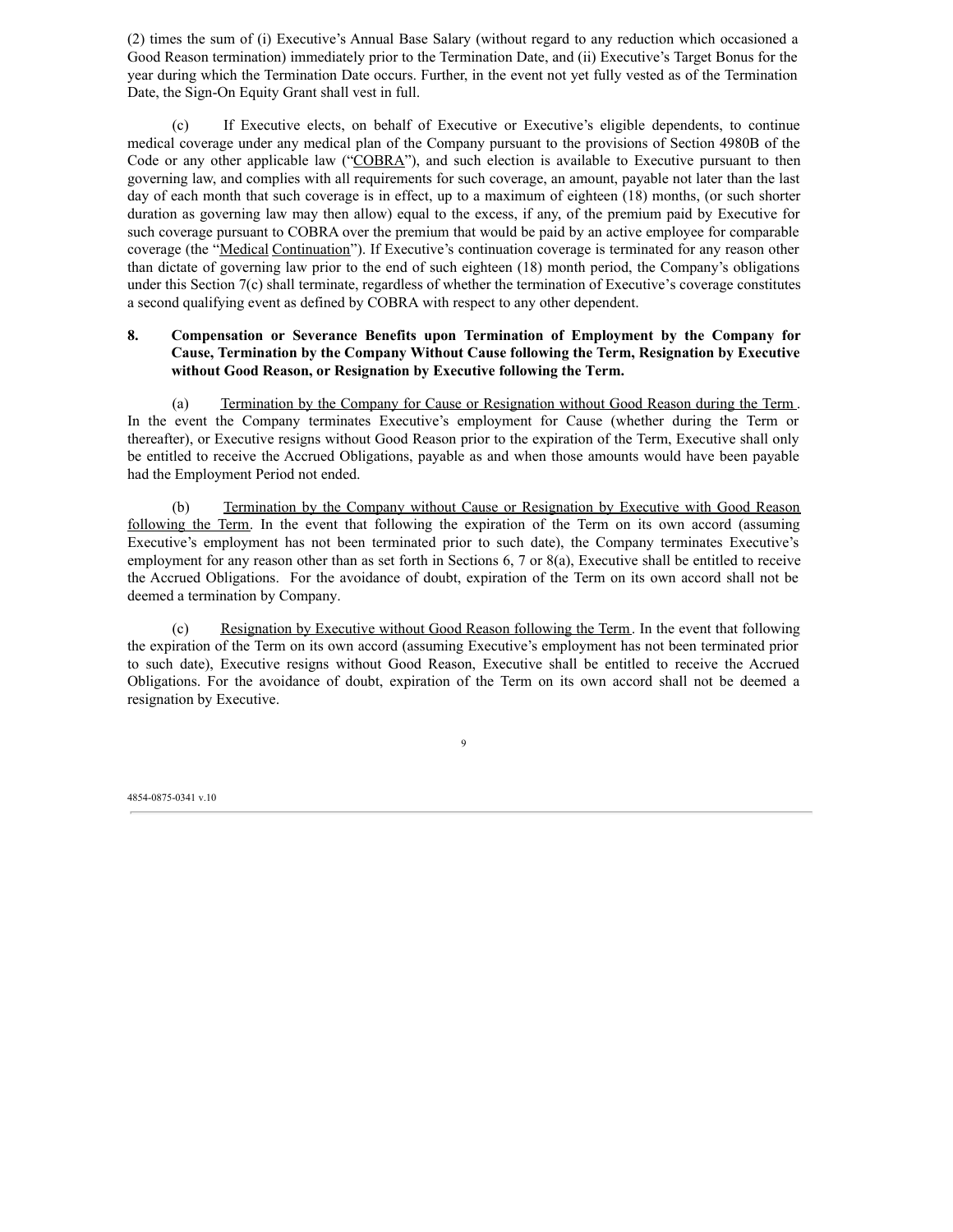(2) times the sum of (i) Executive's Annual Base Salary (without regard to any reduction which occasioned a Good Reason termination) immediately prior to the Termination Date, and (ii) Executive's Target Bonus for the year during which the Termination Date occurs. Further, in the event not yet fully vested as of the Termination Date, the Sign-On Equity Grant shall vest in full.

(c) If Executive elects, on behalf of Executive or Executive's eligible dependents, to continue medical coverage under any medical plan of the Company pursuant to the provisions of Section 4980B of the Code or any other applicable law ("COBRA"), and such election is available to Executive pursuant to then governing law, and complies with all requirements for such coverage, an amount, payable not later than the last day of each month that such coverage is in effect, up to a maximum of eighteen (18) months, (or such shorter duration as governing law may then allow) equal to the excess, if any, of the premium paid by Executive for such coverage pursuant to COBRA over the premium that would be paid by an active employee for comparable coverage (the "Medical Continuation"). If Executive's continuation coverage is terminated for any reason other than dictate of governing law prior to the end of such eighteen (18) month period, the Company's obligations under this Section 7(c) shall terminate, regardless of whether the termination of Executive's coverage constitutes a second qualifying event as defined by COBRA with respect to any other dependent.

**8. Compensation or Severance Benefits upon Termination of Employment by the Company for Cause, Termination by the Company Without Cause following the Term, Resignation by Executive without Good Reason, or Resignation by Executive following the Term.**

(a) Termination by the Company for Cause or Resignation without Good Reason during the Term. In the event the Company terminates Executive's employment for Cause (whether during the Term or thereafter), or Executive resigns without Good Reason prior to the expiration of the Term, Executive shall only be entitled to receive the Accrued Obligations, payable as and when those amounts would have been payable had the Employment Period not ended.

(b) Termination by the Company without Cause or Resignation by Executive with Good Reason following the Term. In the event that following the expiration of the Term on its own accord (assuming Executive's employment has not been terminated prior to such date), the Company terminates Executive's employment for any reason other than as set forth in Sections 6, 7 or 8(a), Executive shall be entitled to receive the Accrued Obligations. For the avoidance of doubt, expiration of the Term on its own accord shall not be deemed a termination by Company.

(c) Resignation by Executive without Good Reason following the Term. In the event that following the expiration of the Term on its own accord (assuming Executive's employment has not been terminated prior to such date), Executive resigns without Good Reason, Executive shall be entitled to receive the Accrued Obligations. For the avoidance of doubt, expiration of the Term on its own accord shall not be deemed a resignation by Executive.

4854-0875-0341 v.10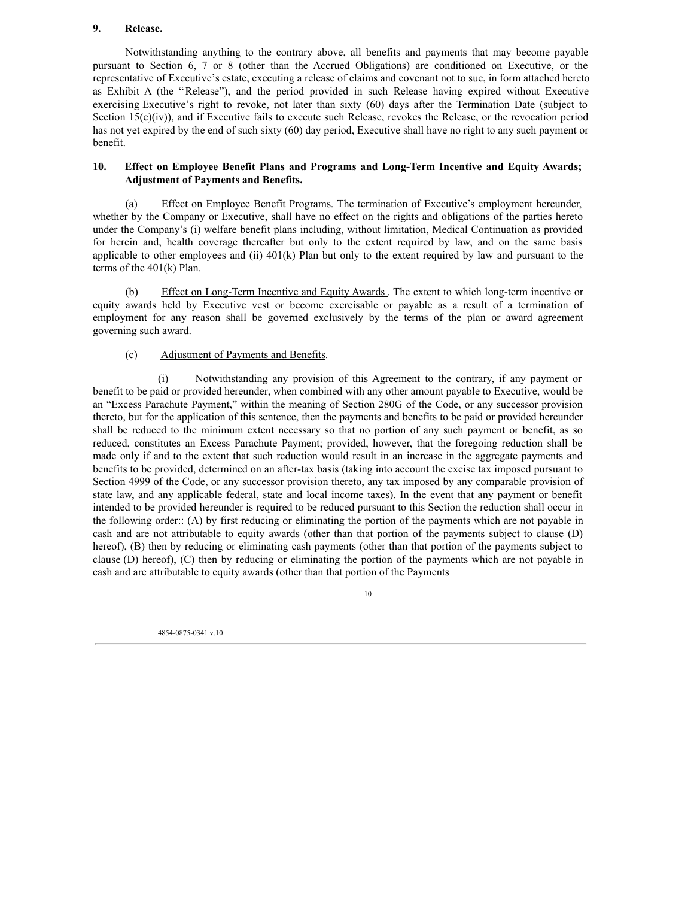**9. Release.**

Notwithstanding anything to the contrary above, all benefits and payments that may become payable pursuant to Section 6, 7 or 8 (other than the Accrued Obligations) are conditioned on Executive, or the representative of Executive's estate, executing a release of claims and covenant not to sue, in form attached hereto as Exhibit A (the "Release"), and the period provided in such Release having expired without Executive exercising Executive's right to revoke, not later than sixty (60) days after the Termination Date (subject to Section 15(e)(iv)), and if Executive fails to execute such Release, revokes the Release, or the revocation period has not yet expired by the end of such sixty (60) day period, Executive shall have no right to any such payment or benefit.

**10. Effect on Employee Benefit Plans and Programs and Long-Term Incentive and Equity Awards; Adjustment of Payments and Benefits.**

(a) Effect on Employee Benefit Programs. The termination of Executive's employment hereunder, whether by the Company or Executive, shall have no effect on the rights and obligations of the parties hereto under the Company's (i) welfare benefit plans including, without limitation, Medical Continuation as provided for herein and, health coverage thereafter but only to the extent required by law, and on the same basis applicable to other employees and (ii) 401(k) Plan but only to the extent required by law and pursuant to the terms of the 401(k) Plan.

(b) Effect on Long-Term Incentive and Equity Awards. The extent to which long-term incentive or equity awards held by Executive vest or become exercisable or payable as a result of a termination of employment for any reason shall be governed exclusively by the terms of the plan or award agreement governing such award.

(c) Adjustment of Payments and Benefits.

(i) Notwithstanding any provision of this Agreement to the contrary, if any payment or benefit to be paid or provided hereunder, when combined with any other amount payable to Executive, would be an "Excess Parachute Payment," within the meaning of Section 280G of the Code, or any successor provision thereto, but for the application of this sentence, then the payments and benefits to be paid or provided hereunder shall be reduced to the minimum extent necessary so that no portion of any such payment or benefit, as so reduced, constitutes an Excess Parachute Payment; provided, however, that the foregoing reduction shall be made only if and to the extent that such reduction would result in an increase in the aggregate payments and benefits to be provided, determined on an after-tax basis (taking into account the excise tax imposed pursuant to Section 4999 of the Code, or any successor provision thereto, any tax imposed by any comparable provision of state law, and any applicable federal, state and local income taxes). In the event that any payment or benefit intended to be provided hereunder is required to be reduced pursuant to this Section the reduction shall occur in the following order:: (A) by first reducing or eliminating the portion of the payments which are not payable in cash and are not attributable to equity awards (other than that portion of the payments subject to clause (D) hereof), (B) then by reducing or eliminating cash payments (other than that portion of the payments subject to clause (D) hereof), (C) then by reducing or eliminating the portion of the payments which are not payable in cash and are attributable to equity awards (other than that portion of the Payments

4854-0875-0341 v.10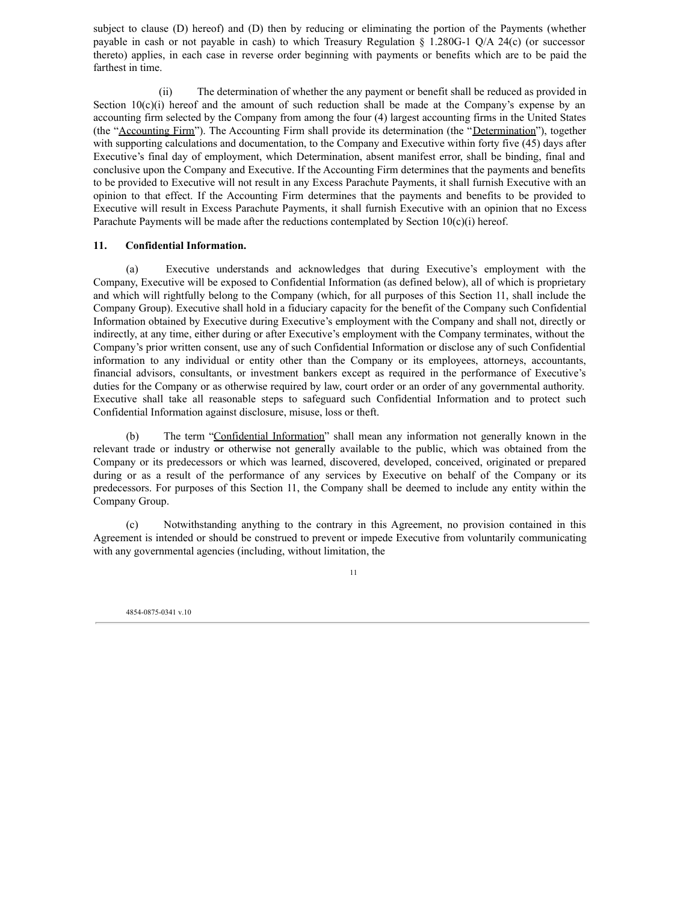subject to clause (D) hereof) and (D) then by reducing or eliminating the portion of the Payments (whether payable in cash or not payable in cash) to which Treasury Regulation § 1.280G-1 Q/A 24(c) (or successor thereto) applies, in each case in reverse order beginning with payments or benefits which are to be paid the farthest in time.

(ii) The determination of whether the any payment or benefit shall be reduced as provided in Section 10(c)(i) hereof and the amount of such reduction shall be made at the Company's expense by an accounting firm selected by the Company from among the four (4) largest accounting firms in the United States (the "<u>Accounting Firm</u>"). The Accounting Firm shall provide its determination (the "<u>Determination</u>"), together with supporting calculations and documentation, to the Company and Executive within forty five (45) days after Executive's final day of employment, which Determination, absent manifest error, shall be binding, final and conclusive upon the Company and Executive. If the Accounting Firm determines that the payments and benefits to be provided to Executive will not result in any Excess Parachute Payments, it shall furnish Executive with an opinion to that effect. If the Accounting Firm determines that the payments and benefits to be provided to Executive will result in Excess Parachute Payments, it shall furnish Executive with an opinion that no Excess Parachute Payments will be made after the reductions contemplated by Section 10(c)(i) hereof.

**11. Confidential Information.**

(a) Executive understands and acknowledges that during Executive's employment with the Company, Executive will be exposed to Confidential Information (as defined below), all of which is proprietary and which will rightfully belong to the Company (which, for all purposes of this Section 11, shall include the Company Group). Executive shall hold in a fiduciary capacity for the benefit of the Company such Confidential Information obtained by Executive during Executive's employment with the Company and shall not, directly or indirectly, at any time, either during or after Executive's employment with the Company terminates, without the Company's prior written consent, use any of such Confidential Information or disclose any of such Confidential information to any individual or entity other than the Company or its employees, attorneys, accountants, financial advisors, consultants, or investment bankers except as required in the performance of Executive's duties for the Company or as otherwise required by law, court order or an order of any governmental authority. Executive shall take all reasonable steps to safeguard such Confidential Information and to protect such Confidential Information against disclosure, misuse, loss or theft.

(b) The term "<u>Confidential Information</u>" shall mean any information not generally known in the relevant trade or industry or otherwise not generally available to the public, which was obtained from the Company or its predecessors or which was learned, discovered, developed, conceived, originated or prepared during or as a result of the performance of any services by Executive on behalf of the Company or its predecessors. For purposes of this Section 11, the Company shall be deemed to include any entity within the Company Group.

(c) Notwithstanding anything to the contrary in this Agreement, no provision contained in this Agreement is intended or should be construed to prevent or impede Executive from voluntarily communicating with any governmental agencies (including, without limitation, the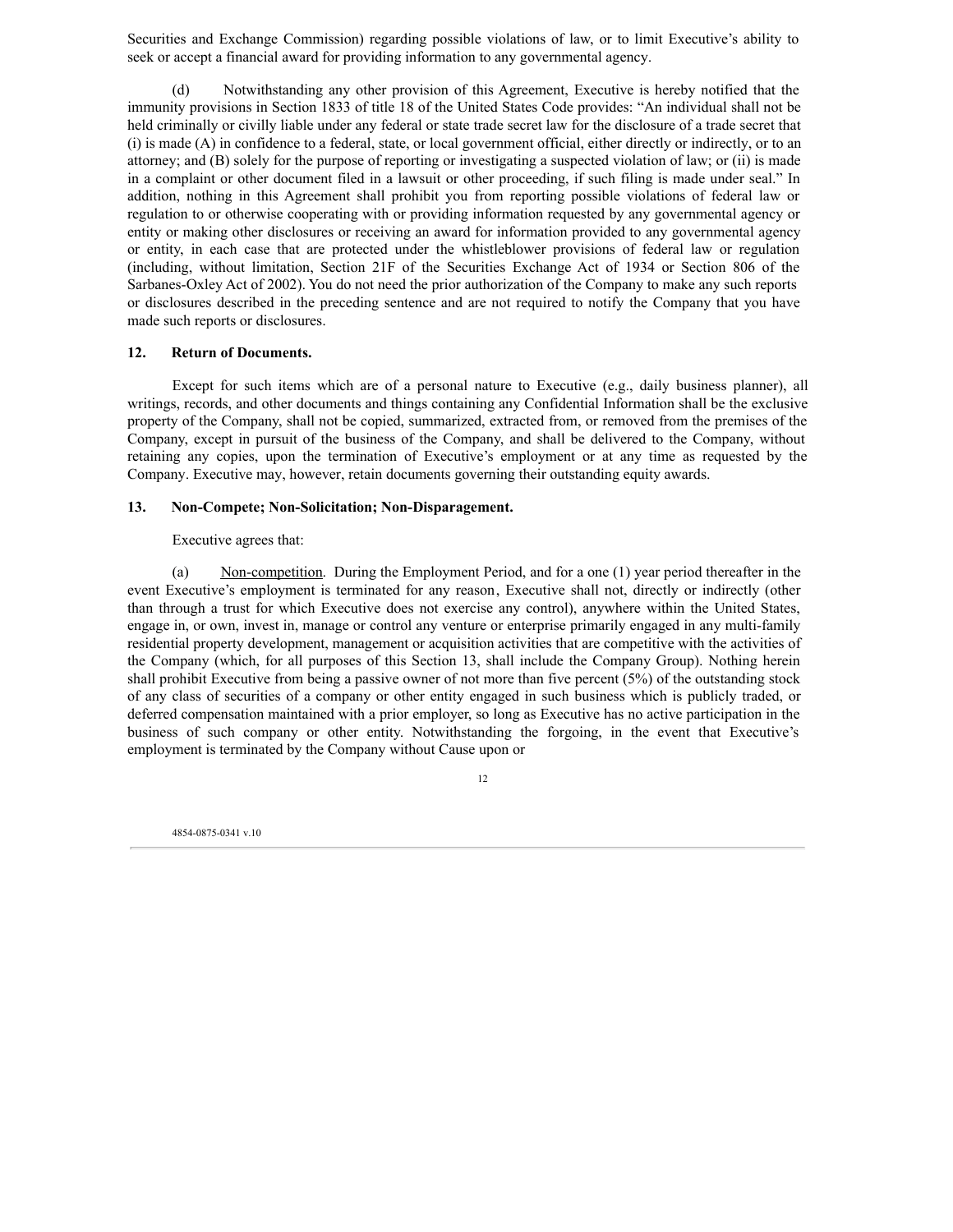Securities and Exchange Commission) regarding possible violations of law, or to limit Executive's ability to seek or accept a financial award for providing information to any governmental agency.

(d) Notwithstanding any other provision of this Agreement, Executive is hereby notified that the immunity provisions in Section 1833 of title 18 of the United States Code provides: "An individual shall not be held criminally or civilly liable under any federal or state trade secret law for the disclosure of a trade secret that (i) is made (A) in confidence to a federal, state, or local government official, either directly or indirectly, or to an attorney; and (B) solely for the purpose of reporting or investigating a suspected violation of law; or (ii) is made in a complaint or other document filed in a lawsuit or other proceeding, if such filing is made under seal." In addition, nothing in this Agreement shall prohibit you from reporting possible violations of federal law or regulation to or otherwise cooperating with or providing information requested by any governmental agency or entity or making other disclosures or receiving an award for information provided to any governmental agency or entity, in each case that are protected under the whistleblower provisions of federal law or regulation (including, without limitation, Section 21F of the Securities Exchange Act of 1934 or Section 806 of the Sarbanes-Oxley Act of 2002). You do not need the prior authorization of the Company to make any such reports or disclosures described in the preceding sentence and are not required to notify the Company that you have made such reports or disclosures.

## 12. Return of Documents.

Except for such items which are of a personal nature to Executive (e.g., daily business planner), all writings, records, and other documents and things containing any Confidential Information shall be the exclusive property of the Company, shall not be copied, summarized, extracted from, or removed from the premises of the Company, except in pursuit of the business of the Company, and shall be delivered to the Company, without retaining any copies, upon the termination of Executive's employment or at any time as requested by the Company. Executive may, however, retain documents governing their outstanding equity awards.

## 13. Non-Compete; Non-Solicitation; Non-Disparagement.

Executive agrees that:

(a) Non-competition. During the Employment Period, and for a one (1) year period thereafter in the event Executive's employment is terminated for any reason, Executive shall not, directly or indirectly (other than through a trust for which Executive does not exercise any control), anywhere within the United States, engage in, or own, invest in, manage or control any venture or enterprise primarily engaged in any multi-family residential property development, management or acquisition activities that are competitive with the activities of the Company (which, for all purposes of this Section 13, shall include the Company Group). Nothing herein shall prohibit Executive from being a passive owner of not more than five percent (5%) of the outstanding stock of any class of securities of a company or other entity engaged in such business which is publicly traded, or deferred compensation maintained with a prior employer, so long as Executive has no active participation in the business of such company or other entity. Notwithstanding the forgoing, in the event that Executive's employment is terminated by the Company without Cause upon or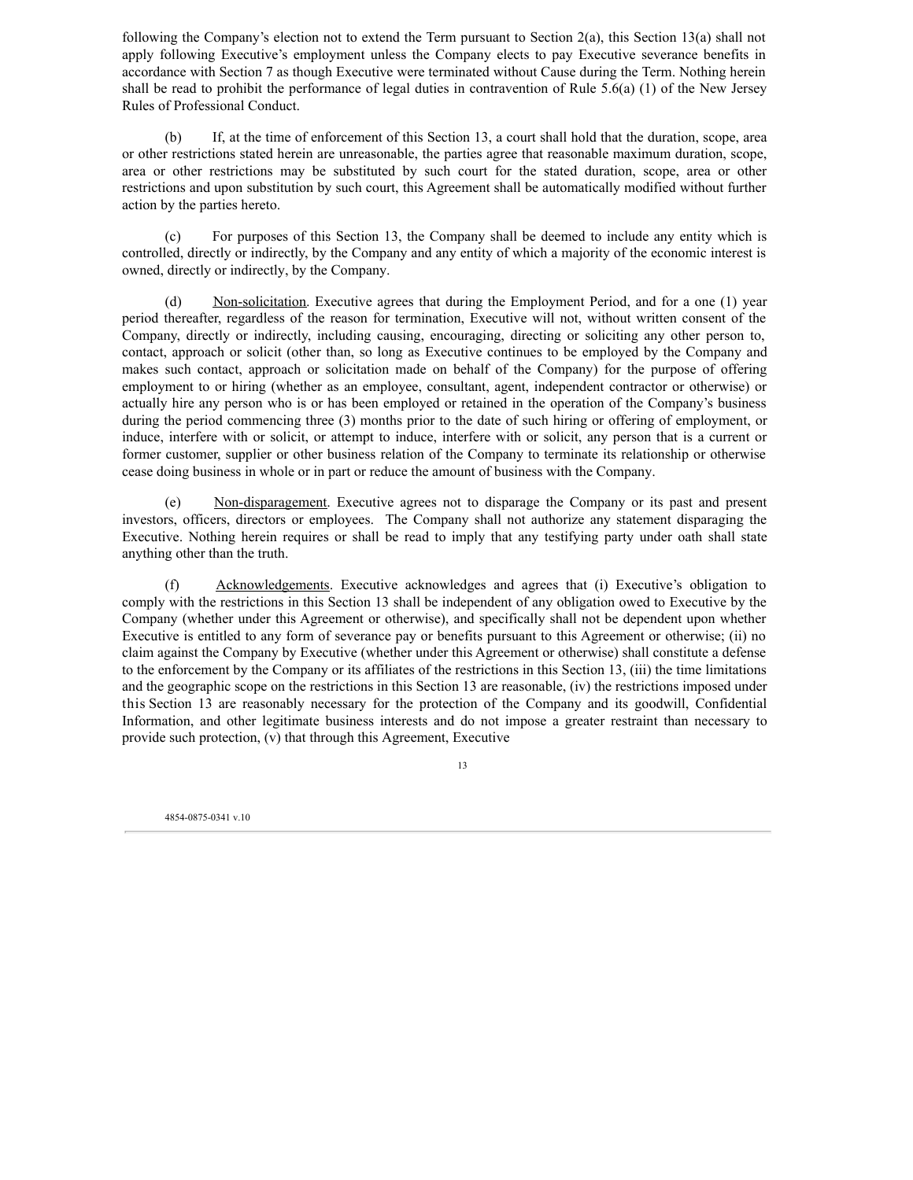following the Company's election not to extend the Term pursuant to Section 2(a), this Section 13(a) shall not apply following Executive's employment unless the Company elects to pay Executive severance benefits in accordance with Section 7 as though Executive were terminated without Cause during the Term. Nothing herein shall be read to prohibit the performance of legal duties in contravention of Rule 5.6(a) (1) of the New Jersey Rules of Professional Conduct.

(b) If, at the time of enforcement of this Section 13, a court shall hold that the duration, scope, area or other restrictions stated herein are unreasonable, the parties agree that reasonable maximum duration, scope, area or other restrictions may be substituted by such court for the stated duration, scope, area or other restrictions and upon substitution by such court, this Agreement shall be automatically modified without further action by the parties hereto.

(c) For purposes of this Section 13, the Company shall be deemed to include any entity which is controlled, directly or indirectly, by the Company and any entity of which a majority of the economic interest is owned, directly or indirectly, by the Company.

(d) Non-solicitation. Executive agrees that during the Employment Period, and for a one (1) year period thereafter, regardless of the reason for termination, Executive will not, without written consent of the Company, directly or indirectly, including causing, encouraging, directing or soliciting any other person to, contact, approach or solicit (other than, so long as Executive continues to be employed by the Company and makes such contact, approach or solicitation made on behalf of the Company) for the purpose of offering employment to or hiring (whether as an employee, consultant, agent, independent contractor or otherwise) or actually hire any person who is or has been employed or retained in the operation of the Company's business during the period commencing three (3) months prior to the date of such hiring or offering of employment, or induce, interfere with or solicit, or attempt to induce, interfere with or solicit, any person that is a current or former customer, supplier or other business relation of the Company to terminate its relationship or otherwise cease doing business in whole or in part or reduce the amount of business with the Company.

(e) Non-disparagement. Executive agrees not to disparage the Company or its past and present investors, officers, directors or employees. The Company shall not authorize any statement disparaging the Executive. Nothing herein requires or shall be read to imply that any testifying party under oath shall state anything other than the truth.

(f) Acknowledgements. Executive acknowledges and agrees that (i) Executive's obligation to comply with the restrictions in this Section 13 shall be independent of any obligation owed to Executive by the Company (whether under this Agreement or otherwise), and specifically shall not be dependent upon whether Executive is entitled to any form of severance pay or benefits pursuant to this Agreement or otherwise; (ii) no claim against the Company by Executive (whether under this Agreement or otherwise) shall constitute a defense to the enforcement by the Company or its affiliates of the restrictions in this Section 13, (iii) the time limitations and the geographic scope on the restrictions in this Section 13 are reasonable, (iv) the restrictions imposed under this Section 13 are reasonably necessary for the protection of the Company and its goodwill, Confidential Information, and other legitimate business interests and do not impose a greater restraint than necessary to provide such protection, (v) that through this Agreement, Executive

4854-0875-0341 v.10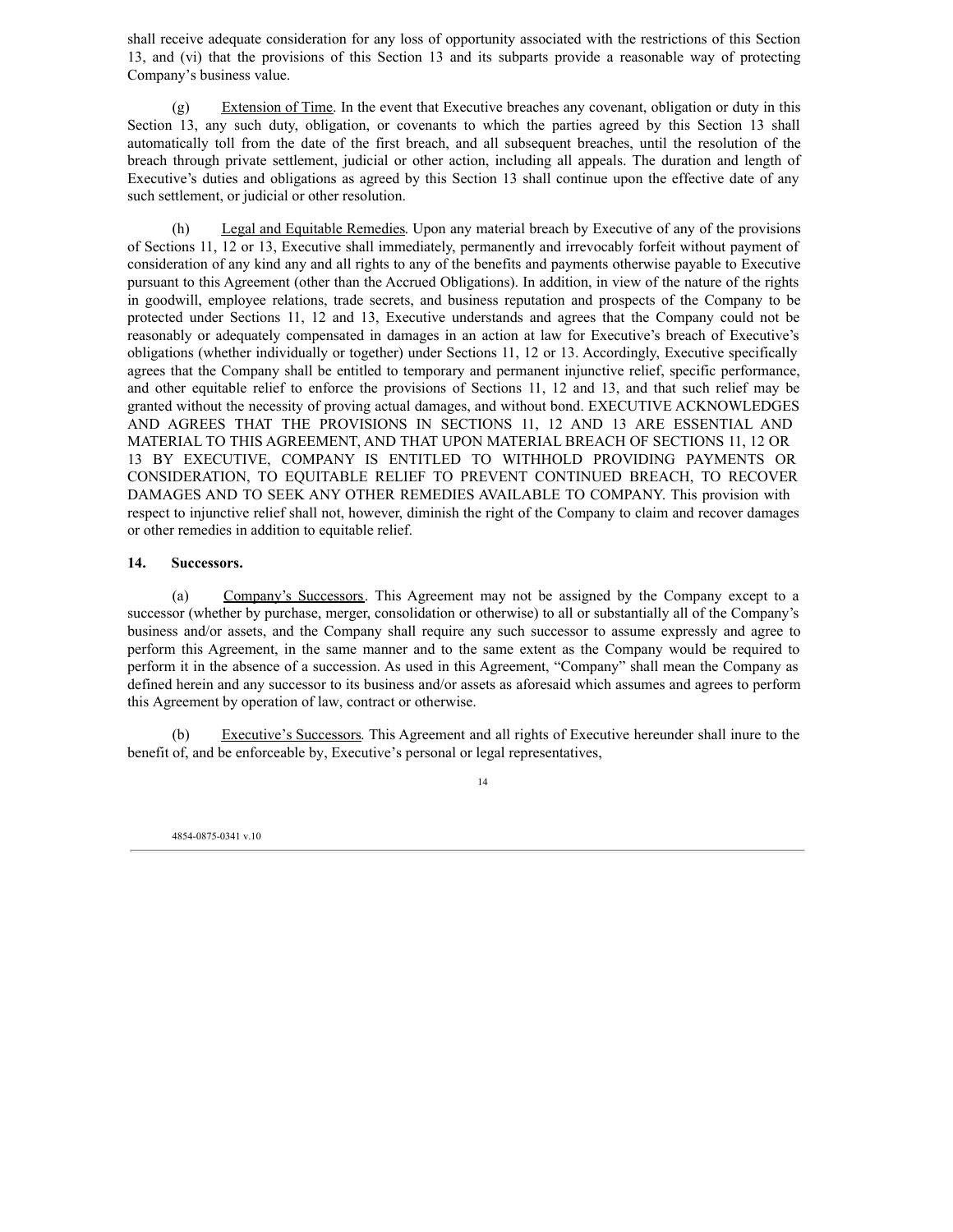shall receive adequate consideration for any loss of opportunity associated with the restrictions of this Section 13, and (vi) that the provisions of this Section 13 and its subparts provide a reasonable way of protecting Company's business value.

(g) Extension of Time. In the event that Executive breaches any covenant, obligation or duty in this Section 13, any such duty, obligation, or covenants to which the parties agreed by this Section 13 shall automatically toll from the date of the first breach, and all subsequent breaches, until the resolution of the breach through private settlement, judicial or other action, including all appeals. The duration and length of Executive's duties and obligations as agreed by this Section 13 shall continue upon the effective date of any such settlement, or judicial or other resolution.

(h) Legal and Equitable Remedies. Upon any material breach by Executive of any of the provisions of Sections 11, 12 or 13, Executive shall immediately, permanently and irrevocably forfeit without payment of consideration of any kind any and all rights to any of the benefits and payments otherwise payable to Executive pursuant to this Agreement (other than the Accrued Obligations). In addition, in view of the nature of the rights in goodwill, employee relations, trade secrets, and business reputation and prospects of the Company to be protected under Sections 11, 12 and 13, Executive understands and agrees that the Company could not be reasonably or adequately compensated in damages in an action at law for Executive's breach of Executive's obligations (whether individually or together) under Sections 11, 12 or 13. Accordingly, Executive specifically agrees that the Company shall be entitled to temporary and permanent injunctive relief, specific performance, and other equitable relief to enforce the provisions of Sections 11, 12 and 13, and that such relief may be granted without the necessity of proving actual damages, and without bond. EXECUTIVE ACKNOWLEDGES AND AGREES THAT THE PROVISIONS IN SECTIONS 11, 12 AND 13 ARE ESSENTIAL AND MATERIAL TO THIS AGREEMENT, AND THAT UPON MATERIAL BREACH OF SECTIONS 11, 12 OR 13 BY EXECUTIVE, COMPANY IS ENTITLED TO WITHHOLD PROVIDING PAYMENTS OR CONSIDERATION, TO EQUITABLE RELIEF TO PREVENT CONTINUED BREACH, TO RECOVER DAMAGES AND TO SEEK ANY OTHER REMEDIES AVAILABLE TO COMPANY. This provision with respect to injunctive relief shall not, however, diminish the right of the Company to claim and recover damages or other remedies in addition to equitable relief.

**14. Successors.**

(a) Company's Successors. This Agreement may not be assigned by the Company except to a successor (whether by purchase, merger, consolidation or otherwise) to all or substantially all of the Company's business and/or assets, and the Company shall require any such successor to assume expressly and agree to perform this Agreement, in the same manner and to the same extent as the Company would be required to perform it in the absence of a succession. As used in this Agreement, "Company" shall mean the Company as defined herein and any successor to its business and/or assets as aforesaid which assumes and agrees to perform this Agreement by operation of law, contract or otherwise.

(b) Executive's Successors. This Agreement and all rights of Executive hereunder shall inure to the benefit of, and be enforceable by, Executive's personal or legal representatives,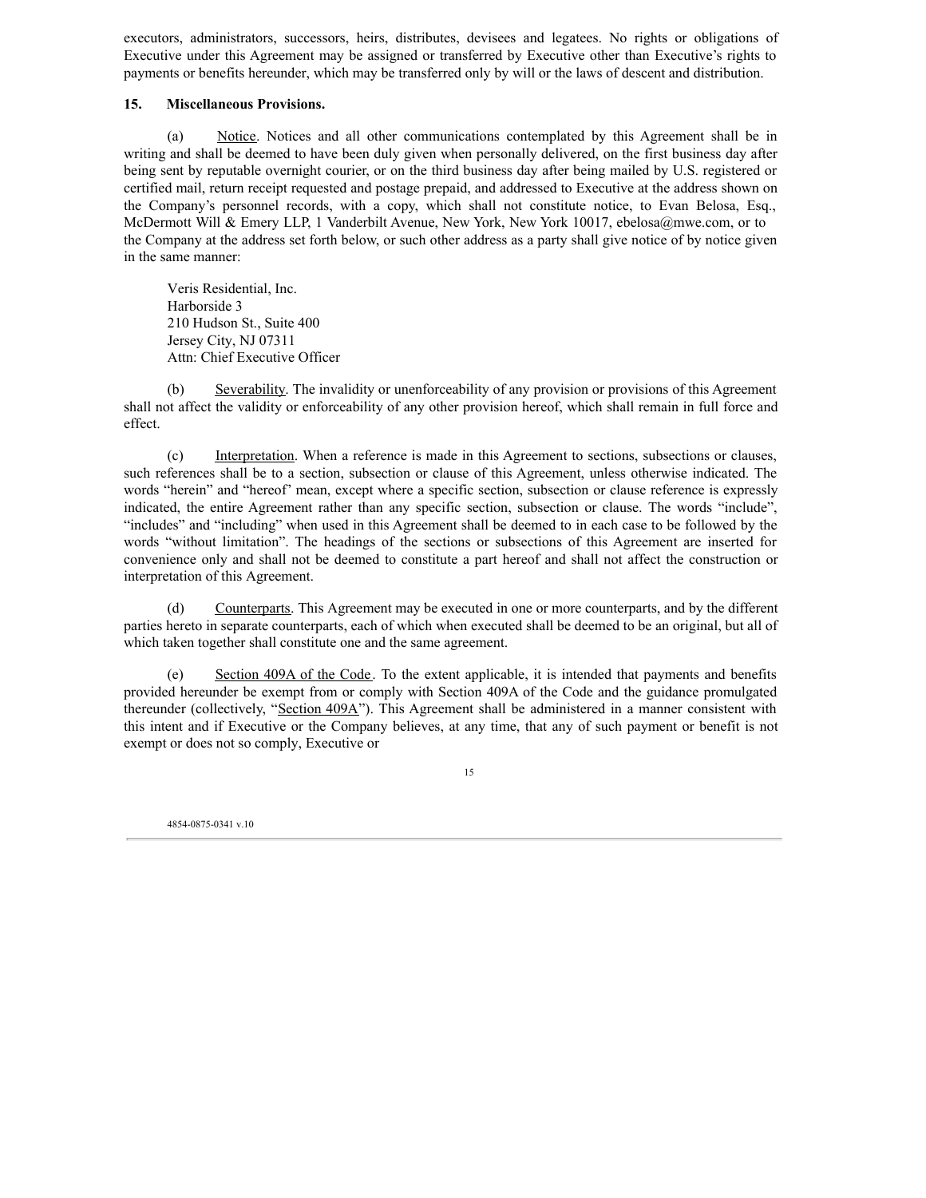executors, administrators, successors, heirs, distributes, devisees and legatees. No rights or obligations of Executive under this Agreement may be assigned or transferred by Executive other than Executive's rights to payments or benefits hereunder, which may be transferred only by will or the laws of descent and distribution.

**15. Miscellaneous Provisions.**

(a) Notice. Notices and all other communications contemplated by this Agreement shall be in writing and shall be deemed to have been duly given when personally delivered, on the first business day after being sent by reputable overnight courier, or on the third business day after being mailed by U.S. registered or certified mail, return receipt requested and postage prepaid, and addressed to Executive at the address shown on the Company's personnel records, with a copy, which shall not constitute notice, to Evan Belosa, Esq., McDermott Will & Emery LLP, 1 Vanderbilt Avenue, New York, New York 10017, ebelosa@mwe.com, or to the Company at the address set forth below, or such other address as a party shall give notice of by notice given in the same manner:

Veris Residential, Inc.
Harborside 3
210 Hudson St., Suite 400
Jersey City, NJ 07311
Attn: Chief Executive Officer

(b) Severability. The invalidity or unenforceability of any provision or provisions of this Agreement shall not affect the validity or enforceability of any other provision hereof, which shall remain in full force and effect.

(c) Interpretation. When a reference is made in this Agreement to sections, subsections or clauses, such references shall be to a section, subsection or clause of this Agreement, unless otherwise indicated. The words "herein" and "hereof" mean, except where a specific section, subsection or clause reference is expressly indicated, the entire Agreement rather than any specific section, subsection or clause. The words "include", "includes" and "including" when used in this Agreement shall be deemed to in each case to be followed by the words "without limitation". The headings of the sections or subsections of this Agreement are inserted for convenience only and shall not be deemed to constitute a part hereof and shall not affect the construction or interpretation of this Agreement.

(d) Counterparts. This Agreement may be executed in one or more counterparts, and by the different parties hereto in separate counterparts, each of which when executed shall be deemed to be an original, but all of which taken together shall constitute one and the same agreement.

(e) Section 409A of the Code. To the extent applicable, it is intended that payments and benefits provided hereunder be exempt from or comply with Section 409A of the Code and the guidance promulgated thereunder (collectively, "Section 409A"). This Agreement shall be administered in a manner consistent with this intent and if Executive or the Company believes, at any time, that any of such payment or benefit is not exempt or does not so comply, Executive or

4854-0875-0341 v.10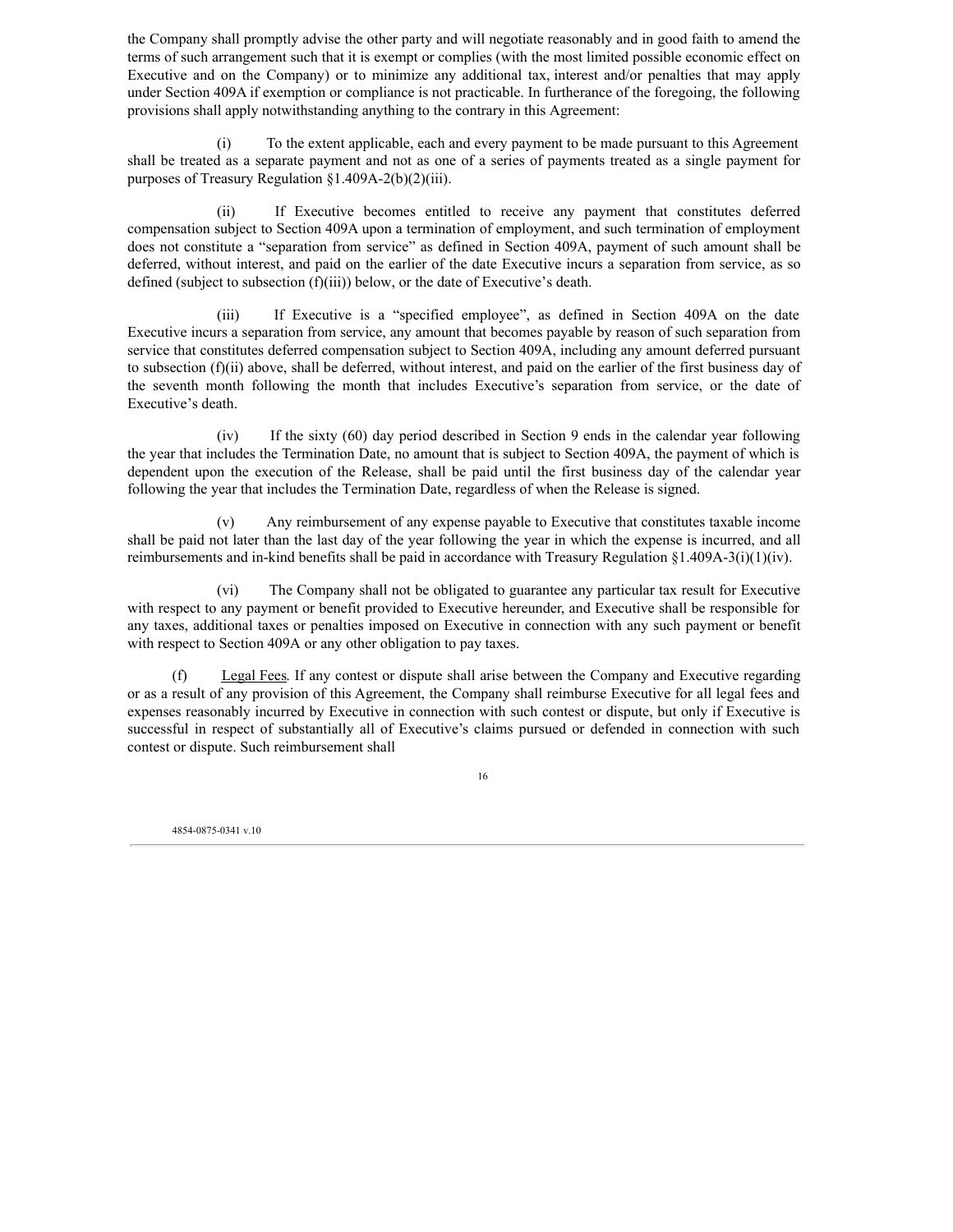the Company shall promptly advise the other party and will negotiate reasonably and in good faith to amend the terms of such arrangement such that it is exempt or complies (with the most limited possible economic effect on Executive and on the Company) or to minimize any additional tax, interest and/or penalties that may apply under Section 409A if exemption or compliance is not practicable. In furtherance of the foregoing, the following provisions shall apply notwithstanding anything to the contrary in this Agreement:

(i) To the extent applicable, each and every payment to be made pursuant to this Agreement shall be treated as a separate payment and not as one of a series of payments treated as a single payment for purposes of Treasury Regulation §1.409A-2(b)(2)(iii).

(ii) If Executive becomes entitled to receive any payment that constitutes deferred compensation subject to Section 409A upon a termination of employment, and such termination of employment does not constitute a "separation from service" as defined in Section 409A, payment of such amount shall be deferred, without interest, and paid on the earlier of the date Executive incurs a separation from service, as so defined (subject to subsection (f)(iii)) below, or the date of Executive's death.

(iii) If Executive is a "specified employee", as defined in Section 409A on the date Executive incurs a separation from service, any amount that becomes payable by reason of such separation from service that constitutes deferred compensation subject to Section 409A, including any amount deferred pursuant to subsection (f)(ii) above, shall be deferred, without interest, and paid on the earlier of the first business day of the seventh month following the month that includes Executive's separation from service, or the date of Executive's death.

(iv) If the sixty (60) day period described in Section 9 ends in the calendar year following the year that includes the Termination Date, no amount that is subject to Section 409A, the payment of which is dependent upon the execution of the Release, shall be paid until the first business day of the calendar year following the year that includes the Termination Date, regardless of when the Release is signed.

(v) Any reimbursement of any expense payable to Executive that constitutes taxable income shall be paid not later than the last day of the year following the year in which the expense is incurred, and all reimbursements and in-kind benefits shall be paid in accordance with Treasury Regulation §1.409A-3(i)(1)(iv).

(vi) The Company shall not be obligated to guarantee any particular tax result for Executive with respect to any payment or benefit provided to Executive hereunder, and Executive shall be responsible for any taxes, additional taxes or penalties imposed on Executive in connection with any such payment or benefit with respect to Section 409A or any other obligation to pay taxes.

(f) Legal Fees. If any contest or dispute shall arise between the Company and Executive regarding or as a result of any provision of this Agreement, the Company shall reimburse Executive for all legal fees and expenses reasonably incurred by Executive in connection with such contest or dispute, but only if Executive is successful in respect of substantially all of Executive's claims pursued or defended in connection with such contest or dispute. Such reimbursement shall

4854-0875-0341 v.10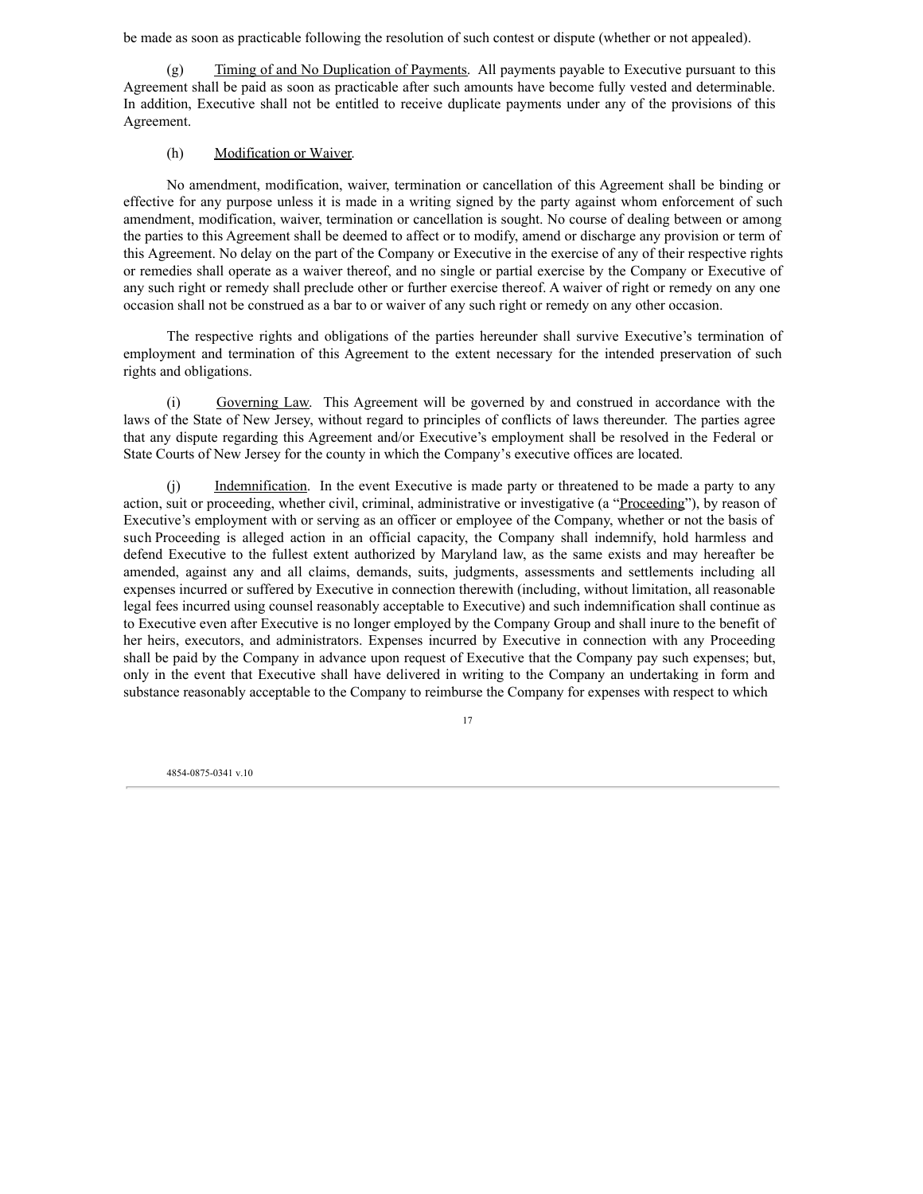be made as soon as practicable following the resolution of such contest or dispute (whether or not appealed).

(g) Timing of and No Duplication of Payments. All payments payable to Executive pursuant to this Agreement shall be paid as soon as practicable after such amounts have become fully vested and determinable. In addition, Executive shall not be entitled to receive duplicate payments under any of the provisions of this Agreement.

(h) Modification or Waiver.

No amendment, modification, waiver, termination or cancellation of this Agreement shall be binding or effective for any purpose unless it is made in a writing signed by the party against whom enforcement of such amendment, modification, waiver, termination or cancellation is sought. No course of dealing between or among the parties to this Agreement shall be deemed to affect or to modify, amend or discharge any provision or term of this Agreement. No delay on the part of the Company or Executive in the exercise of any of their respective rights or remedies shall operate as a waiver thereof, and no single or partial exercise by the Company or Executive of any such right or remedy shall preclude other or further exercise thereof. A waiver of right or remedy on any one occasion shall not be construed as a bar to or waiver of any such right or remedy on any other occasion.

The respective rights and obligations of the parties hereunder shall survive Executive's termination of employment and termination of this Agreement to the extent necessary for the intended preservation of such rights and obligations.

(i) Governing Law. This Agreement will be governed by and construed in accordance with the laws of the State of New Jersey, without regard to principles of conflicts of laws thereunder. The parties agree that any dispute regarding this Agreement and/or Executive's employment shall be resolved in the Federal or State Courts of New Jersey for the county in which the Company's executive offices are located.

(j) Indemnification. In the event Executive is made party or threatened to be made a party to any action, suit or proceeding, whether civil, criminal, administrative or investigative (a "Proceeding"), by reason of Executive's employment with or serving as an officer or employee of the Company, whether or not the basis of such Proceeding is alleged action in an official capacity, the Company shall indemnify, hold harmless and defend Executive to the fullest extent authorized by Maryland law, as the same exists and may hereafter be amended, against any and all claims, demands, suits, judgments, assessments and settlements including all expenses incurred or suffered by Executive in connection therewith (including, without limitation, all reasonable legal fees incurred using counsel reasonably acceptable to Executive) and such indemnification shall continue as to Executive even after Executive is no longer employed by the Company Group and shall inure to the benefit of her heirs, executors, and administrators. Expenses incurred by Executive in connection with any Proceeding shall be paid by the Company in advance upon request of Executive that the Company pay such expenses; but, only in the event that Executive shall have delivered in writing to the Company an undertaking in form and substance reasonably acceptable to the Company to reimburse the Company for expenses with respect to which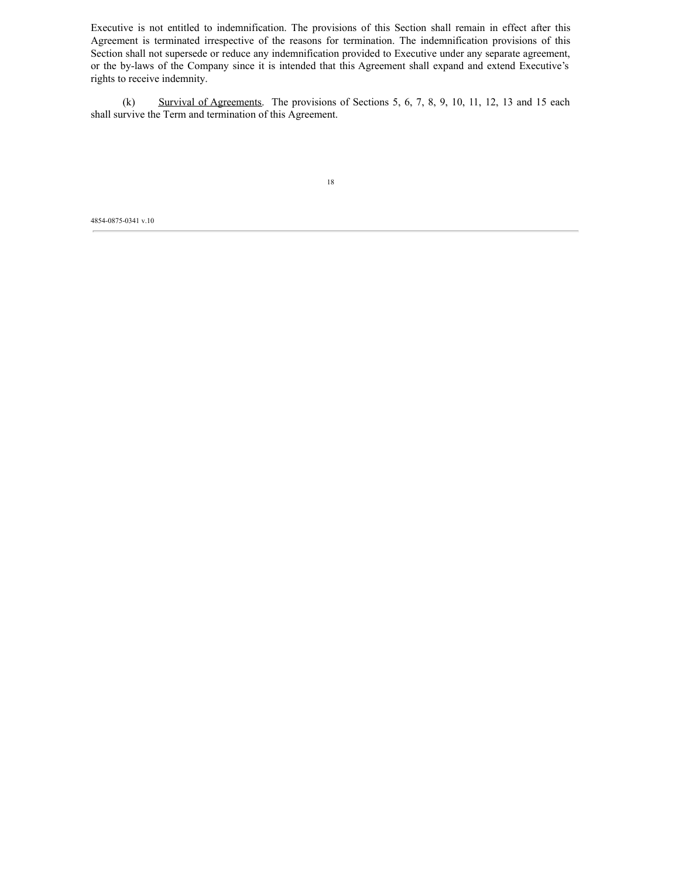Executive is not entitled to indemnification. The provisions of this Section shall remain in effect after this Agreement is terminated irrespective of the reasons for termination. The indemnification provisions of this Section shall not supersede or reduce any indemnification provided to Executive under any separate agreement, or the by-laws of the Company since it is intended that this Agreement shall expand and extend Executive's rights to receive indemnity.

(k) Survival of Agreements. The provisions of Sections 5, 6, 7, 8, 9, 10, 11, 12, 13 and 15 each shall survive the Term and termination of this Agreement.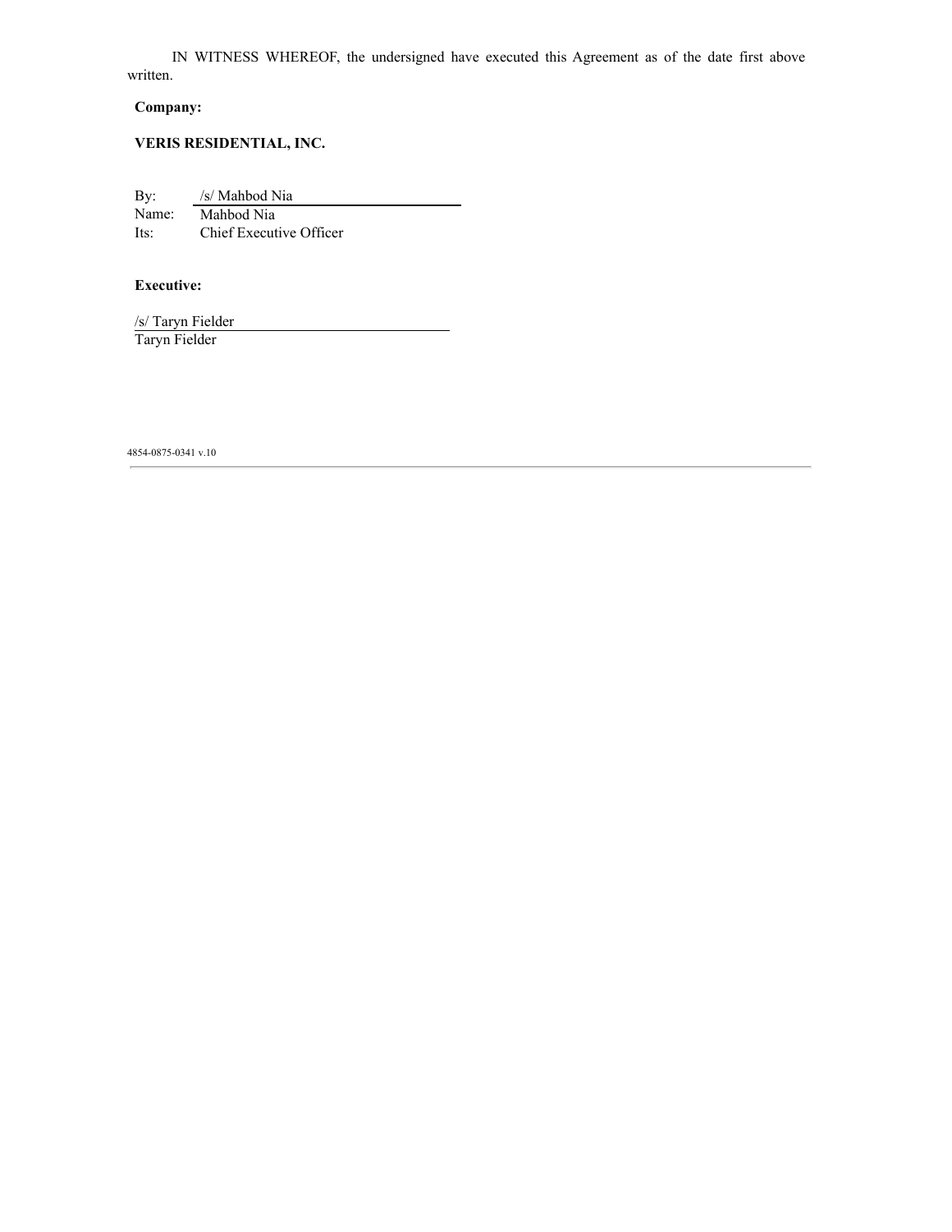IN WITNESS WHEREOF, the undersigned have executed this Agreement as of the date first above written.

**Company:**

**VERIS RESIDENTIAL, INC.**

By: /s/ Mahbod Nia
Name: Mahbod Nia
Its: Chief Executive Officer

**Executive:**

/s/ Taryn Fielder
Taryn Fielder

4854-0875-0341 v.10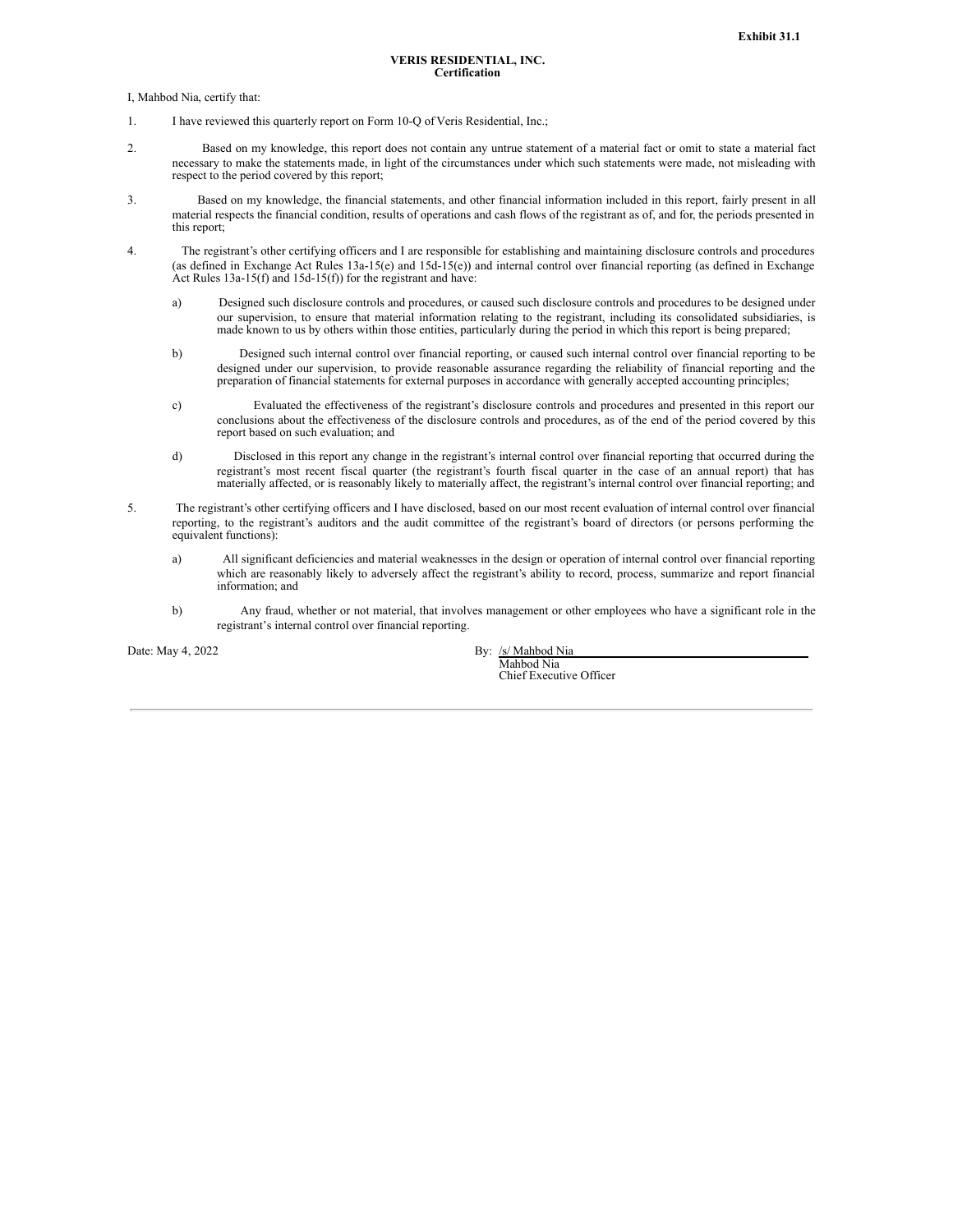**Exhibit 31.1**

**VERIS RESIDENTIAL, INC.**
**Certification**

I, Mahbod Nia, certify that:

1. I have reviewed this quarterly report on Form 10-Q of Veris Residential, Inc.;

2. Based on my knowledge, this report does not contain any untrue statement of a material fact or omit to state a material fact necessary to make the statements made, in light of the circumstances under which such statements were made, not misleading with respect to the period covered by this report;

3. Based on my knowledge, the financial statements, and other financial information included in this report, fairly present in all material respects the financial condition, results of operations and cash flows of the registrant as of, and for, the periods presented in this report;

4. The registrant's other certifying officers and I are responsible for establishing and maintaining disclosure controls and procedures (as defined in Exchange Act Rules 13a-15(e) and 15d-15(e)) and internal control over financial reporting (as defined in Exchange Act Rules 13a-15(f) and 15d-15(f)) for the registrant and have:

   a) Designed such disclosure controls and procedures, or caused such disclosure controls and procedures to be designed under our supervision, to ensure that material information relating to the registrant, including its consolidated subsidiaries, is made known to us by others within those entities, particularly during the period in which this report is being prepared;

   b) Designed such internal control over financial reporting, or caused such internal control over financial reporting to be designed under our supervision, to provide reasonable assurance regarding the reliability of financial reporting and the preparation of financial statements for external purposes in accordance with generally accepted accounting principles;

   c) Evaluated the effectiveness of the registrant's disclosure controls and procedures and presented in this report our conclusions about the effectiveness of the disclosure controls and procedures, as of the end of the period covered by this report based on such evaluation; and

   d) Disclosed in this report any change in the registrant's internal control over financial reporting that occurred during the registrant's most recent fiscal quarter (the registrant's fourth fiscal quarter in the case of an annual report) that has materially affected, or is reasonably likely to materially affect, the registrant's internal control over financial reporting; and

5. The registrant's other certifying officers and I have disclosed, based on our most recent evaluation of internal control over financial reporting, to the registrant's auditors and the audit committee of the registrant's board of directors (or persons performing the equivalent functions):

   a) All significant deficiencies and material weaknesses in the design or operation of internal control over financial reporting which are reasonably likely to adversely affect the registrant's ability to record, process, summarize and report financial information; and

   b) Any fraud, whether or not material, that involves management or other employees who have a significant role in the registrant's internal control over financial reporting.

Date: May 4, 2022

By: /s/ Mahbod Nia
Mahbod Nia
Chief Executive Officer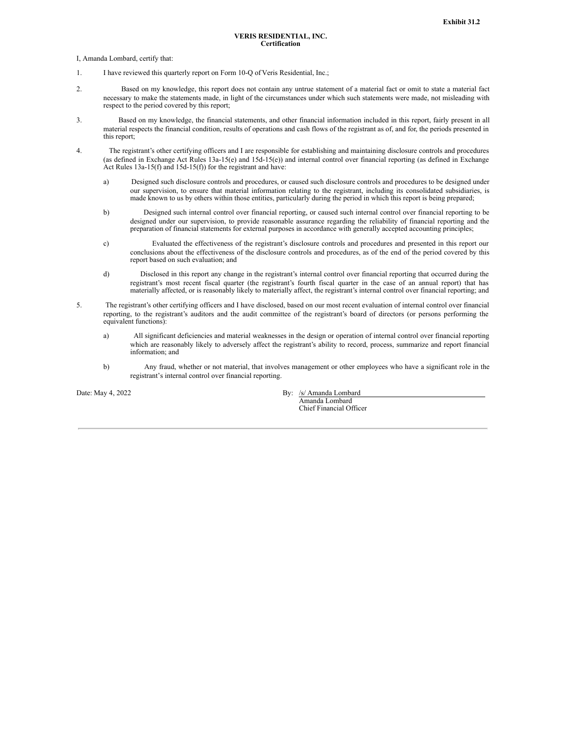**Exhibit 31.2**

**VERIS RESIDENTIAL, INC.**
**Certification**

I, Amanda Lombard, certify that:

1. I have reviewed this quarterly report on Form 10-Q of Veris Residential, Inc.;

2. Based on my knowledge, this report does not contain any untrue statement of a material fact or omit to state a material fact necessary to make the statements made, in light of the circumstances under which such statements were made, not misleading with respect to the period covered by this report;

3. Based on my knowledge, the financial statements, and other financial information included in this report, fairly present in all material respects the financial condition, results of operations and cash flows of the registrant as of, and for, the periods presented in this report;

4. The registrant's other certifying officers and I are responsible for establishing and maintaining disclosure controls and procedures (as defined in Exchange Act Rules 13a-15(e) and 15d-15(e)) and internal control over financial reporting (as defined in Exchange Act Rules 13a-15(f) and 15d-15(f)) for the registrant and have:

   a) Designed such disclosure controls and procedures, or caused such disclosure controls and procedures to be designed under our supervision, to ensure that material information relating to the registrant, including its consolidated subsidiaries, is made known to us by others within those entities, particularly during the period in which this report is being prepared;

   b) Designed such internal control over financial reporting, or caused such internal control over financial reporting to be designed under our supervision, to provide reasonable assurance regarding the reliability of financial reporting and the preparation of financial statements for external purposes in accordance with generally accepted accounting principles;

   c) Evaluated the effectiveness of the registrant's disclosure controls and procedures and presented in this report our conclusions about the effectiveness of the disclosure controls and procedures, as of the end of the period covered by this report based on such evaluation; and

   d) Disclosed in this report any change in the registrant's internal control over financial reporting that occurred during the registrant's most recent fiscal quarter (the registrant's fourth fiscal quarter in the case of an annual report) that has materially affected, or is reasonably likely to materially affect, the registrant's internal control over financial reporting; and

5. The registrant's other certifying officers and I have disclosed, based on our most recent evaluation of internal control over financial reporting, to the registrant's auditors and the audit committee of the registrant's board of directors (or persons performing the equivalent functions):

   a) All significant deficiencies and material weaknesses in the design or operation of internal control over financial reporting which are reasonably likely to adversely affect the registrant's ability to record, process, summarize and report financial information; and

   b) Any fraud, whether or not material, that involves management or other employees who have a significant role in the registrant's internal control over financial reporting.

Date: May 4, 2022

By: /s/ Amanda Lombard
Amanda Lombard
Chief Financial Officer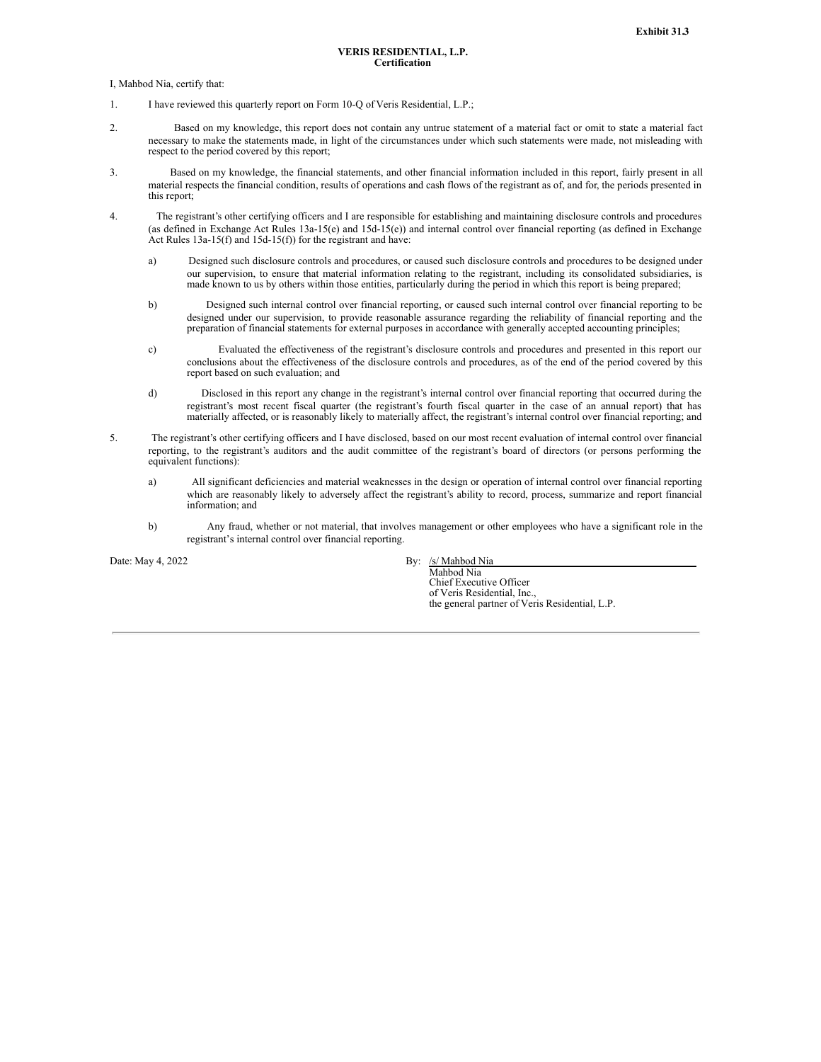**Exhibit 31.3**

**VERIS RESIDENTIAL, L.P.**
**Certification**

I, Mahbod Nia, certify that:

1. I have reviewed this quarterly report on Form 10-Q of Veris Residential, L.P.;

2. Based on my knowledge, this report does not contain any untrue statement of a material fact or omit to state a material fact necessary to make the statements made, in light of the circumstances under which such statements were made, not misleading with respect to the period covered by this report;

3. Based on my knowledge, the financial statements, and other financial information included in this report, fairly present in all material respects the financial condition, results of operations and cash flows of the registrant as of, and for, the periods presented in this report;

4. The registrant's other certifying officers and I are responsible for establishing and maintaining disclosure controls and procedures (as defined in Exchange Act Rules 13a-15(e) and 15d-15(e)) and internal control over financial reporting (as defined in Exchange Act Rules 13a-15(f) and 15d-15(f)) for the registrant and have:

   a) Designed such disclosure controls and procedures, or caused such disclosure controls and procedures to be designed under our supervision, to ensure that material information relating to the registrant, including its consolidated subsidiaries, is made known to us by others within those entities, particularly during the period in which this report is being prepared;

   b) Designed such internal control over financial reporting, or caused such internal control over financial reporting to be designed under our supervision, to provide reasonable assurance regarding the reliability of financial reporting and the preparation of financial statements for external purposes in accordance with generally accepted accounting principles;

   c) Evaluated the effectiveness of the registrant's disclosure controls and procedures and presented in this report our conclusions about the effectiveness of the disclosure controls and procedures, as of the end of the period covered by this report based on such evaluation; and

   d) Disclosed in this report any change in the registrant's internal control over financial reporting that occurred during the registrant's most recent fiscal quarter (the registrant's fourth fiscal quarter in the case of an annual report) that has materially affected, or is reasonably likely to materially affect, the registrant's internal control over financial reporting; and

5. The registrant's other certifying officers and I have disclosed, based on our most recent evaluation of internal control over financial reporting, to the registrant's auditors and the audit committee of the registrant's board of directors (or persons performing the equivalent functions):

   a) All significant deficiencies and material weaknesses in the design or operation of internal control over financial reporting which are reasonably likely to adversely affect the registrant's ability to record, process, summarize and report financial information; and

   b) Any fraud, whether or not material, that involves management or other employees who have a significant role in the registrant's internal control over financial reporting.

Date: May 4, 2022

By: /s/ Mahbod Nia
Mahbod Nia
Chief Executive Officer
of Veris Residential, Inc.,
the general partner of Veris Residential, L.P.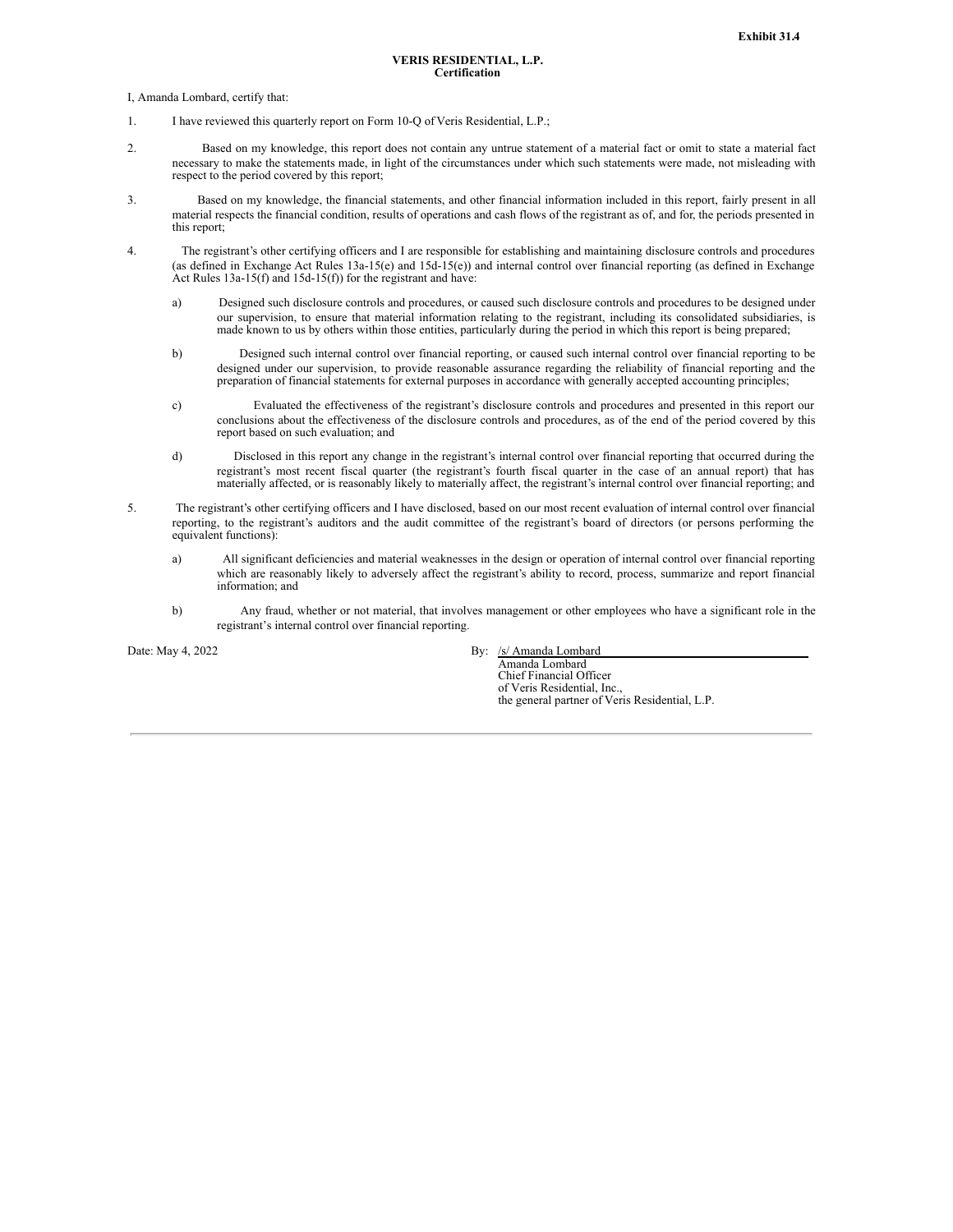**Exhibit 31.4**

**VERIS RESIDENTIAL, L.P.**
**Certification**

I, Amanda Lombard, certify that:

1. I have reviewed this quarterly report on Form 10-Q of Veris Residential, L.P.;

2. Based on my knowledge, this report does not contain any untrue statement of a material fact or omit to state a material fact necessary to make the statements made, in light of the circumstances under which such statements were made, not misleading with respect to the period covered by this report;

3. Based on my knowledge, the financial statements, and other financial information included in this report, fairly present in all material respects the financial condition, results of operations and cash flows of the registrant as of, and for, the periods presented in this report;

4. The registrant's other certifying officers and I are responsible for establishing and maintaining disclosure controls and procedures (as defined in Exchange Act Rules 13a-15(e) and 15d-15(e)) and internal control over financial reporting (as defined in Exchange Act Rules 13a-15(f) and 15d-15(f)) for the registrant and have:

   a) Designed such disclosure controls and procedures, or caused such disclosure controls and procedures to be designed under our supervision, to ensure that material information relating to the registrant, including its consolidated subsidiaries, is made known to us by others within those entities, particularly during the period in which this report is being prepared;

   b) Designed such internal control over financial reporting, or caused such internal control over financial reporting to be designed under our supervision, to provide reasonable assurance regarding the reliability of financial reporting and the preparation of financial statements for external purposes in accordance with generally accepted accounting principles;

   c) Evaluated the effectiveness of the registrant's disclosure controls and procedures and presented in this report our conclusions about the effectiveness of the disclosure controls and procedures, as of the end of the period covered by this report based on such evaluation; and

   d) Disclosed in this report any change in the registrant's internal control over financial reporting that occurred during the registrant's most recent fiscal quarter (the registrant's fourth fiscal quarter in the case of an annual report) that has materially affected, or is reasonably likely to materially affect, the registrant's internal control over financial reporting; and

5. The registrant's other certifying officers and I have disclosed, based on our most recent evaluation of internal control over financial reporting, to the registrant's auditors and the audit committee of the registrant's board of directors (or persons performing the equivalent functions):

   a) All significant deficiencies and material weaknesses in the design or operation of internal control over financial reporting which are reasonably likely to adversely affect the registrant's ability to record, process, summarize and report financial information; and

   b) Any fraud, whether or not material, that involves management or other employees who have a significant role in the registrant's internal control over financial reporting.

Date: May 4, 2022

By: /s/ Amanda Lombard
Amanda Lombard
Chief Financial Officer
of Veris Residential, Inc.,
the general partner of Veris Residential, L.P.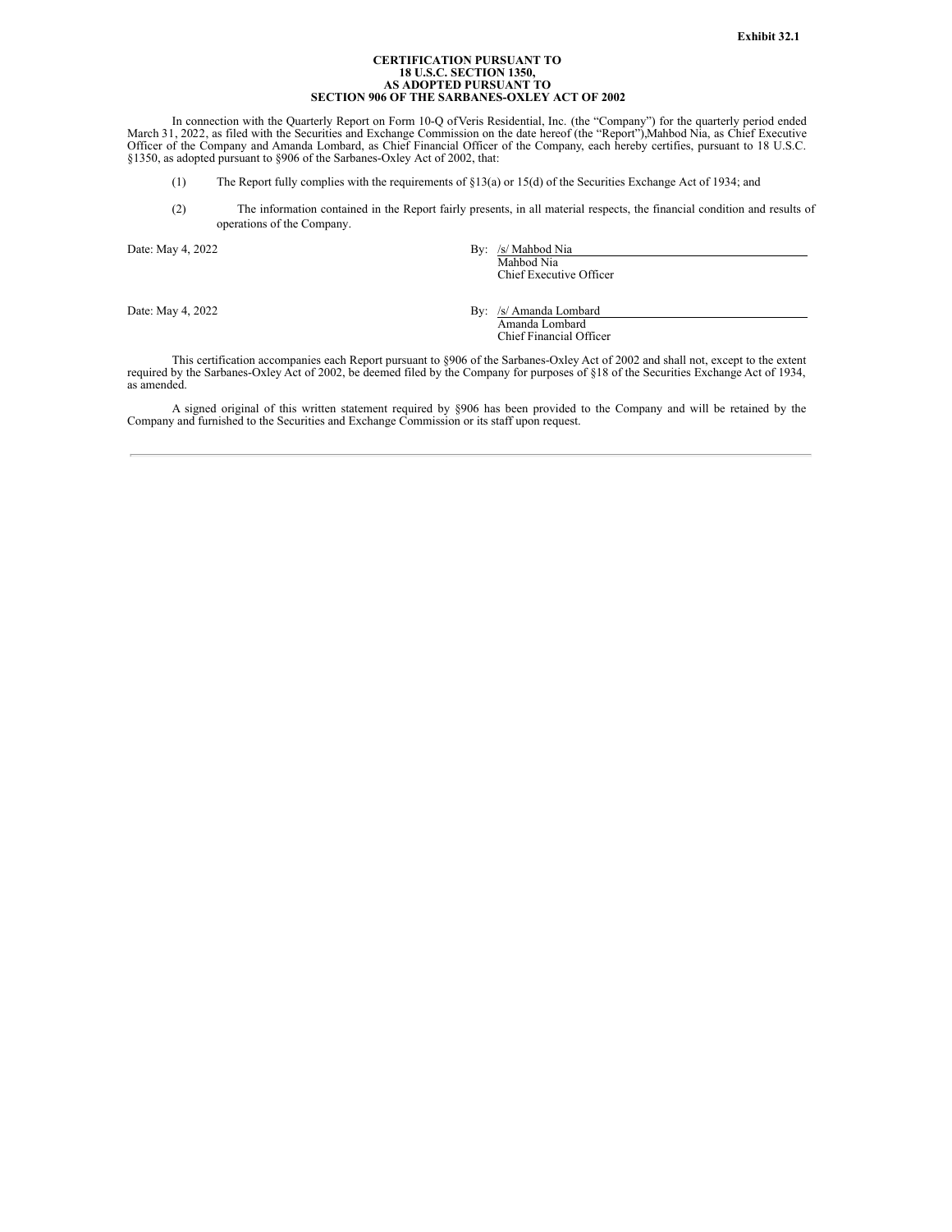**Exhibit 32.1**

**CERTIFICATION PURSUANT TO**
**18 U.S.C. SECTION 1350,**
**AS ADOPTED PURSUANT TO**
**SECTION 906 OF THE SARBANES-OXLEY ACT OF 2002**

In connection with the Quarterly Report on Form 10-Q of Veris Residential, Inc. (the "Company") for the quarterly period ended March 31, 2022, as filed with the Securities and Exchange Commission on the date hereof (the "Report"), Mahbod Nia, as Chief Executive Officer of the Company and Amanda Lombard, as Chief Financial Officer of the Company, each hereby certifies, pursuant to 18 U.S.C. §1350, as adopted pursuant to §906 of the Sarbanes-Oxley Act of 2002, that:

(1) The Report fully complies with the requirements of §13(a) or 15(d) of the Securities Exchange Act of 1934; and

(2) The information contained in the Report fairly presents, in all material respects, the financial condition and results of operations of the Company.

Date: May 4, 2022

By: /s/ Mahbod Nia
Mahbod Nia
Chief Executive Officer

Date: May 4, 2022

By: /s/ Amanda Lombard
Amanda Lombard
Chief Financial Officer

This certification accompanies each Report pursuant to §906 of the Sarbanes-Oxley Act of 2002 and shall not, except to the extent required by the Sarbanes-Oxley Act of 2002, be deemed filed by the Company for purposes of §18 of the Securities Exchange Act of 1934, as amended.

A signed original of this written statement required by §906 has been provided to the Company and will be retained by the Company and furnished to the Securities and Exchange Commission or its staff upon request.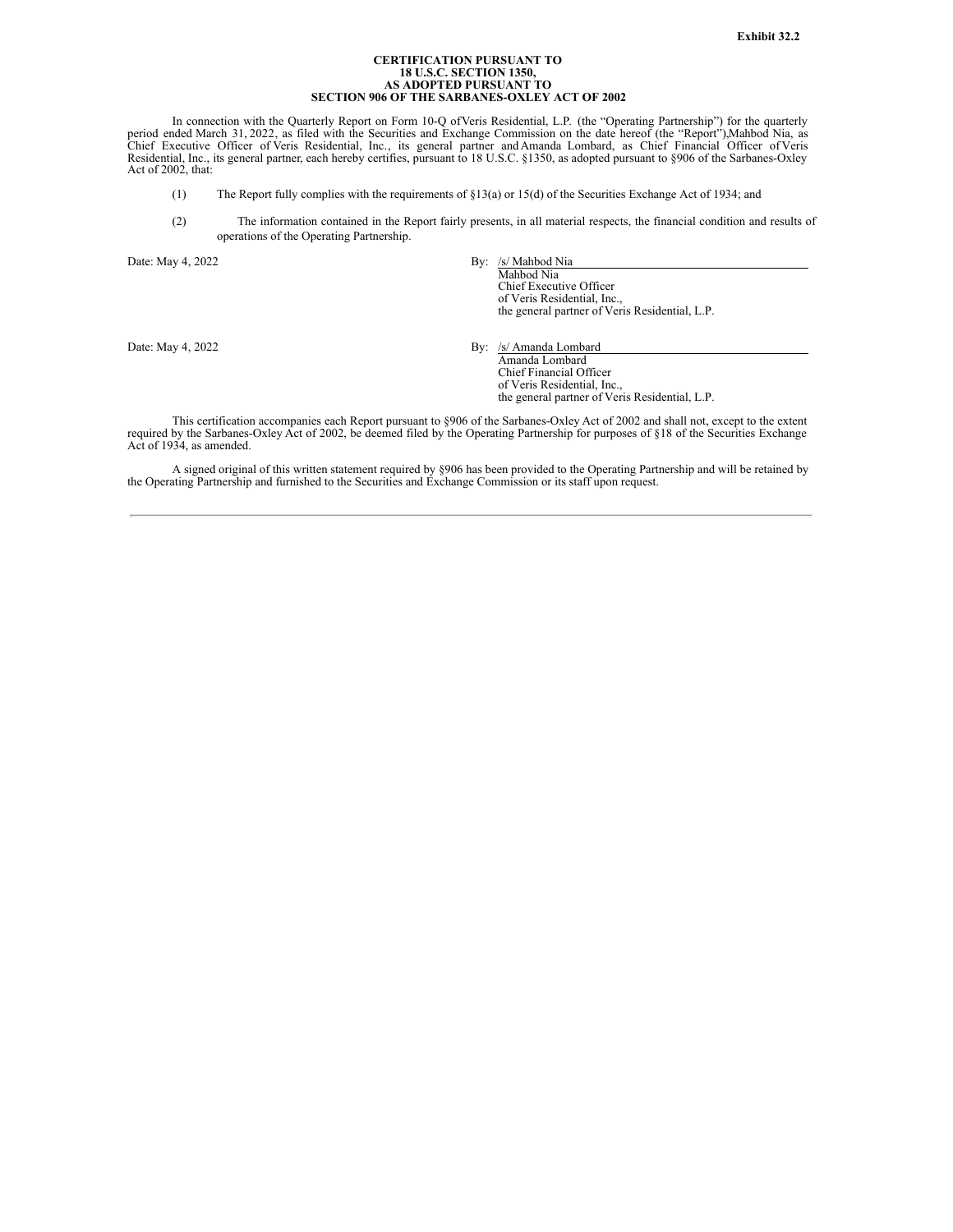**Exhibit 32.2**

**CERTIFICATION PURSUANT TO**
**18 U.S.C. SECTION 1350,**
**AS ADOPTED PURSUANT TO**
**SECTION 906 OF THE SARBANES-OXLEY ACT OF 2002**

In connection with the Quarterly Report on Form 10-Q of Veris Residential, L.P. (the "Operating Partnership") for the quarterly period ended March 31, 2022, as filed with the Securities and Exchange Commission on the date hereof (the "Report"), Mahbod Nia, as Chief Executive Officer of Veris Residential, Inc., its general partner and Amanda Lombard, as Chief Financial Officer of Veris Residential, Inc., its general partner, each hereby certifies, pursuant to 18 U.S.C. §1350, as adopted pursuant to §906 of the Sarbanes-Oxley Act of 2002, that:

(1) The Report fully complies with the requirements of §13(a) or 15(d) of the Securities Exchange Act of 1934; and

(2) The information contained in the Report fairly presents, in all material respects, the financial condition and results of operations of the Operating Partnership.

Date: May 4, 2022

By: /s/ Mahbod Nia
Mahbod Nia
Chief Executive Officer
of Veris Residential, Inc.,
the general partner of Veris Residential, L.P.

Date: May 4, 2022

By: /s/ Amanda Lombard
Amanda Lombard
Chief Financial Officer
of Veris Residential, Inc.,
the general partner of Veris Residential, L.P.

This certification accompanies each Report pursuant to §906 of the Sarbanes-Oxley Act of 2002 and shall not, except to the extent required by the Sarbanes-Oxley Act of 2002, be deemed filed by the Operating Partnership for purposes of §18 of the Securities Exchange Act of 1934, as amended.

A signed original of this written statement required by §906 has been provided to the Operating Partnership and will be retained by the Operating Partnership and furnished to the Securities and Exchange Commission or its staff upon request.